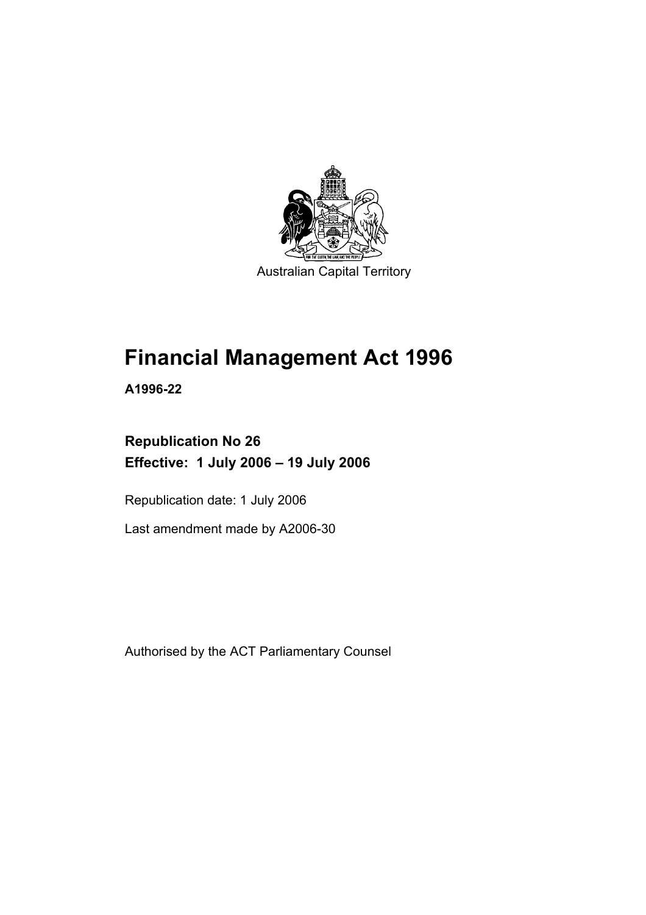Australian Capital Territory

# Financial Management Act 1996

**A1996-22**

**Republication No 26**
**Effective: 1 July 2006 – 19 July 2006**

Republication date: 1 July 2006

Last amendment made by A2006-30

Authorised by the ACT Parliamentary Counsel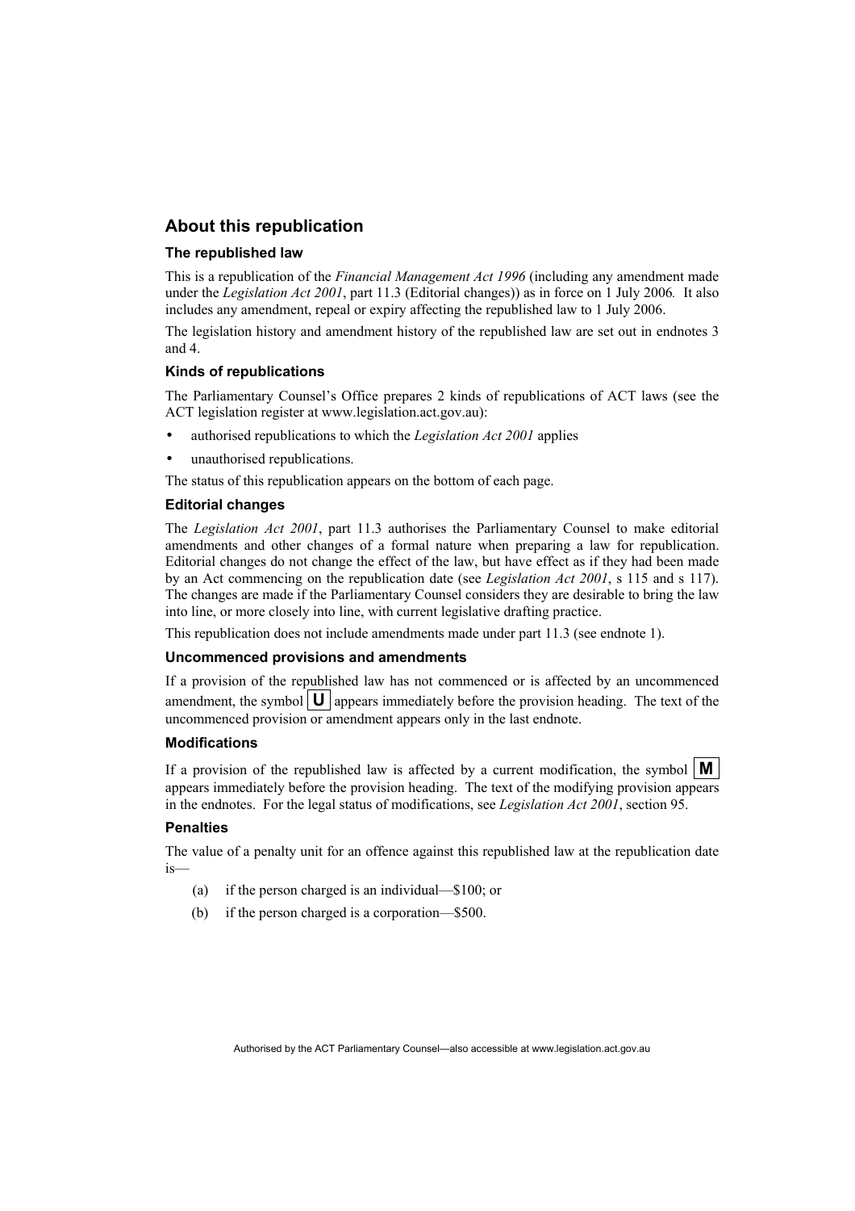## About this republication

### The republished law

This is a republication of the *Financial Management Act 1996* (including any amendment made under the *Legislation Act 2001*, part 11.3 (Editorial changes)) as in force on 1 July 2006*.* It also includes any amendment, repeal or expiry affecting the republished law to 1 July 2006.

The legislation history and amendment history of the republished law are set out in endnotes 3 and 4.

### Kinds of republications

The Parliamentary Counsel's Office prepares 2 kinds of republications of ACT laws (see the ACT legislation register at www.legislation.act.gov.au):

- authorised republications to which the *Legislation Act 2001* applies
- unauthorised republications.

The status of this republication appears on the bottom of each page.

### Editorial changes

The *Legislation Act 2001*, part 11.3 authorises the Parliamentary Counsel to make editorial amendments and other changes of a formal nature when preparing a law for republication. Editorial changes do not change the effect of the law, but have effect as if they had been made by an Act commencing on the republication date (see *Legislation Act 2001*, s 115 and s 117). The changes are made if the Parliamentary Counsel considers they are desirable to bring the law into line, or more closely into line, with current legislative drafting practice.

This republication does not include amendments made under part 11.3 (see endnote 1).

### Uncommenced provisions and amendments

If a provision of the republished law has not commenced or is affected by an uncommenced amendment, the symbol **U** appears immediately before the provision heading. The text of the uncommenced provision or amendment appears only in the last endnote.

### Modifications

If a provision of the republished law is affected by a current modification, the symbol **M** appears immediately before the provision heading. The text of the modifying provision appears in the endnotes. For the legal status of modifications, see *Legislation Act 2001*, section 95.

### Penalties

The value of a penalty unit for an offence against this republished law at the republication date is—

(a) if the person charged is an individual—$100; or

(b) if the person charged is a corporation—$500.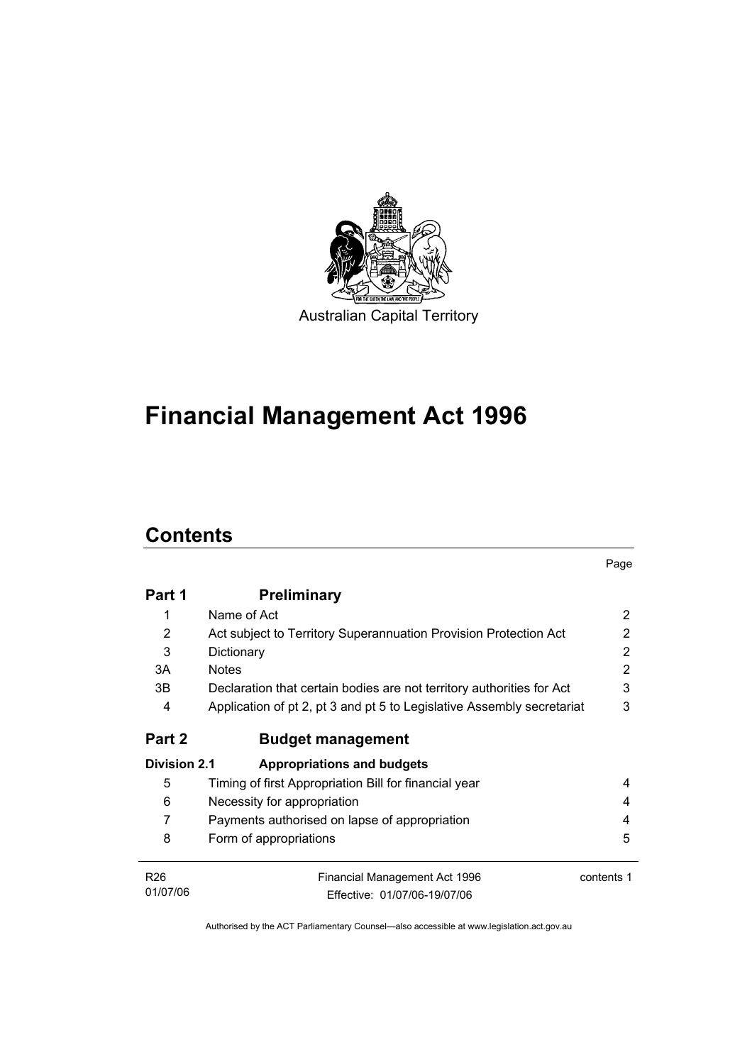Australian Capital Territory

# Financial Management Act 1996

## Contents

| | | Page |
|---|---|---|
| **Part 1** | **Preliminary** | |
| 1 | Name of Act | 2 |
| 2 | Act subject to Territory Superannuation Provision Protection Act | 2 |
| 3 | Dictionary | 2 |
| 3A | Notes | 2 |
| 3B | Declaration that certain bodies are not territory authorities for Act | 3 |
| 4 | Application of pt 2, pt 3 and pt 5 to Legislative Assembly secretariat | 3 |
| **Part 2** | **Budget management** | |
| **Division 2.1** | **Appropriations and budgets** | |
| 5 | Timing of first Appropriation Bill for financial year | 4 |
| 6 | Necessity for appropriation | 4 |
| 7 | Payments authorised on lapse of appropriation | 4 |
| 8 | Form of appropriations | 5 |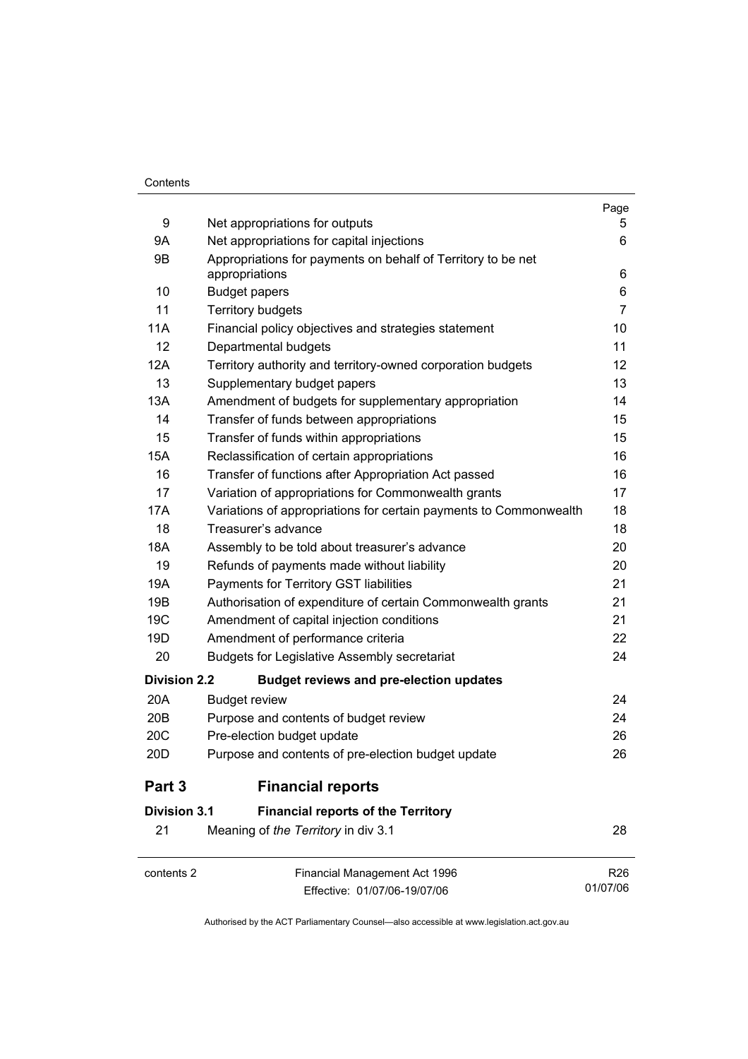| | | Page |
|---|---|---|
| 9 | Net appropriations for outputs | 5 |
| 9A | Net appropriations for capital injections | 6 |
| 9B | Appropriations for payments on behalf of Territory to be net appropriations | 6 |
| 10 | Budget papers | 6 |
| 11 | Territory budgets | 7 |
| 11A | Financial policy objectives and strategies statement | 10 |
| 12 | Departmental budgets | 11 |
| 12A | Territory authority and territory-owned corporation budgets | 12 |
| 13 | Supplementary budget papers | 13 |
| 13A | Amendment of budgets for supplementary appropriation | 14 |
| 14 | Transfer of funds between appropriations | 15 |
| 15 | Transfer of funds within appropriations | 15 |
| 15A | Reclassification of certain appropriations | 16 |
| 16 | Transfer of functions after Appropriation Act passed | 16 |
| 17 | Variation of appropriations for Commonwealth grants | 17 |
| 17A | Variations of appropriations for certain payments to Commonwealth | 18 |
| 18 | Treasurer's advance | 18 |
| 18A | Assembly to be told about treasurer's advance | 20 |
| 19 | Refunds of payments made without liability | 20 |
| 19A | Payments for Territory GST liabilities | 21 |
| 19B | Authorisation of expenditure of certain Commonwealth grants | 21 |
| 19C | Amendment of capital injection conditions | 21 |
| 19D | Amendment of performance criteria | 22 |
| 20 | Budgets for Legislative Assembly secretariat | 24 |
| **Division 2.2** | **Budget reviews and pre-election updates** | |
| 20A | Budget review | 24 |
| 20B | Purpose and contents of budget review | 24 |
| 20C | Pre-election budget update | 26 |
| 20D | Purpose and contents of pre-election budget update | 26 |
| **Part 3** | **Financial reports** | |
| **Division 3.1** | **Financial reports of the Territory** | |
| 21 | Meaning of *the Territory* in div 3.1 | 28 |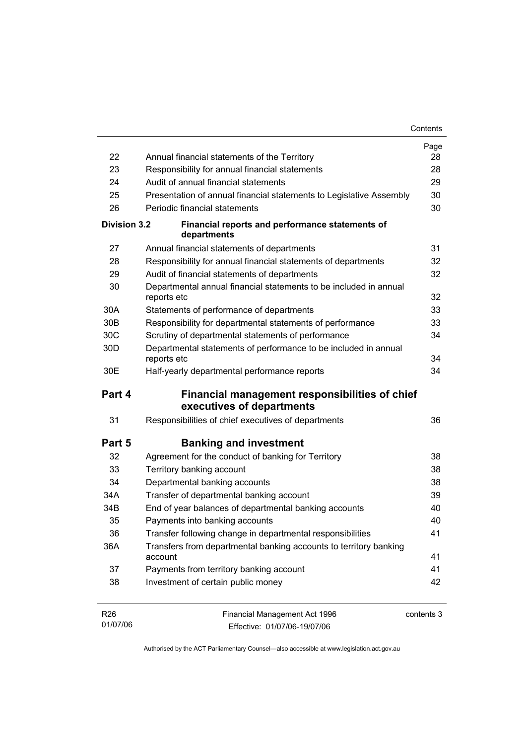| | | Page |
|---|---|---|
| 22 | Annual financial statements of the Territory | 28 |
| 23 | Responsibility for annual financial statements | 28 |
| 24 | Audit of annual financial statements | 29 |
| 25 | Presentation of annual financial statements to Legislative Assembly | 30 |
| 26 | Periodic financial statements | 30 |
| **Division 3.2** | **Financial reports and performance statements of departments** | |
| 27 | Annual financial statements of departments | 31 |
| 28 | Responsibility for annual financial statements of departments | 32 |
| 29 | Audit of financial statements of departments | 32 |
| 30 | Departmental annual financial statements to be included in annual reports etc | 32 |
| 30A | Statements of performance of departments | 33 |
| 30B | Responsibility for departmental statements of performance | 33 |
| 30C | Scrutiny of departmental statements of performance | 34 |
| 30D | Departmental statements of performance to be included in annual reports etc | 34 |
| 30E | Half-yearly departmental performance reports | 34 |
| **Part 4** | **Financial management responsibilities of chief executives of departments** | |
| 31 | Responsibilities of chief executives of departments | 36 |
| **Part 5** | **Banking and investment** | |
| 32 | Agreement for the conduct of banking for Territory | 38 |
| 33 | Territory banking account | 38 |
| 34 | Departmental banking accounts | 38 |
| 34A | Transfer of departmental banking account | 39 |
| 34B | End of year balances of departmental banking accounts | 40 |
| 35 | Payments into banking accounts | 40 |
| 36 | Transfer following change in departmental responsibilities | 41 |
| 36A | Transfers from departmental banking accounts to territory banking account | 41 |
| 37 | Payments from territory banking account | 41 |
| 38 | Investment of certain public money | 42 |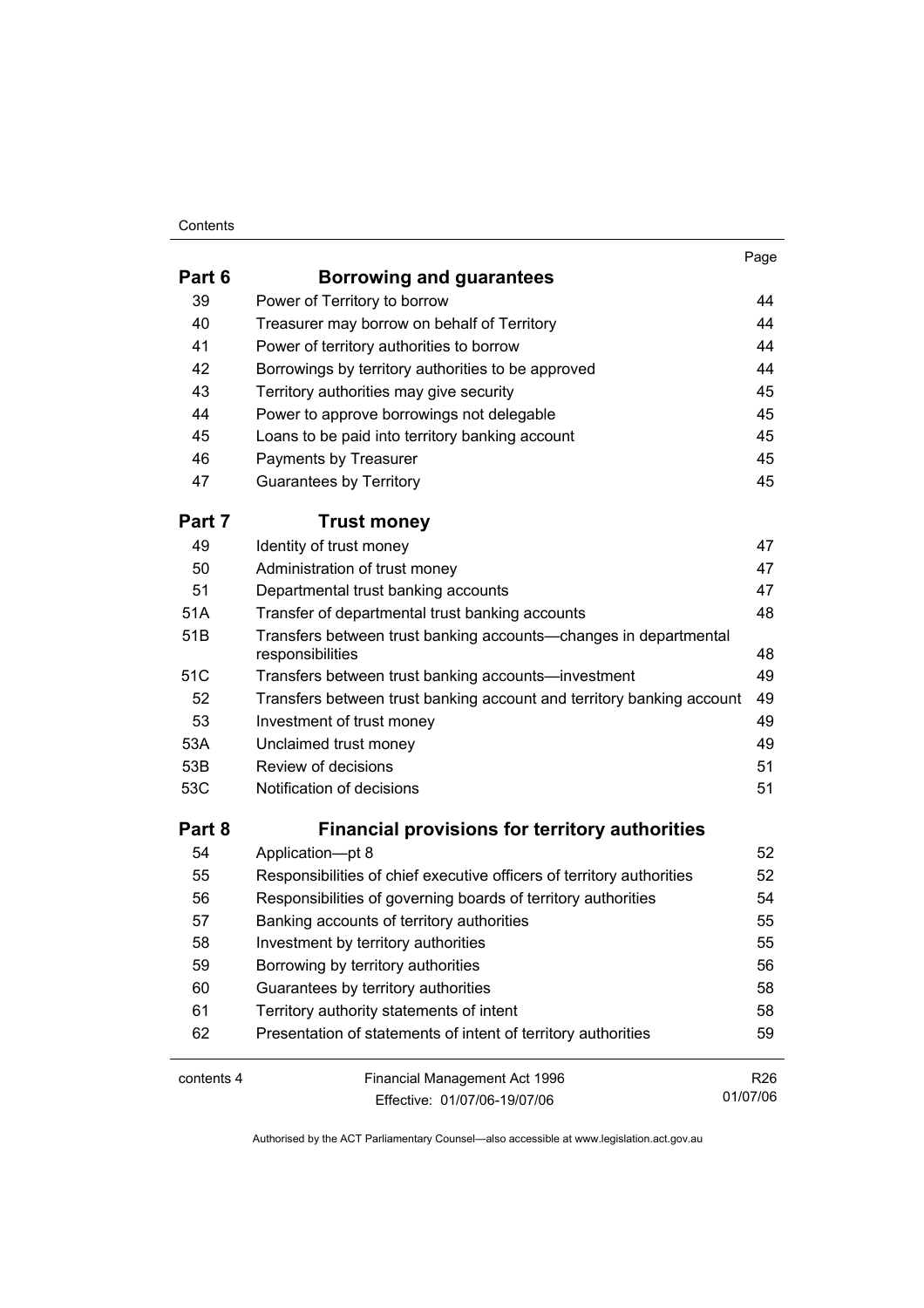| | | Page |
|---|---|---|
| **Part 6** | **Borrowing and guarantees** | |
| 39 | Power of Territory to borrow | 44 |
| 40 | Treasurer may borrow on behalf of Territory | 44 |
| 41 | Power of territory authorities to borrow | 44 |
| 42 | Borrowings by territory authorities to be approved | 44 |
| 43 | Territory authorities may give security | 45 |
| 44 | Power to approve borrowings not delegable | 45 |
| 45 | Loans to be paid into territory banking account | 45 |
| 46 | Payments by Treasurer | 45 |
| 47 | Guarantees by Territory | 45 |
| **Part 7** | **Trust money** | |
| 49 | Identity of trust money | 47 |
| 50 | Administration of trust money | 47 |
| 51 | Departmental trust banking accounts | 47 |
| 51A | Transfer of departmental trust banking accounts | 48 |
| 51B | Transfers between trust banking accounts—changes in departmental responsibilities | 48 |
| 51C | Transfers between trust banking accounts—investment | 49 |
| 52 | Transfers between trust banking account and territory banking account | 49 |
| 53 | Investment of trust money | 49 |
| 53A | Unclaimed trust money | 49 |
| 53B | Review of decisions | 51 |
| 53C | Notification of decisions | 51 |
| **Part 8** | **Financial provisions for territory authorities** | |
| 54 | Application—pt 8 | 52 |
| 55 | Responsibilities of chief executive officers of territory authorities | 52 |
| 56 | Responsibilities of governing boards of territory authorities | 54 |
| 57 | Banking accounts of territory authorities | 55 |
| 58 | Investment by territory authorities | 55 |
| 59 | Borrowing by territory authorities | 56 |
| 60 | Guarantees by territory authorities | 58 |
| 61 | Territory authority statements of intent | 58 |
| 62 | Presentation of statements of intent of territory authorities | 59 |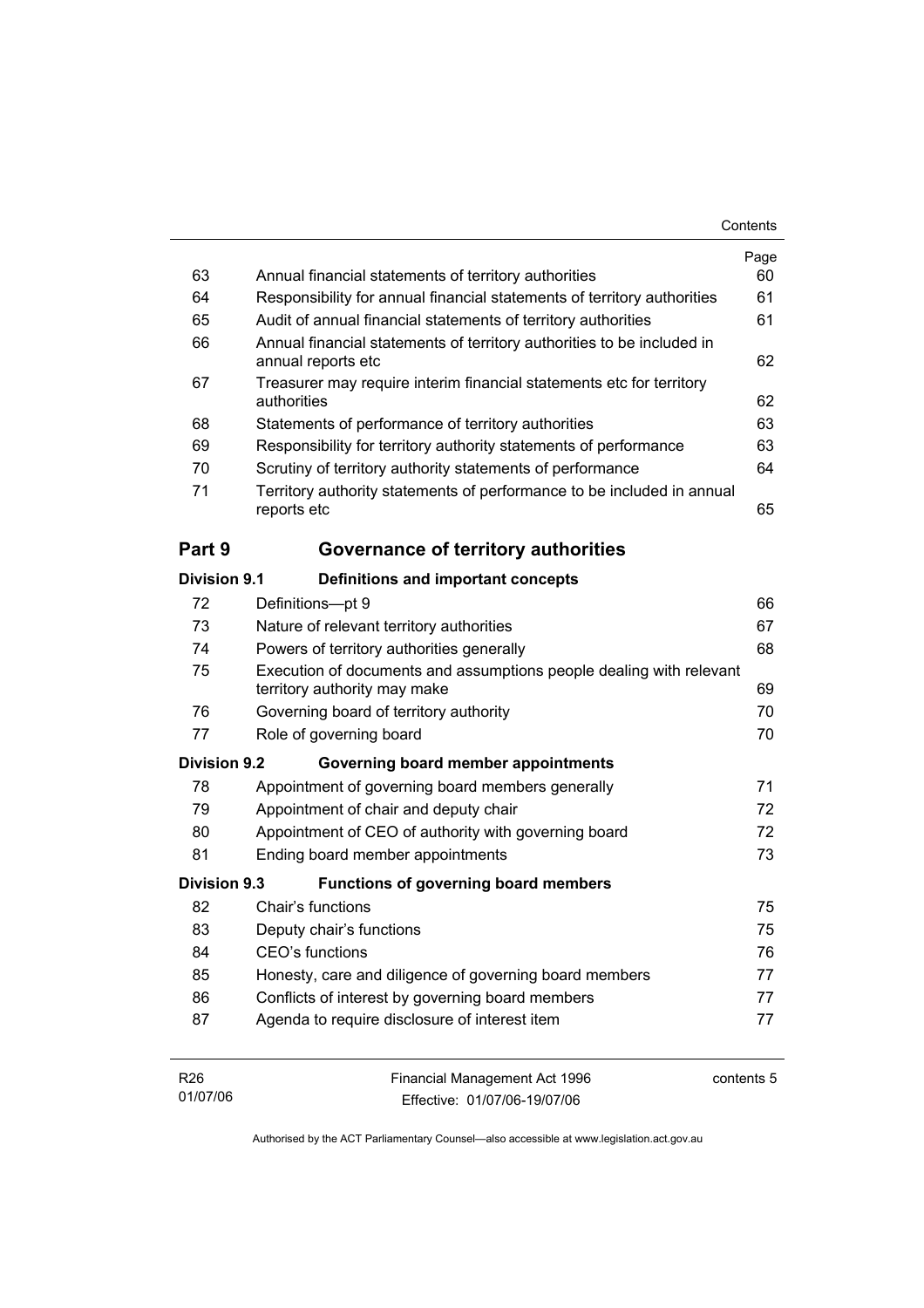| | | Page |
|---|---|---|
| 63 | Annual financial statements of territory authorities | 60 |
| 64 | Responsibility for annual financial statements of territory authorities | 61 |
| 65 | Audit of annual financial statements of territory authorities | 61 |
| 66 | Annual financial statements of territory authorities to be included in annual reports etc | 62 |
| 67 | Treasurer may require interim financial statements etc for territory authorities | 62 |
| 68 | Statements of performance of territory authorities | 63 |
| 69 | Responsibility for territory authority statements of performance | 63 |
| 70 | Scrutiny of territory authority statements of performance | 64 |
| 71 | Territory authority statements of performance to be included in annual reports etc | 65 |

## Part 9 Governance of territory authorities

### Division 9.1 Definitions and important concepts

| | | |
|---|---|---|
| 72 | Definitions—pt 9 | 66 |
| 73 | Nature of relevant territory authorities | 67 |
| 74 | Powers of territory authorities generally | 68 |
| 75 | Execution of documents and assumptions people dealing with relevant territory authority may make | 69 |
| 76 | Governing board of territory authority | 70 |
| 77 | Role of governing board | 70 |

### Division 9.2 Governing board member appointments

| | | |
|---|---|---|
| 78 | Appointment of governing board members generally | 71 |
| 79 | Appointment of chair and deputy chair | 72 |
| 80 | Appointment of CEO of authority with governing board | 72 |
| 81 | Ending board member appointments | 73 |

### Division 9.3 Functions of governing board members

| | | |
|---|---|---|
| 82 | Chair's functions | 75 |
| 83 | Deputy chair's functions | 75 |
| 84 | CEO's functions | 76 |
| 85 | Honesty, care and diligence of governing board members | 77 |
| 86 | Conflicts of interest by governing board members | 77 |
| 87 | Agenda to require disclosure of interest item | 77 |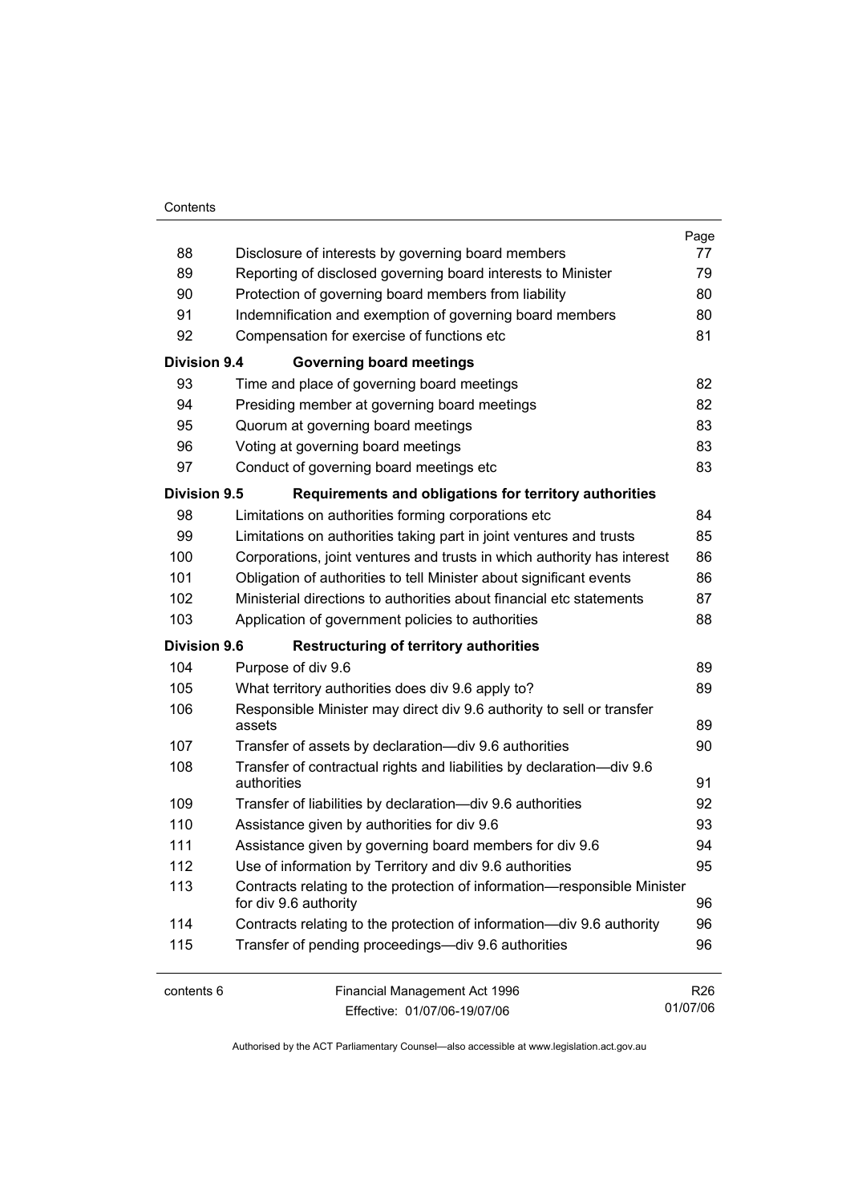| | | Page |
|---|---|---|
| 88 | Disclosure of interests by governing board members | 77 |
| 89 | Reporting of disclosed governing board interests to Minister | 79 |
| 90 | Protection of governing board members from liability | 80 |
| 91 | Indemnification and exemption of governing board members | 80 |
| 92 | Compensation for exercise of functions etc | 81 |
| **Division 9.4** | **Governing board meetings** | |
| 93 | Time and place of governing board meetings | 82 |
| 94 | Presiding member at governing board meetings | 82 |
| 95 | Quorum at governing board meetings | 83 |
| 96 | Voting at governing board meetings | 83 |
| 97 | Conduct of governing board meetings etc | 83 |
| **Division 9.5** | **Requirements and obligations for territory authorities** | |
| 98 | Limitations on authorities forming corporations etc | 84 |
| 99 | Limitations on authorities taking part in joint ventures and trusts | 85 |
| 100 | Corporations, joint ventures and trusts in which authority has interest | 86 |
| 101 | Obligation of authorities to tell Minister about significant events | 86 |
| 102 | Ministerial directions to authorities about financial etc statements | 87 |
| 103 | Application of government policies to authorities | 88 |
| **Division 9.6** | **Restructuring of territory authorities** | |
| 104 | Purpose of div 9.6 | 89 |
| 105 | What territory authorities does div 9.6 apply to? | 89 |
| 106 | Responsible Minister may direct div 9.6 authority to sell or transfer assets | 89 |
| 107 | Transfer of assets by declaration—div 9.6 authorities | 90 |
| 108 | Transfer of contractual rights and liabilities by declaration—div 9.6 authorities | 91 |
| 109 | Transfer of liabilities by declaration—div 9.6 authorities | 92 |
| 110 | Assistance given by authorities for div 9.6 | 93 |
| 111 | Assistance given by governing board members for div 9.6 | 94 |
| 112 | Use of information by Territory and div 9.6 authorities | 95 |
| 113 | Contracts relating to the protection of information—responsible Minister for div 9.6 authority | 96 |
| 114 | Contracts relating to the protection of information—div 9.6 authority | 96 |
| 115 | Transfer of pending proceedings—div 9.6 authorities | 96 |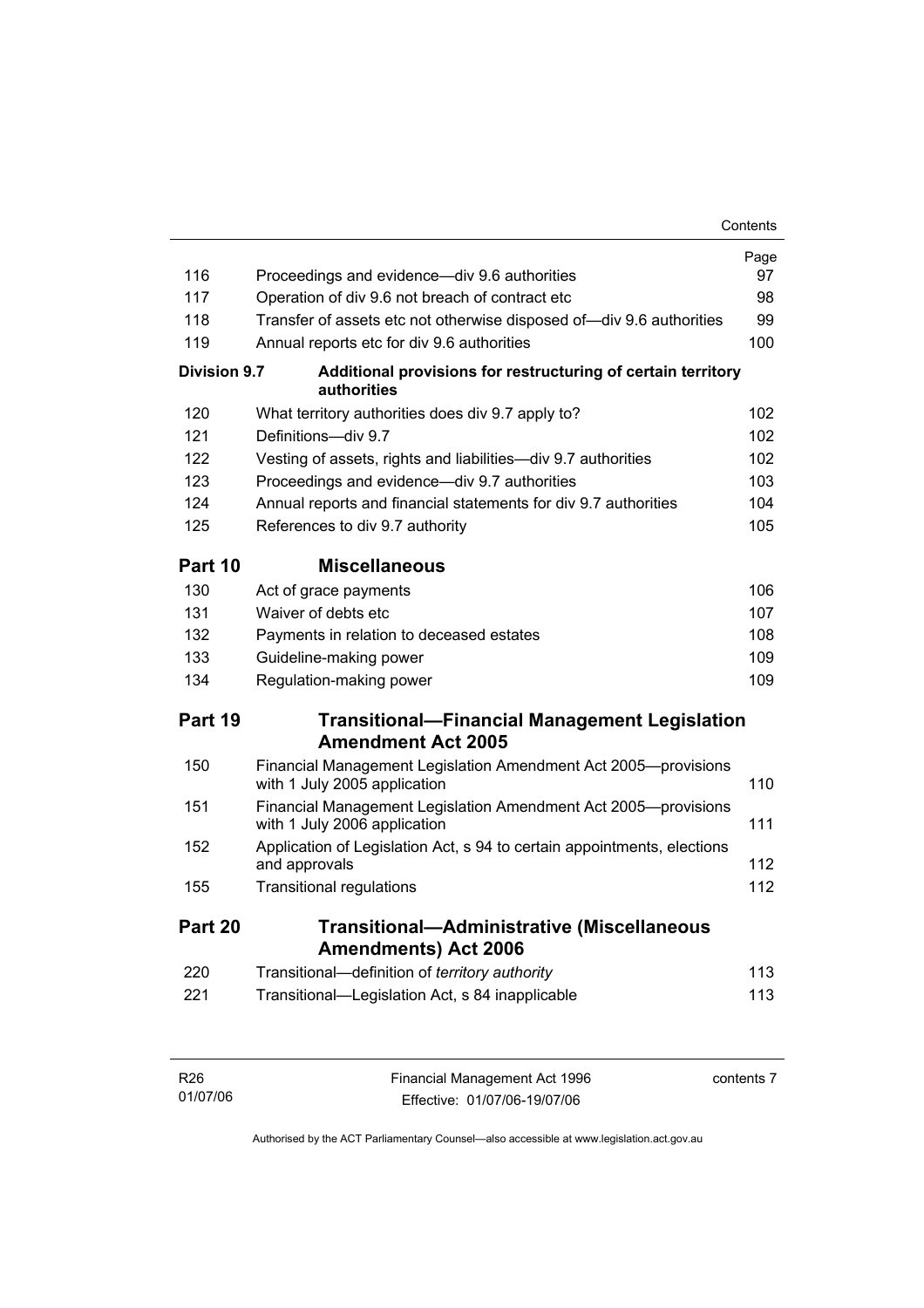| | | Page |
|---|---|---|
| 116 | Proceedings and evidence—div 9.6 authorities | 97 |
| 117 | Operation of div 9.6 not breach of contract etc | 98 |
| 118 | Transfer of assets etc not otherwise disposed of—div 9.6 authorities | 99 |
| 119 | Annual reports etc for div 9.6 authorities | 100 |
| **Division 9.7** | **Additional provisions for restructuring of certain territory authorities** | |
| 120 | What territory authorities does div 9.7 apply to? | 102 |
| 121 | Definitions—div 9.7 | 102 |
| 122 | Vesting of assets, rights and liabilities—div 9.7 authorities | 102 |
| 123 | Proceedings and evidence—div 9.7 authorities | 103 |
| 124 | Annual reports and financial statements for div 9.7 authorities | 104 |
| 125 | References to div 9.7 authority | 105 |
| **Part 10** | **Miscellaneous** | |
| 130 | Act of grace payments | 106 |
| 131 | Waiver of debts etc | 107 |
| 132 | Payments in relation to deceased estates | 108 |
| 133 | Guideline-making power | 109 |
| 134 | Regulation-making power | 109 |
| **Part 19** | **Transitional—Financial Management Legislation Amendment Act 2005** | |
| 150 | Financial Management Legislation Amendment Act 2005—provisions with 1 July 2005 application | 110 |
| 151 | Financial Management Legislation Amendment Act 2005—provisions with 1 July 2006 application | 111 |
| 152 | Application of Legislation Act, s 94 to certain appointments, elections and approvals | 112 |
| 155 | Transitional regulations | 112 |
| **Part 20** | **Transitional—Administrative (Miscellaneous Amendments) Act 2006** | |
| 220 | Transitional—definition of *territory authority* | 113 |
| 221 | Transitional—Legislation Act, s 84 inapplicable | 113 |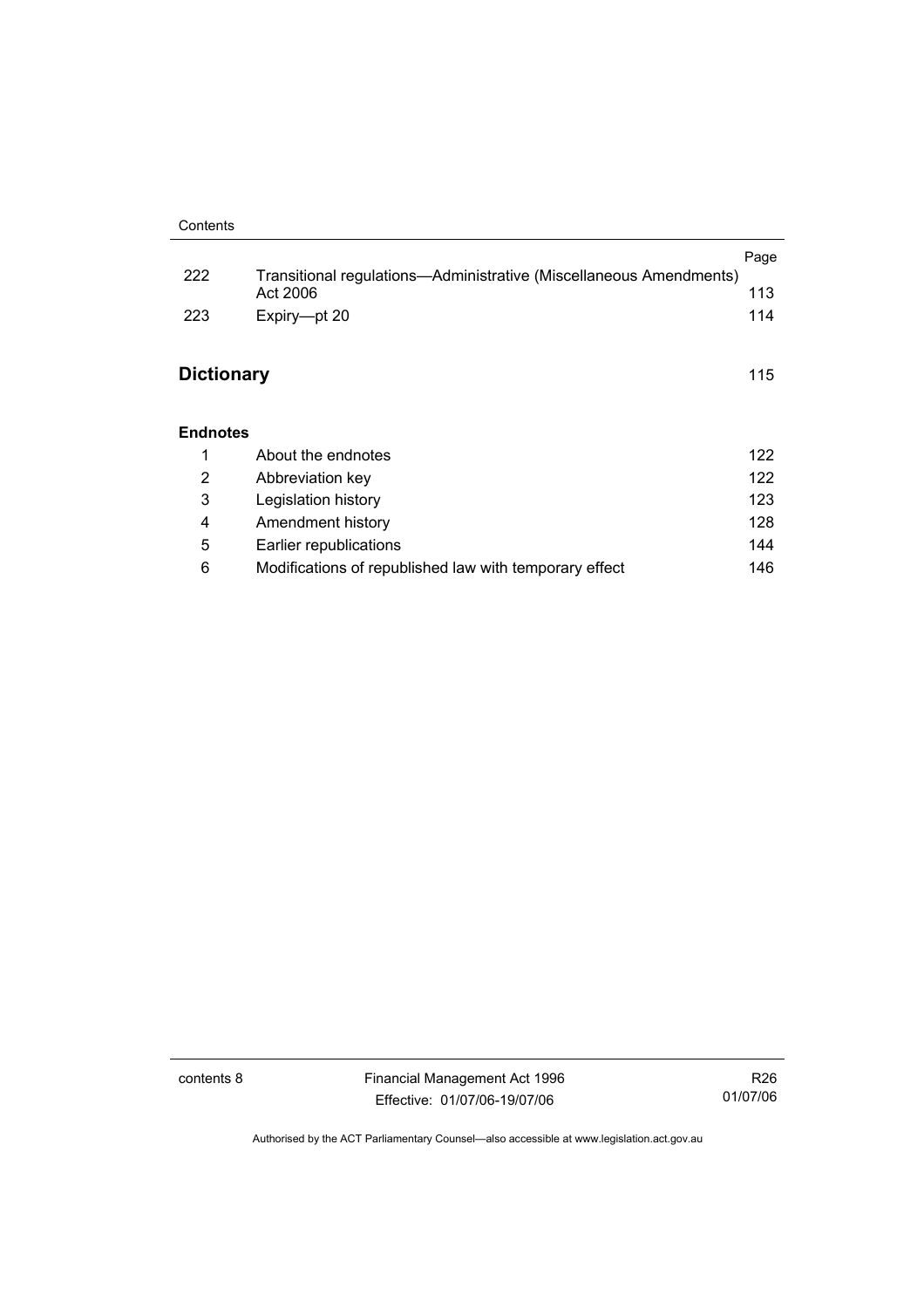| | | Page |
|---|---|---|
| 222 | Transitional regulations—Administrative (Miscellaneous Amendments) Act 2006 | 113 |
| 223 | Expiry—pt 20 | 114 |

## Dictionary 115

### Endnotes

| | | |
|---|---|---|
| 1 | About the endnotes | 122 |
| 2 | Abbreviation key | 122 |
| 3 | Legislation history | 123 |
| 4 | Amendment history | 128 |
| 5 | Earlier republications | 144 |
| 6 | Modifications of republished law with temporary effect | 146 |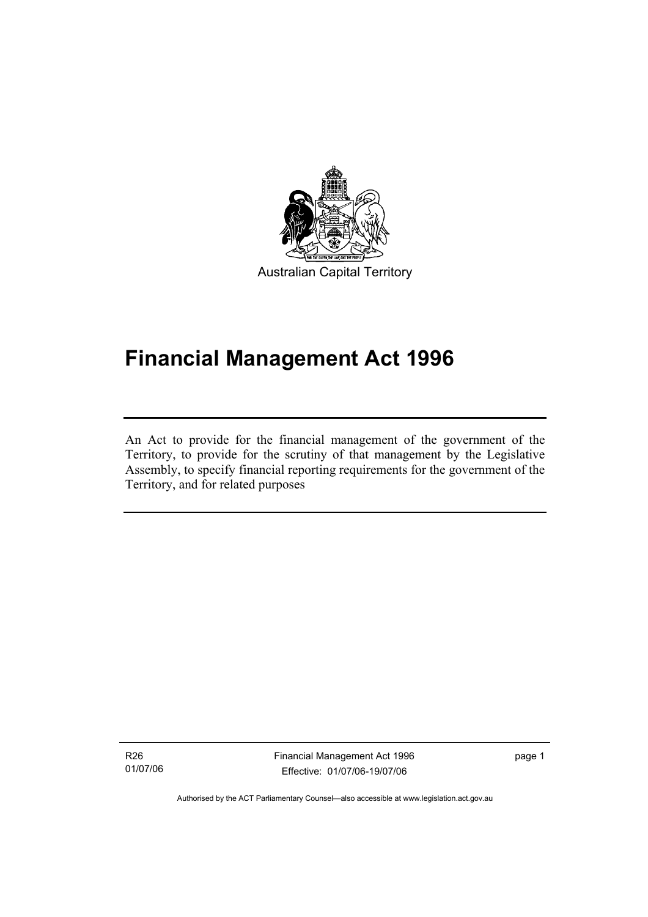Australian Capital Territory

# Financial Management Act 1996

An Act to provide for the financial management of the government of the Territory, to provide for the scrutiny of that management by the Legislative Assembly, to specify financial reporting requirements for the government of the Territory, and for related purposes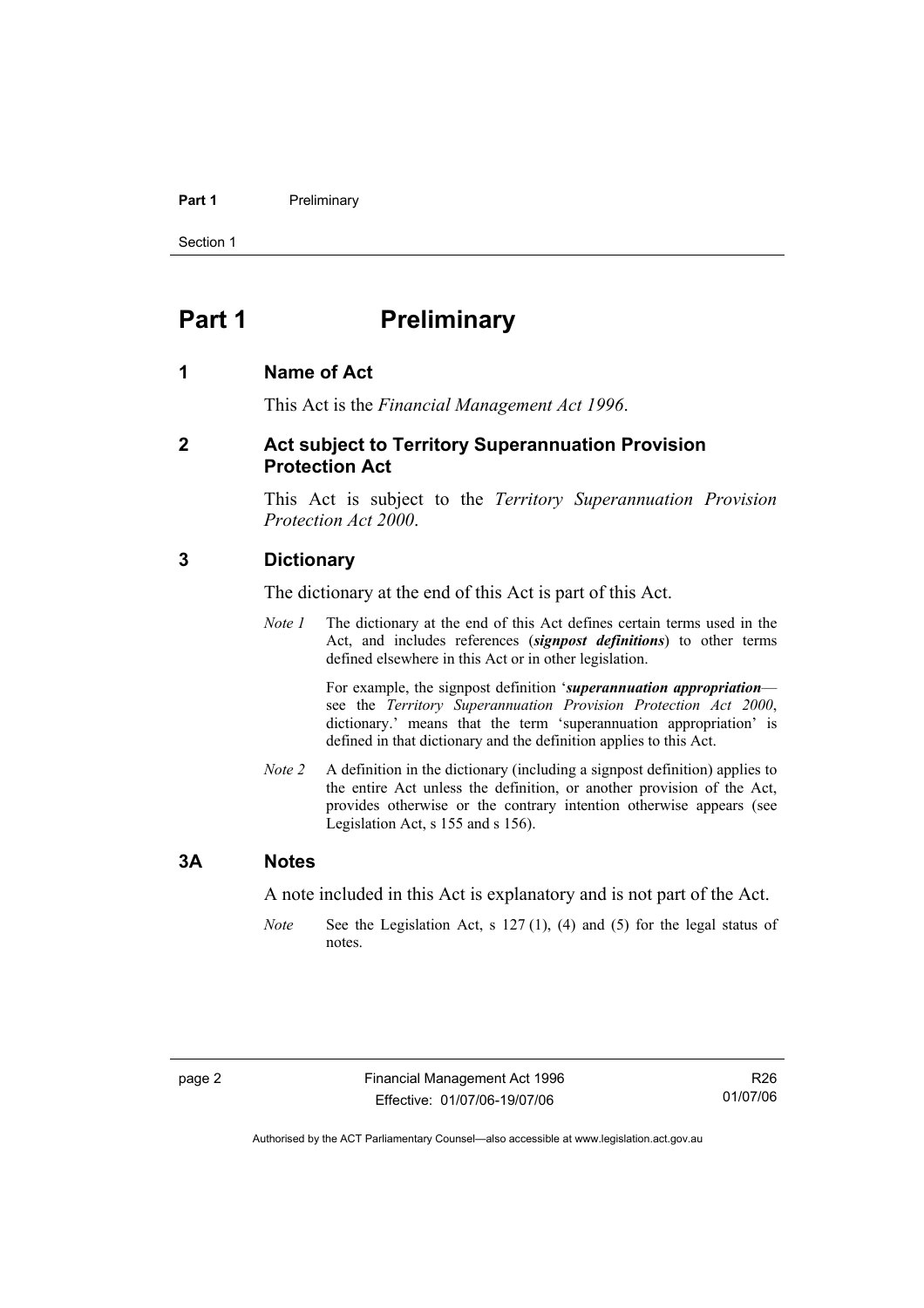# Part 1 Preliminary

## 1 Name of Act

This Act is the *Financial Management Act 1996*.

## 2 Act subject to Territory Superannuation Provision Protection Act

This Act is subject to the *Territory Superannuation Provision Protection Act 2000*.

## 3 Dictionary

The dictionary at the end of this Act is part of this Act.

*Note 1* The dictionary at the end of this Act defines certain terms used in the Act, and includes references (***signpost definitions***) to other terms defined elsewhere in this Act or in other legislation.

For example, the signpost definition '***superannuation appropriation***—see the *Territory Superannuation Provision Protection Act 2000*, dictionary.' means that the term 'superannuation appropriation' is defined in that dictionary and the definition applies to this Act.

*Note 2* A definition in the dictionary (including a signpost definition) applies to the entire Act unless the definition, or another provision of the Act, provides otherwise or the contrary intention otherwise appears (see Legislation Act, s 155 and s 156).

## 3A Notes

A note included in this Act is explanatory and is not part of the Act.

*Note* See the Legislation Act, s 127 (1), (4) and (5) for the legal status of notes.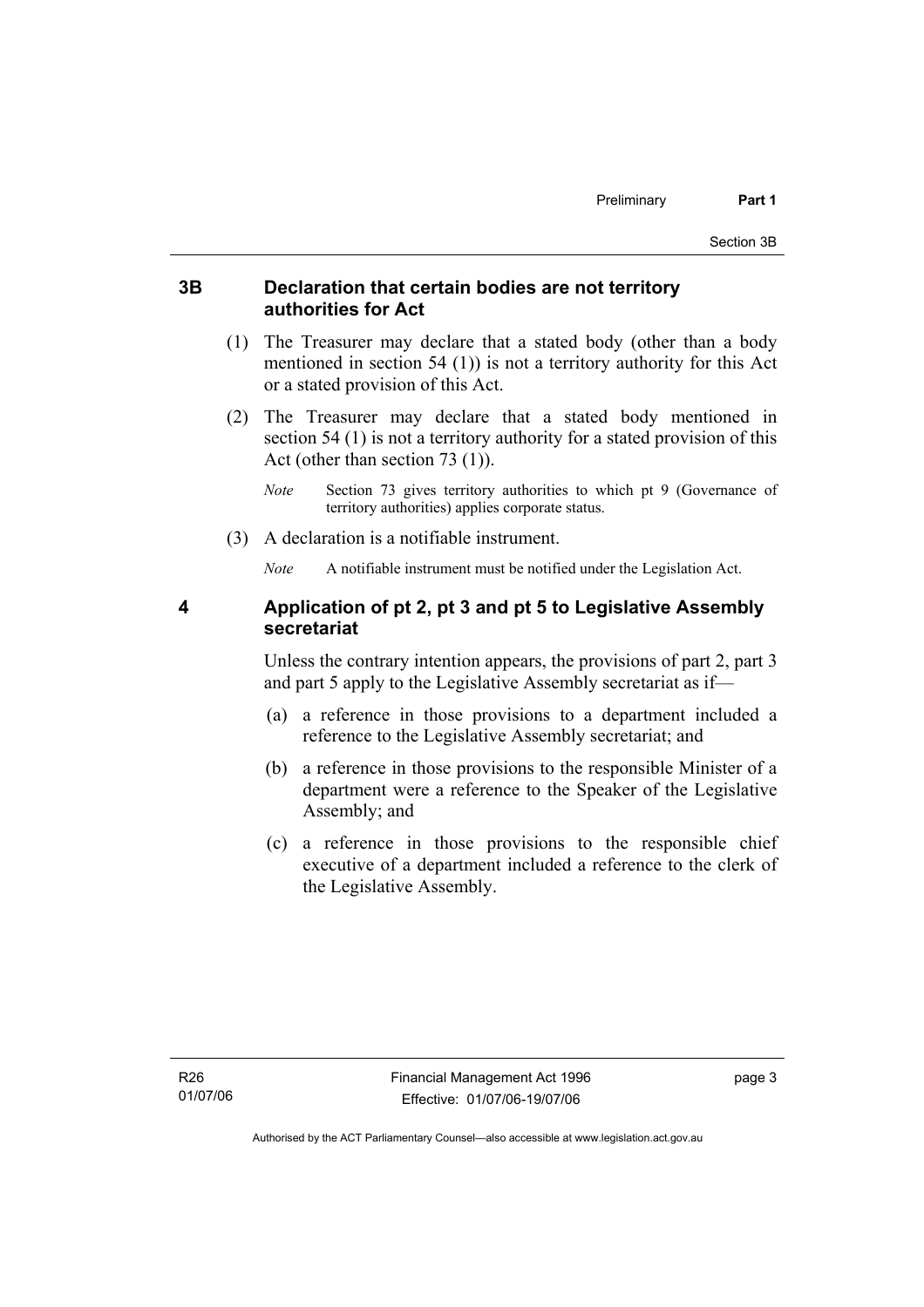### 3B Declaration that certain bodies are not territory authorities for Act

(1) The Treasurer may declare that a stated body (other than a body mentioned in section 54 (1)) is not a territory authority for this Act or a stated provision of this Act.

(2) The Treasurer may declare that a stated body mentioned in section 54 (1) is not a territory authority for a stated provision of this Act (other than section 73 (1)).

*Note* Section 73 gives territory authorities to which pt 9 (Governance of territory authorities) applies corporate status.

(3) A declaration is a notifiable instrument.

*Note* A notifiable instrument must be notified under the Legislation Act.

### 4 Application of pt 2, pt 3 and pt 5 to Legislative Assembly secretariat

Unless the contrary intention appears, the provisions of part 2, part 3 and part 5 apply to the Legislative Assembly secretariat as if—

(a) a reference in those provisions to a department included a reference to the Legislative Assembly secretariat; and

(b) a reference in those provisions to the responsible Minister of a department were a reference to the Speaker of the Legislative Assembly; and

(c) a reference in those provisions to the responsible chief executive of a department included a reference to the clerk of the Legislative Assembly.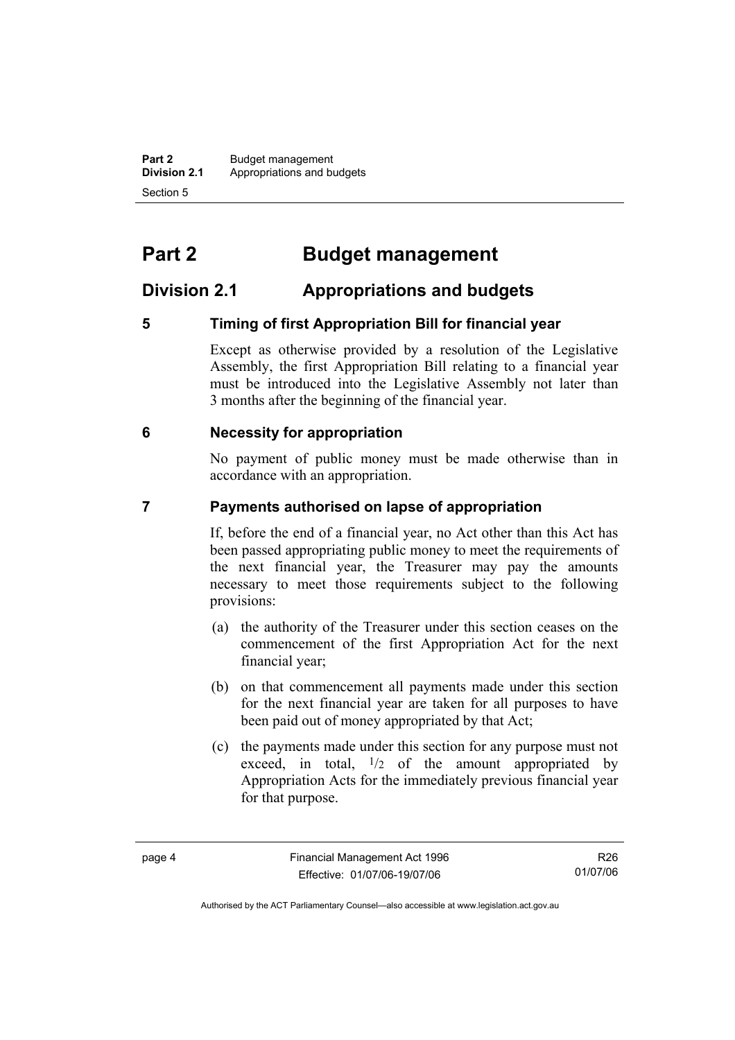# Part 2 Budget management

## Division 2.1 Appropriations and budgets

### 5 Timing of first Appropriation Bill for financial year

Except as otherwise provided by a resolution of the Legislative Assembly, the first Appropriation Bill relating to a financial year must be introduced into the Legislative Assembly not later than 3 months after the beginning of the financial year.

### 6 Necessity for appropriation

No payment of public money must be made otherwise than in accordance with an appropriation.

### 7 Payments authorised on lapse of appropriation

If, before the end of a financial year, no Act other than this Act has been passed appropriating public money to meet the requirements of the next financial year, the Treasurer may pay the amounts necessary to meet those requirements subject to the following provisions:

(a) the authority of the Treasurer under this section ceases on the commencement of the first Appropriation Act for the next financial year;

(b) on that commencement all payments made under this section for the next financial year are taken for all purposes to have been paid out of money appropriated by that Act;

(c) the payments made under this section for any purpose must not exceed, in total, $1/2$ of the amount appropriated by Appropriation Acts for the immediately previous financial year for that purpose.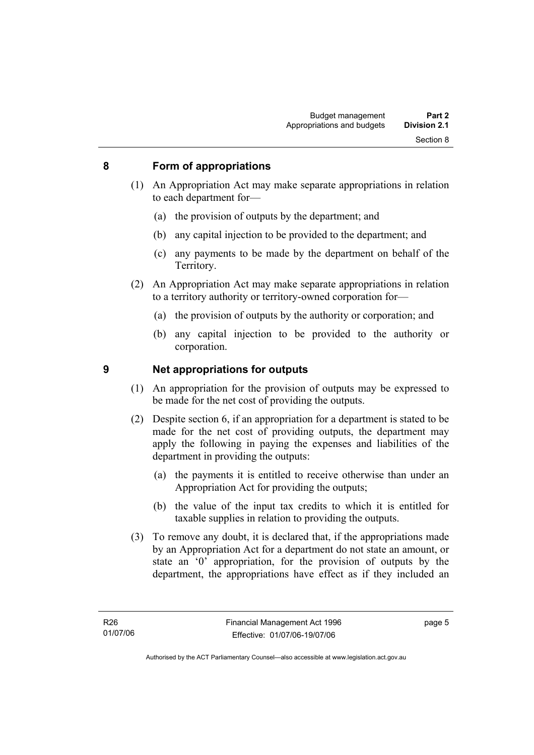## 8 Form of appropriations

(1) An Appropriation Act may make separate appropriations in relation to each department for—

(a) the provision of outputs by the department; and

(b) any capital injection to be provided to the department; and

(c) any payments to be made by the department on behalf of the Territory.

(2) An Appropriation Act may make separate appropriations in relation to a territory authority or territory-owned corporation for—

(a) the provision of outputs by the authority or corporation; and

(b) any capital injection to be provided to the authority or corporation.

## 9 Net appropriations for outputs

(1) An appropriation for the provision of outputs may be expressed to be made for the net cost of providing the outputs.

(2) Despite section 6, if an appropriation for a department is stated to be made for the net cost of providing outputs, the department may apply the following in paying the expenses and liabilities of the department in providing the outputs:

(a) the payments it is entitled to receive otherwise than under an Appropriation Act for providing the outputs;

(b) the value of the input tax credits to which it is entitled for taxable supplies in relation to providing the outputs.

(3) To remove any doubt, it is declared that, if the appropriations made by an Appropriation Act for a department do not state an amount, or state an '0' appropriation, for the provision of outputs by the department, the appropriations have effect as if they included an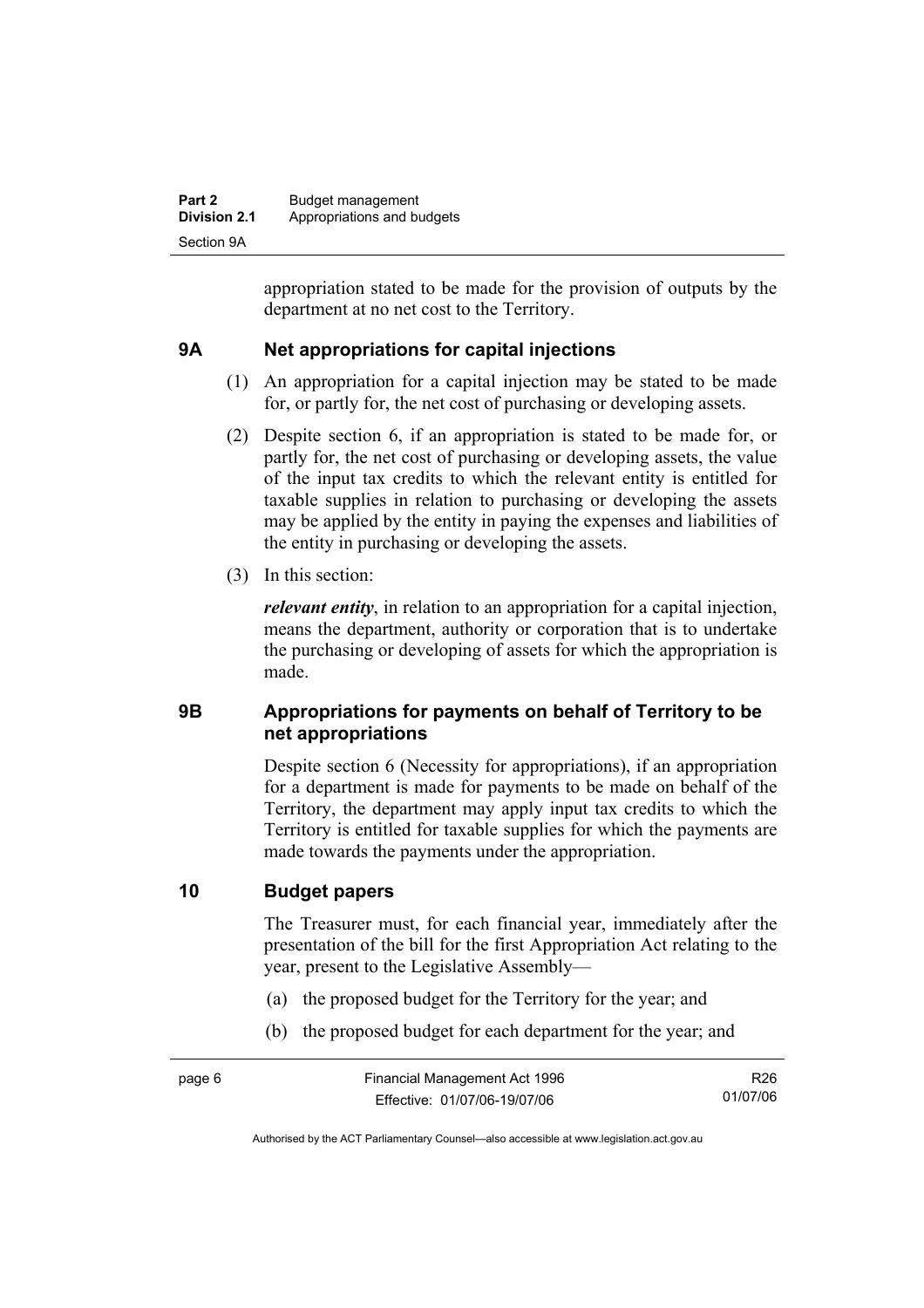appropriation stated to be made for the provision of outputs by the department at no net cost to the Territory.

## 9A Net appropriations for capital injections

(1) An appropriation for a capital injection may be stated to be made for, or partly for, the net cost of purchasing or developing assets.

(2) Despite section 6, if an appropriation is stated to be made for, or partly for, the net cost of purchasing or developing assets, the value of the input tax credits to which the relevant entity is entitled for taxable supplies in relation to purchasing or developing the assets may be applied by the entity in paying the expenses and liabilities of the entity in purchasing or developing the assets.

(3) In this section:

***relevant entity***, in relation to an appropriation for a capital injection, means the department, authority or corporation that is to undertake the purchasing or developing of assets for which the appropriation is made.

## 9B Appropriations for payments on behalf of Territory to be net appropriations

Despite section 6 (Necessity for appropriations), if an appropriation for a department is made for payments to be made on behalf of the Territory, the department may apply input tax credits to which the Territory is entitled for taxable supplies for which the payments are made towards the payments under the appropriation.

## 10 Budget papers

The Treasurer must, for each financial year, immediately after the presentation of the bill for the first Appropriation Act relating to the year, present to the Legislative Assembly—

(a) the proposed budget for the Territory for the year; and

(b) the proposed budget for each department for the year; and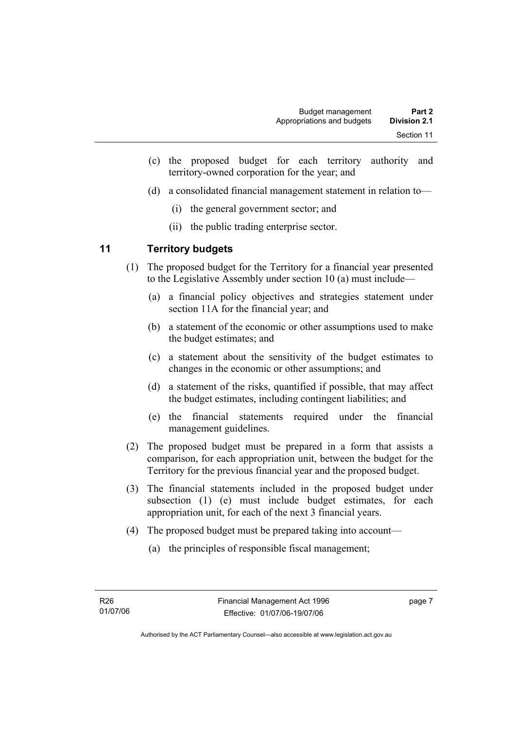(c) the proposed budget for each territory authority and territory-owned corporation for the year; and

(d) a consolidated financial management statement in relation to—

(i) the general government sector; and

(ii) the public trading enterprise sector.

## 11 Territory budgets

(1) The proposed budget for the Territory for a financial year presented to the Legislative Assembly under section 10 (a) must include—

(a) a financial policy objectives and strategies statement under section 11A for the financial year; and

(b) a statement of the economic or other assumptions used to make the budget estimates; and

(c) a statement about the sensitivity of the budget estimates to changes in the economic or other assumptions; and

(d) a statement of the risks, quantified if possible, that may affect the budget estimates, including contingent liabilities; and

(e) the financial statements required under the financial management guidelines.

(2) The proposed budget must be prepared in a form that assists a comparison, for each appropriation unit, between the budget for the Territory for the previous financial year and the proposed budget.

(3) The financial statements included in the proposed budget under subsection (1) (e) must include budget estimates, for each appropriation unit, for each of the next 3 financial years.

(4) The proposed budget must be prepared taking into account—

(a) the principles of responsible fiscal management;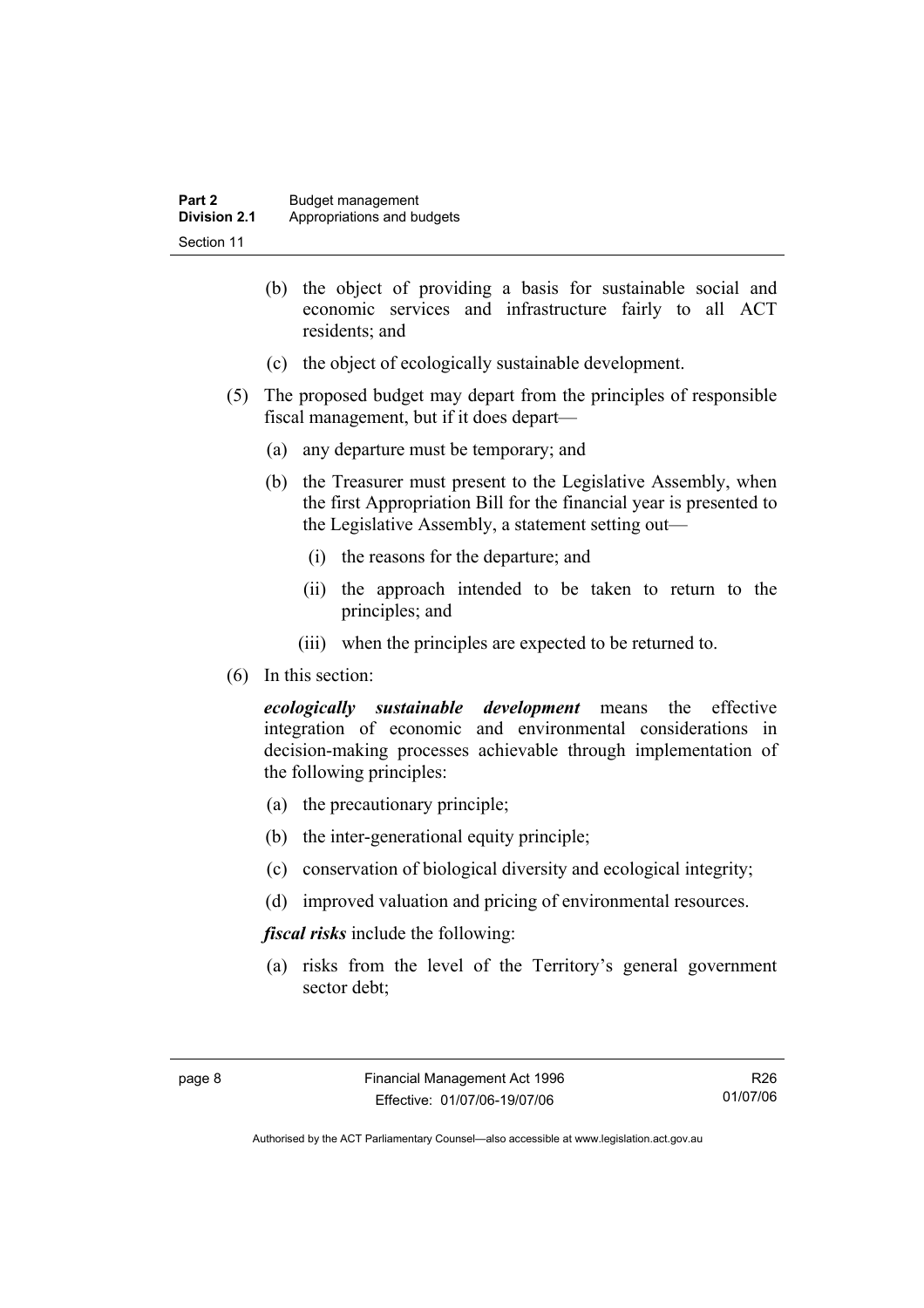(b) the object of providing a basis for sustainable social and economic services and infrastructure fairly to all ACT residents; and

(c) the object of ecologically sustainable development.

(5) The proposed budget may depart from the principles of responsible fiscal management, but if it does depart—

(a) any departure must be temporary; and

(b) the Treasurer must present to the Legislative Assembly, when the first Appropriation Bill for the financial year is presented to the Legislative Assembly, a statement setting out—

(i) the reasons for the departure; and

(ii) the approach intended to be taken to return to the principles; and

(iii) when the principles are expected to be returned to.

(6) In this section:

***ecologically sustainable development*** means the effective integration of economic and environmental considerations in decision-making processes achievable through implementation of the following principles:

(a) the precautionary principle;

(b) the inter-generational equity principle;

(c) conservation of biological diversity and ecological integrity;

(d) improved valuation and pricing of environmental resources.

***fiscal risks*** include the following:

(a) risks from the level of the Territory's general government sector debt;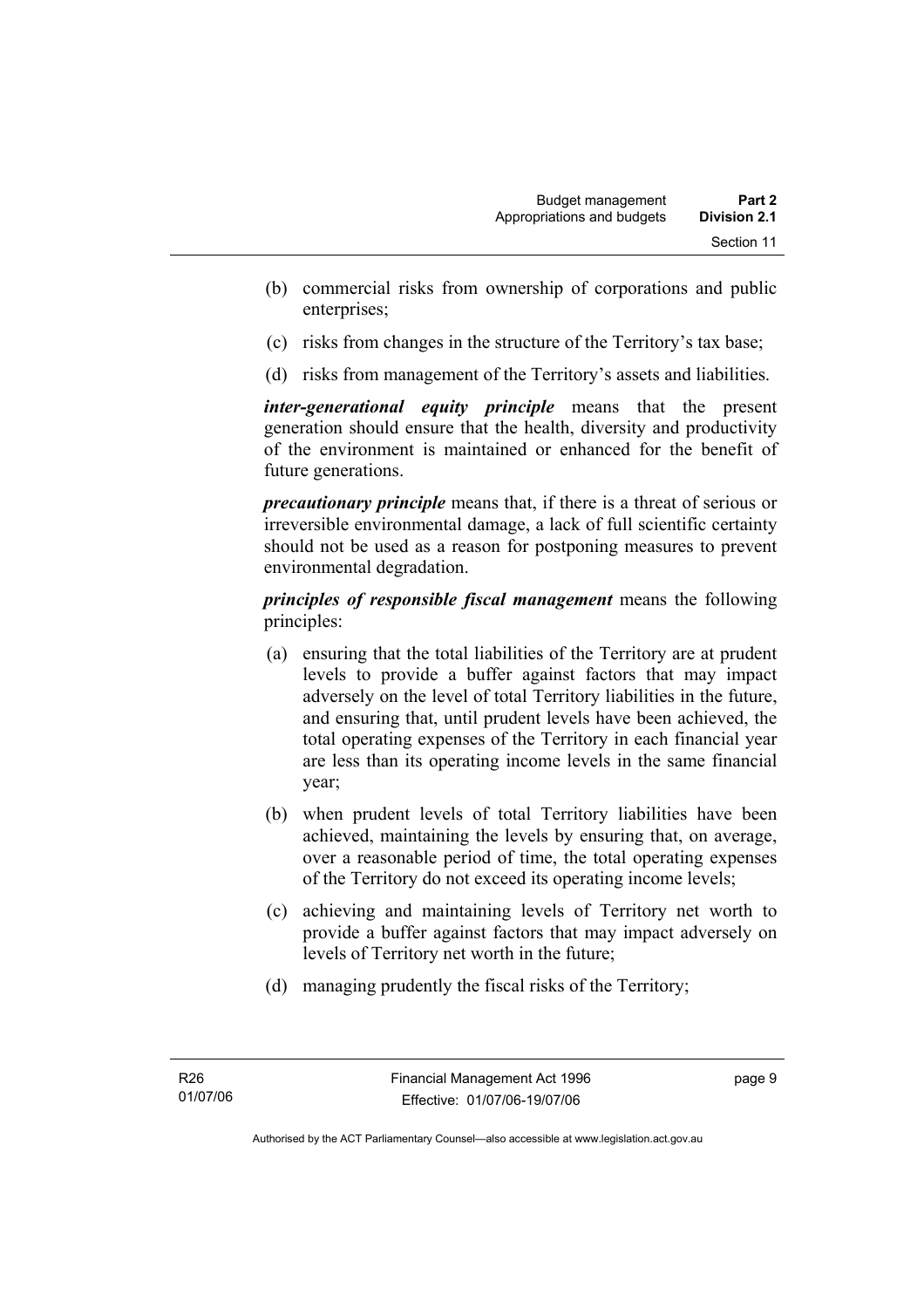- (b) commercial risks from ownership of corporations and public enterprises;
- (c) risks from changes in the structure of the Territory's tax base;
- (d) risks from management of the Territory's assets and liabilities.

***inter-generational equity principle*** means that the present generation should ensure that the health, diversity and productivity of the environment is maintained or enhanced for the benefit of future generations.

***precautionary principle*** means that, if there is a threat of serious or irreversible environmental damage, a lack of full scientific certainty should not be used as a reason for postponing measures to prevent environmental degradation.

***principles of responsible fiscal management*** means the following principles:

- (a) ensuring that the total liabilities of the Territory are at prudent levels to provide a buffer against factors that may impact adversely on the level of total Territory liabilities in the future, and ensuring that, until prudent levels have been achieved, the total operating expenses of the Territory in each financial year are less than its operating income levels in the same financial year;
- (b) when prudent levels of total Territory liabilities have been achieved, maintaining the levels by ensuring that, on average, over a reasonable period of time, the total operating expenses of the Territory do not exceed its operating income levels;
- (c) achieving and maintaining levels of Territory net worth to provide a buffer against factors that may impact adversely on levels of Territory net worth in the future;
- (d) managing prudently the fiscal risks of the Territory;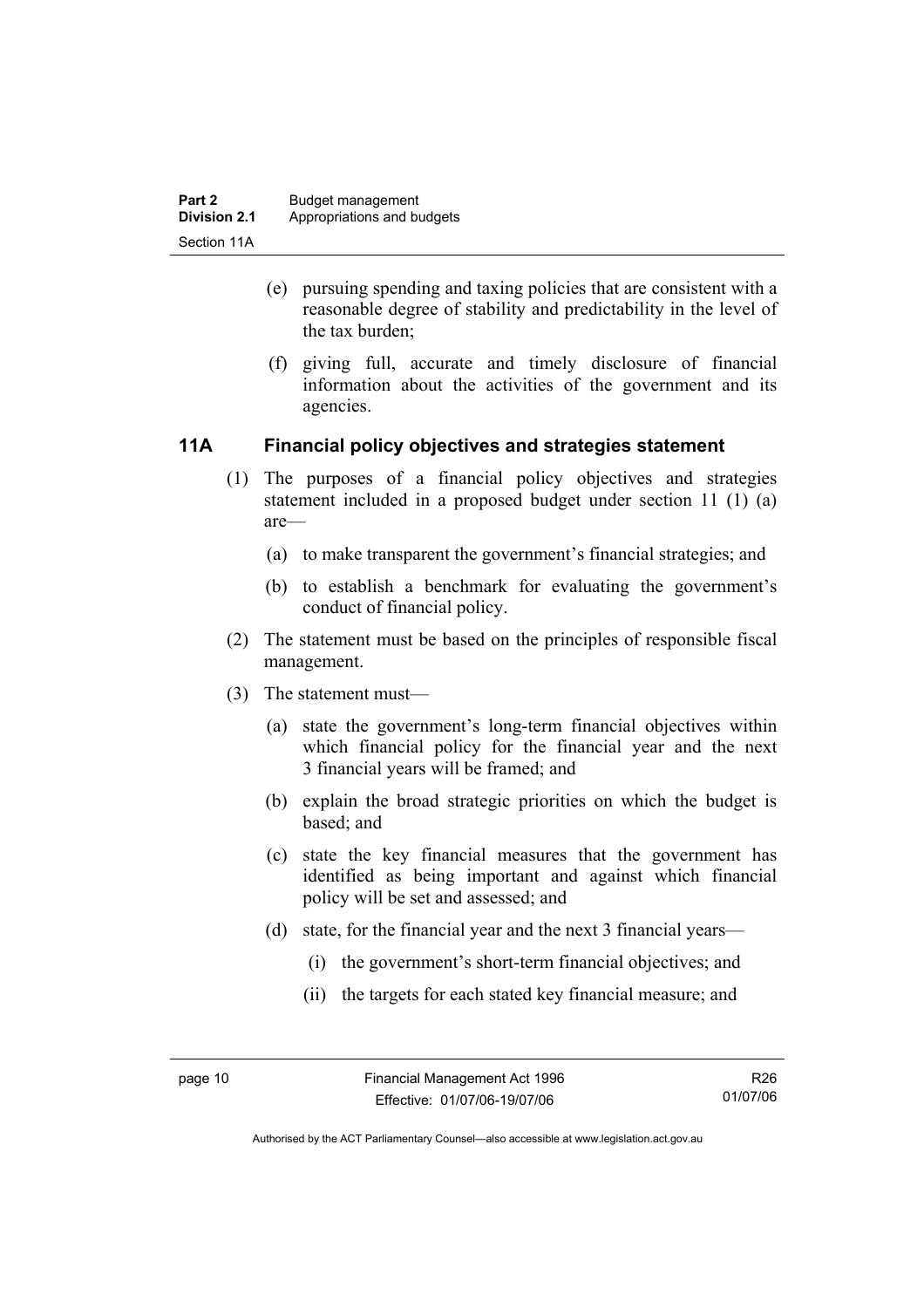(e) pursuing spending and taxing policies that are consistent with a reasonable degree of stability and predictability in the level of the tax burden;

(f) giving full, accurate and timely disclosure of financial information about the activities of the government and its agencies.

## 11A Financial policy objectives and strategies statement

(1) The purposes of a financial policy objectives and strategies statement included in a proposed budget under section 11 (1) (a) are—

(a) to make transparent the government's financial strategies; and

(b) to establish a benchmark for evaluating the government's conduct of financial policy.

(2) The statement must be based on the principles of responsible fiscal management.

(3) The statement must—

(a) state the government's long-term financial objectives within which financial policy for the financial year and the next 3 financial years will be framed; and

(b) explain the broad strategic priorities on which the budget is based; and

(c) state the key financial measures that the government has identified as being important and against which financial policy will be set and assessed; and

(d) state, for the financial year and the next 3 financial years—

(i) the government's short-term financial objectives; and

(ii) the targets for each stated key financial measure; and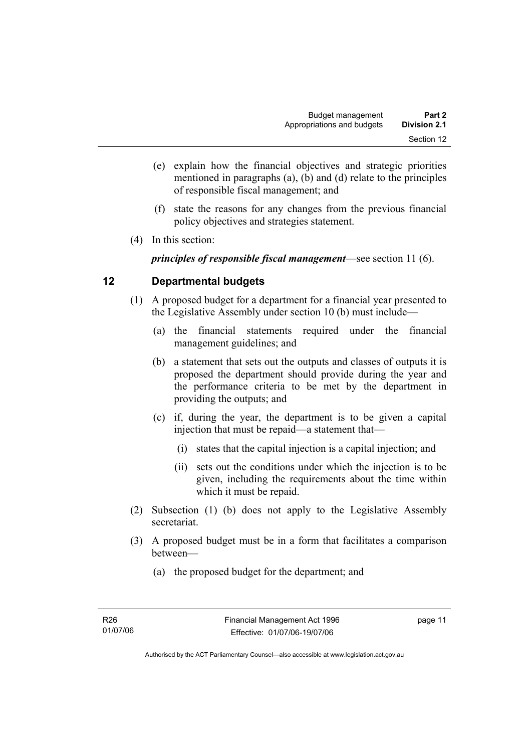(e) explain how the financial objectives and strategic priorities mentioned in paragraphs (a), (b) and (d) relate to the principles of responsible fiscal management; and

(f) state the reasons for any changes from the previous financial policy objectives and strategies statement.

(4) In this section:

***principles of responsible fiscal management***—see section 11 (6).

## 12 Departmental budgets

(1) A proposed budget for a department for a financial year presented to the Legislative Assembly under section 10 (b) must include—

(a) the financial statements required under the financial management guidelines; and

(b) a statement that sets out the outputs and classes of outputs it is proposed the department should provide during the year and the performance criteria to be met by the department in providing the outputs; and

(c) if, during the year, the department is to be given a capital injection that must be repaid—a statement that—

(i) states that the capital injection is a capital injection; and

(ii) sets out the conditions under which the injection is to be given, including the requirements about the time within which it must be repaid.

(2) Subsection (1) (b) does not apply to the Legislative Assembly secretariat.

(3) A proposed budget must be in a form that facilitates a comparison between—

(a) the proposed budget for the department; and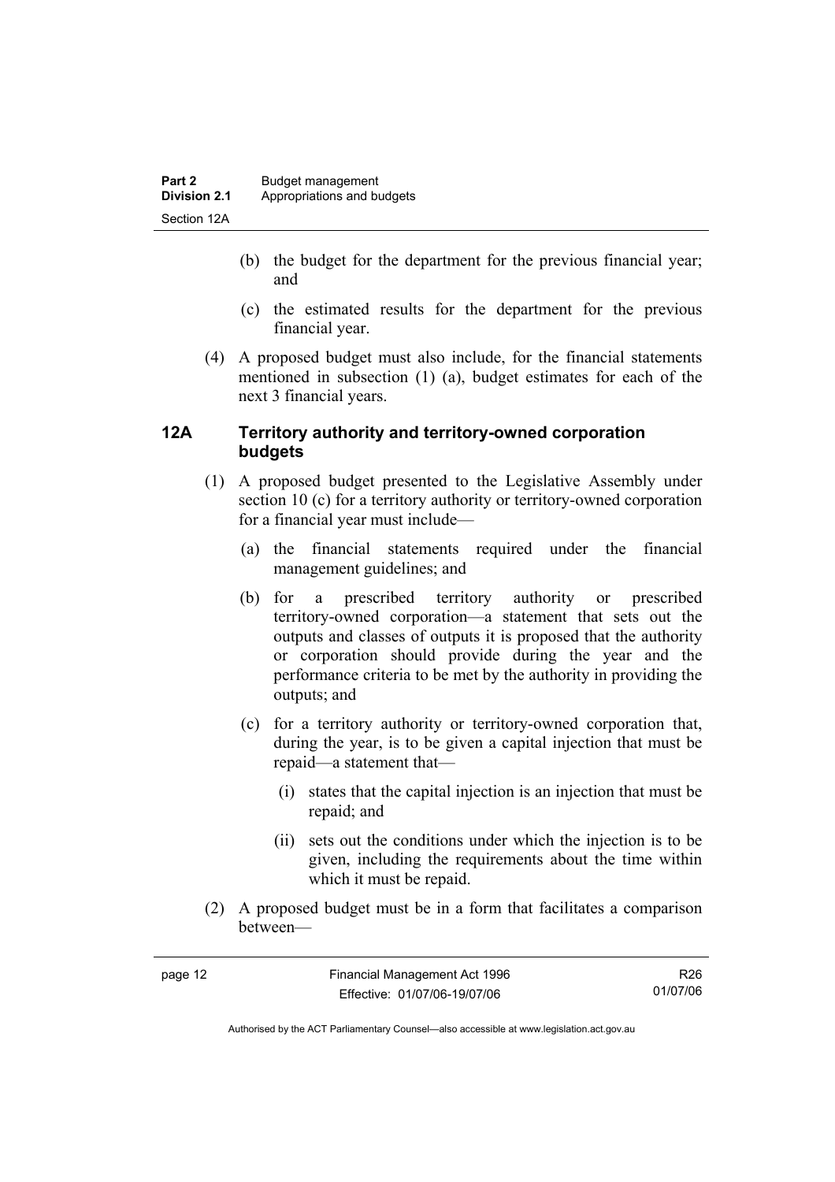(b) the budget for the department for the previous financial year; and

(c) the estimated results for the department for the previous financial year.

(4) A proposed budget must also include, for the financial statements mentioned in subsection (1) (a), budget estimates for each of the next 3 financial years.

## 12A Territory authority and territory-owned corporation budgets

(1) A proposed budget presented to the Legislative Assembly under section 10 (c) for a territory authority or territory-owned corporation for a financial year must include—

(a) the financial statements required under the financial management guidelines; and

(b) for a prescribed territory authority or prescribed territory-owned corporation—a statement that sets out the outputs and classes of outputs it is proposed that the authority or corporation should provide during the year and the performance criteria to be met by the authority in providing the outputs; and

(c) for a territory authority or territory-owned corporation that, during the year, is to be given a capital injection that must be repaid—a statement that—

(i) states that the capital injection is an injection that must be repaid; and

(ii) sets out the conditions under which the injection is to be given, including the requirements about the time within which it must be repaid.

(2) A proposed budget must be in a form that facilitates a comparison between—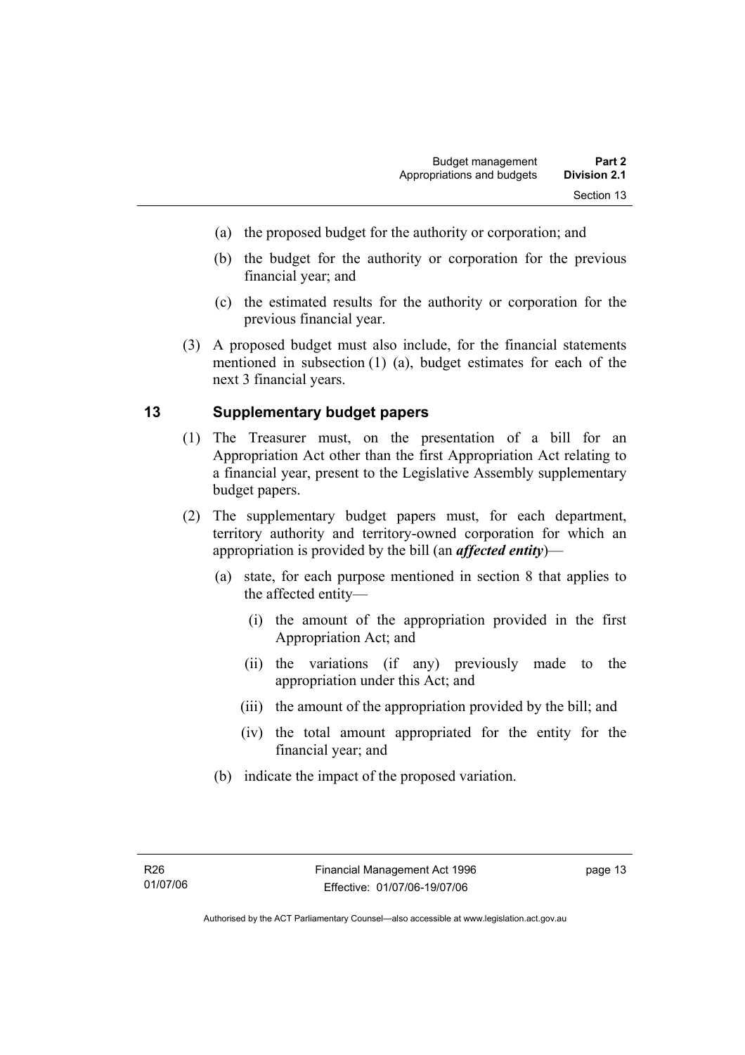(a) the proposed budget for the authority or corporation; and

(b) the budget for the authority or corporation for the previous financial year; and

(c) the estimated results for the authority or corporation for the previous financial year.

(3) A proposed budget must also include, for the financial statements mentioned in subsection (1) (a), budget estimates for each of the next 3 financial years.

## 13 Supplementary budget papers

(1) The Treasurer must, on the presentation of a bill for an Appropriation Act other than the first Appropriation Act relating to a financial year, present to the Legislative Assembly supplementary budget papers.

(2) The supplementary budget papers must, for each department, territory authority and territory-owned corporation for which an appropriation is provided by the bill (an ***affected entity***)—

(a) state, for each purpose mentioned in section 8 that applies to the affected entity—

(i) the amount of the appropriation provided in the first Appropriation Act; and

(ii) the variations (if any) previously made to the appropriation under this Act; and

(iii) the amount of the appropriation provided by the bill; and

(iv) the total amount appropriated for the entity for the financial year; and

(b) indicate the impact of the proposed variation.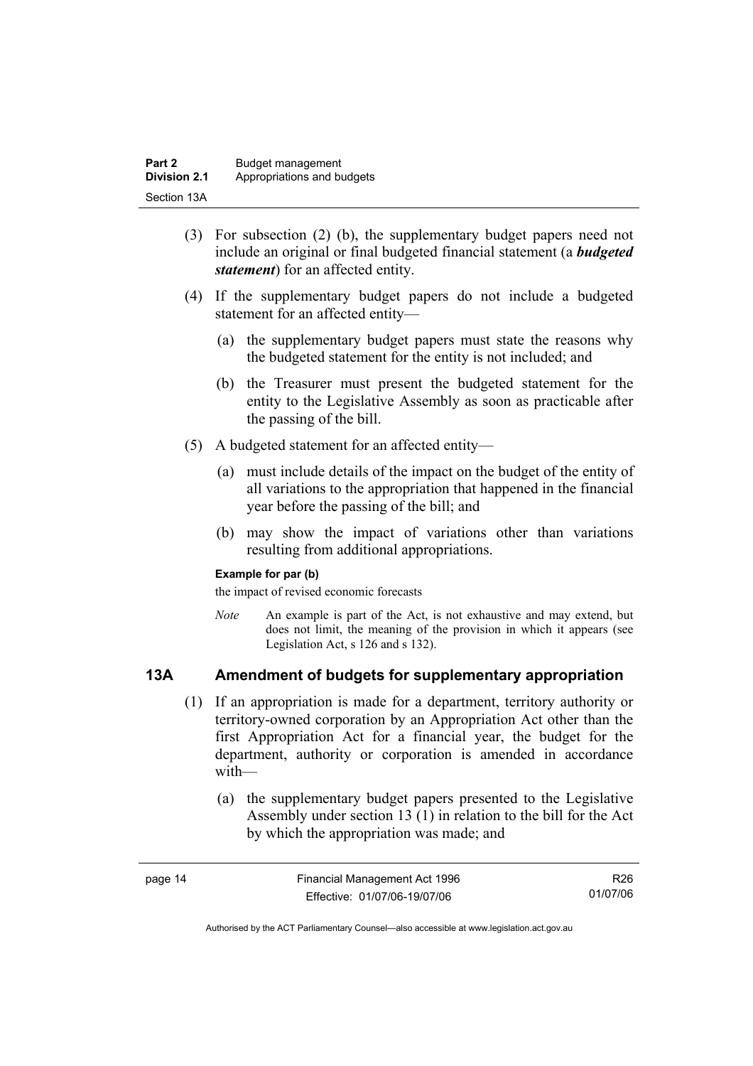(3) For subsection (2) (b), the supplementary budget papers need not include an original or final budgeted financial statement (a ***budgeted statement***) for an affected entity.

(4) If the supplementary budget papers do not include a budgeted statement for an affected entity—

(a) the supplementary budget papers must state the reasons why the budgeted statement for the entity is not included; and

(b) the Treasurer must present the budgeted statement for the entity to the Legislative Assembly as soon as practicable after the passing of the bill.

(5) A budgeted statement for an affected entity—

(a) must include details of the impact on the budget of the entity of all variations to the appropriation that happened in the financial year before the passing of the bill; and

(b) may show the impact of variations other than variations resulting from additional appropriations.

**Example for par (b)**

the impact of revised economic forecasts

*Note* An example is part of the Act, is not exhaustive and may extend, but does not limit, the meaning of the provision in which it appears (see Legislation Act, s 126 and s 132).

## 13A Amendment of budgets for supplementary appropriation

(1) If an appropriation is made for a department, territory authority or territory-owned corporation by an Appropriation Act other than the first Appropriation Act for a financial year, the budget for the department, authority or corporation is amended in accordance with—

(a) the supplementary budget papers presented to the Legislative Assembly under section 13 (1) in relation to the bill for the Act by which the appropriation was made; and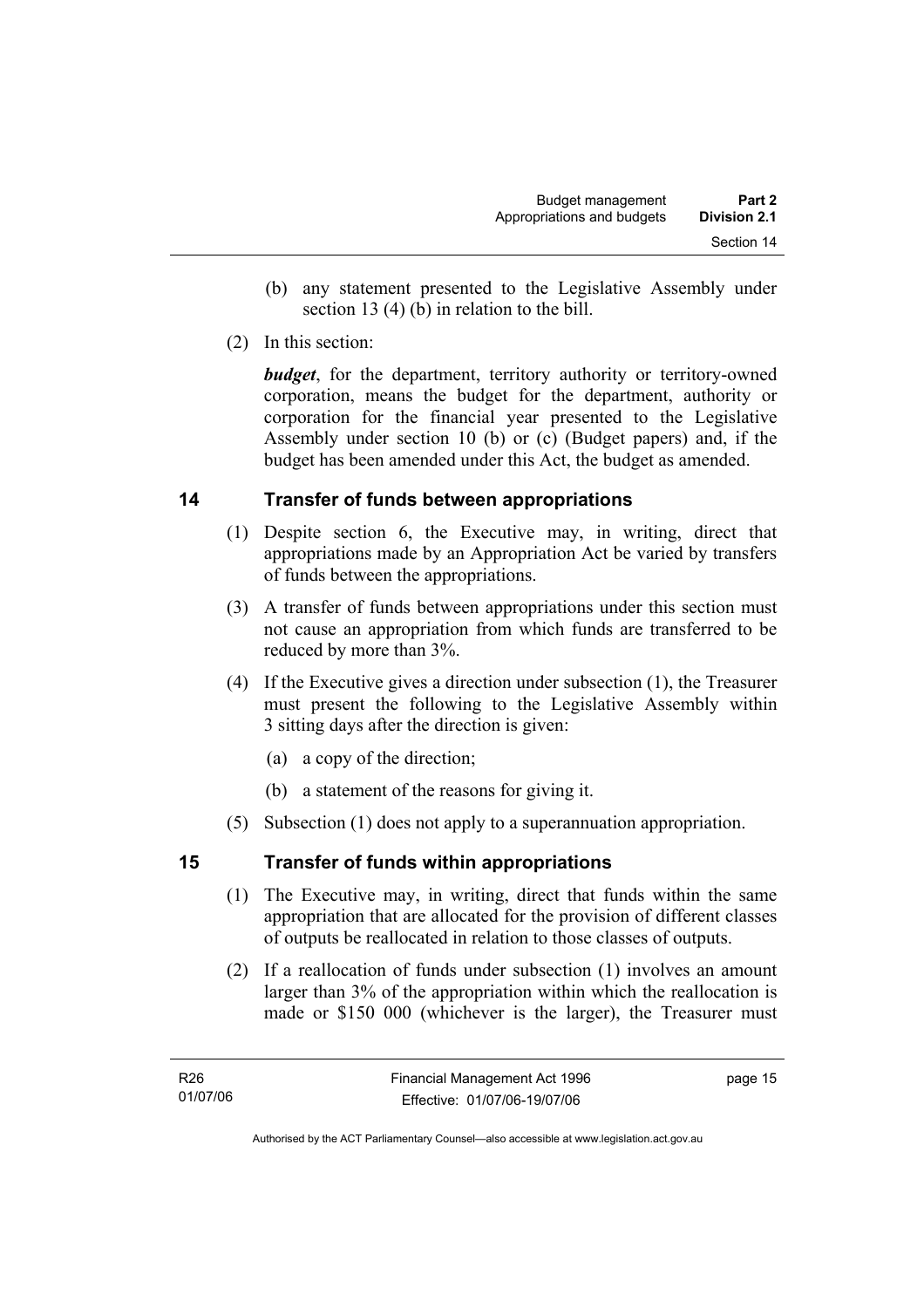(b) any statement presented to the Legislative Assembly under section 13 (4) (b) in relation to the bill.

(2) In this section:

***budget***, for the department, territory authority or territory-owned corporation, means the budget for the department, authority or corporation for the financial year presented to the Legislative Assembly under section 10 (b) or (c) (Budget papers) and, if the budget has been amended under this Act, the budget as amended.

## 14 Transfer of funds between appropriations

(1) Despite section 6, the Executive may, in writing, direct that appropriations made by an Appropriation Act be varied by transfers of funds between the appropriations.

(3) A transfer of funds between appropriations under this section must not cause an appropriation from which funds are transferred to be reduced by more than 3%.

(4) If the Executive gives a direction under subsection (1), the Treasurer must present the following to the Legislative Assembly within 3 sitting days after the direction is given:

(a) a copy of the direction;

(b) a statement of the reasons for giving it.

(5) Subsection (1) does not apply to a superannuation appropriation.

## 15 Transfer of funds within appropriations

(1) The Executive may, in writing, direct that funds within the same appropriation that are allocated for the provision of different classes of outputs be reallocated in relation to those classes of outputs.

(2) If a reallocation of funds under subsection (1) involves an amount larger than 3% of the appropriation within which the reallocation is made or $150 000 (whichever is the larger), the Treasurer must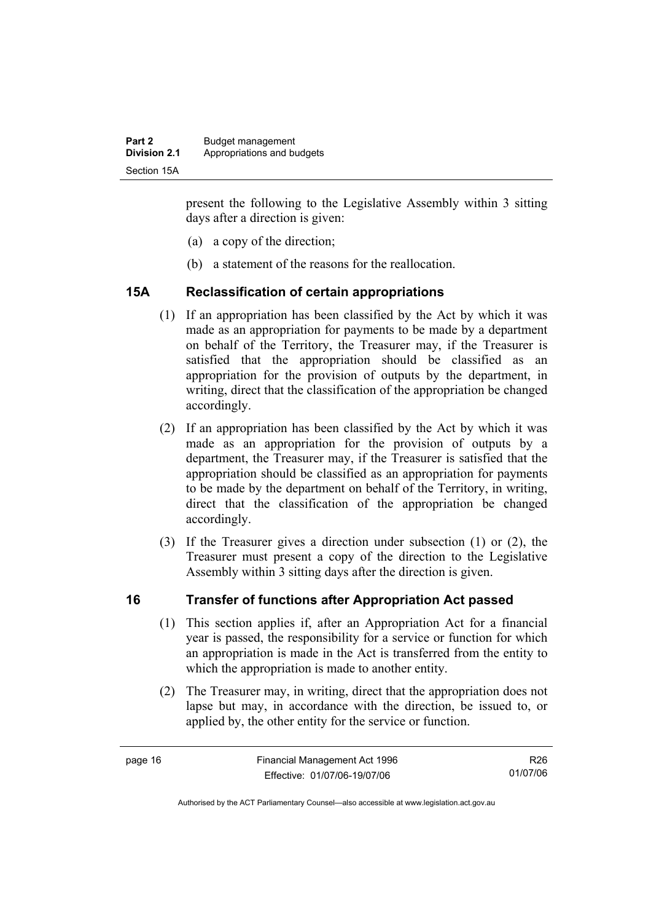present the following to the Legislative Assembly within 3 sitting days after a direction is given:

(a) a copy of the direction;

(b) a statement of the reasons for the reallocation.

### 15A Reclassification of certain appropriations

(1) If an appropriation has been classified by the Act by which it was made as an appropriation for payments to be made by a department on behalf of the Territory, the Treasurer may, if the Treasurer is satisfied that the appropriation should be classified as an appropriation for the provision of outputs by the department, in writing, direct that the classification of the appropriation be changed accordingly.

(2) If an appropriation has been classified by the Act by which it was made as an appropriation for the provision of outputs by a department, the Treasurer may, if the Treasurer is satisfied that the appropriation should be classified as an appropriation for payments to be made by the department on behalf of the Territory, in writing, direct that the classification of the appropriation be changed accordingly.

(3) If the Treasurer gives a direction under subsection (1) or (2), the Treasurer must present a copy of the direction to the Legislative Assembly within 3 sitting days after the direction is given.

### 16 Transfer of functions after Appropriation Act passed

(1) This section applies if, after an Appropriation Act for a financial year is passed, the responsibility for a service or function for which an appropriation is made in the Act is transferred from the entity to which the appropriation is made to another entity.

(2) The Treasurer may, in writing, direct that the appropriation does not lapse but may, in accordance with the direction, be issued to, or applied by, the other entity for the service or function.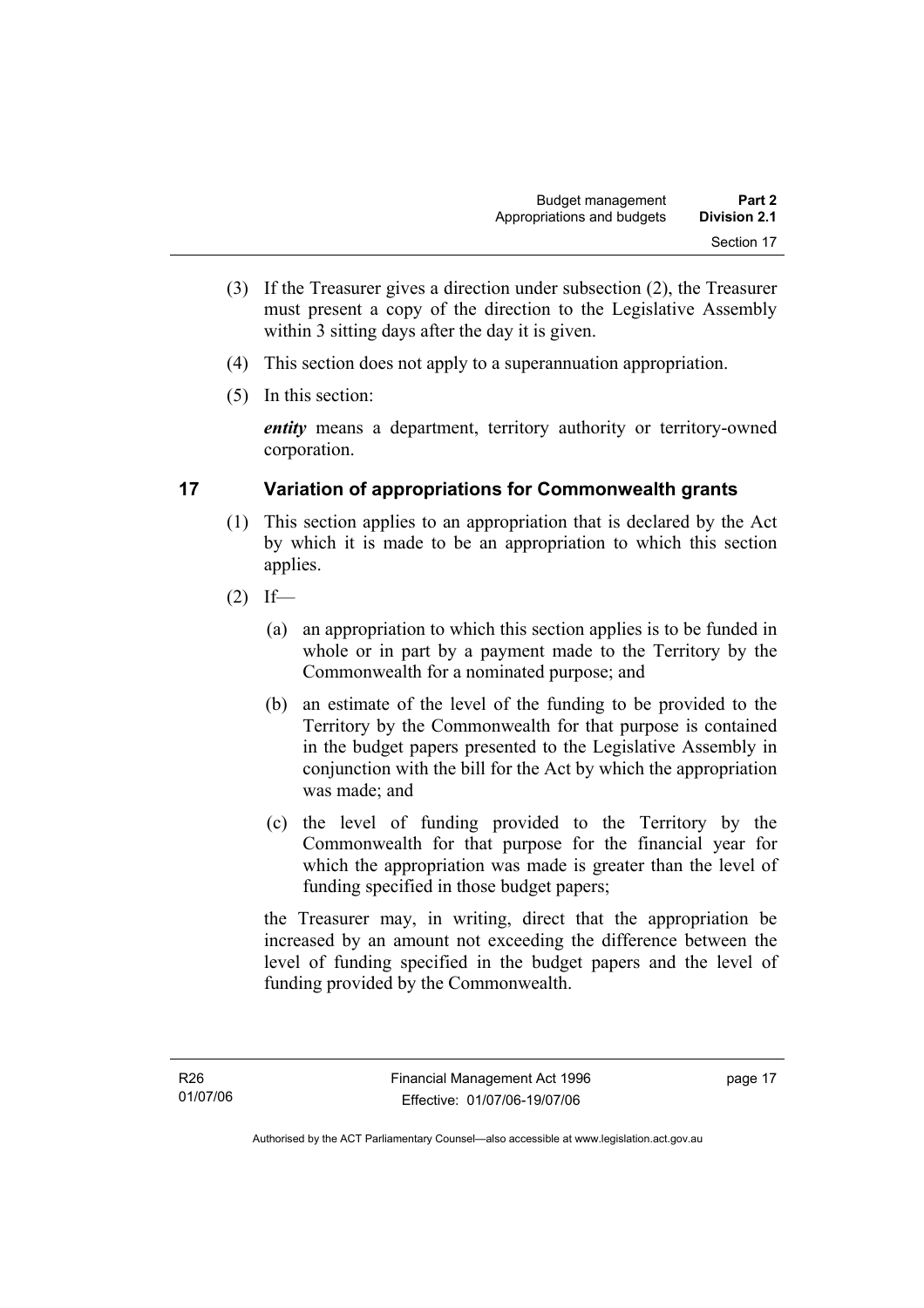(3) If the Treasurer gives a direction under subsection (2), the Treasurer must present a copy of the direction to the Legislative Assembly within 3 sitting days after the day it is given.

(4) This section does not apply to a superannuation appropriation.

(5) In this section:

***entity*** means a department, territory authority or territory-owned corporation.

## 17 Variation of appropriations for Commonwealth grants

(1) This section applies to an appropriation that is declared by the Act by which it is made to be an appropriation to which this section applies.

(2) If—

(a) an appropriation to which this section applies is to be funded in whole or in part by a payment made to the Territory by the Commonwealth for a nominated purpose; and

(b) an estimate of the level of the funding to be provided to the Territory by the Commonwealth for that purpose is contained in the budget papers presented to the Legislative Assembly in conjunction with the bill for the Act by which the appropriation was made; and

(c) the level of funding provided to the Territory by the Commonwealth for that purpose for the financial year for which the appropriation was made is greater than the level of funding specified in those budget papers;

the Treasurer may, in writing, direct that the appropriation be increased by an amount not exceeding the difference between the level of funding specified in the budget papers and the level of funding provided by the Commonwealth.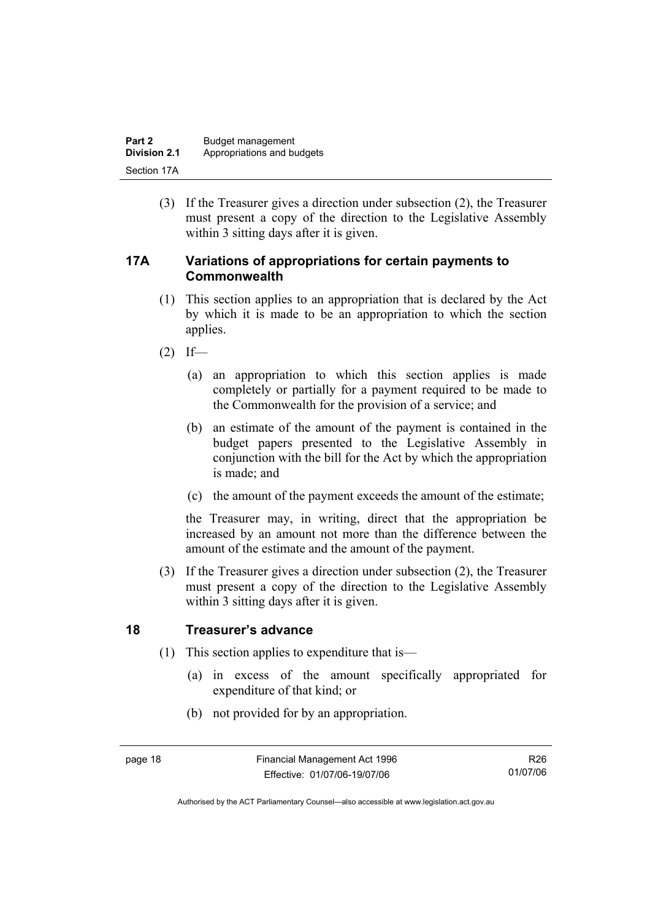(3) If the Treasurer gives a direction under subsection (2), the Treasurer must present a copy of the direction to the Legislative Assembly within 3 sitting days after it is given.

## 17A Variations of appropriations for certain payments to Commonwealth

(1) This section applies to an appropriation that is declared by the Act by which it is made to be an appropriation to which the section applies.

(2) If—

(a) an appropriation to which this section applies is made completely or partially for a payment required to be made to the Commonwealth for the provision of a service; and

(b) an estimate of the amount of the payment is contained in the budget papers presented to the Legislative Assembly in conjunction with the bill for the Act by which the appropriation is made; and

(c) the amount of the payment exceeds the amount of the estimate;

the Treasurer may, in writing, direct that the appropriation be increased by an amount not more than the difference between the amount of the estimate and the amount of the payment.

(3) If the Treasurer gives a direction under subsection (2), the Treasurer must present a copy of the direction to the Legislative Assembly within 3 sitting days after it is given.

## 18 Treasurer's advance

(1) This section applies to expenditure that is—

(a) in excess of the amount specifically appropriated for expenditure of that kind; or

(b) not provided for by an appropriation.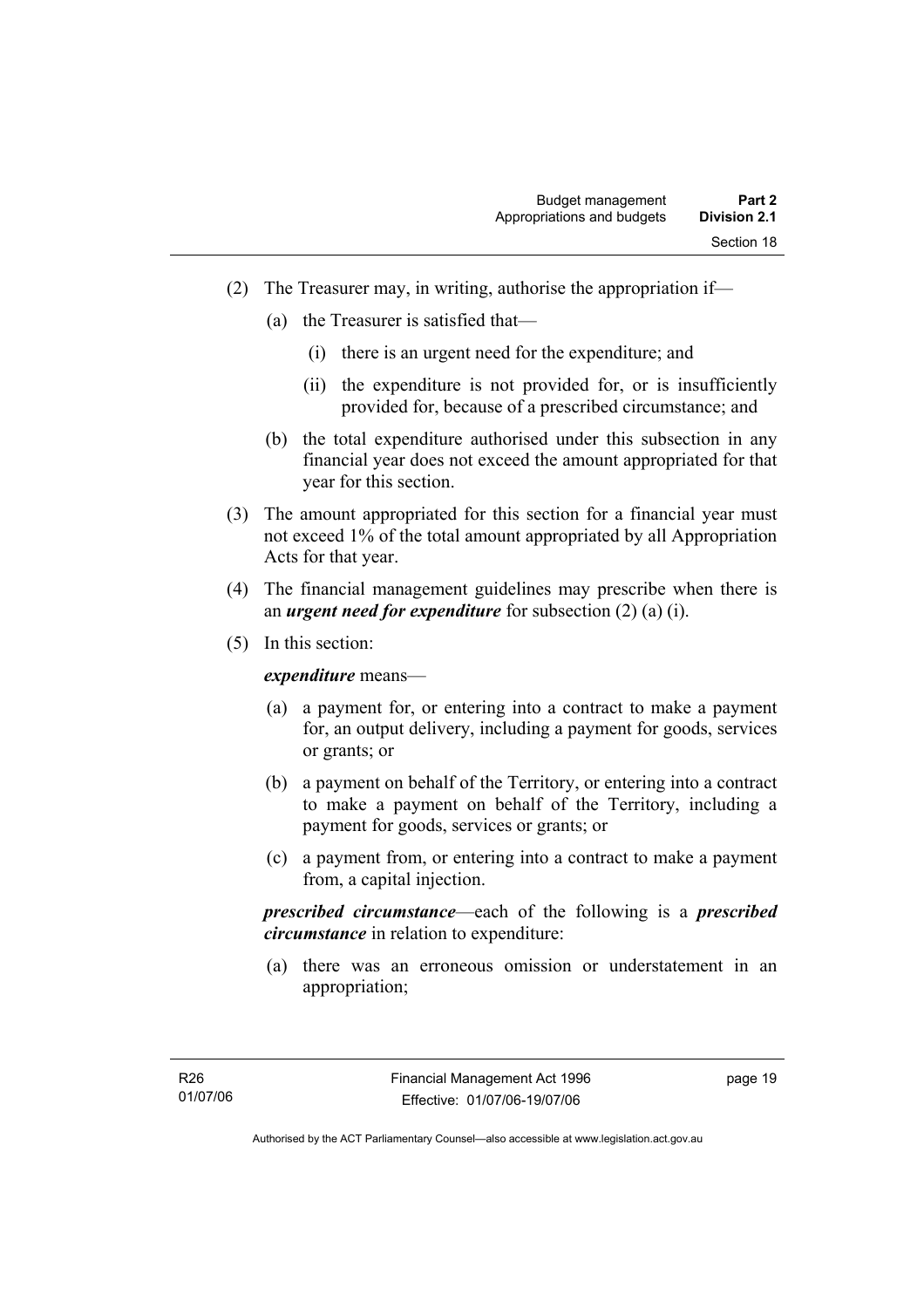(2) The Treasurer may, in writing, authorise the appropriation if—

(a) the Treasurer is satisfied that—

(i) there is an urgent need for the expenditure; and

(ii) the expenditure is not provided for, or is insufficiently provided for, because of a prescribed circumstance; and

(b) the total expenditure authorised under this subsection in any financial year does not exceed the amount appropriated for that year for this section.

(3) The amount appropriated for this section for a financial year must not exceed 1% of the total amount appropriated by all Appropriation Acts for that year.

(4) The financial management guidelines may prescribe when there is an ***urgent need for expenditure*** for subsection (2) (a) (i).

(5) In this section:

***expenditure*** means—

(a) a payment for, or entering into a contract to make a payment for, an output delivery, including a payment for goods, services or grants; or

(b) a payment on behalf of the Territory, or entering into a contract to make a payment on behalf of the Territory, including a payment for goods, services or grants; or

(c) a payment from, or entering into a contract to make a payment from, a capital injection.

***prescribed circumstance***—each of the following is a ***prescribed circumstance*** in relation to expenditure:

(a) there was an erroneous omission or understatement in an appropriation;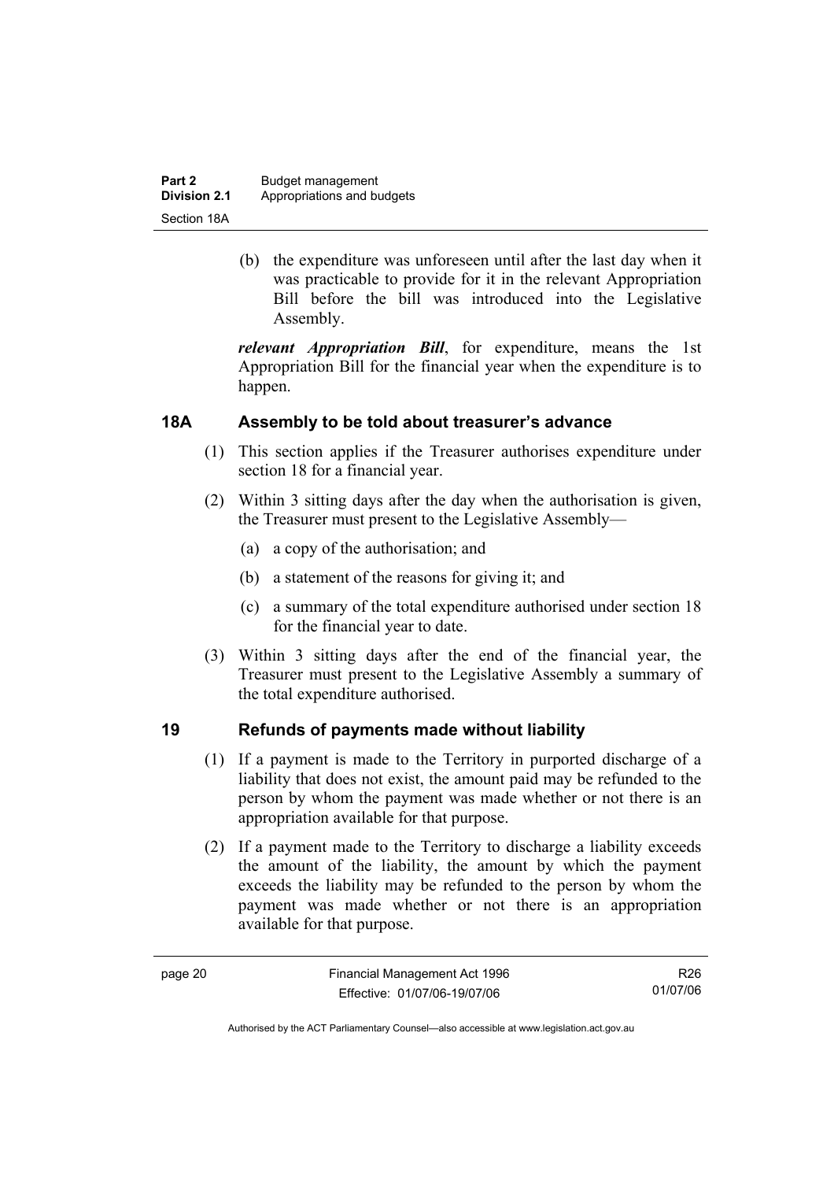(b) the expenditure was unforeseen until after the last day when it was practicable to provide for it in the relevant Appropriation Bill before the bill was introduced into the Legislative Assembly.

***relevant Appropriation Bill***, for expenditure, means the 1st Appropriation Bill for the financial year when the expenditure is to happen.

## 18A Assembly to be told about treasurer's advance

(1) This section applies if the Treasurer authorises expenditure under section 18 for a financial year.

(2) Within 3 sitting days after the day when the authorisation is given, the Treasurer must present to the Legislative Assembly—

(a) a copy of the authorisation; and

(b) a statement of the reasons for giving it; and

(c) a summary of the total expenditure authorised under section 18 for the financial year to date.

(3) Within 3 sitting days after the end of the financial year, the Treasurer must present to the Legislative Assembly a summary of the total expenditure authorised.

## 19 Refunds of payments made without liability

(1) If a payment is made to the Territory in purported discharge of a liability that does not exist, the amount paid may be refunded to the person by whom the payment was made whether or not there is an appropriation available for that purpose.

(2) If a payment made to the Territory to discharge a liability exceeds the amount of the liability, the amount by which the payment exceeds the liability may be refunded to the person by whom the payment was made whether or not there is an appropriation available for that purpose.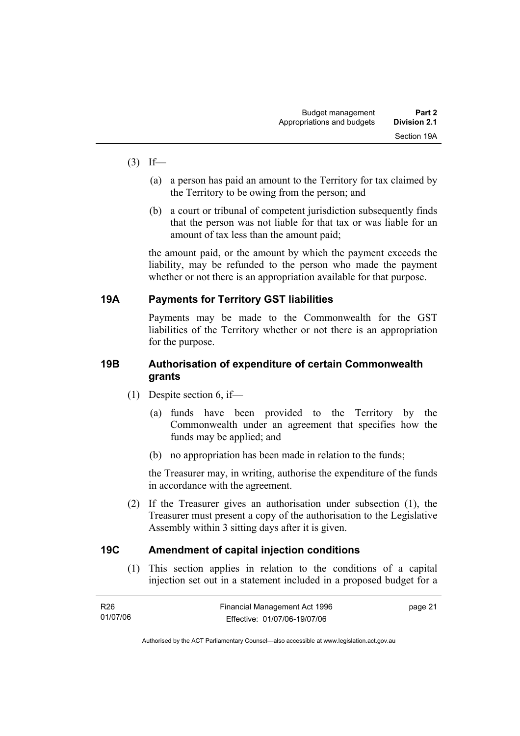(3) If—

  (a) a person has paid an amount to the Territory for tax claimed by the Territory to be owing from the person; and

  (b) a court or tribunal of competent jurisdiction subsequently finds that the person was not liable for that tax or was liable for an amount of tax less than the amount paid;

the amount paid, or the amount by which the payment exceeds the liability, may be refunded to the person who made the payment whether or not there is an appropriation available for that purpose.

## 19A Payments for Territory GST liabilities

Payments may be made to the Commonwealth for the GST liabilities of the Territory whether or not there is an appropriation for the purpose.

## 19B Authorisation of expenditure of certain Commonwealth grants

(1) Despite section 6, if—

  (a) funds have been provided to the Territory by the Commonwealth under an agreement that specifies how the funds may be applied; and

  (b) no appropriation has been made in relation to the funds;

the Treasurer may, in writing, authorise the expenditure of the funds in accordance with the agreement.

(2) If the Treasurer gives an authorisation under subsection (1), the Treasurer must present a copy of the authorisation to the Legislative Assembly within 3 sitting days after it is given.

## 19C Amendment of capital injection conditions

(1) This section applies in relation to the conditions of a capital injection set out in a statement included in a proposed budget for a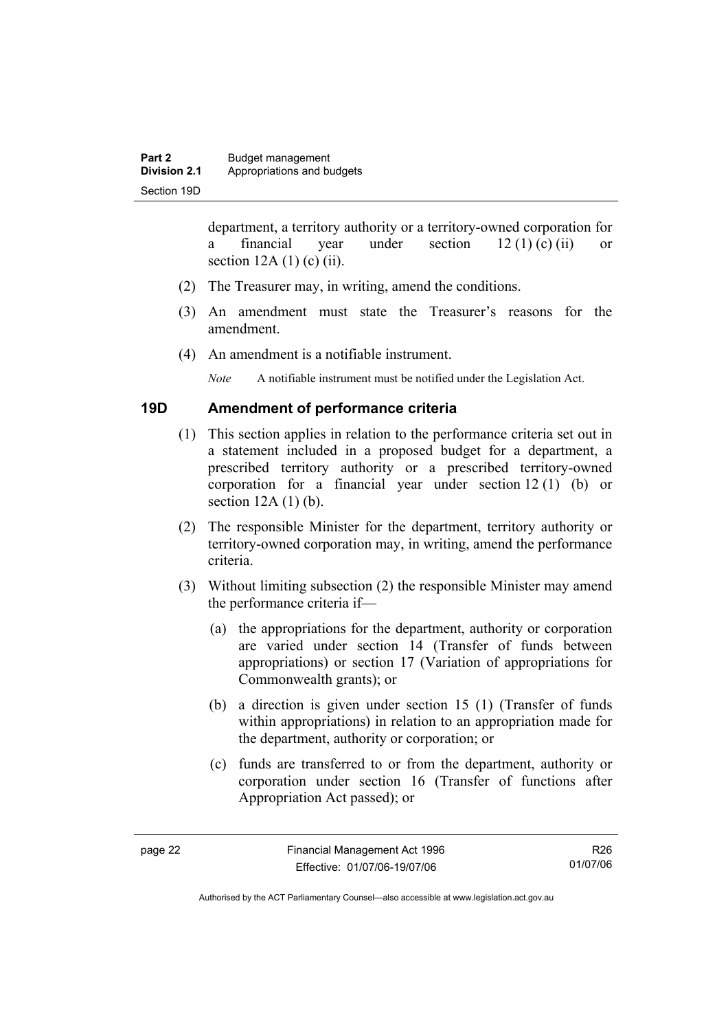department, a territory authority or a territory-owned corporation for a financial year under section 12 (1) (c) (ii) or section 12A (1) (c) (ii).

(2) The Treasurer may, in writing, amend the conditions.

(3) An amendment must state the Treasurer's reasons for the amendment.

(4) An amendment is a notifiable instrument.

*Note* A notifiable instrument must be notified under the Legislation Act.

### 19D Amendment of performance criteria

(1) This section applies in relation to the performance criteria set out in a statement included in a proposed budget for a department, a prescribed territory authority or a prescribed territory-owned corporation for a financial year under section 12 (1) (b) or section 12A (1) (b).

(2) The responsible Minister for the department, territory authority or territory-owned corporation may, in writing, amend the performance criteria.

(3) Without limiting subsection (2) the responsible Minister may amend the performance criteria if—

(a) the appropriations for the department, authority or corporation are varied under section 14 (Transfer of funds between appropriations) or section 17 (Variation of appropriations for Commonwealth grants); or

(b) a direction is given under section 15 (1) (Transfer of funds within appropriations) in relation to an appropriation made for the department, authority or corporation; or

(c) funds are transferred to or from the department, authority or corporation under section 16 (Transfer of functions after Appropriation Act passed); or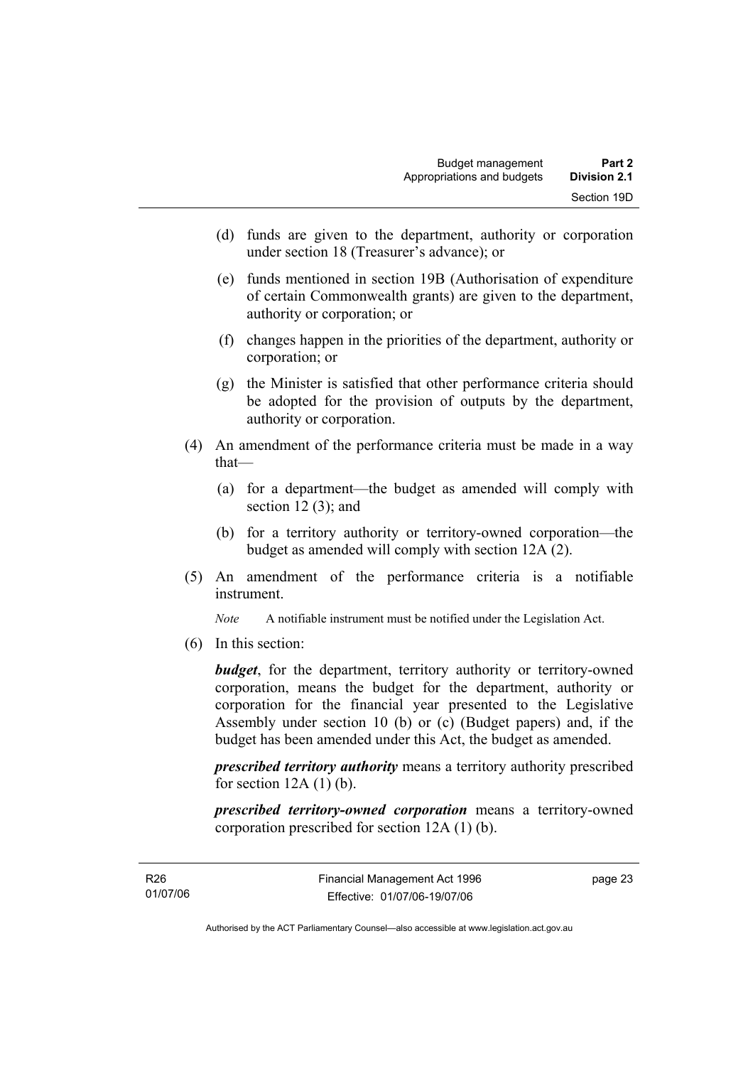(d) funds are given to the department, authority or corporation under section 18 (Treasurer's advance); or

(e) funds mentioned in section 19B (Authorisation of expenditure of certain Commonwealth grants) are given to the department, authority or corporation; or

(f) changes happen in the priorities of the department, authority or corporation; or

(g) the Minister is satisfied that other performance criteria should be adopted for the provision of outputs by the department, authority or corporation.

(4) An amendment of the performance criteria must be made in a way that—

(a) for a department—the budget as amended will comply with section 12 (3); and

(b) for a territory authority or territory-owned corporation—the budget as amended will comply with section 12A (2).

(5) An amendment of the performance criteria is a notifiable instrument.

*Note* A notifiable instrument must be notified under the Legislation Act.

(6) In this section:

***budget***, for the department, territory authority or territory-owned corporation, means the budget for the department, authority or corporation for the financial year presented to the Legislative Assembly under section 10 (b) or (c) (Budget papers) and, if the budget has been amended under this Act, the budget as amended.

***prescribed territory authority*** means a territory authority prescribed for section 12A (1) (b).

***prescribed territory-owned corporation*** means a territory-owned corporation prescribed for section 12A (1) (b).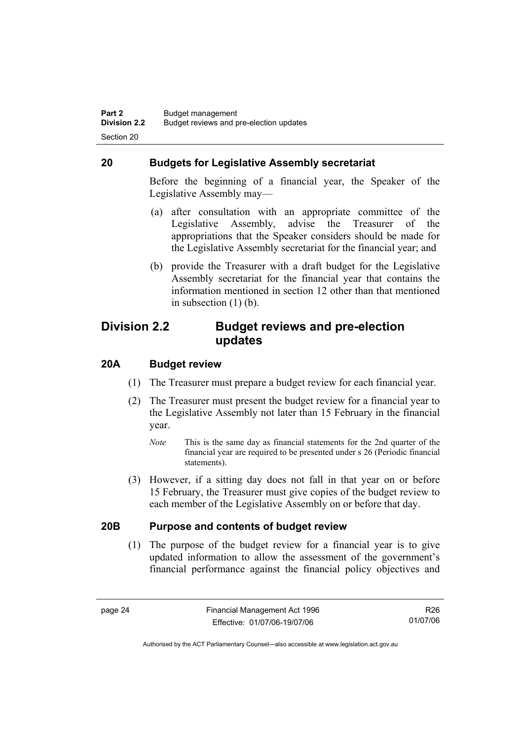## 20 Budgets for Legislative Assembly secretariat

Before the beginning of a financial year, the Speaker of the Legislative Assembly may—

(a) after consultation with an appropriate committee of the Legislative Assembly, advise the Treasurer of the appropriations that the Speaker considers should be made for the Legislative Assembly secretariat for the financial year; and

(b) provide the Treasurer with a draft budget for the Legislative Assembly secretariat for the financial year that contains the information mentioned in section 12 other than that mentioned in subsection (1) (b).

# Division 2.2 Budget reviews and pre-election updates

## 20A Budget review

(1) The Treasurer must prepare a budget review for each financial year.

(2) The Treasurer must present the budget review for a financial year to the Legislative Assembly not later than 15 February in the financial year.

*Note* This is the same day as financial statements for the 2nd quarter of the financial year are required to be presented under s 26 (Periodic financial statements).

(3) However, if a sitting day does not fall in that year on or before 15 February, the Treasurer must give copies of the budget review to each member of the Legislative Assembly on or before that day.

## 20B Purpose and contents of budget review

(1) The purpose of the budget review for a financial year is to give updated information to allow the assessment of the government's financial performance against the financial policy objectives and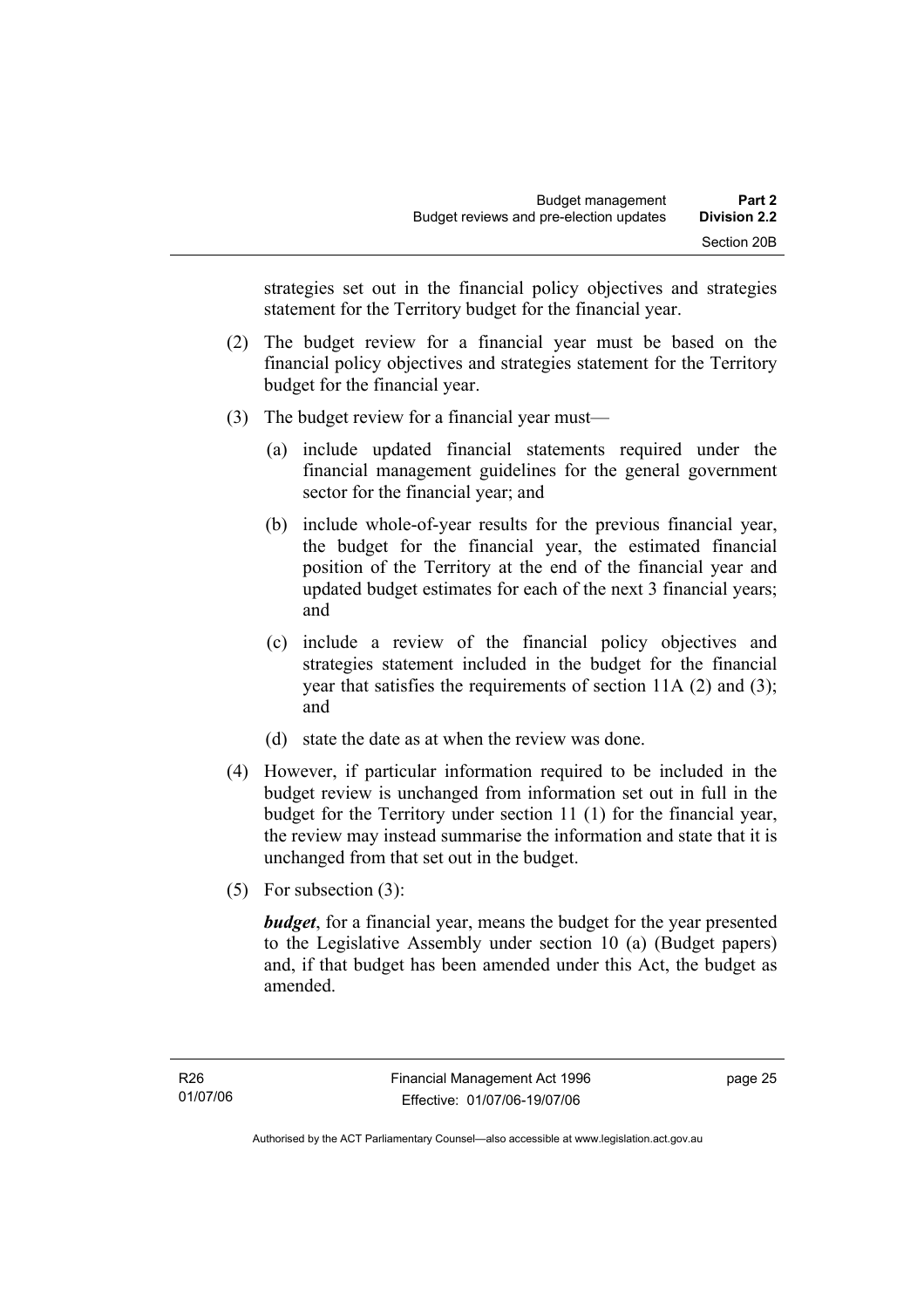strategies set out in the financial policy objectives and strategies statement for the Territory budget for the financial year.

(2) The budget review for a financial year must be based on the financial policy objectives and strategies statement for the Territory budget for the financial year.

(3) The budget review for a financial year must—

(a) include updated financial statements required under the financial management guidelines for the general government sector for the financial year; and

(b) include whole-of-year results for the previous financial year, the budget for the financial year, the estimated financial position of the Territory at the end of the financial year and updated budget estimates for each of the next 3 financial years; and

(c) include a review of the financial policy objectives and strategies statement included in the budget for the financial year that satisfies the requirements of section 11A (2) and (3); and

(d) state the date as at when the review was done.

(4) However, if particular information required to be included in the budget review is unchanged from information set out in full in the budget for the Territory under section 11 (1) for the financial year, the review may instead summarise the information and state that it is unchanged from that set out in the budget.

(5) For subsection (3):

***budget***, for a financial year, means the budget for the year presented to the Legislative Assembly under section 10 (a) (Budget papers) and, if that budget has been amended under this Act, the budget as amended.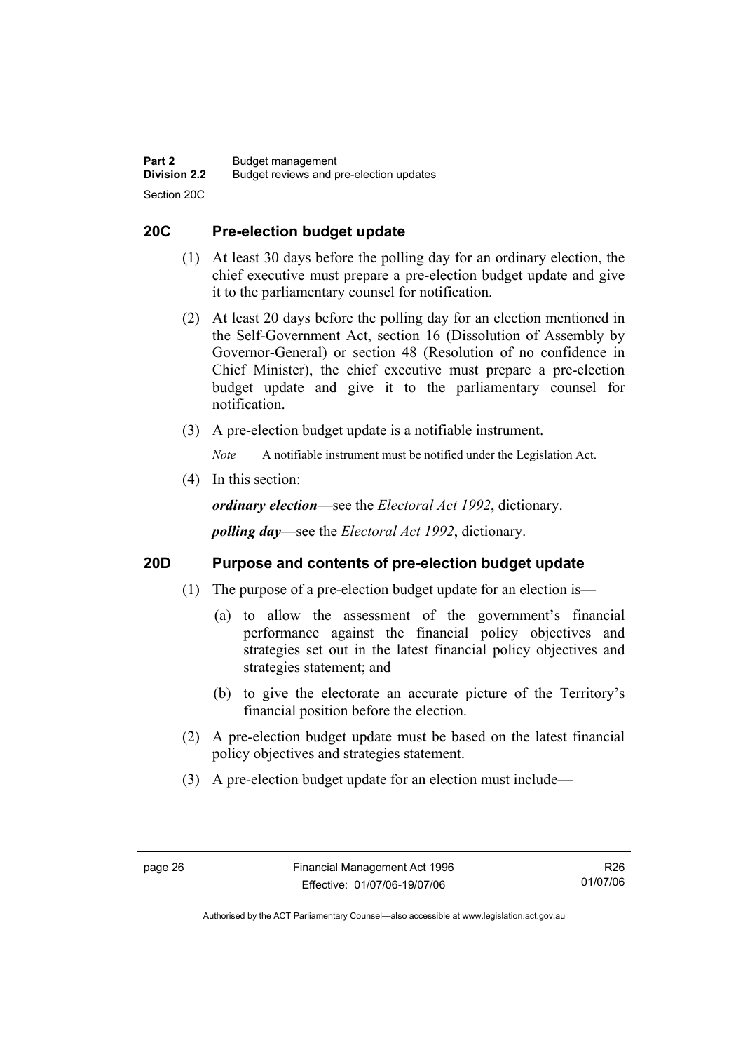## 20C Pre-election budget update

(1) At least 30 days before the polling day for an ordinary election, the chief executive must prepare a pre-election budget update and give it to the parliamentary counsel for notification.

(2) At least 20 days before the polling day for an election mentioned in the Self-Government Act, section 16 (Dissolution of Assembly by Governor-General) or section 48 (Resolution of no confidence in Chief Minister), the chief executive must prepare a pre-election budget update and give it to the parliamentary counsel for notification.

(3) A pre-election budget update is a notifiable instrument.

*Note* A notifiable instrument must be notified under the Legislation Act.

(4) In this section:

***ordinary election***—see the *Electoral Act 1992*, dictionary.

***polling day***—see the *Electoral Act 1992*, dictionary.

## 20D Purpose and contents of pre-election budget update

(1) The purpose of a pre-election budget update for an election is—

(a) to allow the assessment of the government's financial performance against the financial policy objectives and strategies set out in the latest financial policy objectives and strategies statement; and

(b) to give the electorate an accurate picture of the Territory's financial position before the election.

(2) A pre-election budget update must be based on the latest financial policy objectives and strategies statement.

(3) A pre-election budget update for an election must include—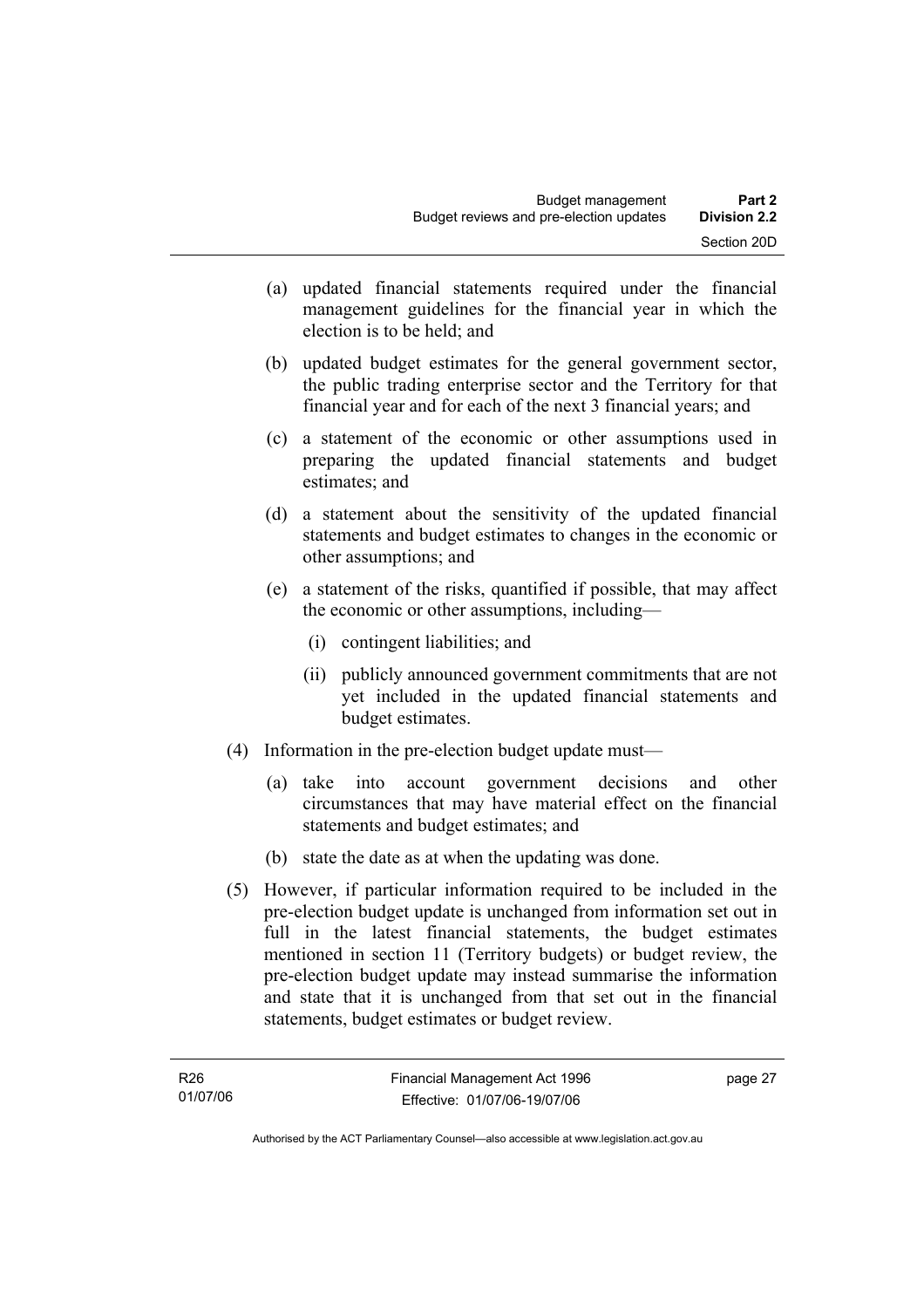(a) updated financial statements required under the financial management guidelines for the financial year in which the election is to be held; and

(b) updated budget estimates for the general government sector, the public trading enterprise sector and the Territory for that financial year and for each of the next 3 financial years; and

(c) a statement of the economic or other assumptions used in preparing the updated financial statements and budget estimates; and

(d) a statement about the sensitivity of the updated financial statements and budget estimates to changes in the economic or other assumptions; and

(e) a statement of the risks, quantified if possible, that may affect the economic or other assumptions, including—

(i) contingent liabilities; and

(ii) publicly announced government commitments that are not yet included in the updated financial statements and budget estimates.

(4) Information in the pre-election budget update must—

(a) take into account government decisions and other circumstances that may have material effect on the financial statements and budget estimates; and

(b) state the date as at when the updating was done.

(5) However, if particular information required to be included in the pre-election budget update is unchanged from information set out in full in the latest financial statements, the budget estimates mentioned in section 11 (Territory budgets) or budget review, the pre-election budget update may instead summarise the information and state that it is unchanged from that set out in the financial statements, budget estimates or budget review.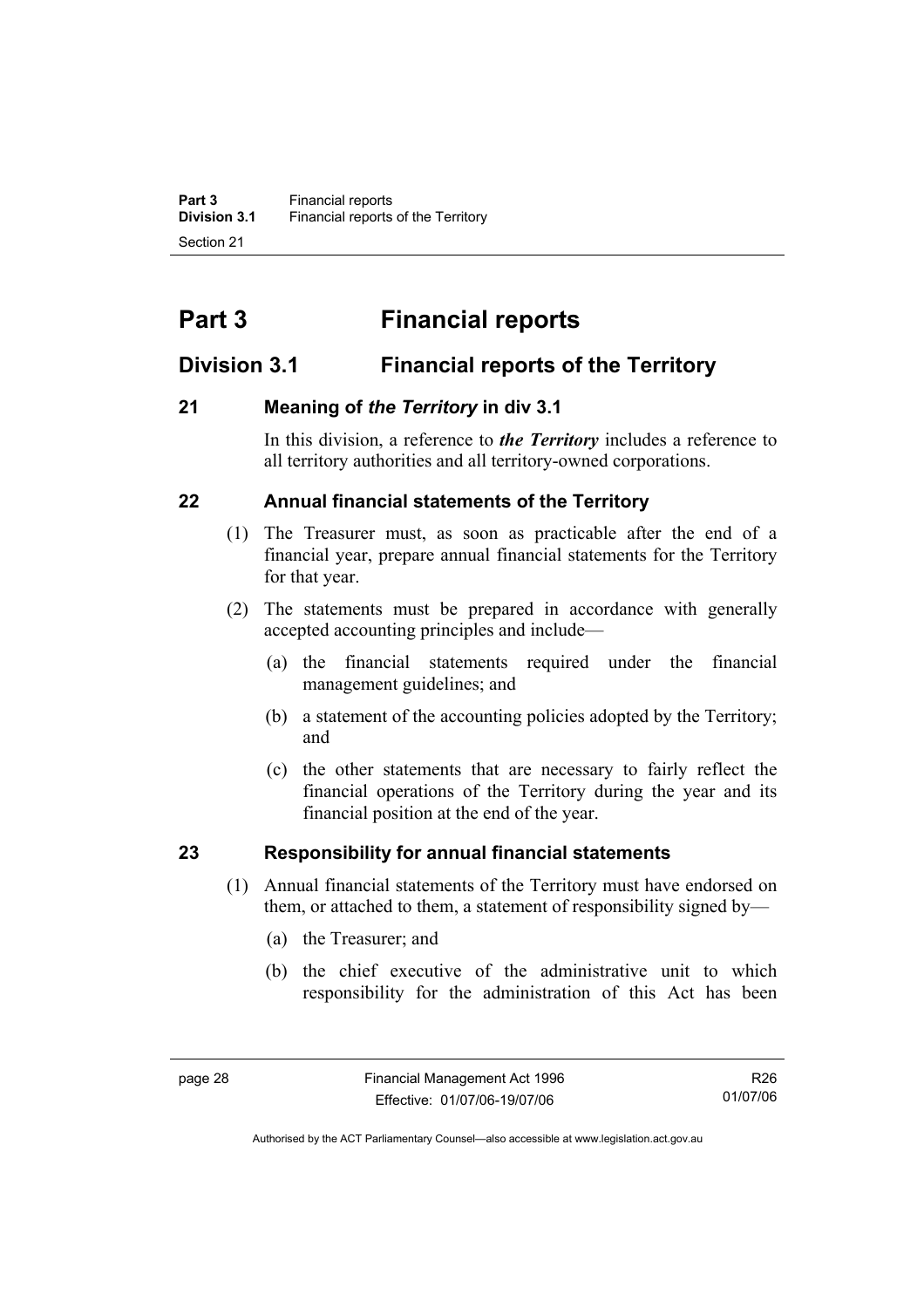# Part 3 Financial reports

## Division 3.1 Financial reports of the Territory

### 21 Meaning of *the Territory* in div 3.1

In this division, a reference to ***the Territory*** includes a reference to all territory authorities and all territory-owned corporations.

### 22 Annual financial statements of the Territory

(1) The Treasurer must, as soon as practicable after the end of a financial year, prepare annual financial statements for the Territory for that year.

(2) The statements must be prepared in accordance with generally accepted accounting principles and include—

(a) the financial statements required under the financial management guidelines; and

(b) a statement of the accounting policies adopted by the Territory; and

(c) the other statements that are necessary to fairly reflect the financial operations of the Territory during the year and its financial position at the end of the year.

### 23 Responsibility for annual financial statements

(1) Annual financial statements of the Territory must have endorsed on them, or attached to them, a statement of responsibility signed by—

(a) the Treasurer; and

(b) the chief executive of the administrative unit to which responsibility for the administration of this Act has been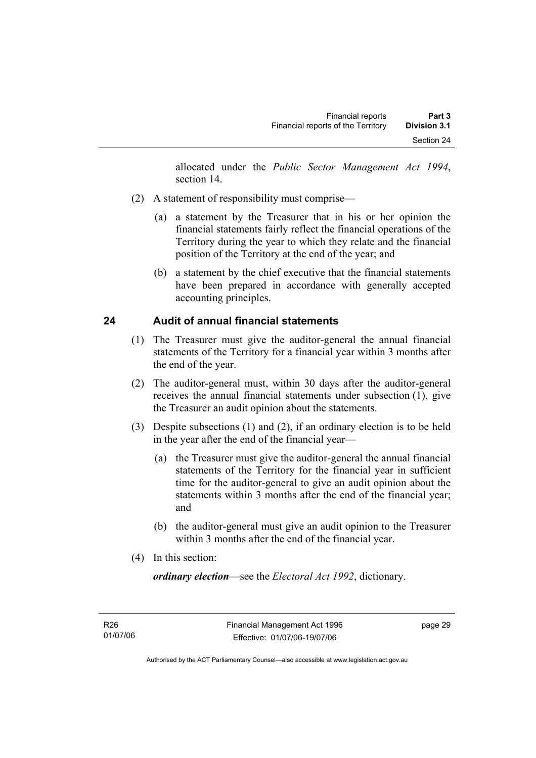allocated under the *Public Sector Management Act 1994*, section 14.

(2) A statement of responsibility must comprise—

(a) a statement by the Treasurer that in his or her opinion the financial statements fairly reflect the financial operations of the Territory during the year to which they relate and the financial position of the Territory at the end of the year; and

(b) a statement by the chief executive that the financial statements have been prepared in accordance with generally accepted accounting principles.

## 24 Audit of annual financial statements

(1) The Treasurer must give the auditor-general the annual financial statements of the Territory for a financial year within 3 months after the end of the year.

(2) The auditor-general must, within 30 days after the auditor-general receives the annual financial statements under subsection (1), give the Treasurer an audit opinion about the statements.

(3) Despite subsections (1) and (2), if an ordinary election is to be held in the year after the end of the financial year—

(a) the Treasurer must give the auditor-general the annual financial statements of the Territory for the financial year in sufficient time for the auditor-general to give an audit opinion about the statements within 3 months after the end of the financial year; and

(b) the auditor-general must give an audit opinion to the Treasurer within 3 months after the end of the financial year.

(4) In this section:

***ordinary election***—see the *Electoral Act 1992*, dictionary.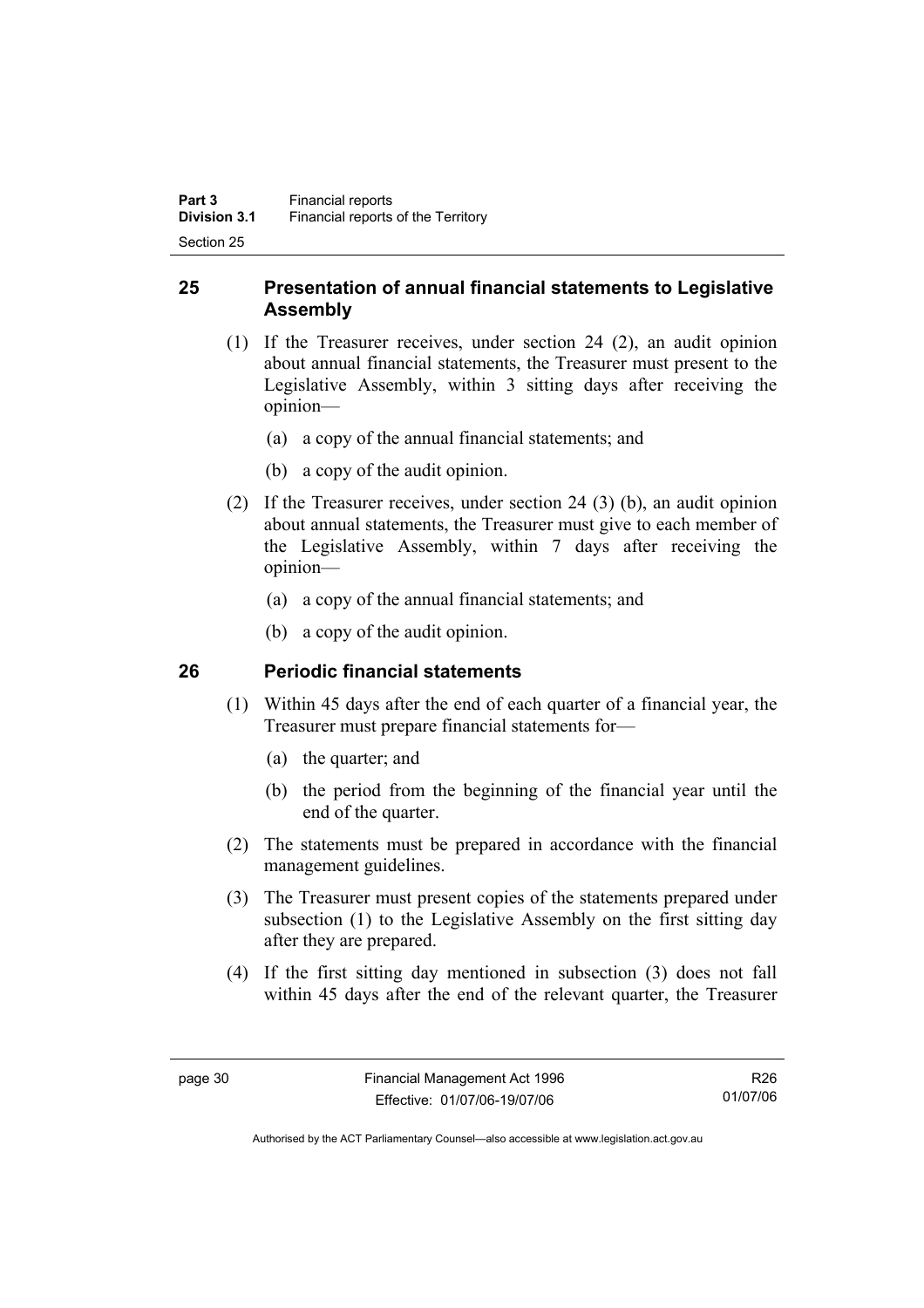## 25 Presentation of annual financial statements to Legislative Assembly

(1) If the Treasurer receives, under section 24 (2), an audit opinion about annual financial statements, the Treasurer must present to the Legislative Assembly, within 3 sitting days after receiving the opinion—

(a) a copy of the annual financial statements; and

(b) a copy of the audit opinion.

(2) If the Treasurer receives, under section 24 (3) (b), an audit opinion about annual statements, the Treasurer must give to each member of the Legislative Assembly, within 7 days after receiving the opinion—

(a) a copy of the annual financial statements; and

(b) a copy of the audit opinion.

## 26 Periodic financial statements

(1) Within 45 days after the end of each quarter of a financial year, the Treasurer must prepare financial statements for—

(a) the quarter; and

(b) the period from the beginning of the financial year until the end of the quarter.

(2) The statements must be prepared in accordance with the financial management guidelines.

(3) The Treasurer must present copies of the statements prepared under subsection (1) to the Legislative Assembly on the first sitting day after they are prepared.

(4) If the first sitting day mentioned in subsection (3) does not fall within 45 days after the end of the relevant quarter, the Treasurer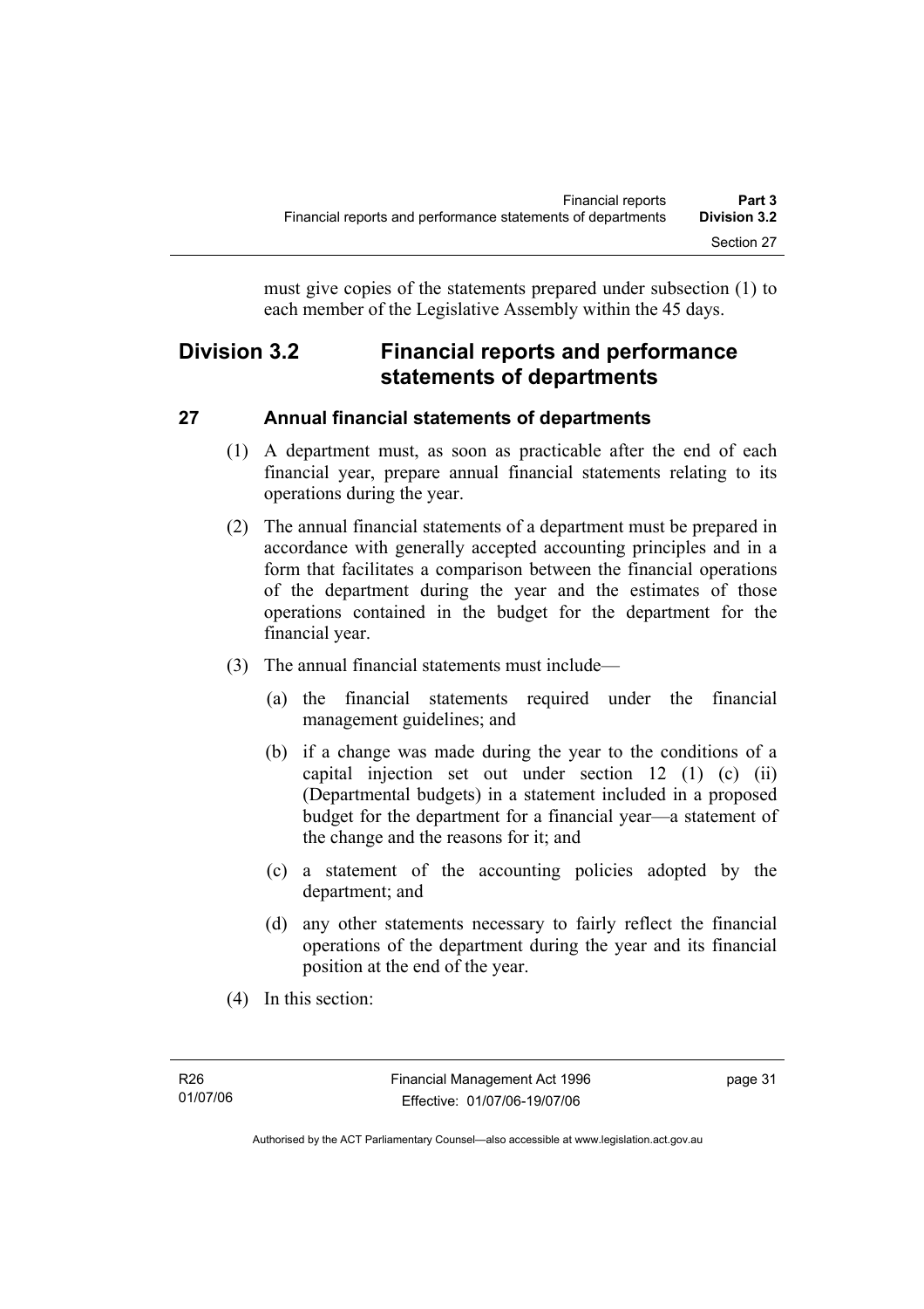must give copies of the statements prepared under subsection (1) to each member of the Legislative Assembly within the 45 days.

## Division 3.2 Financial reports and performance statements of departments

### 27 Annual financial statements of departments

(1) A department must, as soon as practicable after the end of each financial year, prepare annual financial statements relating to its operations during the year.

(2) The annual financial statements of a department must be prepared in accordance with generally accepted accounting principles and in a form that facilitates a comparison between the financial operations of the department during the year and the estimates of those operations contained in the budget for the department for the financial year.

(3) The annual financial statements must include—

(a) the financial statements required under the financial management guidelines; and

(b) if a change was made during the year to the conditions of a capital injection set out under section 12 (1) (c) (ii) (Departmental budgets) in a statement included in a proposed budget for the department for a financial year—a statement of the change and the reasons for it; and

(c) a statement of the accounting policies adopted by the department; and

(d) any other statements necessary to fairly reflect the financial operations of the department during the year and its financial position at the end of the year.

(4) In this section: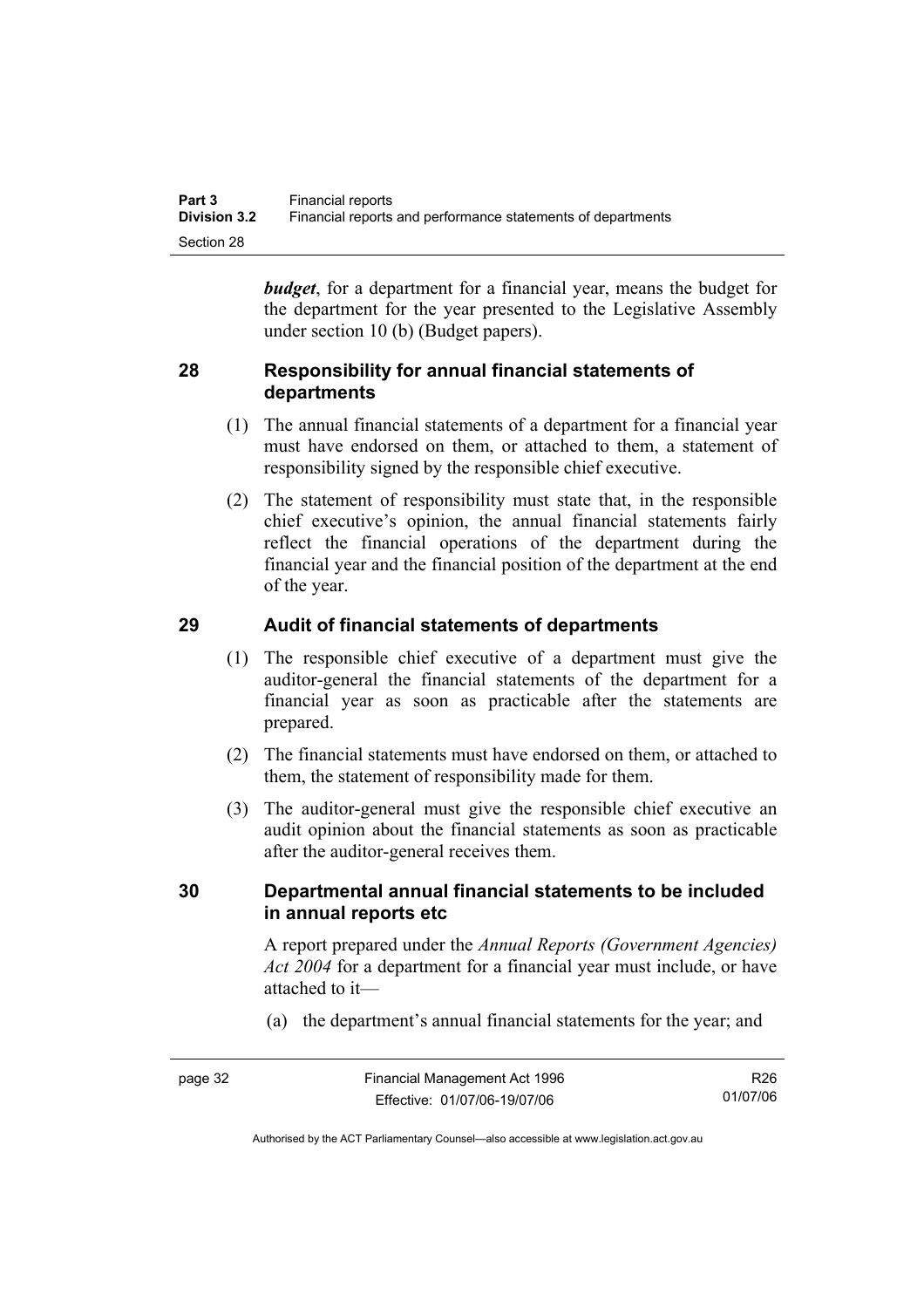***budget***, for a department for a financial year, means the budget for the department for the year presented to the Legislative Assembly under section 10 (b) (Budget papers).

## 28 Responsibility for annual financial statements of departments

(1) The annual financial statements of a department for a financial year must have endorsed on them, or attached to them, a statement of responsibility signed by the responsible chief executive.

(2) The statement of responsibility must state that, in the responsible chief executive's opinion, the annual financial statements fairly reflect the financial operations of the department during the financial year and the financial position of the department at the end of the year.

## 29 Audit of financial statements of departments

(1) The responsible chief executive of a department must give the auditor-general the financial statements of the department for a financial year as soon as practicable after the statements are prepared.

(2) The financial statements must have endorsed on them, or attached to them, the statement of responsibility made for them.

(3) The auditor-general must give the responsible chief executive an audit opinion about the financial statements as soon as practicable after the auditor-general receives them.

## 30 Departmental annual financial statements to be included in annual reports etc

A report prepared under the *Annual Reports (Government Agencies) Act 2004* for a department for a financial year must include, or have attached to it—

(a) the department's annual financial statements for the year; and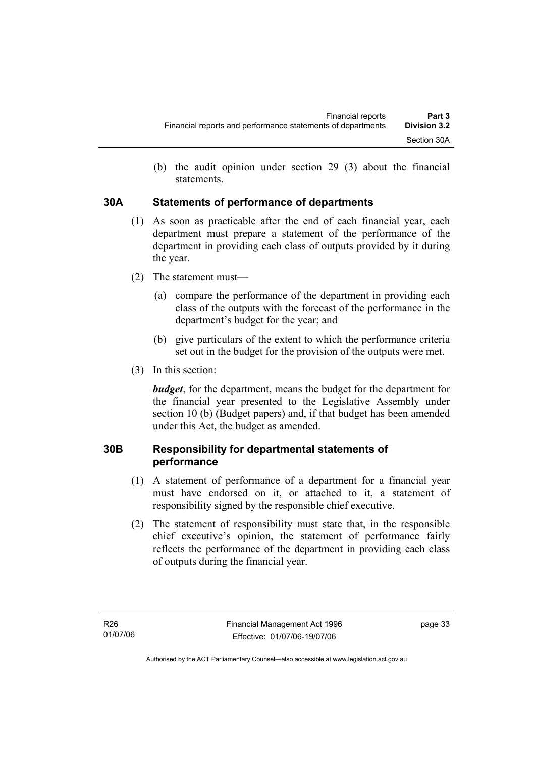(b) the audit opinion under section 29 (3) about the financial statements.

### 30A Statements of performance of departments

(1) As soon as practicable after the end of each financial year, each department must prepare a statement of the performance of the department in providing each class of outputs provided by it during the year.

(2) The statement must—

(a) compare the performance of the department in providing each class of the outputs with the forecast of the performance in the department's budget for the year; and

(b) give particulars of the extent to which the performance criteria set out in the budget for the provision of the outputs were met.

(3) In this section:

***budget***, for the department, means the budget for the department for the financial year presented to the Legislative Assembly under section 10 (b) (Budget papers) and, if that budget has been amended under this Act, the budget as amended.

### 30B Responsibility for departmental statements of performance

(1) A statement of performance of a department for a financial year must have endorsed on it, or attached to it, a statement of responsibility signed by the responsible chief executive.

(2) The statement of responsibility must state that, in the responsible chief executive's opinion, the statement of performance fairly reflects the performance of the department in providing each class of outputs during the financial year.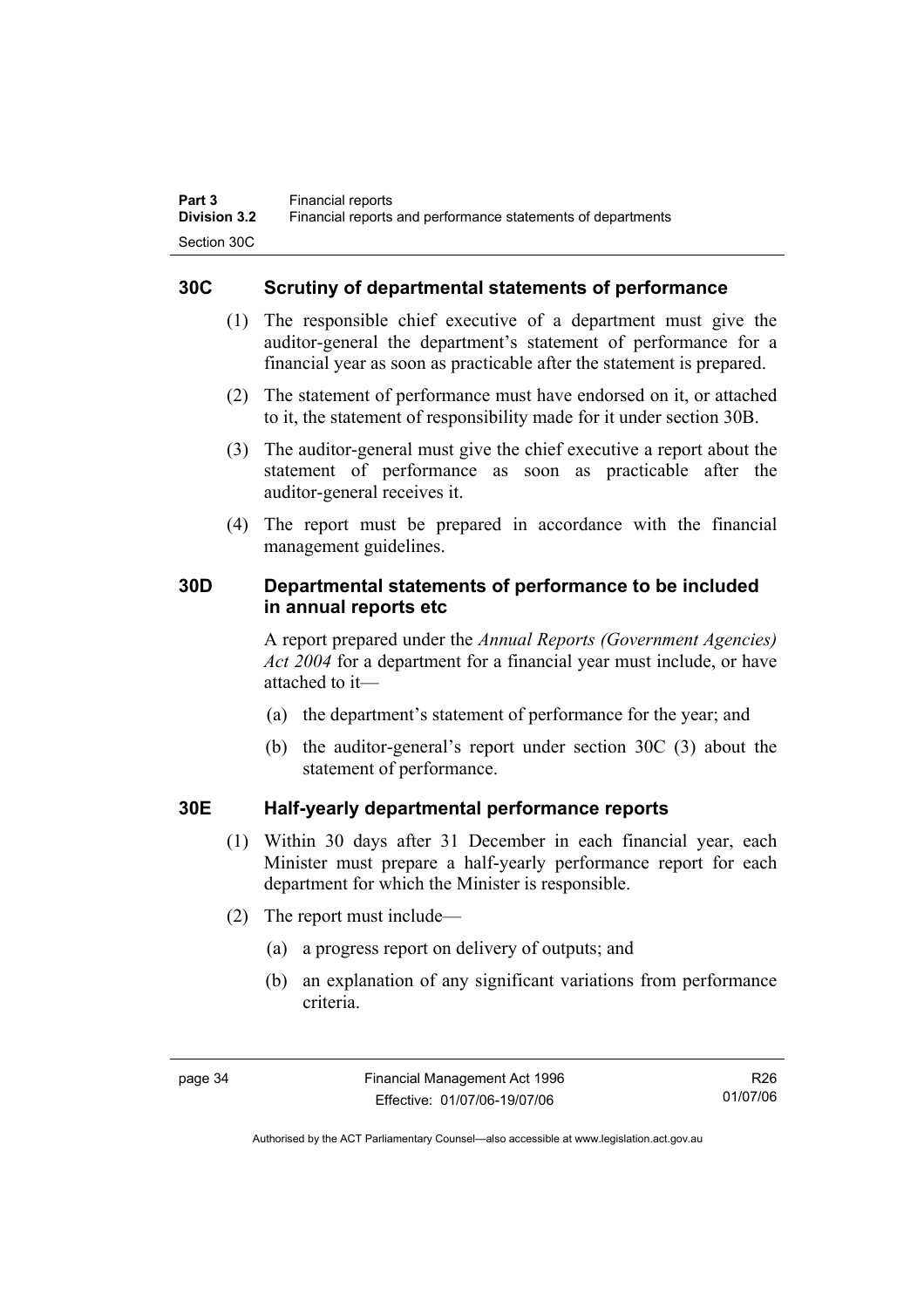## 30C Scrutiny of departmental statements of performance

(1) The responsible chief executive of a department must give the auditor-general the department's statement of performance for a financial year as soon as practicable after the statement is prepared.

(2) The statement of performance must have endorsed on it, or attached to it, the statement of responsibility made for it under section 30B.

(3) The auditor-general must give the chief executive a report about the statement of performance as soon as practicable after the auditor-general receives it.

(4) The report must be prepared in accordance with the financial management guidelines.

## 30D Departmental statements of performance to be included in annual reports etc

A report prepared under the *Annual Reports (Government Agencies) Act 2004* for a department for a financial year must include, or have attached to it—

(a) the department's statement of performance for the year; and

(b) the auditor-general's report under section 30C (3) about the statement of performance.

## 30E Half-yearly departmental performance reports

(1) Within 30 days after 31 December in each financial year, each Minister must prepare a half-yearly performance report for each department for which the Minister is responsible.

(2) The report must include—

(a) a progress report on delivery of outputs; and

(b) an explanation of any significant variations from performance criteria.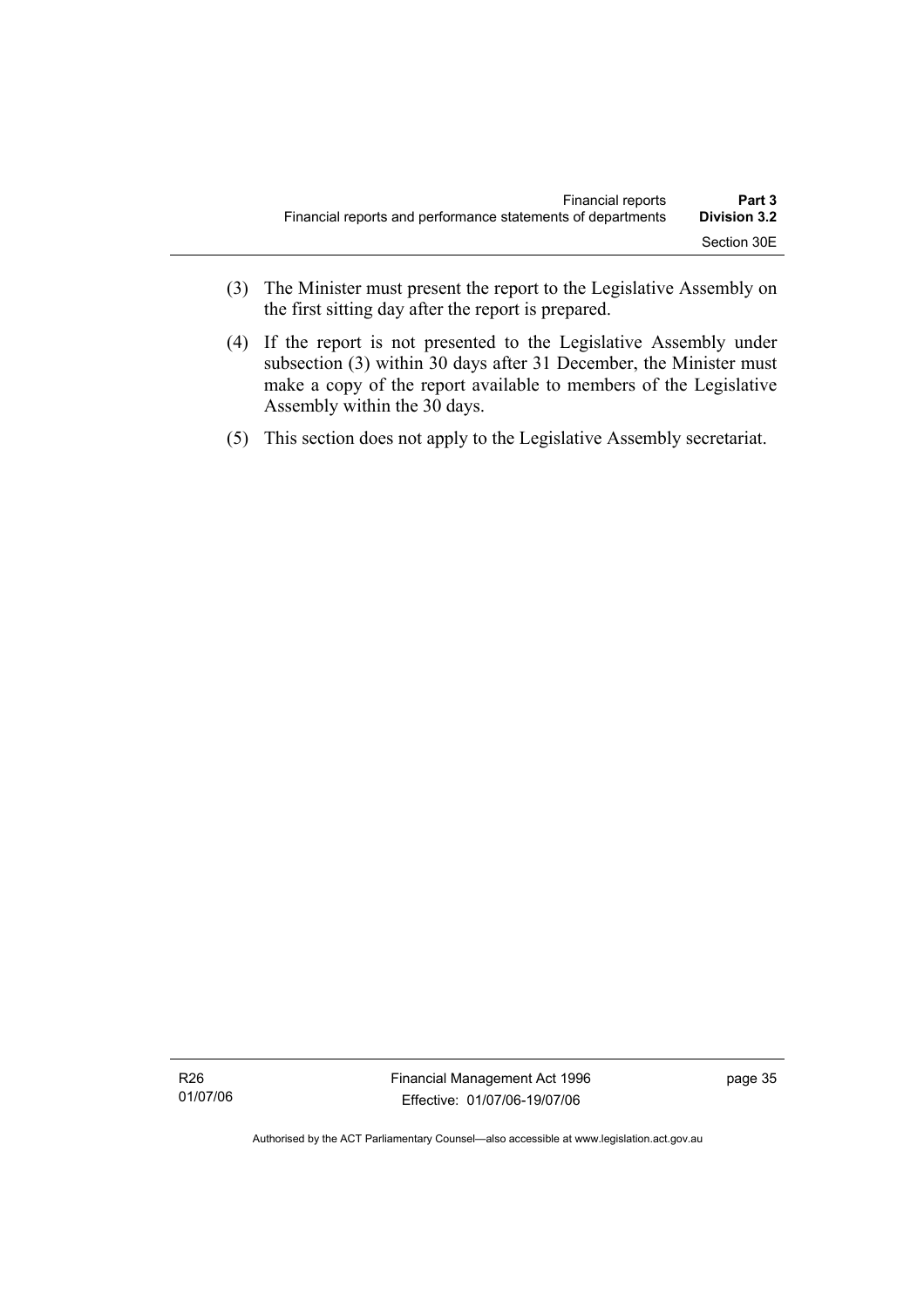(3) The Minister must present the report to the Legislative Assembly on the first sitting day after the report is prepared.

(4) If the report is not presented to the Legislative Assembly under subsection (3) within 30 days after 31 December, the Minister must make a copy of the report available to members of the Legislative Assembly within the 30 days.

(5) This section does not apply to the Legislative Assembly secretariat.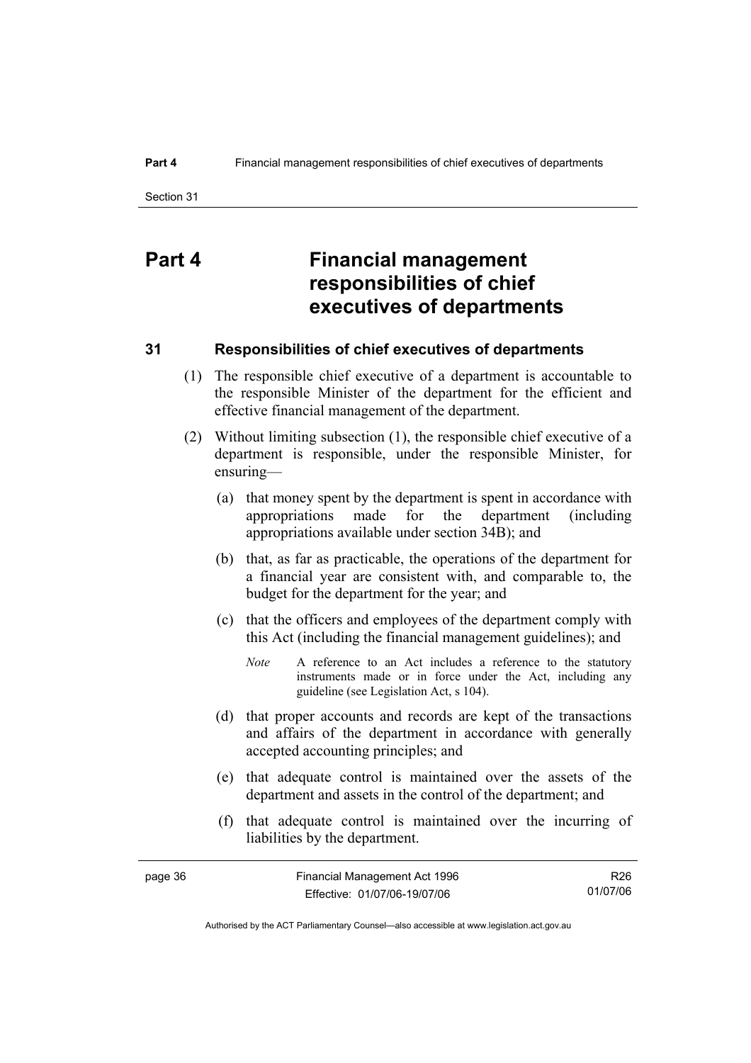# Part 4 Financial management responsibilities of chief executives of departments

## 31 Responsibilities of chief executives of departments

(1) The responsible chief executive of a department is accountable to the responsible Minister of the department for the efficient and effective financial management of the department.

(2) Without limiting subsection (1), the responsible chief executive of a department is responsible, under the responsible Minister, for ensuring—

(a) that money spent by the department is spent in accordance with appropriations made for the department (including appropriations available under section 34B); and

(b) that, as far as practicable, the operations of the department for a financial year are consistent with, and comparable to, the budget for the department for the year; and

(c) that the officers and employees of the department comply with this Act (including the financial management guidelines); and

*Note* A reference to an Act includes a reference to the statutory instruments made or in force under the Act, including any guideline (see Legislation Act, s 104).

(d) that proper accounts and records are kept of the transactions and affairs of the department in accordance with generally accepted accounting principles; and

(e) that adequate control is maintained over the assets of the department and assets in the control of the department; and

(f) that adequate control is maintained over the incurring of liabilities by the department.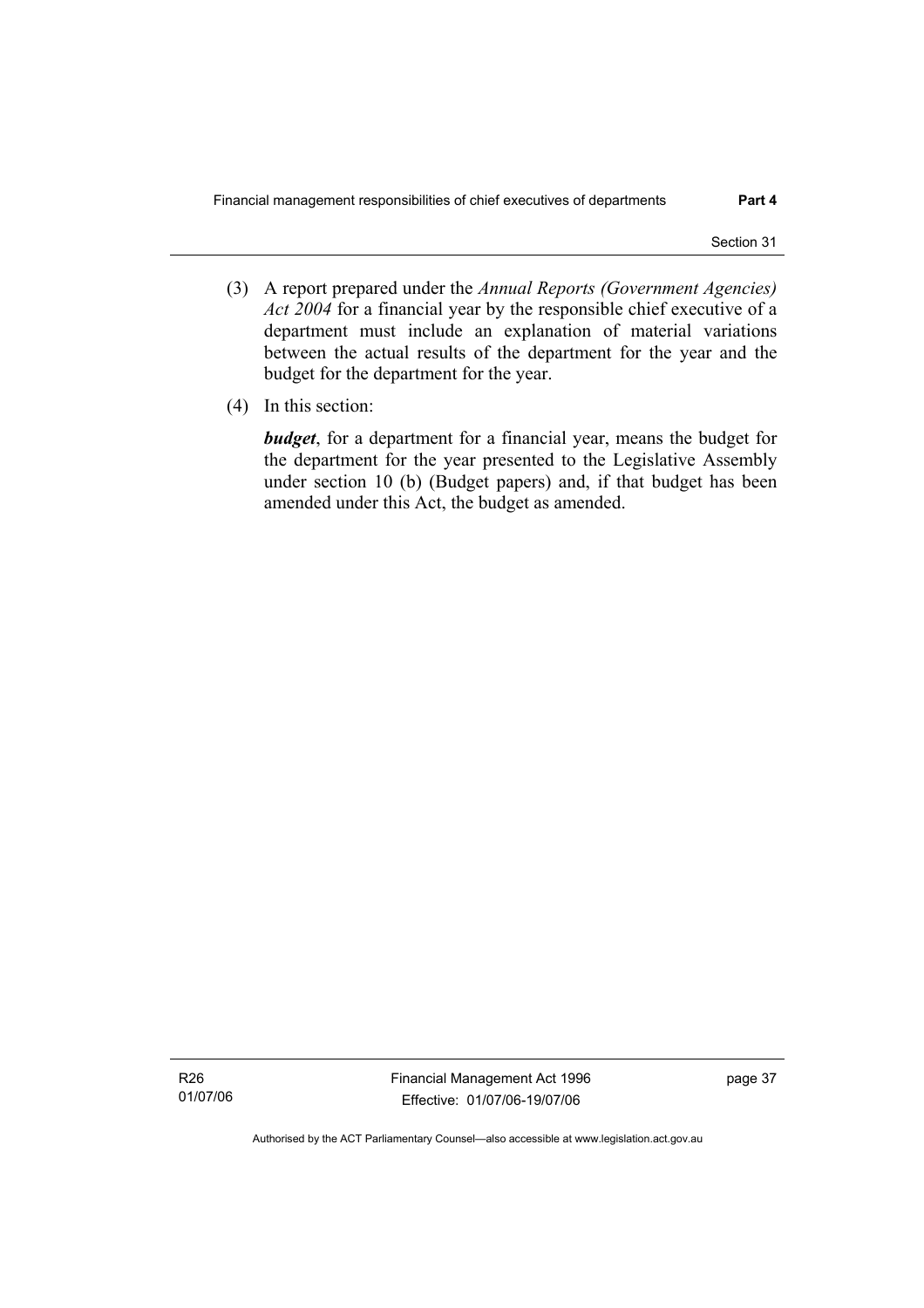(3) A report prepared under the *Annual Reports (Government Agencies) Act 2004* for a financial year by the responsible chief executive of a department must include an explanation of material variations between the actual results of the department for the year and the budget for the department for the year.

(4) In this section:

***budget***, for a department for a financial year, means the budget for the department for the year presented to the Legislative Assembly under section 10 (b) (Budget papers) and, if that budget has been amended under this Act, the budget as amended.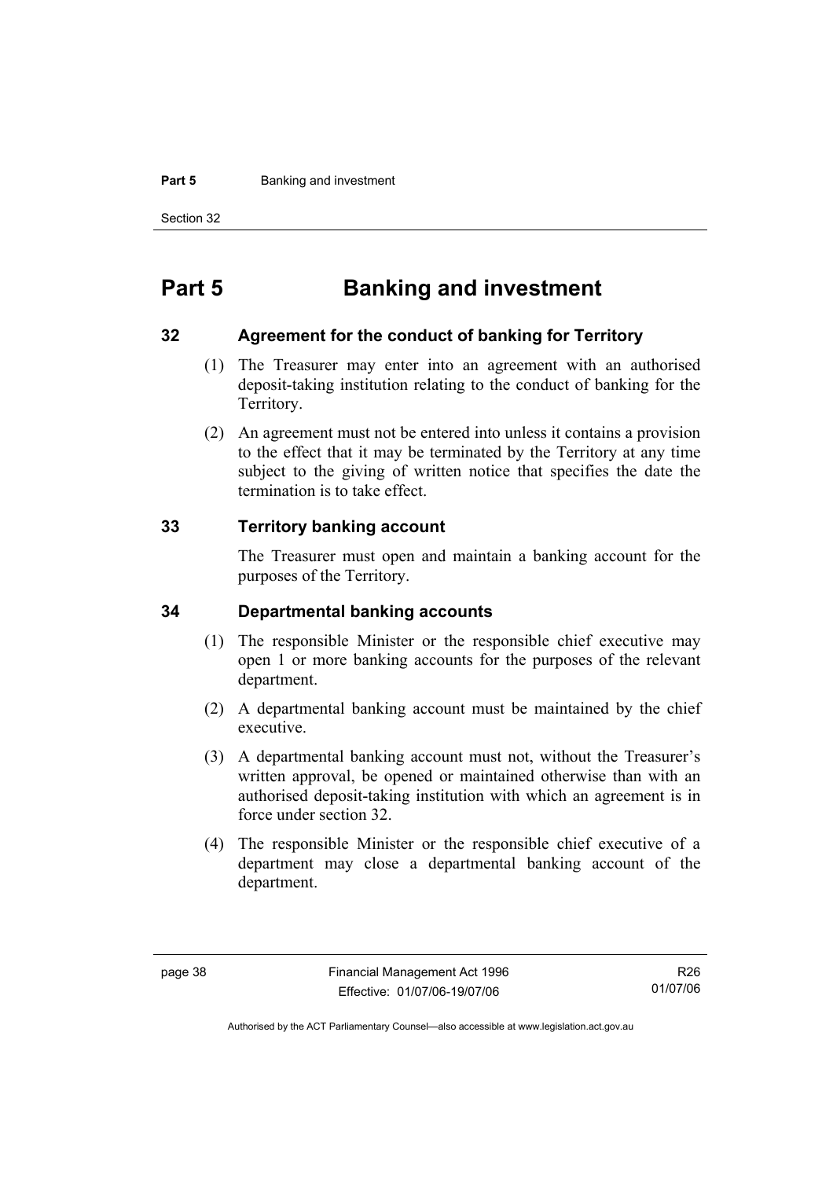# Part 5 Banking and investment

## 32 Agreement for the conduct of banking for Territory

(1) The Treasurer may enter into an agreement with an authorised deposit-taking institution relating to the conduct of banking for the Territory.

(2) An agreement must not be entered into unless it contains a provision to the effect that it may be terminated by the Territory at any time subject to the giving of written notice that specifies the date the termination is to take effect.

## 33 Territory banking account

The Treasurer must open and maintain a banking account for the purposes of the Territory.

## 34 Departmental banking accounts

(1) The responsible Minister or the responsible chief executive may open 1 or more banking accounts for the purposes of the relevant department.

(2) A departmental banking account must be maintained by the chief executive.

(3) A departmental banking account must not, without the Treasurer's written approval, be opened or maintained otherwise than with an authorised deposit-taking institution with which an agreement is in force under section 32.

(4) The responsible Minister or the responsible chief executive of a department may close a departmental banking account of the department.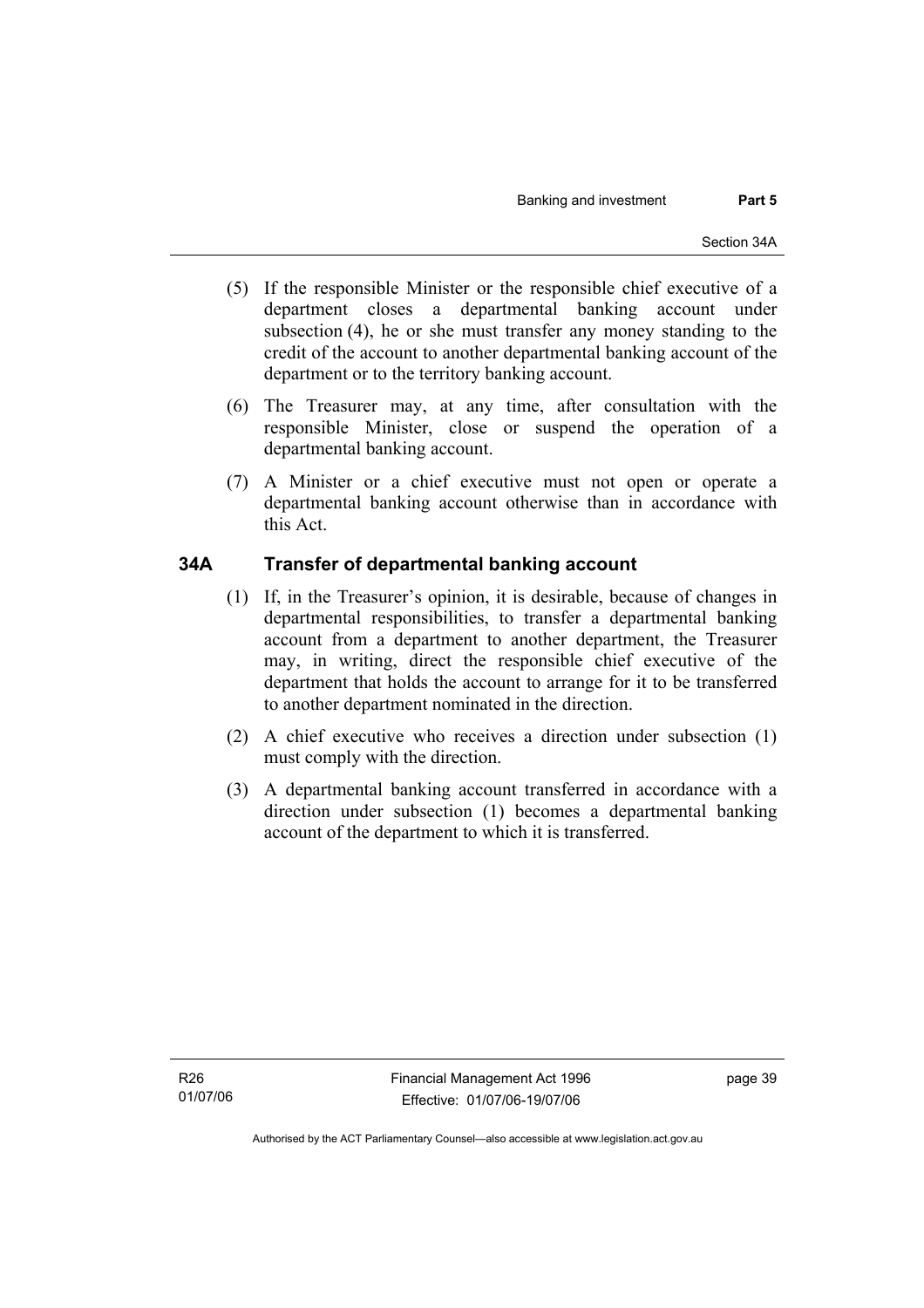(5) If the responsible Minister or the responsible chief executive of a department closes a departmental banking account under subsection (4), he or she must transfer any money standing to the credit of the account to another departmental banking account of the department or to the territory banking account.

(6) The Treasurer may, at any time, after consultation with the responsible Minister, close or suspend the operation of a departmental banking account.

(7) A Minister or a chief executive must not open or operate a departmental banking account otherwise than in accordance with this Act.

## 34A Transfer of departmental banking account

(1) If, in the Treasurer's opinion, it is desirable, because of changes in departmental responsibilities, to transfer a departmental banking account from a department to another department, the Treasurer may, in writing, direct the responsible chief executive of the department that holds the account to arrange for it to be transferred to another department nominated in the direction.

(2) A chief executive who receives a direction under subsection (1) must comply with the direction.

(3) A departmental banking account transferred in accordance with a direction under subsection (1) becomes a departmental banking account of the department to which it is transferred.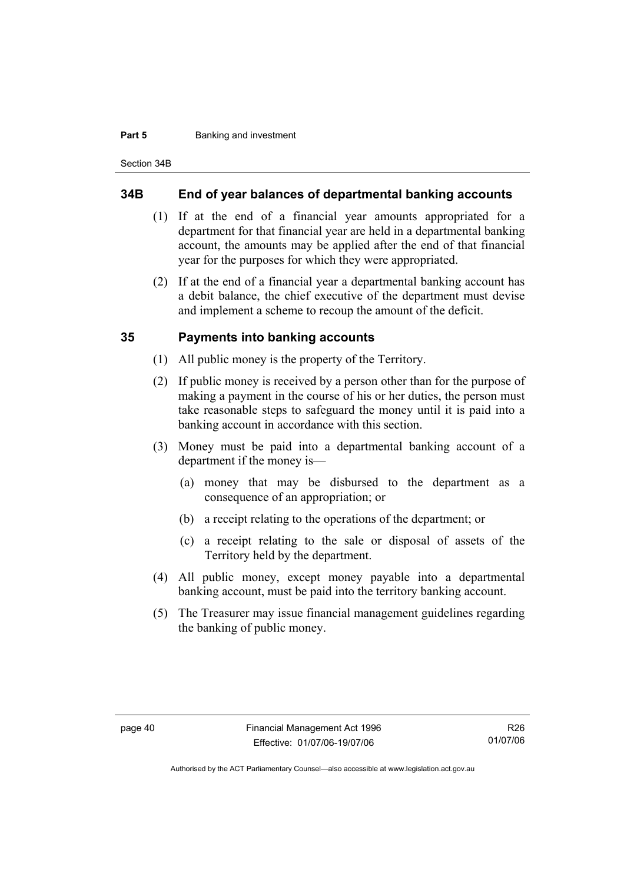## 34B End of year balances of departmental banking accounts

(1) If at the end of a financial year amounts appropriated for a department for that financial year are held in a departmental banking account, the amounts may be applied after the end of that financial year for the purposes for which they were appropriated.

(2) If at the end of a financial year a departmental banking account has a debit balance, the chief executive of the department must devise and implement a scheme to recoup the amount of the deficit.

## 35 Payments into banking accounts

(1) All public money is the property of the Territory.

(2) If public money is received by a person other than for the purpose of making a payment in the course of his or her duties, the person must take reasonable steps to safeguard the money until it is paid into a banking account in accordance with this section.

(3) Money must be paid into a departmental banking account of a department if the money is—

(a) money that may be disbursed to the department as a consequence of an appropriation; or

(b) a receipt relating to the operations of the department; or

(c) a receipt relating to the sale or disposal of assets of the Territory held by the department.

(4) All public money, except money payable into a departmental banking account, must be paid into the territory banking account.

(5) The Treasurer may issue financial management guidelines regarding the banking of public money.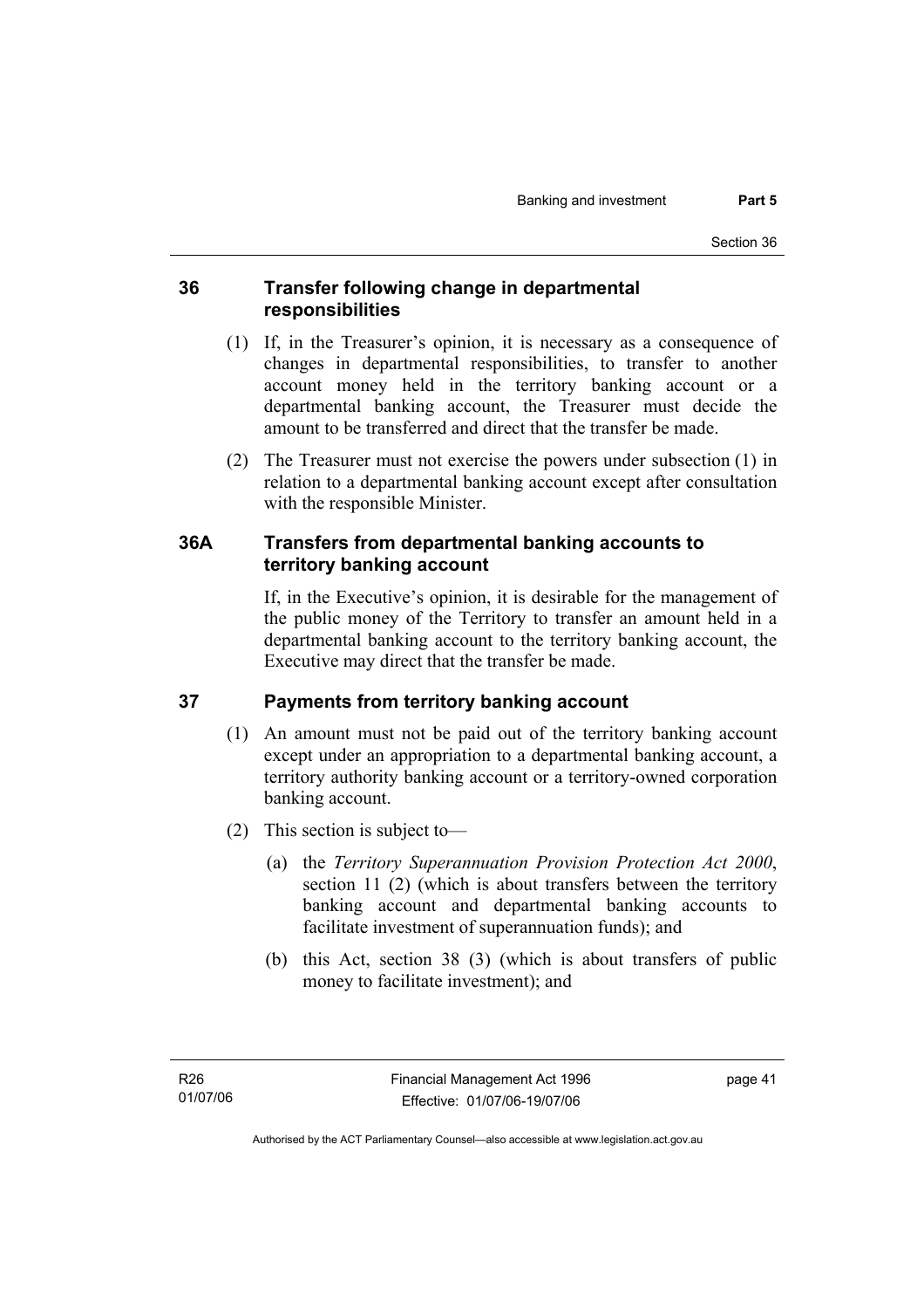## 36 Transfer following change in departmental responsibilities

(1) If, in the Treasurer's opinion, it is necessary as a consequence of changes in departmental responsibilities, to transfer to another account money held in the territory banking account or a departmental banking account, the Treasurer must decide the amount to be transferred and direct that the transfer be made.

(2) The Treasurer must not exercise the powers under subsection (1) in relation to a departmental banking account except after consultation with the responsible Minister.

## 36A Transfers from departmental banking accounts to territory banking account

If, in the Executive's opinion, it is desirable for the management of the public money of the Territory to transfer an amount held in a departmental banking account to the territory banking account, the Executive may direct that the transfer be made.

## 37 Payments from territory banking account

(1) An amount must not be paid out of the territory banking account except under an appropriation to a departmental banking account, a territory authority banking account or a territory-owned corporation banking account.

(2) This section is subject to—

(a) the *Territory Superannuation Provision Protection Act 2000*, section 11 (2) (which is about transfers between the territory banking account and departmental banking accounts to facilitate investment of superannuation funds); and

(b) this Act, section 38 (3) (which is about transfers of public money to facilitate investment); and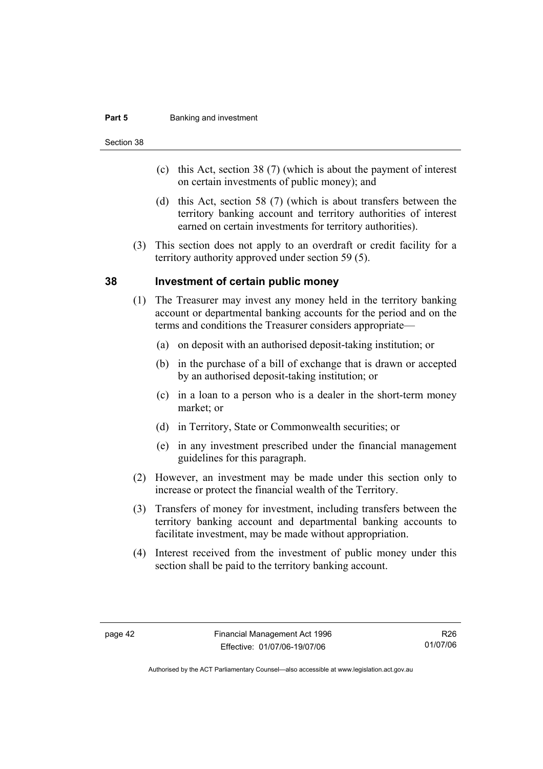(c) this Act, section 38 (7) (which is about the payment of interest on certain investments of public money); and

(d) this Act, section 58 (7) (which is about transfers between the territory banking account and territory authorities of interest earned on certain investments for territory authorities).

(3) This section does not apply to an overdraft or credit facility for a territory authority approved under section 59 (5).

## 38 Investment of certain public money

(1) The Treasurer may invest any money held in the territory banking account or departmental banking accounts for the period and on the terms and conditions the Treasurer considers appropriate—

(a) on deposit with an authorised deposit-taking institution; or

(b) in the purchase of a bill of exchange that is drawn or accepted by an authorised deposit-taking institution; or

(c) in a loan to a person who is a dealer in the short-term money market; or

(d) in Territory, State or Commonwealth securities; or

(e) in any investment prescribed under the financial management guidelines for this paragraph.

(2) However, an investment may be made under this section only to increase or protect the financial wealth of the Territory.

(3) Transfers of money for investment, including transfers between the territory banking account and departmental banking accounts to facilitate investment, may be made without appropriation.

(4) Interest received from the investment of public money under this section shall be paid to the territory banking account.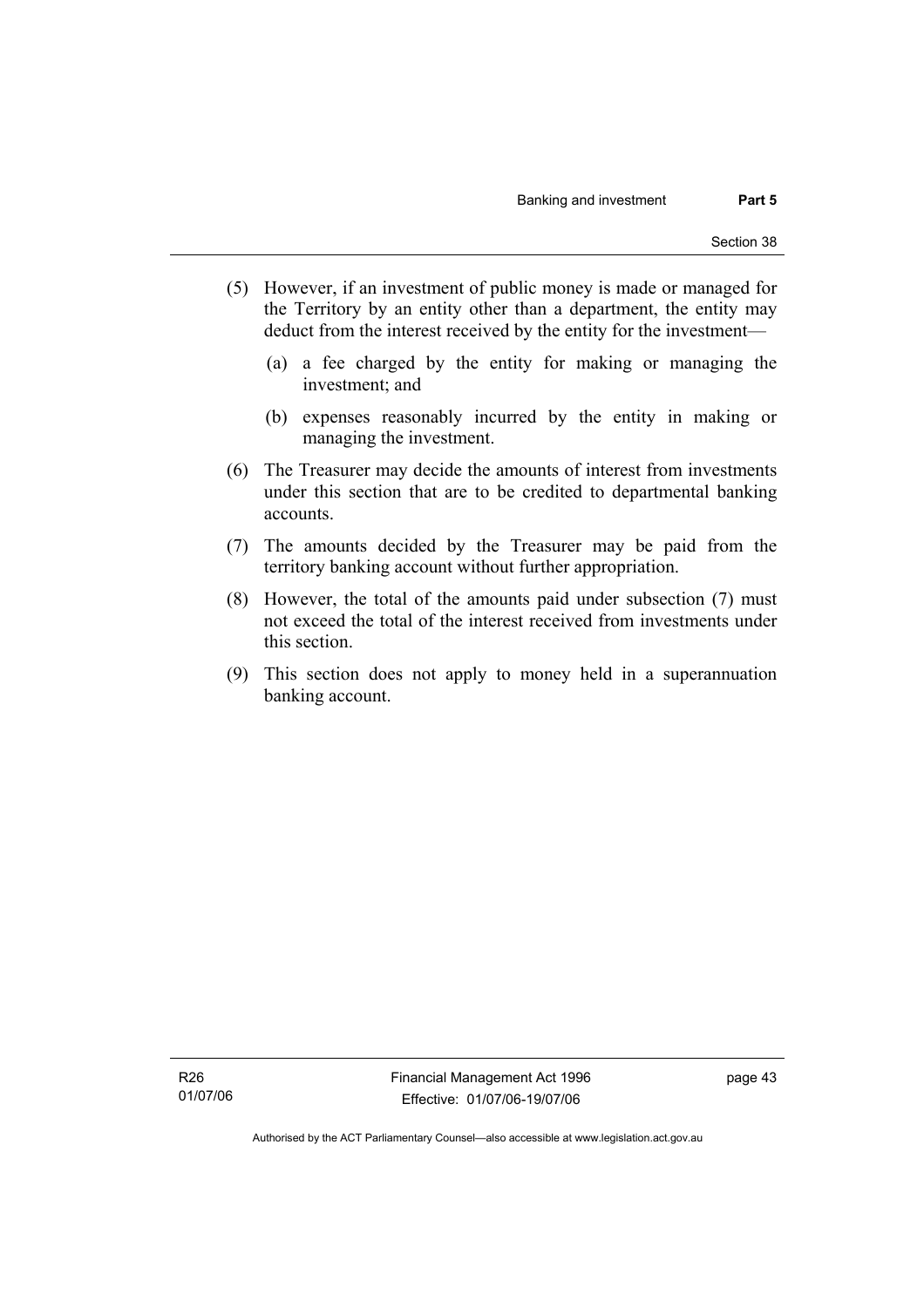(5) However, if an investment of public money is made or managed for the Territory by an entity other than a department, the entity may deduct from the interest received by the entity for the investment—

   (a) a fee charged by the entity for making or managing the investment; and

   (b) expenses reasonably incurred by the entity in making or managing the investment.

(6) The Treasurer may decide the amounts of interest from investments under this section that are to be credited to departmental banking accounts.

(7) The amounts decided by the Treasurer may be paid from the territory banking account without further appropriation.

(8) However, the total of the amounts paid under subsection (7) must not exceed the total of the interest received from investments under this section.

(9) This section does not apply to money held in a superannuation banking account.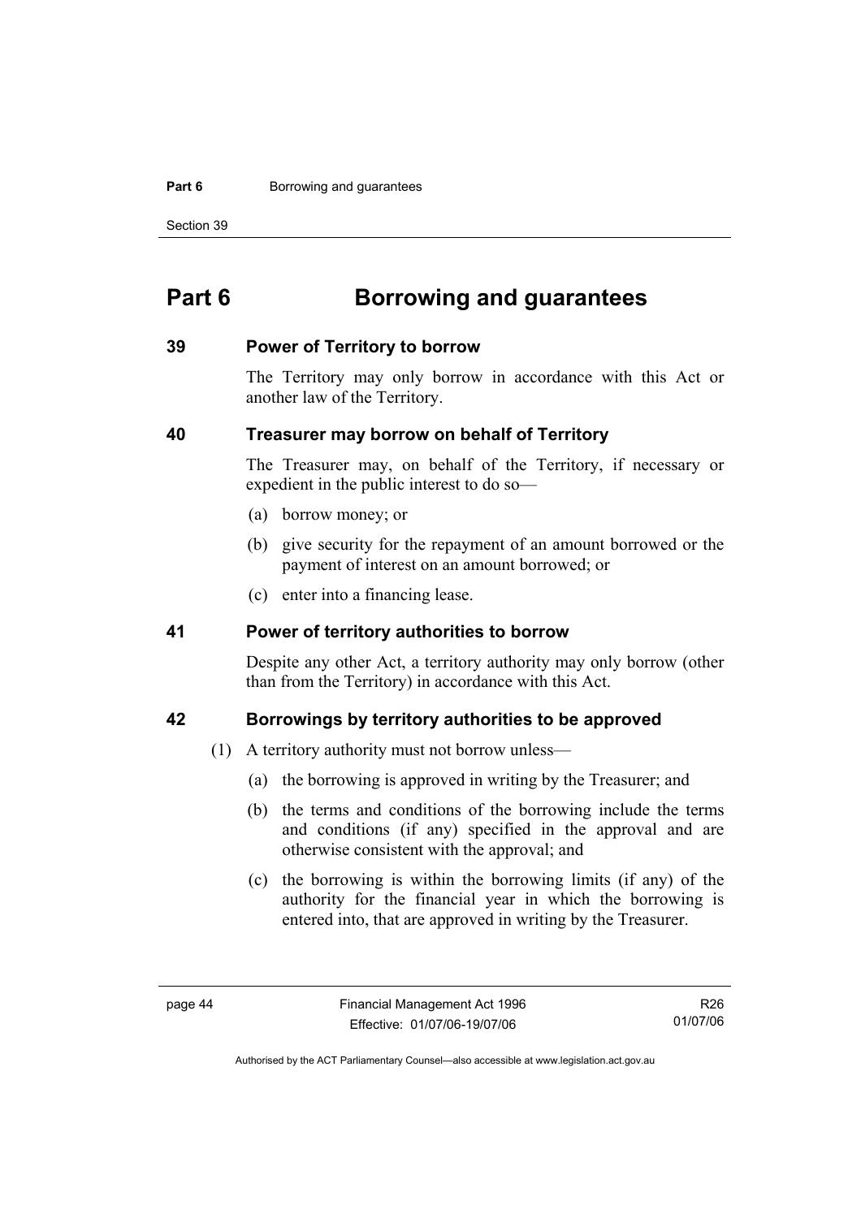# Part 6 Borrowing and guarantees

## 39 Power of Territory to borrow

The Territory may only borrow in accordance with this Act or another law of the Territory.

## 40 Treasurer may borrow on behalf of Territory

The Treasurer may, on behalf of the Territory, if necessary or expedient in the public interest to do so—

(a) borrow money; or

(b) give security for the repayment of an amount borrowed or the payment of interest on an amount borrowed; or

(c) enter into a financing lease.

## 41 Power of territory authorities to borrow

Despite any other Act, a territory authority may only borrow (other than from the Territory) in accordance with this Act.

## 42 Borrowings by territory authorities to be approved

(1) A territory authority must not borrow unless—

(a) the borrowing is approved in writing by the Treasurer; and

(b) the terms and conditions of the borrowing include the terms and conditions (if any) specified in the approval and are otherwise consistent with the approval; and

(c) the borrowing is within the borrowing limits (if any) of the authority for the financial year in which the borrowing is entered into, that are approved in writing by the Treasurer.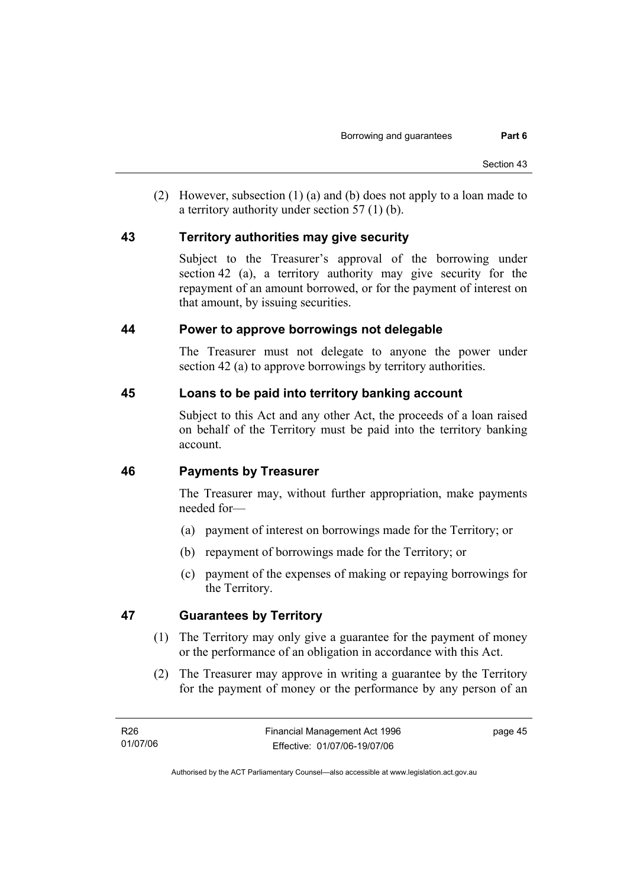(2) However, subsection (1) (a) and (b) does not apply to a loan made to a territory authority under section 57 (1) (b).

## 43 Territory authorities may give security

Subject to the Treasurer's approval of the borrowing under section 42 (a), a territory authority may give security for the repayment of an amount borrowed, or for the payment of interest on that amount, by issuing securities.

## 44 Power to approve borrowings not delegable

The Treasurer must not delegate to anyone the power under section 42 (a) to approve borrowings by territory authorities.

## 45 Loans to be paid into territory banking account

Subject to this Act and any other Act, the proceeds of a loan raised on behalf of the Territory must be paid into the territory banking account.

## 46 Payments by Treasurer

The Treasurer may, without further appropriation, make payments needed for—

(a) payment of interest on borrowings made for the Territory; or

(b) repayment of borrowings made for the Territory; or

(c) payment of the expenses of making or repaying borrowings for the Territory.

## 47 Guarantees by Territory

(1) The Territory may only give a guarantee for the payment of money or the performance of an obligation in accordance with this Act.

(2) The Treasurer may approve in writing a guarantee by the Territory for the payment of money or the performance by any person of an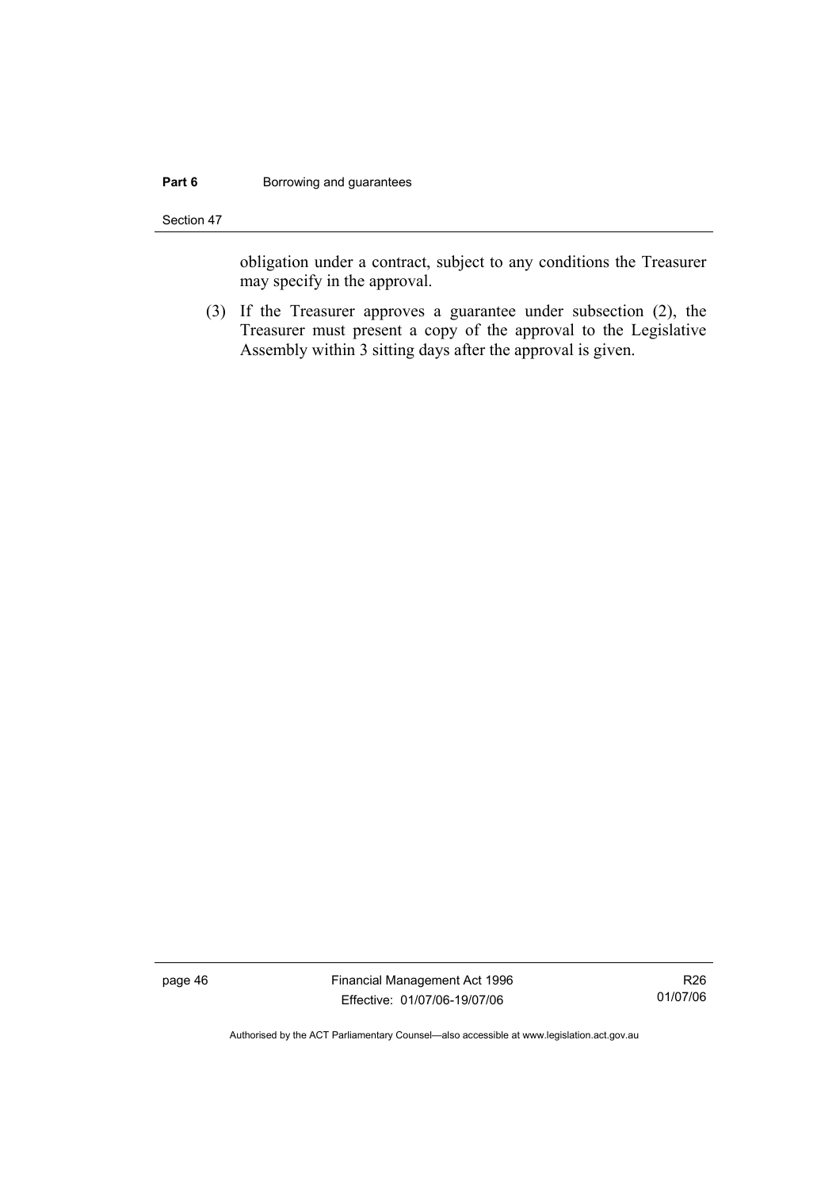obligation under a contract, subject to any conditions the Treasurer may specify in the approval.

(3) If the Treasurer approves a guarantee under subsection (2), the Treasurer must present a copy of the approval to the Legislative Assembly within 3 sitting days after the approval is given.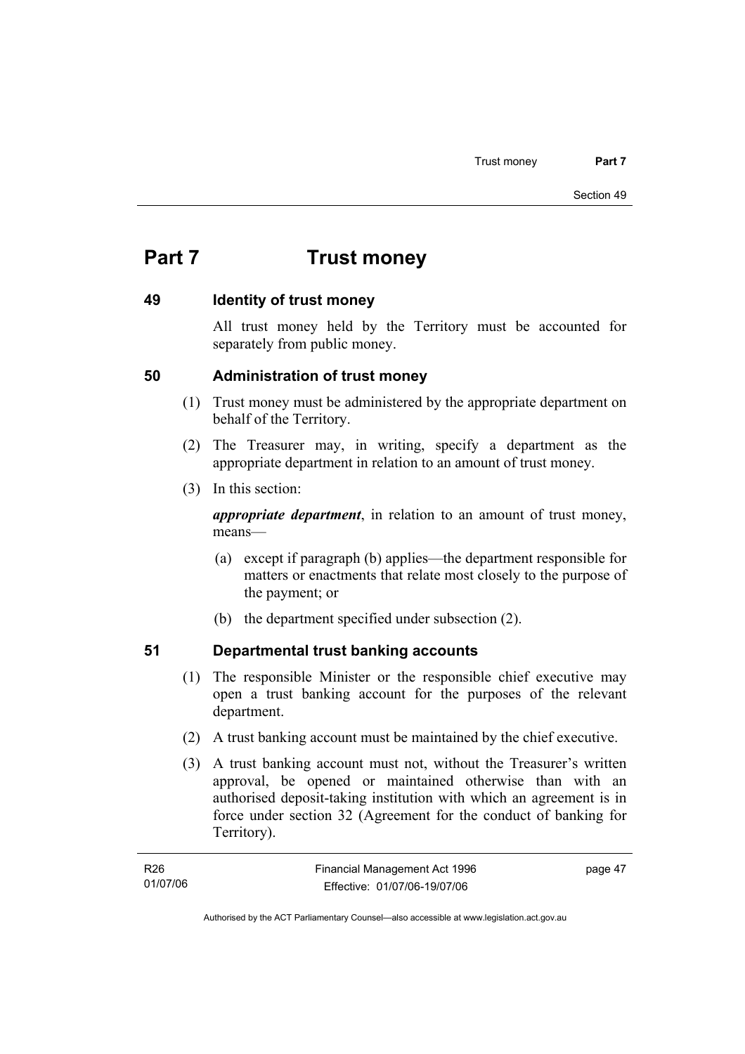# Part 7 Trust money

## 49 Identity of trust money

All trust money held by the Territory must be accounted for separately from public money.

## 50 Administration of trust money

(1) Trust money must be administered by the appropriate department on behalf of the Territory.

(2) The Treasurer may, in writing, specify a department as the appropriate department in relation to an amount of trust money.

(3) In this section:

***appropriate department***, in relation to an amount of trust money, means—

(a) except if paragraph (b) applies—the department responsible for matters or enactments that relate most closely to the purpose of the payment; or

(b) the department specified under subsection (2).

## 51 Departmental trust banking accounts

(1) The responsible Minister or the responsible chief executive may open a trust banking account for the purposes of the relevant department.

(2) A trust banking account must be maintained by the chief executive.

(3) A trust banking account must not, without the Treasurer's written approval, be opened or maintained otherwise than with an authorised deposit-taking institution with which an agreement is in force under section 32 (Agreement for the conduct of banking for Territory).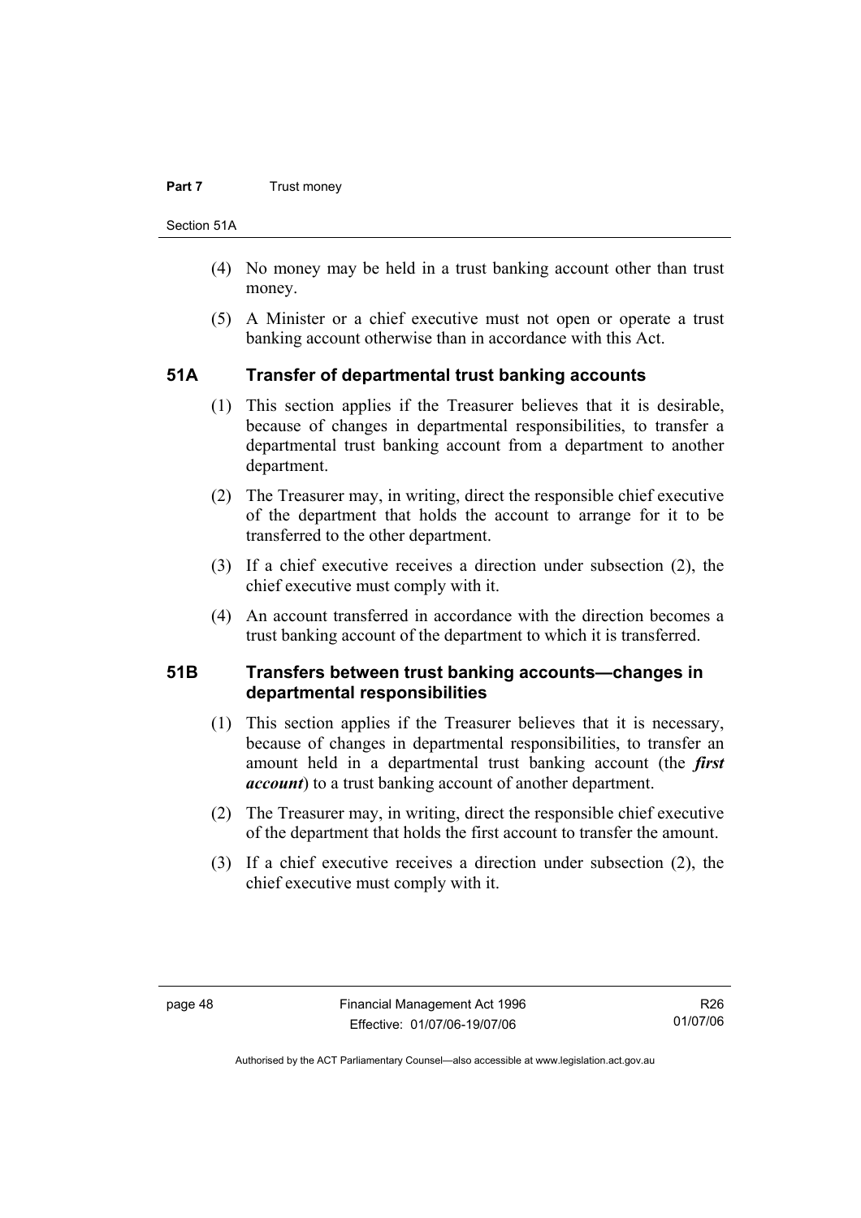(4) No money may be held in a trust banking account other than trust money.

(5) A Minister or a chief executive must not open or operate a trust banking account otherwise than in accordance with this Act.

## 51A Transfer of departmental trust banking accounts

(1) This section applies if the Treasurer believes that it is desirable, because of changes in departmental responsibilities, to transfer a departmental trust banking account from a department to another department.

(2) The Treasurer may, in writing, direct the responsible chief executive of the department that holds the account to arrange for it to be transferred to the other department.

(3) If a chief executive receives a direction under subsection (2), the chief executive must comply with it.

(4) An account transferred in accordance with the direction becomes a trust banking account of the department to which it is transferred.

## 51B Transfers between trust banking accounts—changes in departmental responsibilities

(1) This section applies if the Treasurer believes that it is necessary, because of changes in departmental responsibilities, to transfer an amount held in a departmental trust banking account (the ***first account***) to a trust banking account of another department.

(2) The Treasurer may, in writing, direct the responsible chief executive of the department that holds the first account to transfer the amount.

(3) If a chief executive receives a direction under subsection (2), the chief executive must comply with it.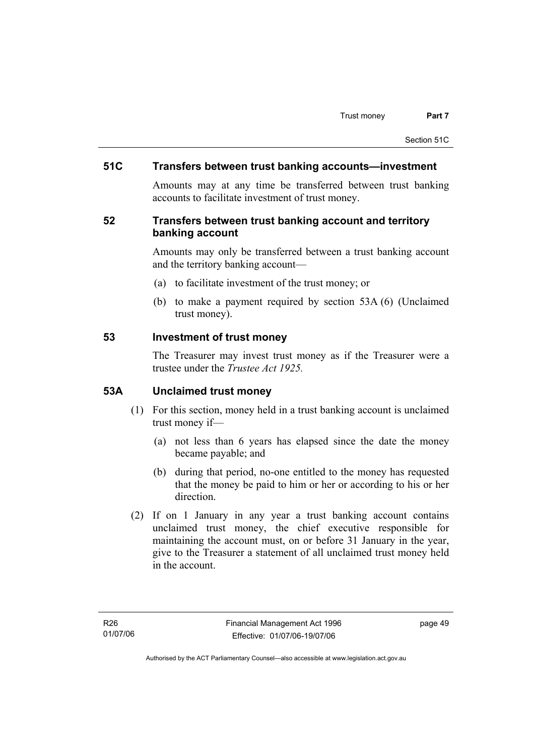### 51C Transfers between trust banking accounts—investment

Amounts may at any time be transferred between trust banking accounts to facilitate investment of trust money.

### 52 Transfers between trust banking account and territory banking account

Amounts may only be transferred between a trust banking account and the territory banking account—

(a) to facilitate investment of the trust money; or

(b) to make a payment required by section 53A (6) (Unclaimed trust money).

### 53 Investment of trust money

The Treasurer may invest trust money as if the Treasurer were a trustee under the *Trustee Act 1925.*

### 53A Unclaimed trust money

(1) For this section, money held in a trust banking account is unclaimed trust money if—

(a) not less than 6 years has elapsed since the date the money became payable; and

(b) during that period, no-one entitled to the money has requested that the money be paid to him or her or according to his or her direction.

(2) If on 1 January in any year a trust banking account contains unclaimed trust money, the chief executive responsible for maintaining the account must, on or before 31 January in the year, give to the Treasurer a statement of all unclaimed trust money held in the account.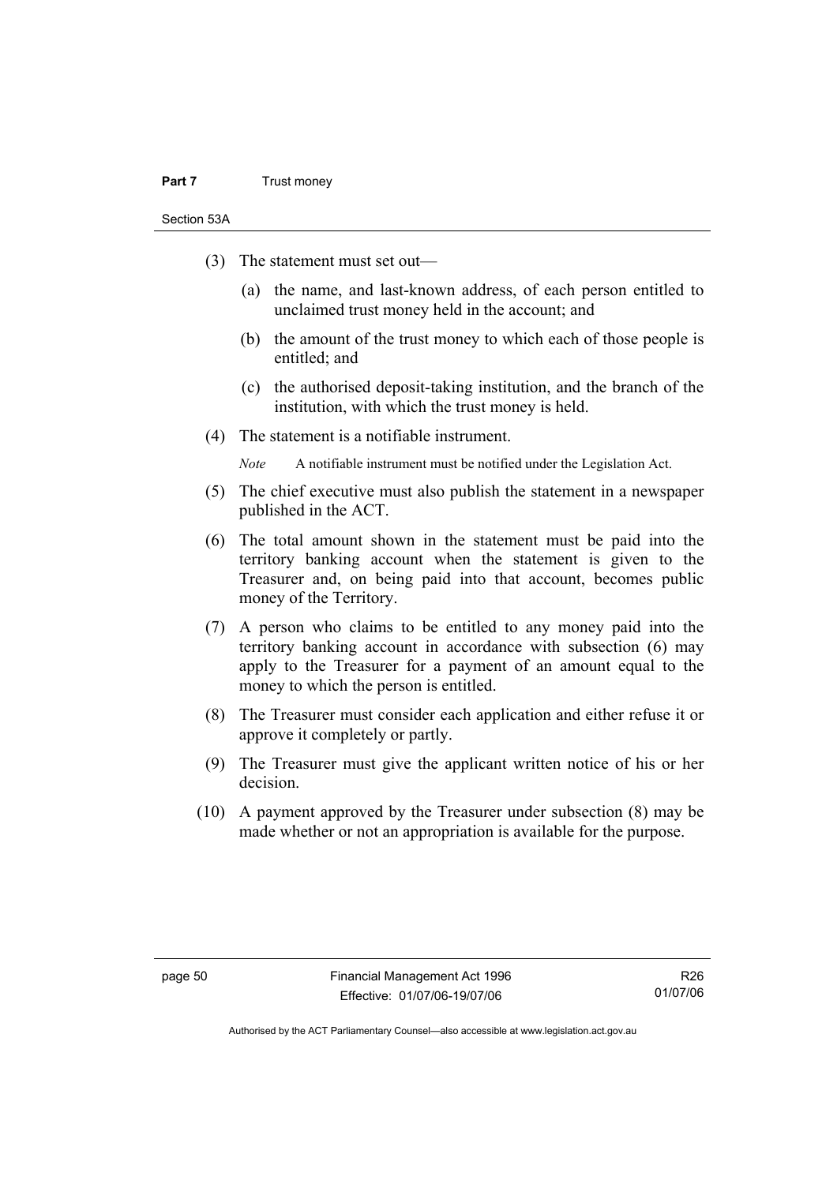(3) The statement must set out—

  (a) the name, and last-known address, of each person entitled to unclaimed trust money held in the account; and

  (b) the amount of the trust money to which each of those people is entitled; and

  (c) the authorised deposit-taking institution, and the branch of the institution, with which the trust money is held.

(4) The statement is a notifiable instrument.

*Note* A notifiable instrument must be notified under the Legislation Act.

(5) The chief executive must also publish the statement in a newspaper published in the ACT.

(6) The total amount shown in the statement must be paid into the territory banking account when the statement is given to the Treasurer and, on being paid into that account, becomes public money of the Territory.

(7) A person who claims to be entitled to any money paid into the territory banking account in accordance with subsection (6) may apply to the Treasurer for a payment of an amount equal to the money to which the person is entitled.

(8) The Treasurer must consider each application and either refuse it or approve it completely or partly.

(9) The Treasurer must give the applicant written notice of his or her decision.

(10) A payment approved by the Treasurer under subsection (8) may be made whether or not an appropriation is available for the purpose.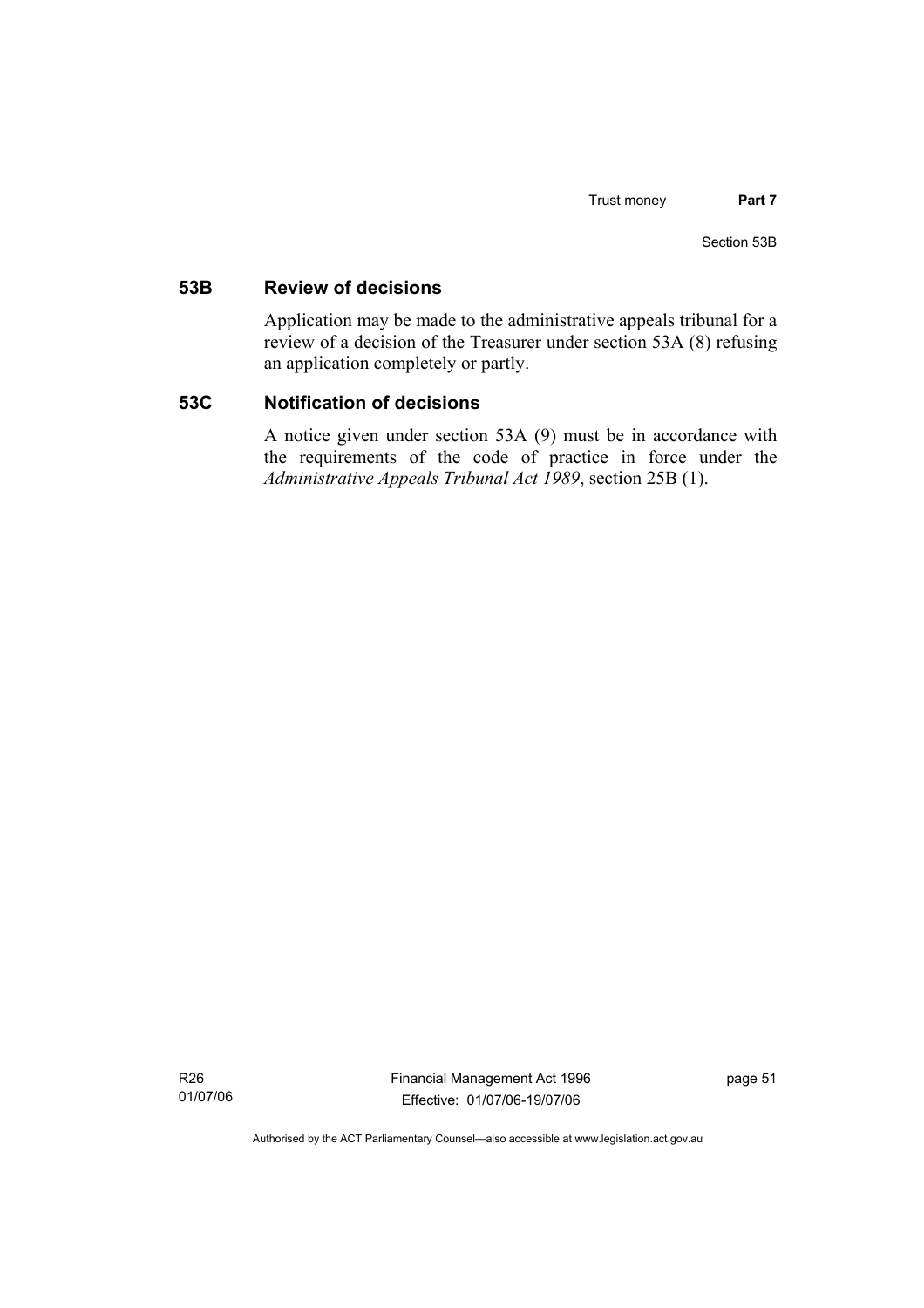## 53B Review of decisions

Application may be made to the administrative appeals tribunal for a review of a decision of the Treasurer under section 53A (8) refusing an application completely or partly.

## 53C Notification of decisions

A notice given under section 53A (9) must be in accordance with the requirements of the code of practice in force under the *Administrative Appeals Tribunal Act 1989*, section 25B (1).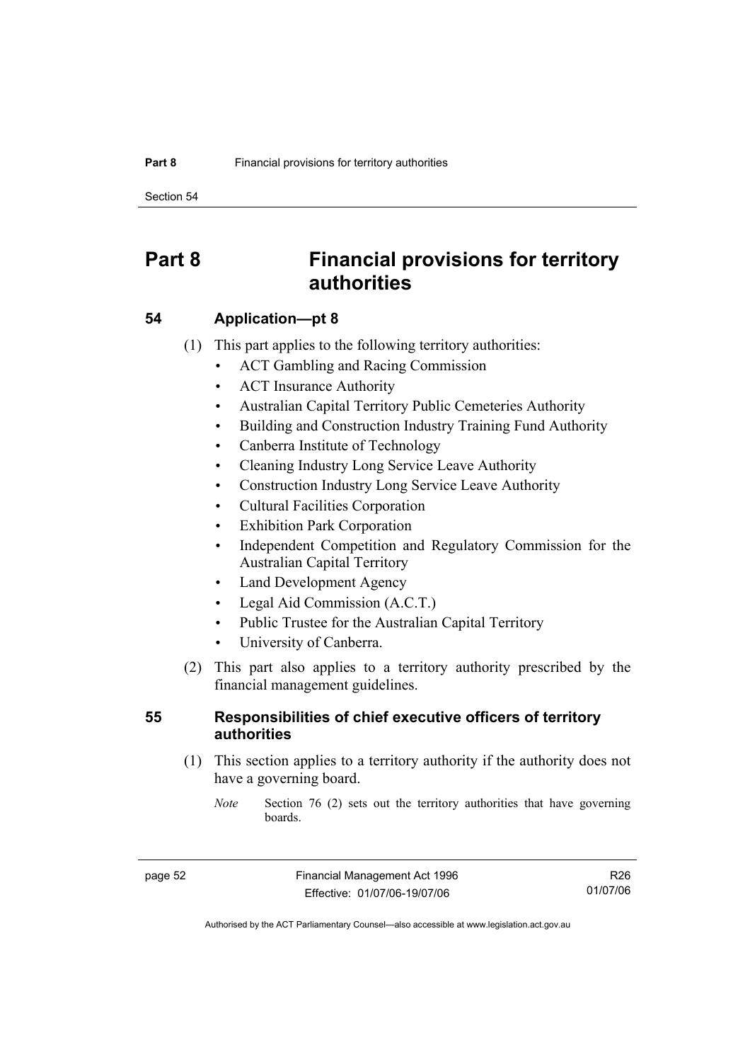# Part 8 Financial provisions for territory authorities

## 54 Application—pt 8

(1) This part applies to the following territory authorities:

- ACT Gambling and Racing Commission
- ACT Insurance Authority
- Australian Capital Territory Public Cemeteries Authority
- Building and Construction Industry Training Fund Authority
- Canberra Institute of Technology
- Cleaning Industry Long Service Leave Authority
- Construction Industry Long Service Leave Authority
- Cultural Facilities Corporation
- Exhibition Park Corporation
- Independent Competition and Regulatory Commission for the Australian Capital Territory
- Land Development Agency
- Legal Aid Commission (A.C.T.)
- Public Trustee for the Australian Capital Territory
- University of Canberra.

(2) This part also applies to a territory authority prescribed by the financial management guidelines.

## 55 Responsibilities of chief executive officers of territory authorities

(1) This section applies to a territory authority if the authority does not have a governing board.

*Note* Section 76 (2) sets out the territory authorities that have governing boards.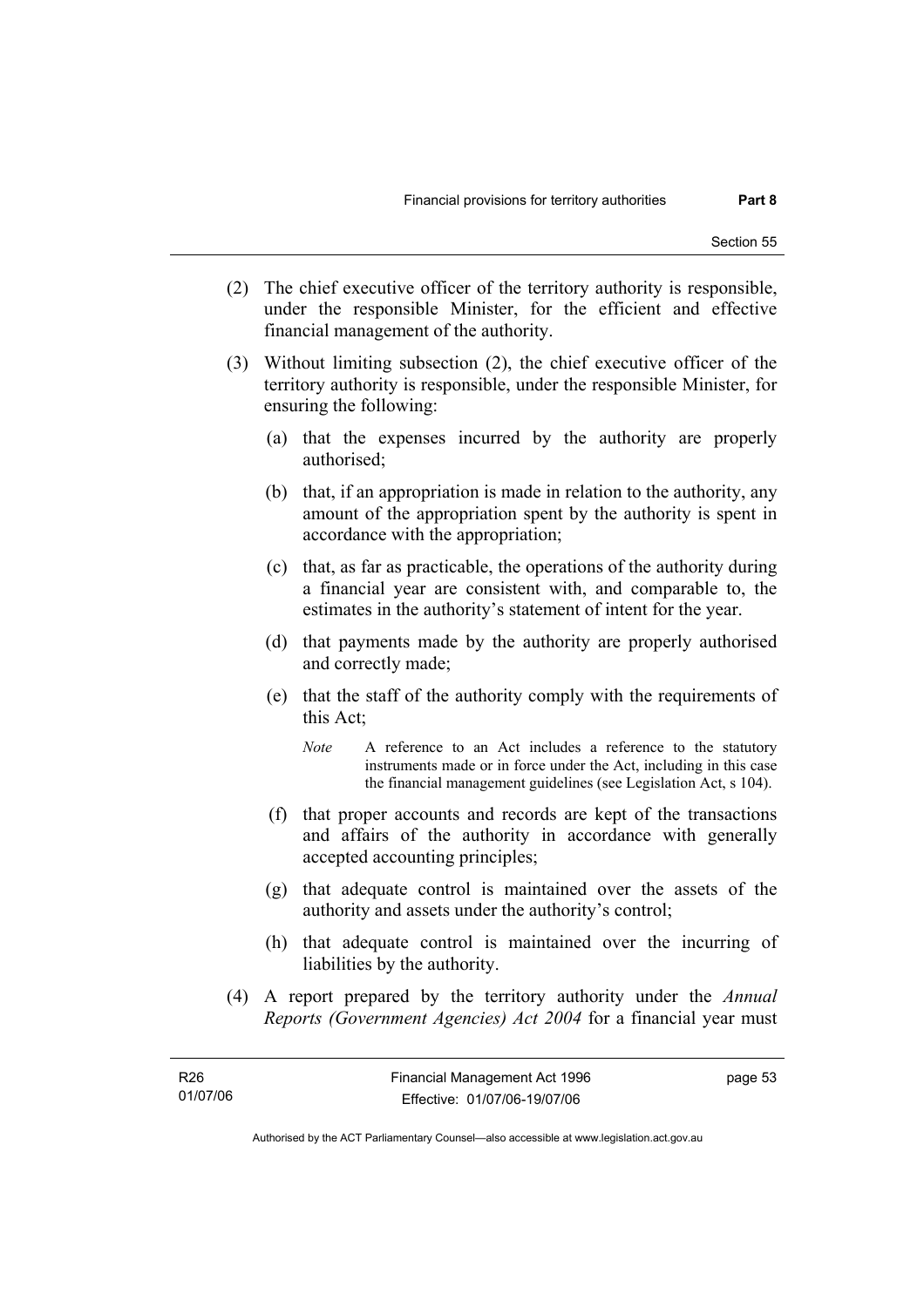(2) The chief executive officer of the territory authority is responsible, under the responsible Minister, for the efficient and effective financial management of the authority.

(3) Without limiting subsection (2), the chief executive officer of the territory authority is responsible, under the responsible Minister, for ensuring the following:

(a) that the expenses incurred by the authority are properly authorised;

(b) that, if an appropriation is made in relation to the authority, any amount of the appropriation spent by the authority is spent in accordance with the appropriation;

(c) that, as far as practicable, the operations of the authority during a financial year are consistent with, and comparable to, the estimates in the authority's statement of intent for the year.

(d) that payments made by the authority are properly authorised and correctly made;

(e) that the staff of the authority comply with the requirements of this Act;

*Note* A reference to an Act includes a reference to the statutory instruments made or in force under the Act, including in this case the financial management guidelines (see Legislation Act, s 104).

(f) that proper accounts and records are kept of the transactions and affairs of the authority in accordance with generally accepted accounting principles;

(g) that adequate control is maintained over the assets of the authority and assets under the authority's control;

(h) that adequate control is maintained over the incurring of liabilities by the authority.

(4) A report prepared by the territory authority under the *Annual Reports (Government Agencies) Act 2004* for a financial year must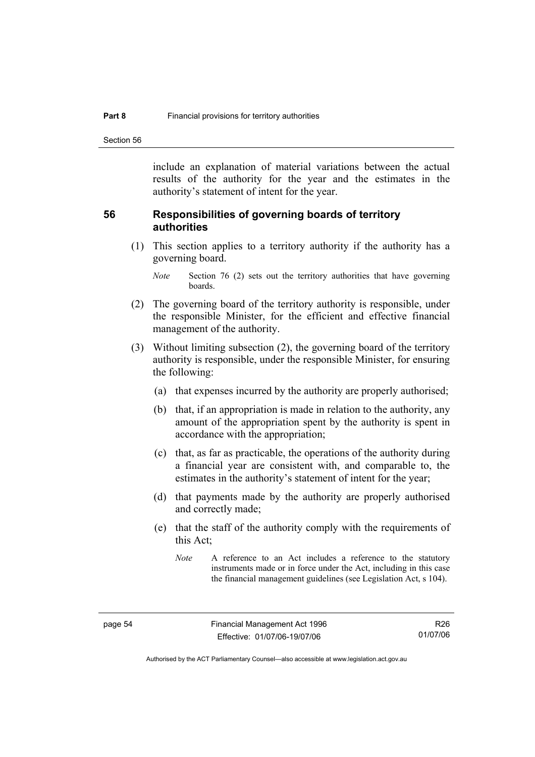include an explanation of material variations between the actual results of the authority for the year and the estimates in the authority's statement of intent for the year.

## 56 Responsibilities of governing boards of territory authorities

(1) This section applies to a territory authority if the authority has a governing board.

*Note* Section 76 (2) sets out the territory authorities that have governing boards.

(2) The governing board of the territory authority is responsible, under the responsible Minister, for the efficient and effective financial management of the authority.

(3) Without limiting subsection (2), the governing board of the territory authority is responsible, under the responsible Minister, for ensuring the following:

(a) that expenses incurred by the authority are properly authorised;

(b) that, if an appropriation is made in relation to the authority, any amount of the appropriation spent by the authority is spent in accordance with the appropriation;

(c) that, as far as practicable, the operations of the authority during a financial year are consistent with, and comparable to, the estimates in the authority's statement of intent for the year;

(d) that payments made by the authority are properly authorised and correctly made;

(e) that the staff of the authority comply with the requirements of this Act;

*Note* A reference to an Act includes a reference to the statutory instruments made or in force under the Act, including in this case the financial management guidelines (see Legislation Act, s 104).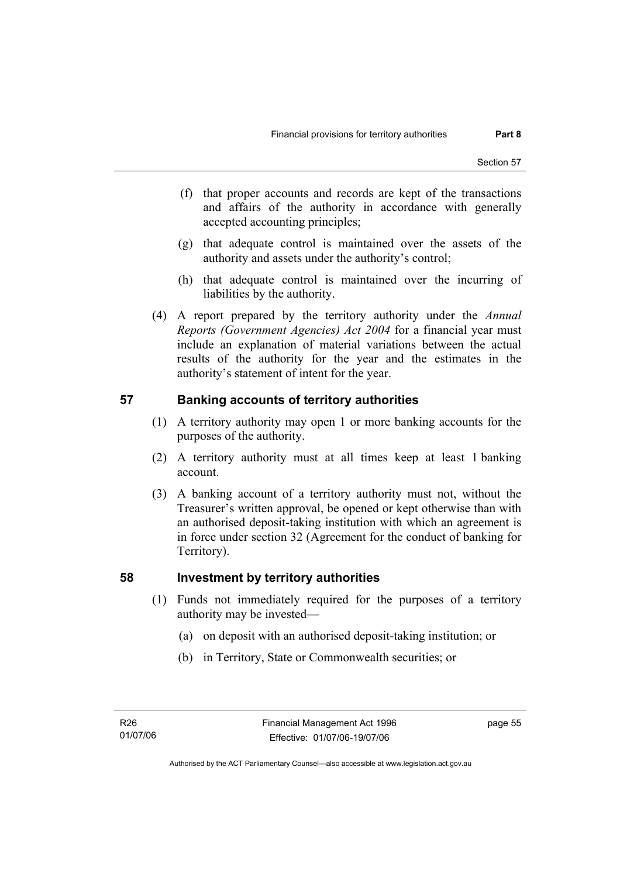(f) that proper accounts and records are kept of the transactions and affairs of the authority in accordance with generally accepted accounting principles;

(g) that adequate control is maintained over the assets of the authority and assets under the authority's control;

(h) that adequate control is maintained over the incurring of liabilities by the authority.

(4) A report prepared by the territory authority under the *Annual Reports (Government Agencies) Act 2004* for a financial year must include an explanation of material variations between the actual results of the authority for the year and the estimates in the authority's statement of intent for the year.

## 57 Banking accounts of territory authorities

(1) A territory authority may open 1 or more banking accounts for the purposes of the authority.

(2) A territory authority must at all times keep at least 1 banking account.

(3) A banking account of a territory authority must not, without the Treasurer's written approval, be opened or kept otherwise than with an authorised deposit-taking institution with which an agreement is in force under section 32 (Agreement for the conduct of banking for Territory).

## 58 Investment by territory authorities

(1) Funds not immediately required for the purposes of a territory authority may be invested—

(a) on deposit with an authorised deposit-taking institution; or

(b) in Territory, State or Commonwealth securities; or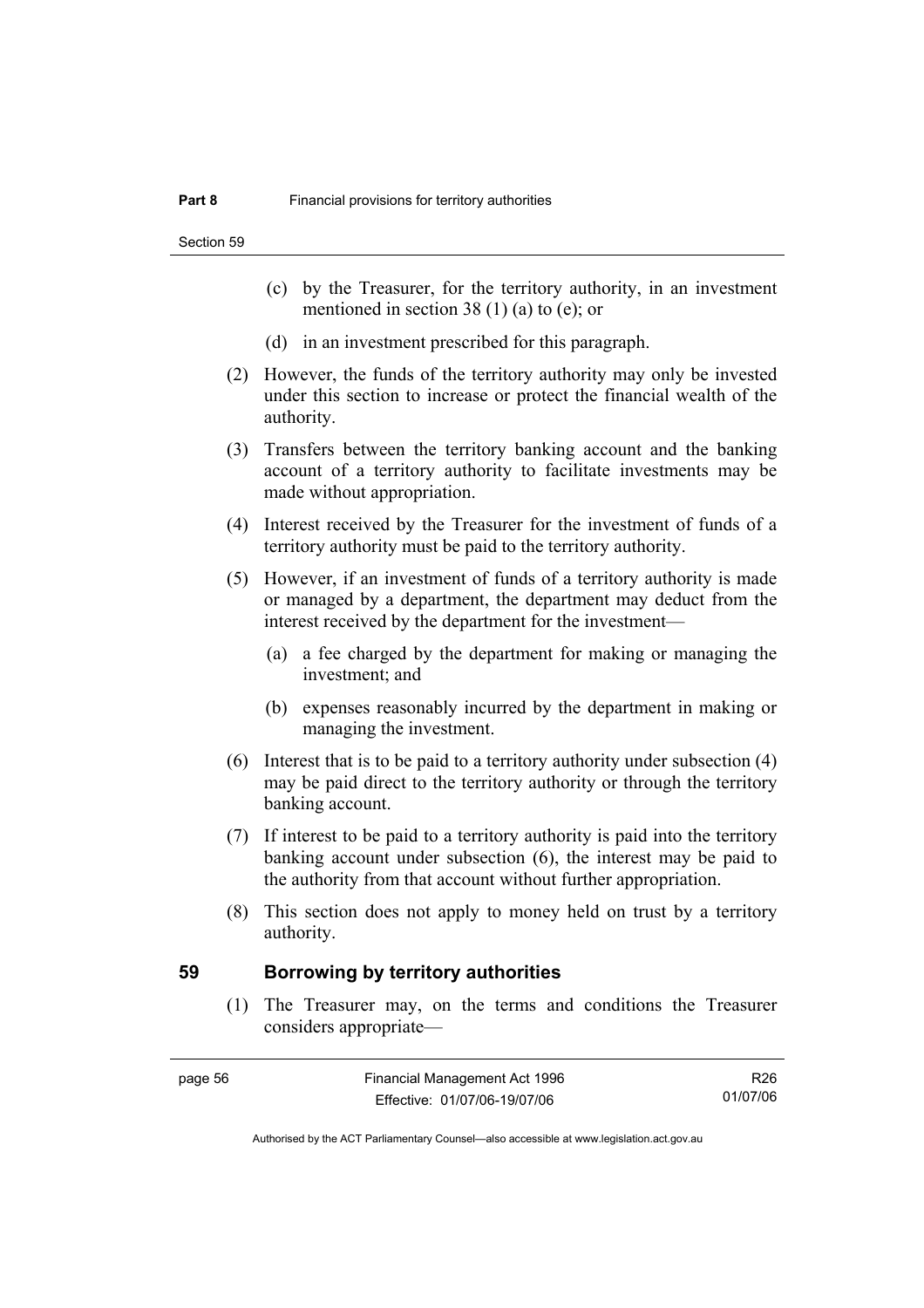(c) by the Treasurer, for the territory authority, in an investment mentioned in section 38 (1) (a) to (e); or

(d) in an investment prescribed for this paragraph.

(2) However, the funds of the territory authority may only be invested under this section to increase or protect the financial wealth of the authority.

(3) Transfers between the territory banking account and the banking account of a territory authority to facilitate investments may be made without appropriation.

(4) Interest received by the Treasurer for the investment of funds of a territory authority must be paid to the territory authority.

(5) However, if an investment of funds of a territory authority is made or managed by a department, the department may deduct from the interest received by the department for the investment—

(a) a fee charged by the department for making or managing the investment; and

(b) expenses reasonably incurred by the department in making or managing the investment.

(6) Interest that is to be paid to a territory authority under subsection (4) may be paid direct to the territory authority or through the territory banking account.

(7) If interest to be paid to a territory authority is paid into the territory banking account under subsection (6), the interest may be paid to the authority from that account without further appropriation.

(8) This section does not apply to money held on trust by a territory authority.

## 59 Borrowing by territory authorities

(1) The Treasurer may, on the terms and conditions the Treasurer considers appropriate—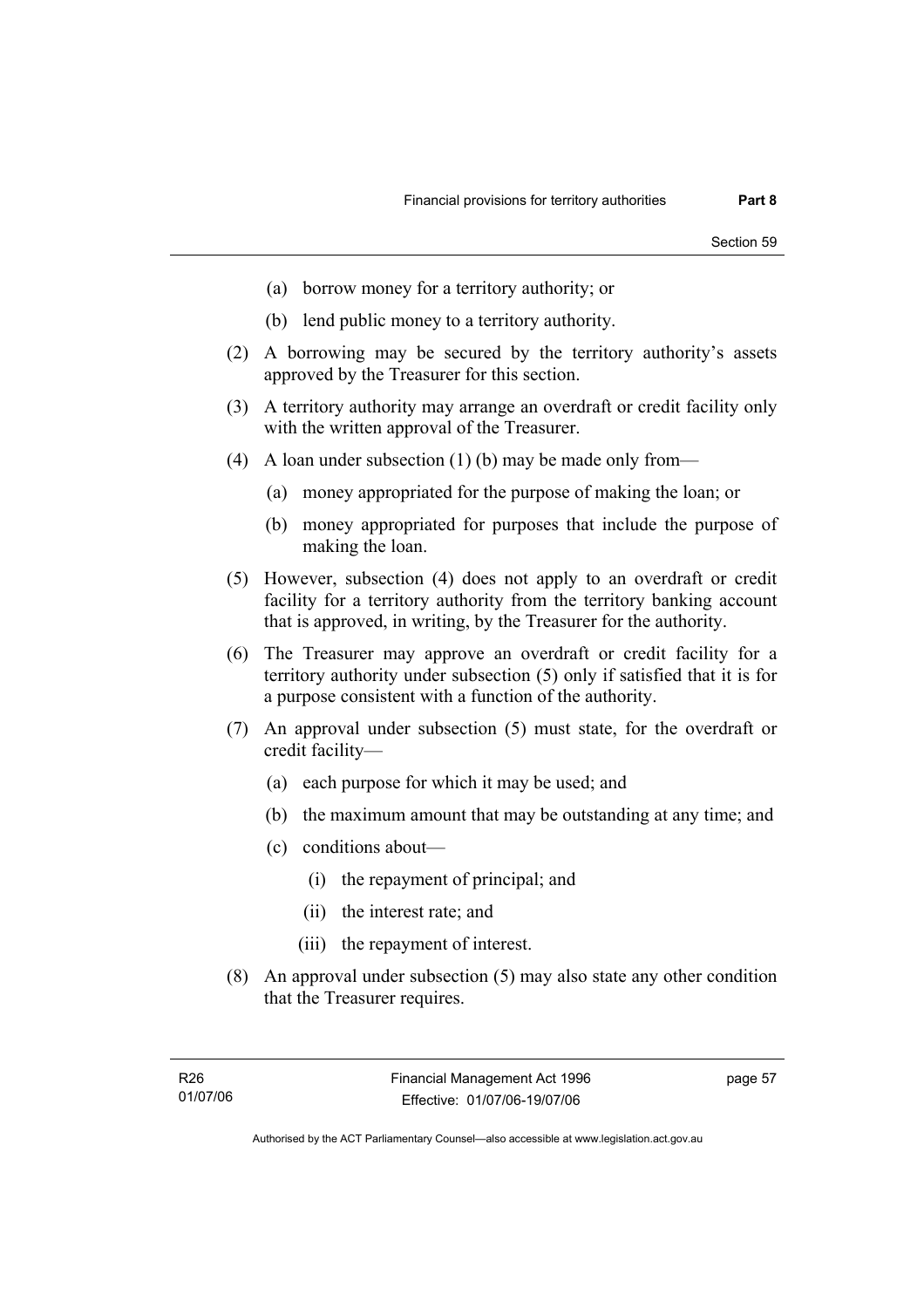(a) borrow money for a territory authority; or

(b) lend public money to a territory authority.

(2) A borrowing may be secured by the territory authority's assets approved by the Treasurer for this section.

(3) A territory authority may arrange an overdraft or credit facility only with the written approval of the Treasurer.

(4) A loan under subsection (1) (b) may be made only from—

(a) money appropriated for the purpose of making the loan; or

(b) money appropriated for purposes that include the purpose of making the loan.

(5) However, subsection (4) does not apply to an overdraft or credit facility for a territory authority from the territory banking account that is approved, in writing, by the Treasurer for the authority.

(6) The Treasurer may approve an overdraft or credit facility for a territory authority under subsection (5) only if satisfied that it is for a purpose consistent with a function of the authority.

(7) An approval under subsection (5) must state, for the overdraft or credit facility—

(a) each purpose for which it may be used; and

(b) the maximum amount that may be outstanding at any time; and

(c) conditions about—

(i) the repayment of principal; and

(ii) the interest rate; and

(iii) the repayment of interest.

(8) An approval under subsection (5) may also state any other condition that the Treasurer requires.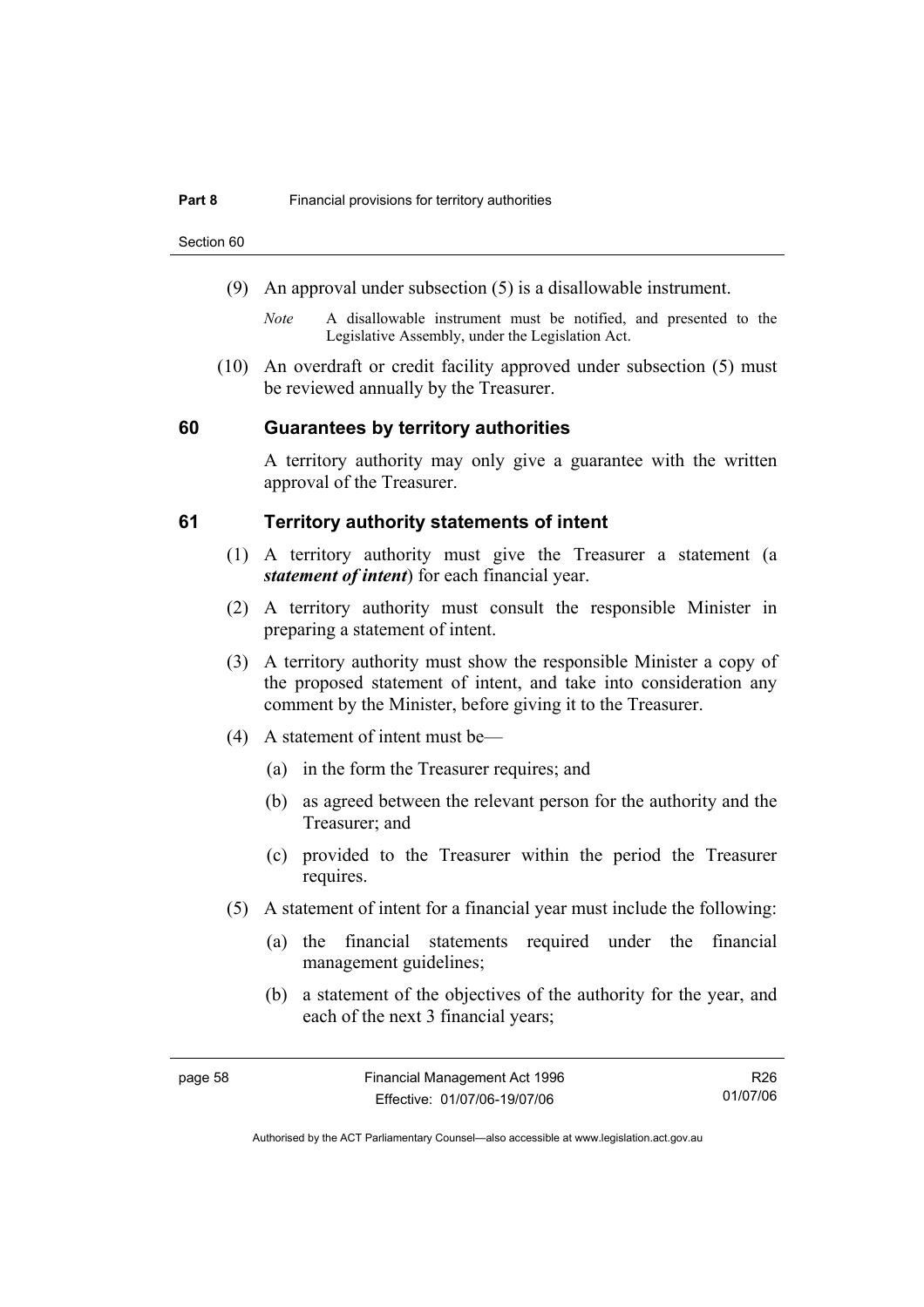(9) An approval under subsection (5) is a disallowable instrument.

*Note* A disallowable instrument must be notified, and presented to the Legislative Assembly, under the Legislation Act.

(10) An overdraft or credit facility approved under subsection (5) must be reviewed annually by the Treasurer.

## 60 Guarantees by territory authorities

A territory authority may only give a guarantee with the written approval of the Treasurer.

## 61 Territory authority statements of intent

(1) A territory authority must give the Treasurer a statement (a ***statement of intent***) for each financial year.

(2) A territory authority must consult the responsible Minister in preparing a statement of intent.

(3) A territory authority must show the responsible Minister a copy of the proposed statement of intent, and take into consideration any comment by the Minister, before giving it to the Treasurer.

(4) A statement of intent must be—

(a) in the form the Treasurer requires; and

(b) as agreed between the relevant person for the authority and the Treasurer; and

(c) provided to the Treasurer within the period the Treasurer requires.

(5) A statement of intent for a financial year must include the following:

(a) the financial statements required under the financial management guidelines;

(b) a statement of the objectives of the authority for the year, and each of the next 3 financial years;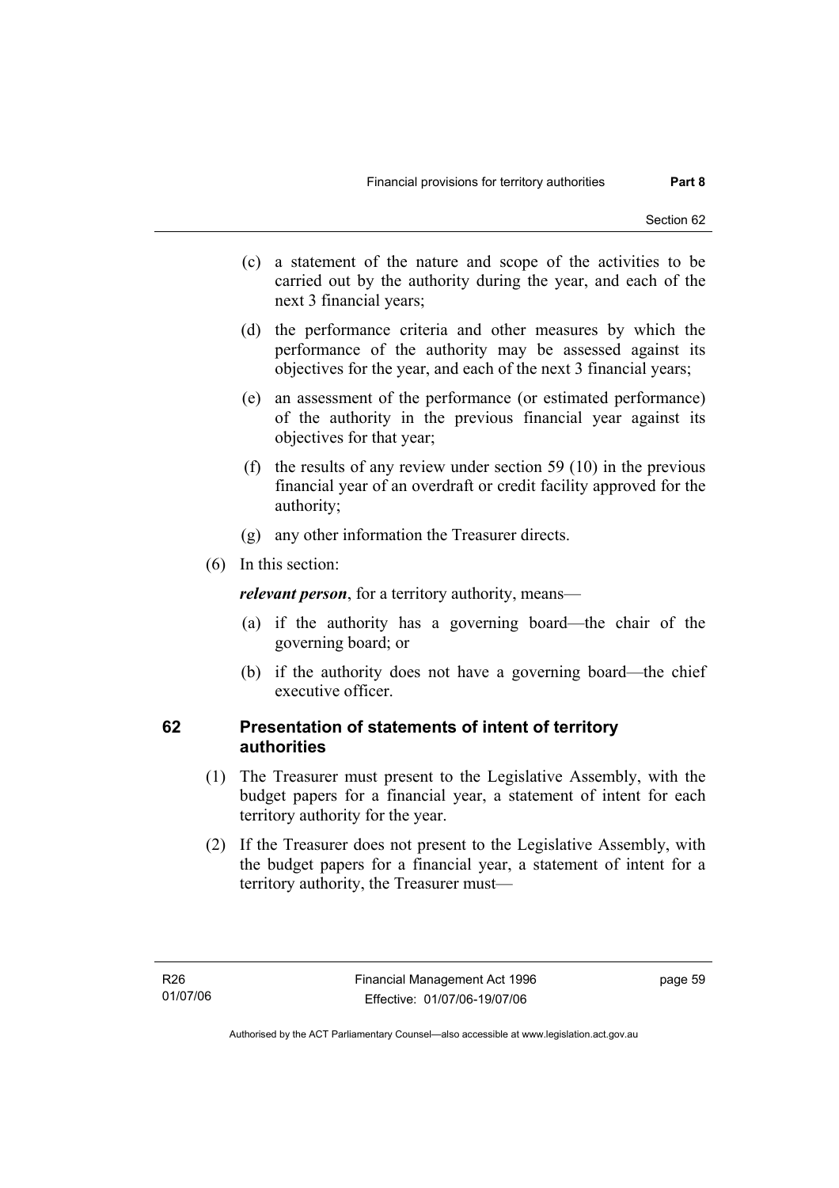(c) a statement of the nature and scope of the activities to be carried out by the authority during the year, and each of the next 3 financial years;

(d) the performance criteria and other measures by which the performance of the authority may be assessed against its objectives for the year, and each of the next 3 financial years;

(e) an assessment of the performance (or estimated performance) of the authority in the previous financial year against its objectives for that year;

(f) the results of any review under section 59 (10) in the previous financial year of an overdraft or credit facility approved for the authority;

(g) any other information the Treasurer directs.

(6) In this section:

***relevant person***, for a territory authority, means—

(a) if the authority has a governing board—the chair of the governing board; or

(b) if the authority does not have a governing board—the chief executive officer.

## 62 Presentation of statements of intent of territory authorities

(1) The Treasurer must present to the Legislative Assembly, with the budget papers for a financial year, a statement of intent for each territory authority for the year.

(2) If the Treasurer does not present to the Legislative Assembly, with the budget papers for a financial year, a statement of intent for a territory authority, the Treasurer must—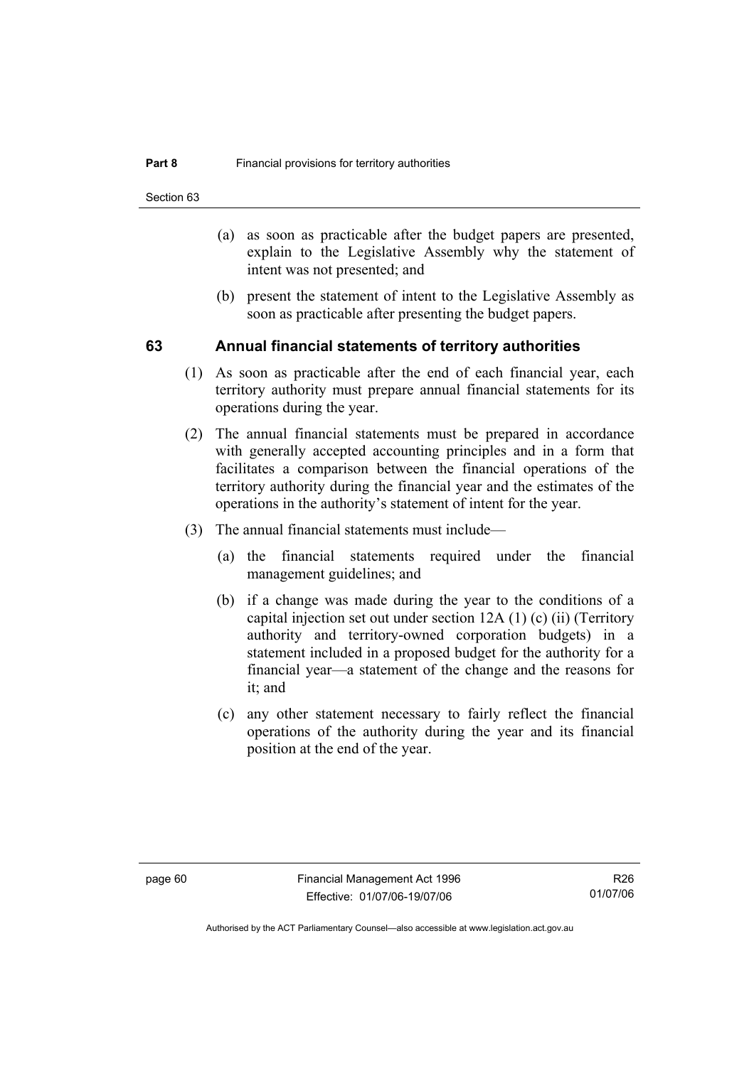(a) as soon as practicable after the budget papers are presented, explain to the Legislative Assembly why the statement of intent was not presented; and

(b) present the statement of intent to the Legislative Assembly as soon as practicable after presenting the budget papers.

## 63 Annual financial statements of territory authorities

(1) As soon as practicable after the end of each financial year, each territory authority must prepare annual financial statements for its operations during the year.

(2) The annual financial statements must be prepared in accordance with generally accepted accounting principles and in a form that facilitates a comparison between the financial operations of the territory authority during the financial year and the estimates of the operations in the authority's statement of intent for the year.

(3) The annual financial statements must include—

(a) the financial statements required under the financial management guidelines; and

(b) if a change was made during the year to the conditions of a capital injection set out under section 12A (1) (c) (ii) (Territory authority and territory-owned corporation budgets) in a statement included in a proposed budget for the authority for a financial year—a statement of the change and the reasons for it; and

(c) any other statement necessary to fairly reflect the financial operations of the authority during the year and its financial position at the end of the year.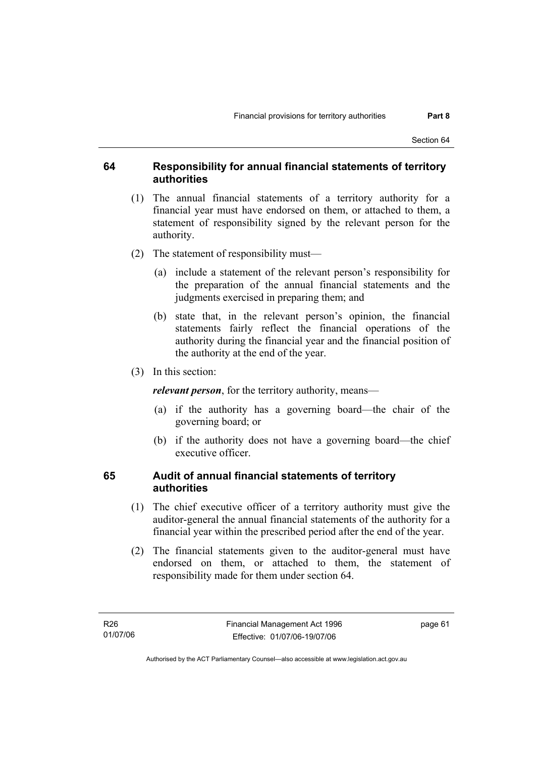## 64 Responsibility for annual financial statements of territory authorities

(1) The annual financial statements of a territory authority for a financial year must have endorsed on them, or attached to them, a statement of responsibility signed by the relevant person for the authority.

(2) The statement of responsibility must—

(a) include a statement of the relevant person's responsibility for the preparation of the annual financial statements and the judgments exercised in preparing them; and

(b) state that, in the relevant person's opinion, the financial statements fairly reflect the financial operations of the authority during the financial year and the financial position of the authority at the end of the year.

(3) In this section:

***relevant person***, for the territory authority, means—

(a) if the authority has a governing board—the chair of the governing board; or

(b) if the authority does not have a governing board—the chief executive officer.

## 65 Audit of annual financial statements of territory authorities

(1) The chief executive officer of a territory authority must give the auditor-general the annual financial statements of the authority for a financial year within the prescribed period after the end of the year.

(2) The financial statements given to the auditor-general must have endorsed on them, or attached to them, the statement of responsibility made for them under section 64.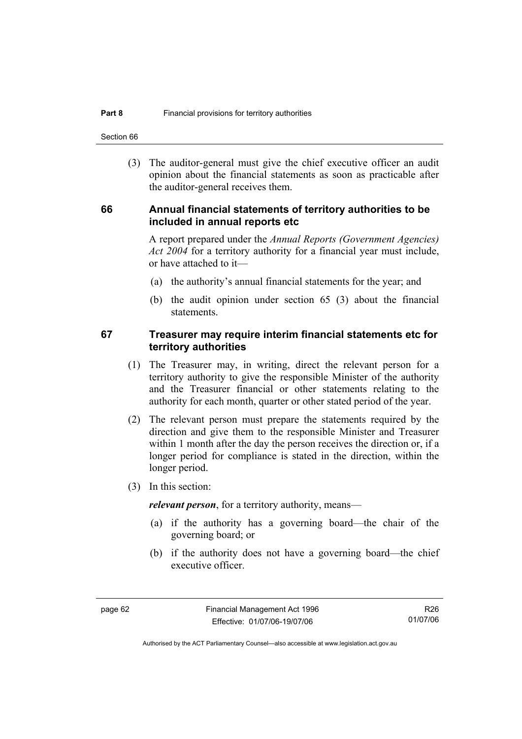(3) The auditor-general must give the chief executive officer an audit opinion about the financial statements as soon as practicable after the auditor-general receives them.

### 66 Annual financial statements of territory authorities to be included in annual reports etc

A report prepared under the *Annual Reports (Government Agencies) Act 2004* for a territory authority for a financial year must include, or have attached to it—

(a) the authority's annual financial statements for the year; and

(b) the audit opinion under section 65 (3) about the financial statements.

### 67 Treasurer may require interim financial statements etc for territory authorities

(1) The Treasurer may, in writing, direct the relevant person for a territory authority to give the responsible Minister of the authority and the Treasurer financial or other statements relating to the authority for each month, quarter or other stated period of the year.

(2) The relevant person must prepare the statements required by the direction and give them to the responsible Minister and Treasurer within 1 month after the day the person receives the direction or, if a longer period for compliance is stated in the direction, within the longer period.

(3) In this section:

***relevant person***, for a territory authority, means—

(a) if the authority has a governing board—the chair of the governing board; or

(b) if the authority does not have a governing board—the chief executive officer.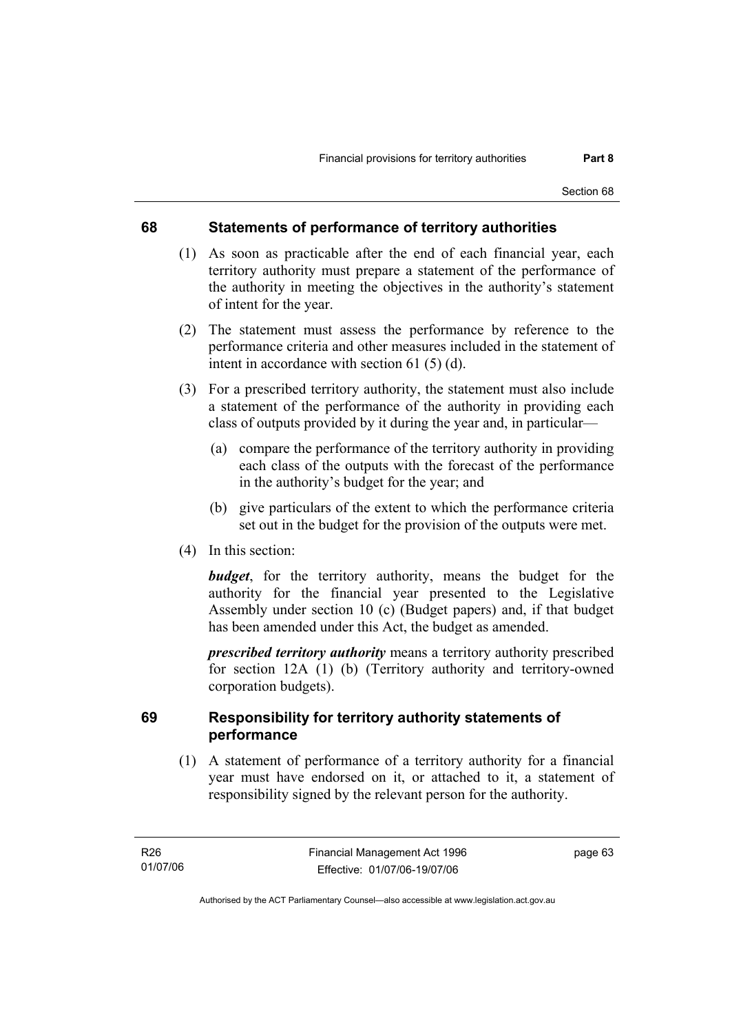## 68 Statements of performance of territory authorities

(1) As soon as practicable after the end of each financial year, each territory authority must prepare a statement of the performance of the authority in meeting the objectives in the authority's statement of intent for the year.

(2) The statement must assess the performance by reference to the performance criteria and other measures included in the statement of intent in accordance with section 61 (5) (d).

(3) For a prescribed territory authority, the statement must also include a statement of the performance of the authority in providing each class of outputs provided by it during the year and, in particular—

(a) compare the performance of the territory authority in providing each class of the outputs with the forecast of the performance in the authority's budget for the year; and

(b) give particulars of the extent to which the performance criteria set out in the budget for the provision of the outputs were met.

(4) In this section:

***budget***, for the territory authority, means the budget for the authority for the financial year presented to the Legislative Assembly under section 10 (c) (Budget papers) and, if that budget has been amended under this Act, the budget as amended.

***prescribed territory authority*** means a territory authority prescribed for section 12A (1) (b) (Territory authority and territory-owned corporation budgets).

## 69 Responsibility for territory authority statements of performance

(1) A statement of performance of a territory authority for a financial year must have endorsed on it, or attached to it, a statement of responsibility signed by the relevant person for the authority.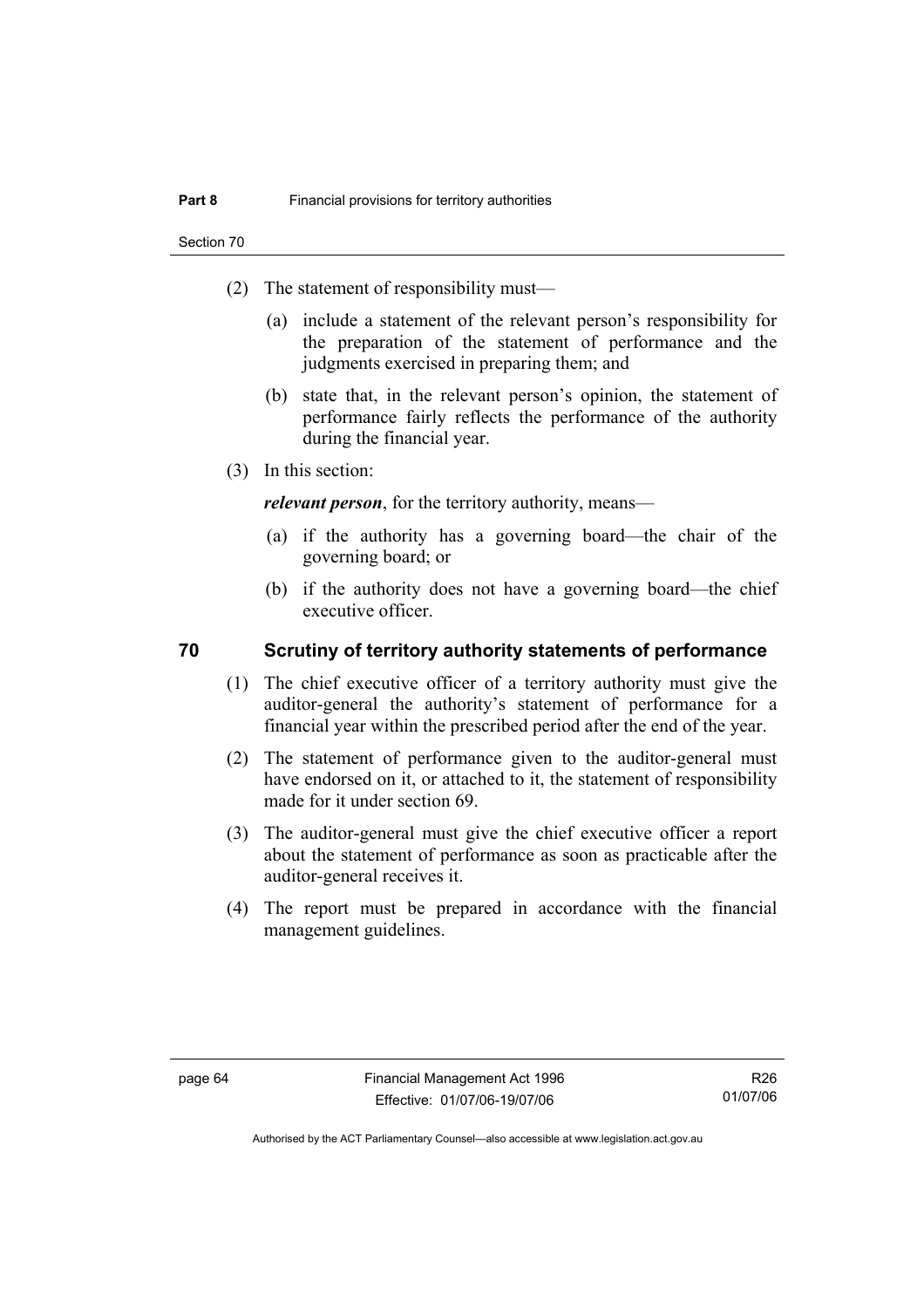(2) The statement of responsibility must—

(a) include a statement of the relevant person's responsibility for the preparation of the statement of performance and the judgments exercised in preparing them; and

(b) state that, in the relevant person's opinion, the statement of performance fairly reflects the performance of the authority during the financial year.

(3) In this section:

***relevant person***, for the territory authority, means—

(a) if the authority has a governing board—the chair of the governing board; or

(b) if the authority does not have a governing board—the chief executive officer.

## 70 Scrutiny of territory authority statements of performance

(1) The chief executive officer of a territory authority must give the auditor-general the authority's statement of performance for a financial year within the prescribed period after the end of the year.

(2) The statement of performance given to the auditor-general must have endorsed on it, or attached to it, the statement of responsibility made for it under section 69.

(3) The auditor-general must give the chief executive officer a report about the statement of performance as soon as practicable after the auditor-general receives it.

(4) The report must be prepared in accordance with the financial management guidelines.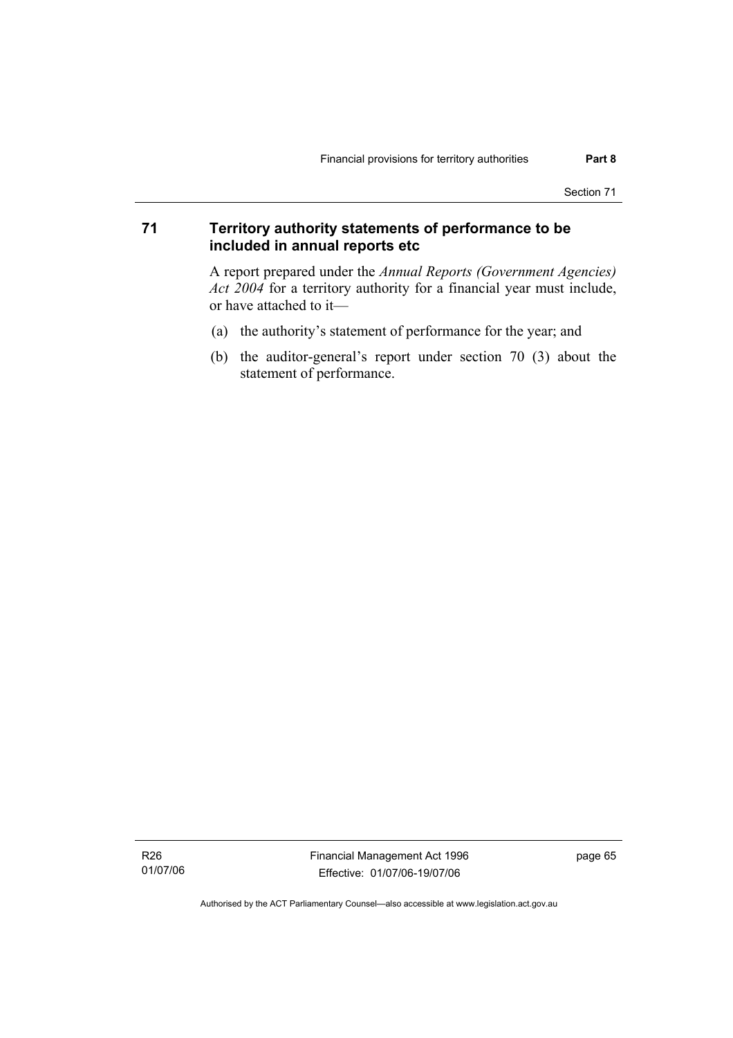## 71 Territory authority statements of performance to be included in annual reports etc

A report prepared under the *Annual Reports (Government Agencies) Act 2004* for a territory authority for a financial year must include, or have attached to it—

(a) the authority's statement of performance for the year; and

(b) the auditor-general's report under section 70 (3) about the statement of performance.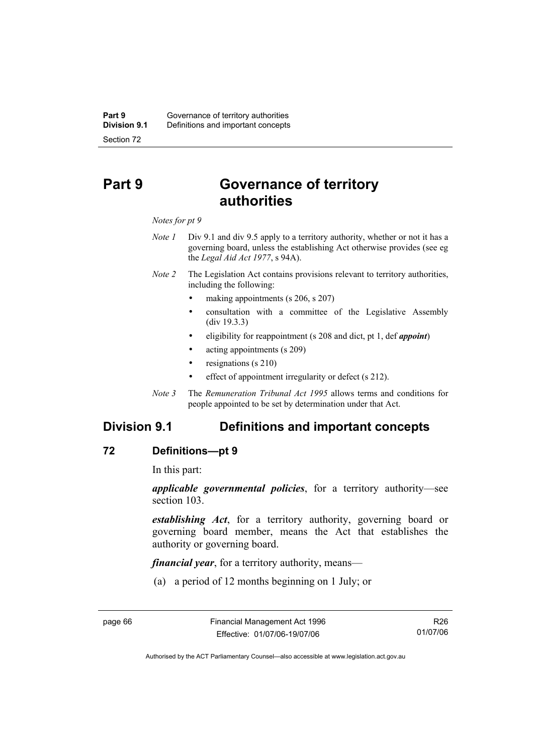# Part 9 Governance of territory authorities

*Notes for pt 9*

*Note 1* Div 9.1 and div 9.5 apply to a territory authority, whether or not it has a governing board, unless the establishing Act otherwise provides (see eg the *Legal Aid Act 1977*, s 94A).

*Note 2* The Legislation Act contains provisions relevant to territory authorities, including the following:

- making appointments (s 206, s 207)
- consultation with a committee of the Legislative Assembly (div 19.3.3)
- eligibility for reappointment (s 208 and dict, pt 1, def ***appoint***)
- acting appointments (s 209)
- resignations (s 210)
- effect of appointment irregularity or defect (s 212).

*Note 3* The *Remuneration Tribunal Act 1995* allows terms and conditions for people appointed to be set by determination under that Act.

## Division 9.1 Definitions and important concepts

### 72 Definitions—pt 9

In this part:

***applicable governmental policies***, for a territory authority—see section 103.

***establishing Act***, for a territory authority, governing board or governing board member, means the Act that establishes the authority or governing board.

***financial year***, for a territory authority, means—

(a) a period of 12 months beginning on 1 July; or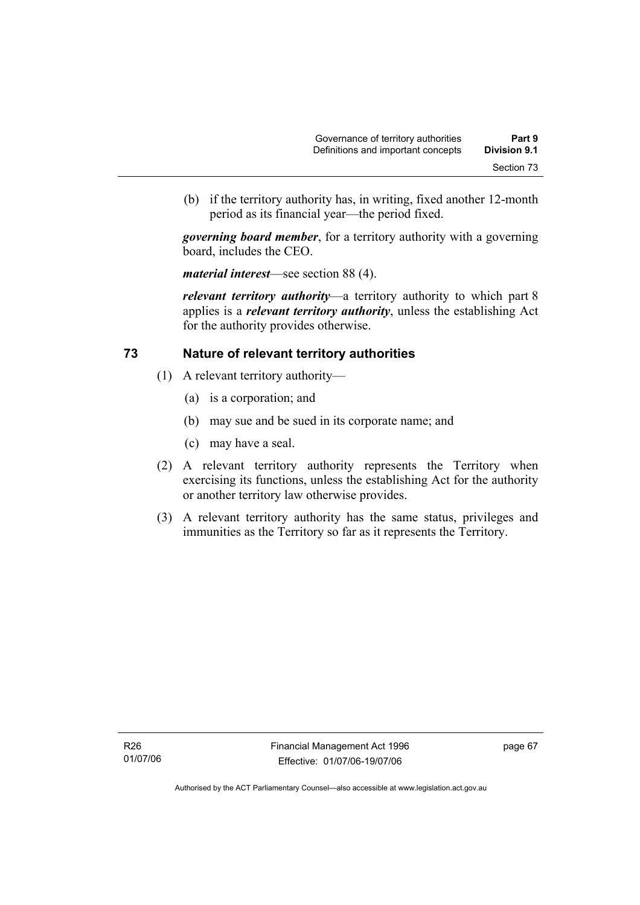(b) if the territory authority has, in writing, fixed another 12-month period as its financial year—the period fixed.

***governing board member***, for a territory authority with a governing board, includes the CEO.

***material interest***—see section 88 (4).

***relevant territory authority***—a territory authority to which part 8 applies is a ***relevant territory authority***, unless the establishing Act for the authority provides otherwise.

## 73 Nature of relevant territory authorities

(1) A relevant territory authority—

(a) is a corporation; and

(b) may sue and be sued in its corporate name; and

(c) may have a seal.

(2) A relevant territory authority represents the Territory when exercising its functions, unless the establishing Act for the authority or another territory law otherwise provides.

(3) A relevant territory authority has the same status, privileges and immunities as the Territory so far as it represents the Territory.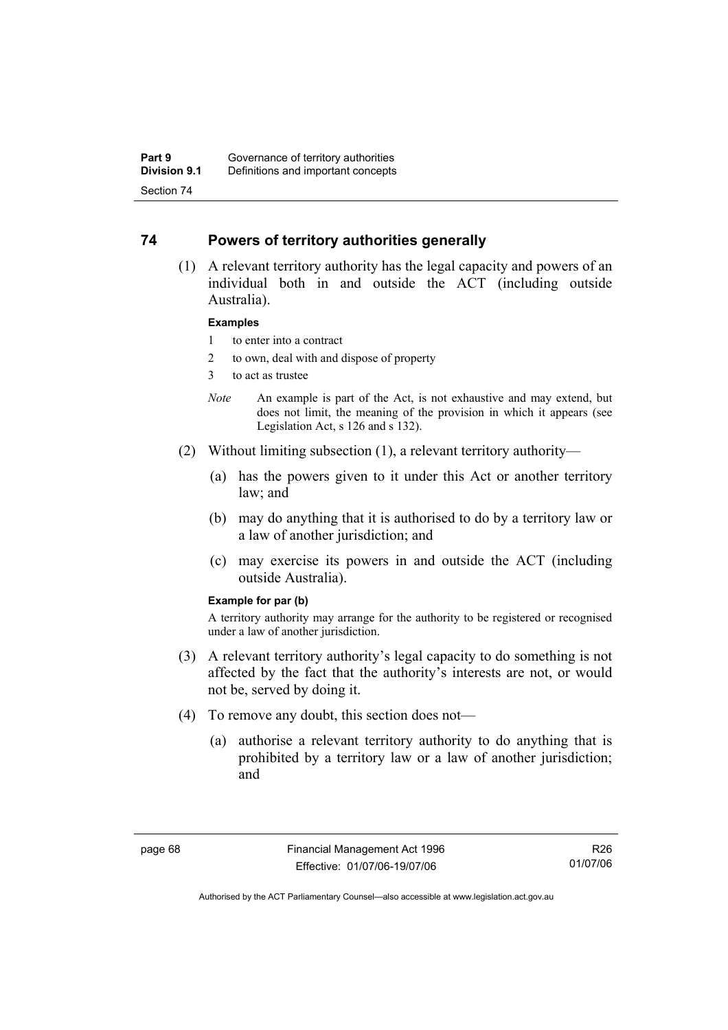## 74 Powers of territory authorities generally

(1) A relevant territory authority has the legal capacity and powers of an individual both in and outside the ACT (including outside Australia).

**Examples**

1 to enter into a contract

2 to own, deal with and dispose of property

3 to act as trustee

*Note* An example is part of the Act, is not exhaustive and may extend, but does not limit, the meaning of the provision in which it appears (see Legislation Act, s 126 and s 132).

(2) Without limiting subsection (1), a relevant territory authority—

(a) has the powers given to it under this Act or another territory law; and

(b) may do anything that it is authorised to do by a territory law or a law of another jurisdiction; and

(c) may exercise its powers in and outside the ACT (including outside Australia).

**Example for par (b)**

A territory authority may arrange for the authority to be registered or recognised under a law of another jurisdiction.

(3) A relevant territory authority's legal capacity to do something is not affected by the fact that the authority's interests are not, or would not be, served by doing it.

(4) To remove any doubt, this section does not—

(a) authorise a relevant territory authority to do anything that is prohibited by a territory law or a law of another jurisdiction; and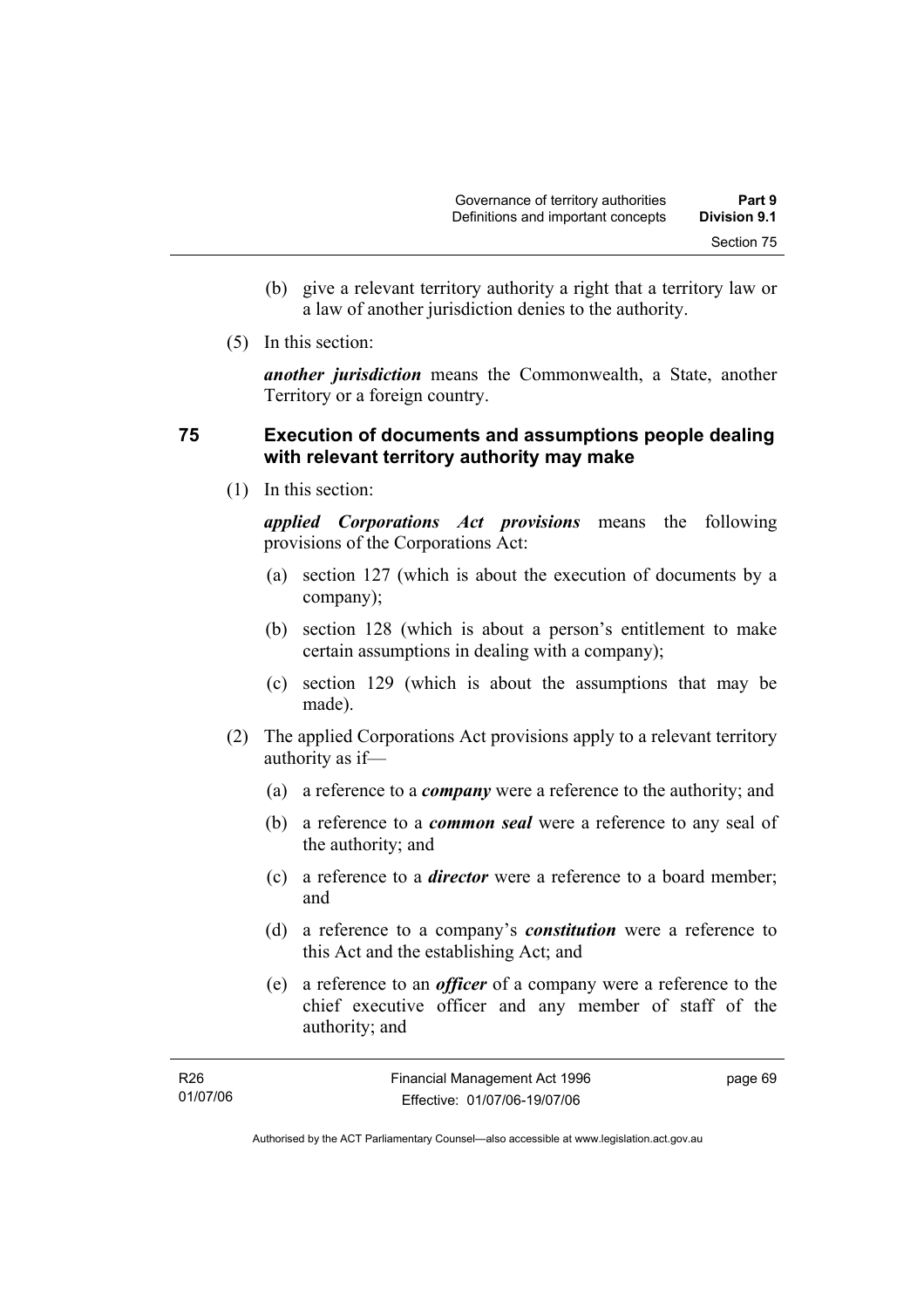(b) give a relevant territory authority a right that a territory law or a law of another jurisdiction denies to the authority.

(5) In this section:

***another jurisdiction*** means the Commonwealth, a State, another Territory or a foreign country.

## 75 Execution of documents and assumptions people dealing with relevant territory authority may make

(1) In this section:

***applied Corporations Act provisions*** means the following provisions of the Corporations Act:

(a) section 127 (which is about the execution of documents by a company);

(b) section 128 (which is about a person's entitlement to make certain assumptions in dealing with a company);

(c) section 129 (which is about the assumptions that may be made).

(2) The applied Corporations Act provisions apply to a relevant territory authority as if—

(a) a reference to a ***company*** were a reference to the authority; and

(b) a reference to a ***common seal*** were a reference to any seal of the authority; and

(c) a reference to a ***director*** were a reference to a board member; and

(d) a reference to a company's ***constitution*** were a reference to this Act and the establishing Act; and

(e) a reference to an ***officer*** of a company were a reference to the chief executive officer and any member of staff of the authority; and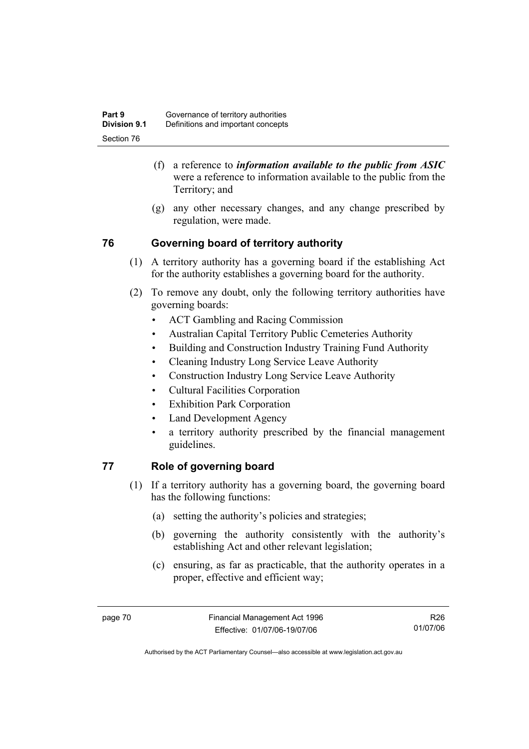(f) a reference to ***information available to the public from ASIC*** were a reference to information available to the public from the Territory; and

(g) any other necessary changes, and any change prescribed by regulation, were made.

## 76 Governing board of territory authority

(1) A territory authority has a governing board if the establishing Act for the authority establishes a governing board for the authority.

(2) To remove any doubt, only the following territory authorities have governing boards:

- ACT Gambling and Racing Commission
- Australian Capital Territory Public Cemeteries Authority
- Building and Construction Industry Training Fund Authority
- Cleaning Industry Long Service Leave Authority
- Construction Industry Long Service Leave Authority
- Cultural Facilities Corporation
- Exhibition Park Corporation
- Land Development Agency
- a territory authority prescribed by the financial management guidelines.

## 77 Role of governing board

(1) If a territory authority has a governing board, the governing board has the following functions:

(a) setting the authority's policies and strategies;

(b) governing the authority consistently with the authority's establishing Act and other relevant legislation;

(c) ensuring, as far as practicable, that the authority operates in a proper, effective and efficient way;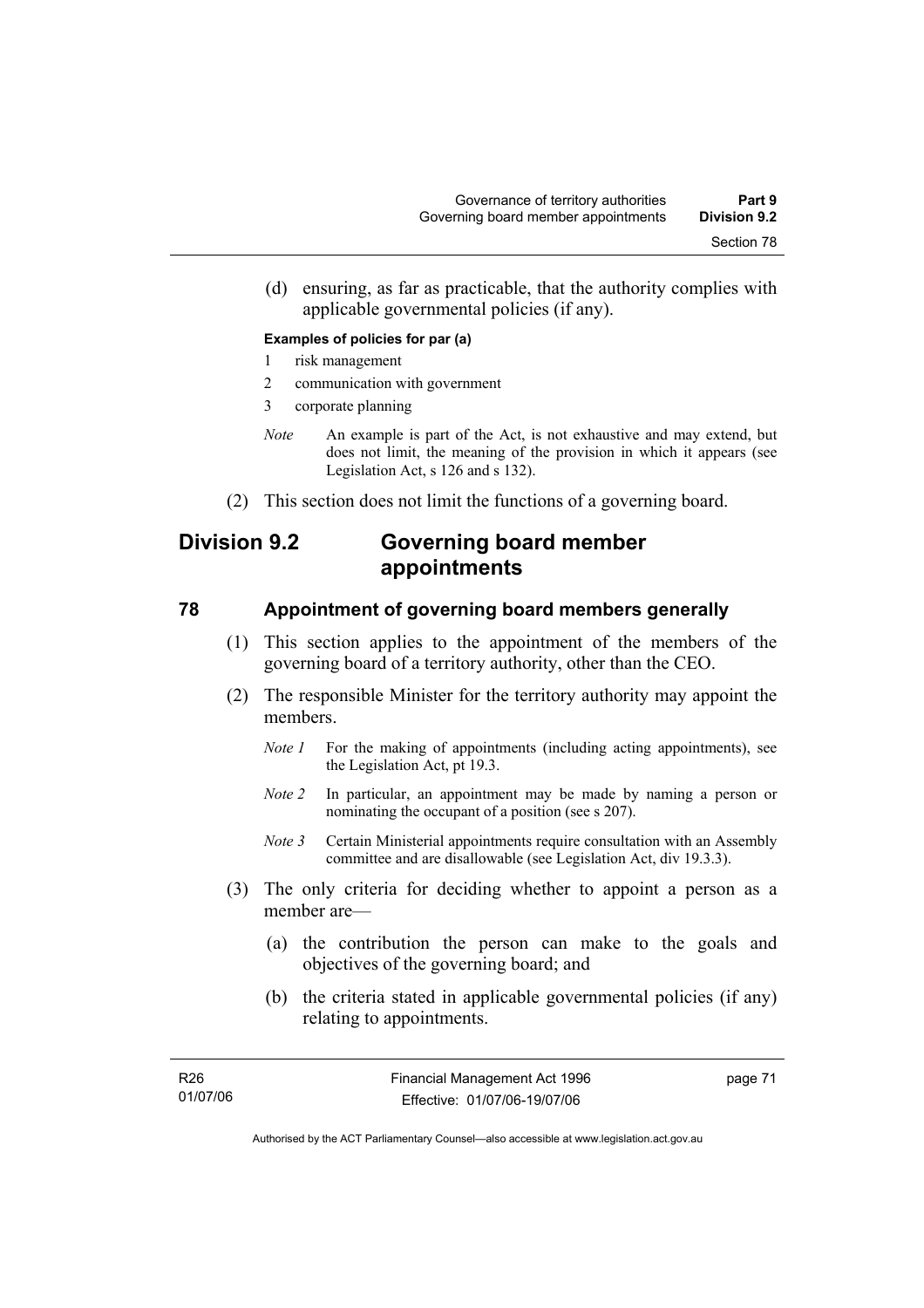(d) ensuring, as far as practicable, that the authority complies with applicable governmental policies (if any).

**Examples of policies for par (a)**

1 risk management

2 communication with government

3 corporate planning

*Note* An example is part of the Act, is not exhaustive and may extend, but does not limit, the meaning of the provision in which it appears (see Legislation Act, s 126 and s 132).

(2) This section does not limit the functions of a governing board.

## Division 9.2 Governing board member appointments

### 78 Appointment of governing board members generally

(1) This section applies to the appointment of the members of the governing board of a territory authority, other than the CEO.

(2) The responsible Minister for the territory authority may appoint the members.

*Note 1* For the making of appointments (including acting appointments), see the Legislation Act, pt 19.3.

*Note 2* In particular, an appointment may be made by naming a person or nominating the occupant of a position (see s 207).

*Note 3* Certain Ministerial appointments require consultation with an Assembly committee and are disallowable (see Legislation Act, div 19.3.3).

(3) The only criteria for deciding whether to appoint a person as a member are—

(a) the contribution the person can make to the goals and objectives of the governing board; and

(b) the criteria stated in applicable governmental policies (if any) relating to appointments.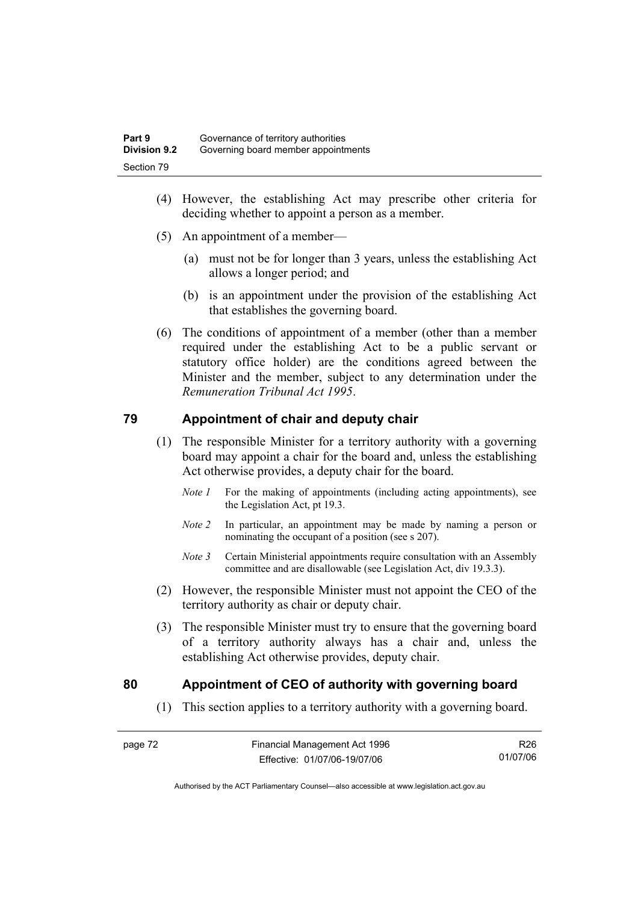(4) However, the establishing Act may prescribe other criteria for deciding whether to appoint a person as a member.

(5) An appointment of a member—

(a) must not be for longer than 3 years, unless the establishing Act allows a longer period; and

(b) is an appointment under the provision of the establishing Act that establishes the governing board.

(6) The conditions of appointment of a member (other than a member required under the establishing Act to be a public servant or statutory office holder) are the conditions agreed between the Minister and the member, subject to any determination under the *Remuneration Tribunal Act 1995*.

## 79 Appointment of chair and deputy chair

(1) The responsible Minister for a territory authority with a governing board may appoint a chair for the board and, unless the establishing Act otherwise provides, a deputy chair for the board.

*Note 1* For the making of appointments (including acting appointments), see the Legislation Act, pt 19.3.

*Note 2* In particular, an appointment may be made by naming a person or nominating the occupant of a position (see s 207).

*Note 3* Certain Ministerial appointments require consultation with an Assembly committee and are disallowable (see Legislation Act, div 19.3.3).

(2) However, the responsible Minister must not appoint the CEO of the territory authority as chair or deputy chair.

(3) The responsible Minister must try to ensure that the governing board of a territory authority always has a chair and, unless the establishing Act otherwise provides, deputy chair.

## 80 Appointment of CEO of authority with governing board

(1) This section applies to a territory authority with a governing board.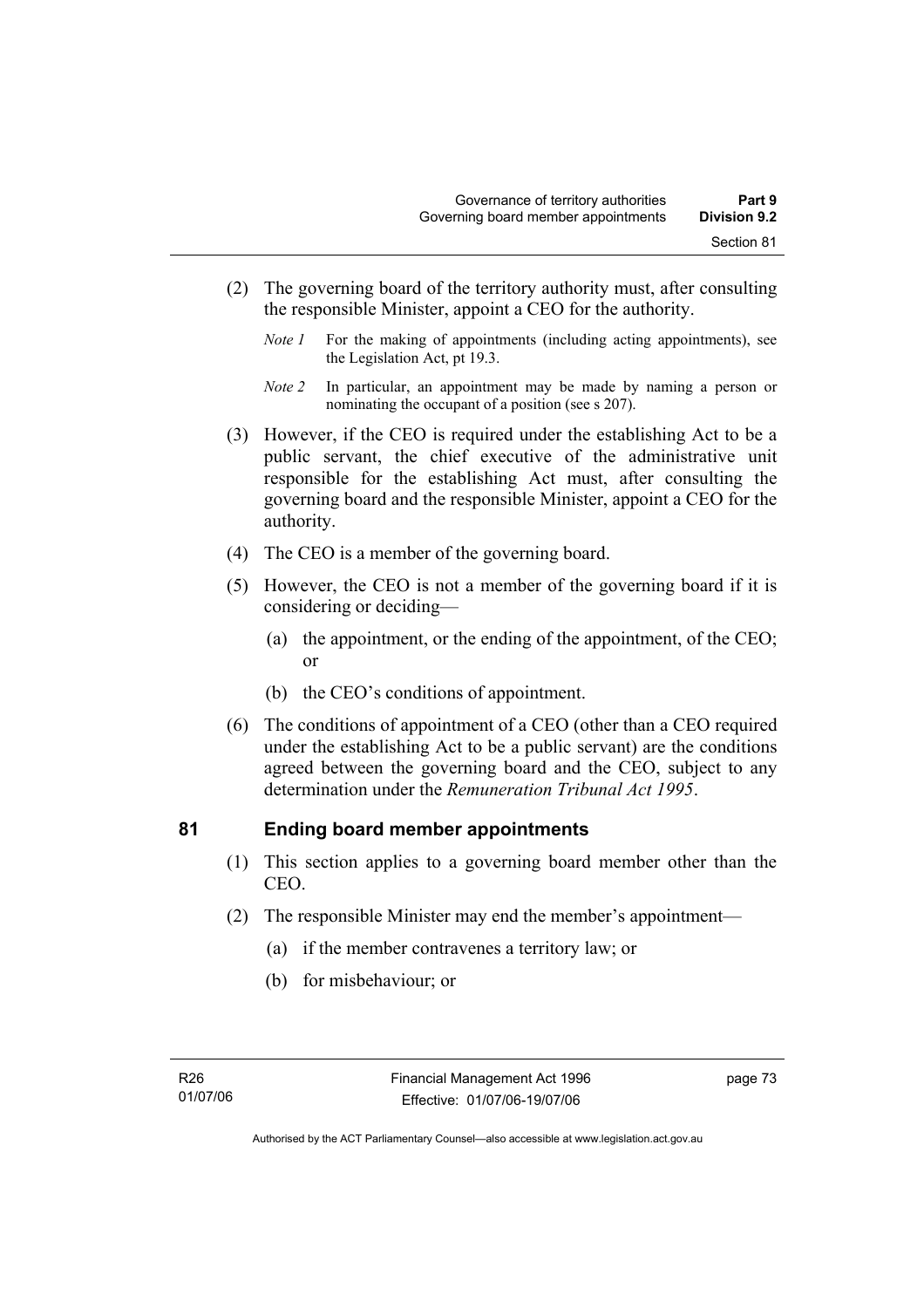(2) The governing board of the territory authority must, after consulting the responsible Minister, appoint a CEO for the authority.

*Note 1* For the making of appointments (including acting appointments), see the Legislation Act, pt 19.3.

*Note 2* In particular, an appointment may be made by naming a person or nominating the occupant of a position (see s 207).

(3) However, if the CEO is required under the establishing Act to be a public servant, the chief executive of the administrative unit responsible for the establishing Act must, after consulting the governing board and the responsible Minister, appoint a CEO for the authority.

(4) The CEO is a member of the governing board.

(5) However, the CEO is not a member of the governing board if it is considering or deciding—

(a) the appointment, or the ending of the appointment, of the CEO; or

(b) the CEO's conditions of appointment.

(6) The conditions of appointment of a CEO (other than a CEO required under the establishing Act to be a public servant) are the conditions agreed between the governing board and the CEO, subject to any determination under the *Remuneration Tribunal Act 1995*.

## 81 Ending board member appointments

(1) This section applies to a governing board member other than the CEO.

(2) The responsible Minister may end the member's appointment—

(a) if the member contravenes a territory law; or

(b) for misbehaviour; or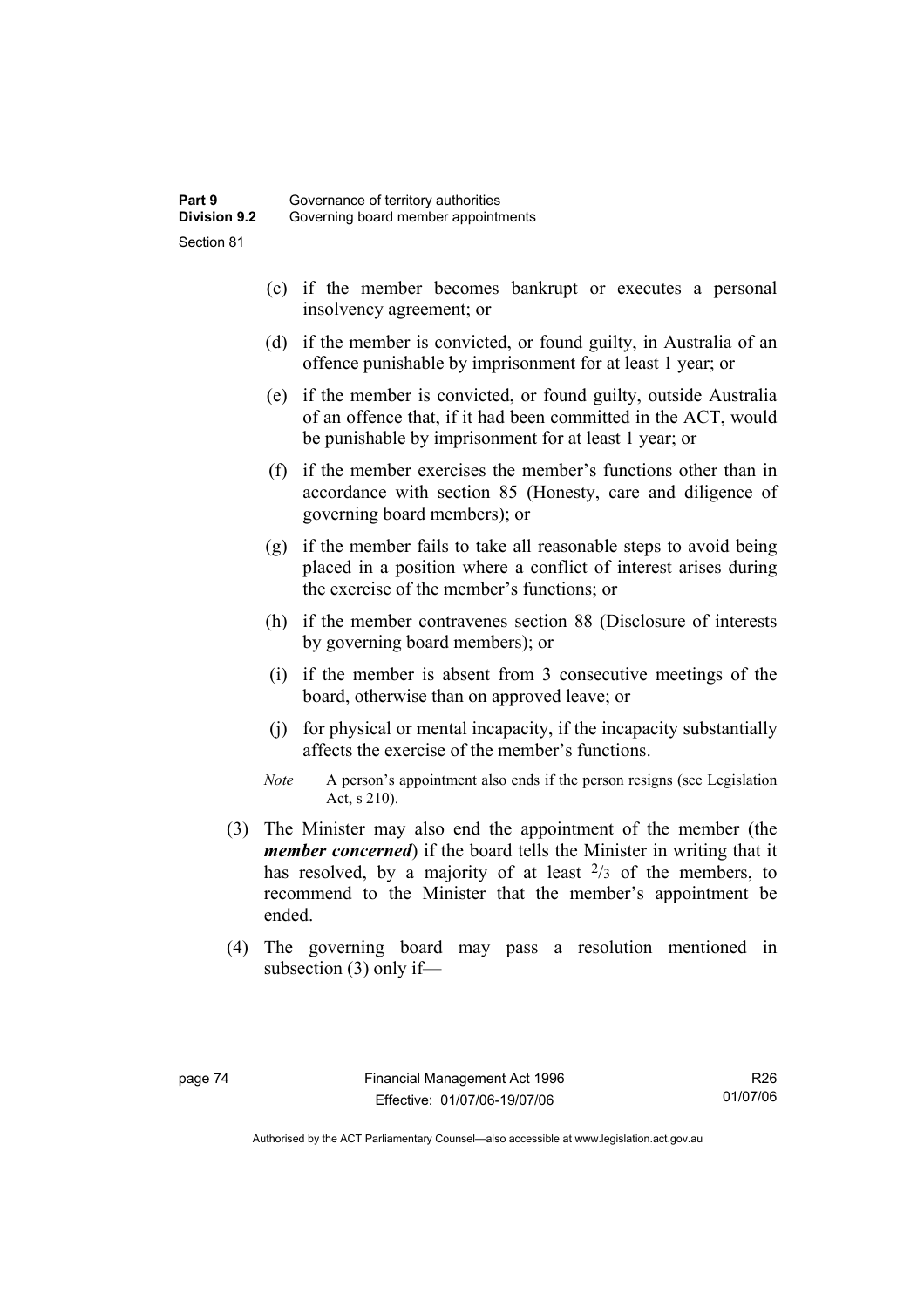(c) if the member becomes bankrupt or executes a personal insolvency agreement; or

(d) if the member is convicted, or found guilty, in Australia of an offence punishable by imprisonment for at least 1 year; or

(e) if the member is convicted, or found guilty, outside Australia of an offence that, if it had been committed in the ACT, would be punishable by imprisonment for at least 1 year; or

(f) if the member exercises the member's functions other than in accordance with section 85 (Honesty, care and diligence of governing board members); or

(g) if the member fails to take all reasonable steps to avoid being placed in a position where a conflict of interest arises during the exercise of the member's functions; or

(h) if the member contravenes section 88 (Disclosure of interests by governing board members); or

(i) if the member is absent from 3 consecutive meetings of the board, otherwise than on approved leave; or

(j) for physical or mental incapacity, if the incapacity substantially affects the exercise of the member's functions.

*Note* A person's appointment also ends if the person resigns (see Legislation Act, s 210).

(3) The Minister may also end the appointment of the member (the ***member concerned***) if the board tells the Minister in writing that it has resolved, by a majority of at least $^{2}/_{3}$ of the members, to recommend to the Minister that the member's appointment be ended.

(4) The governing board may pass a resolution mentioned in subsection (3) only if—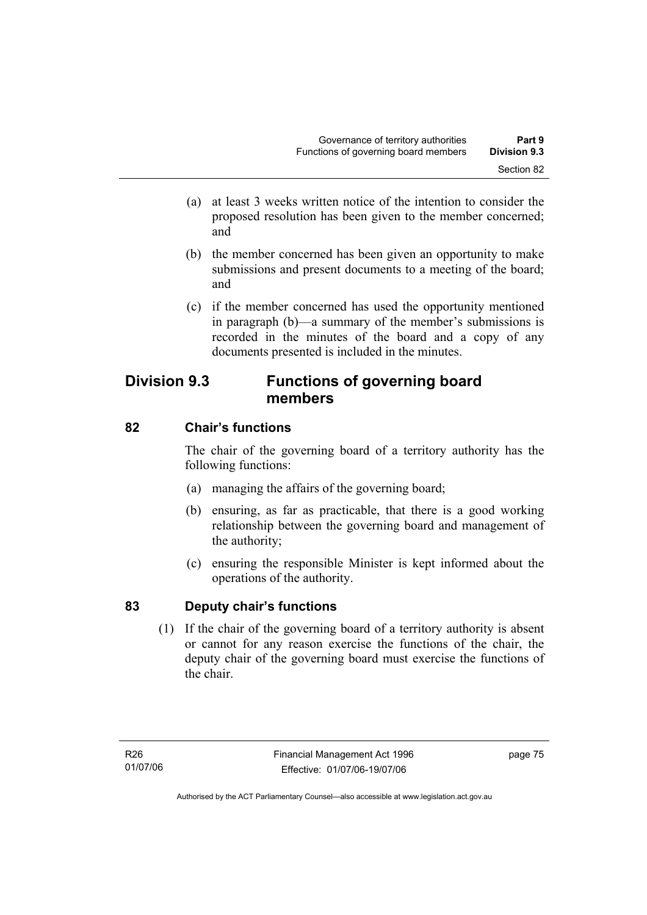(a) at least 3 weeks written notice of the intention to consider the proposed resolution has been given to the member concerned; and

(b) the member concerned has been given an opportunity to make submissions and present documents to a meeting of the board; and

(c) if the member concerned has used the opportunity mentioned in paragraph (b)—a summary of the member's submissions is recorded in the minutes of the board and a copy of any documents presented is included in the minutes.

## Division 9.3 Functions of governing board members

### 82 Chair's functions

The chair of the governing board of a territory authority has the following functions:

(a) managing the affairs of the governing board;

(b) ensuring, as far as practicable, that there is a good working relationship between the governing board and management of the authority;

(c) ensuring the responsible Minister is kept informed about the operations of the authority.

### 83 Deputy chair's functions

(1) If the chair of the governing board of a territory authority is absent or cannot for any reason exercise the functions of the chair, the deputy chair of the governing board must exercise the functions of the chair.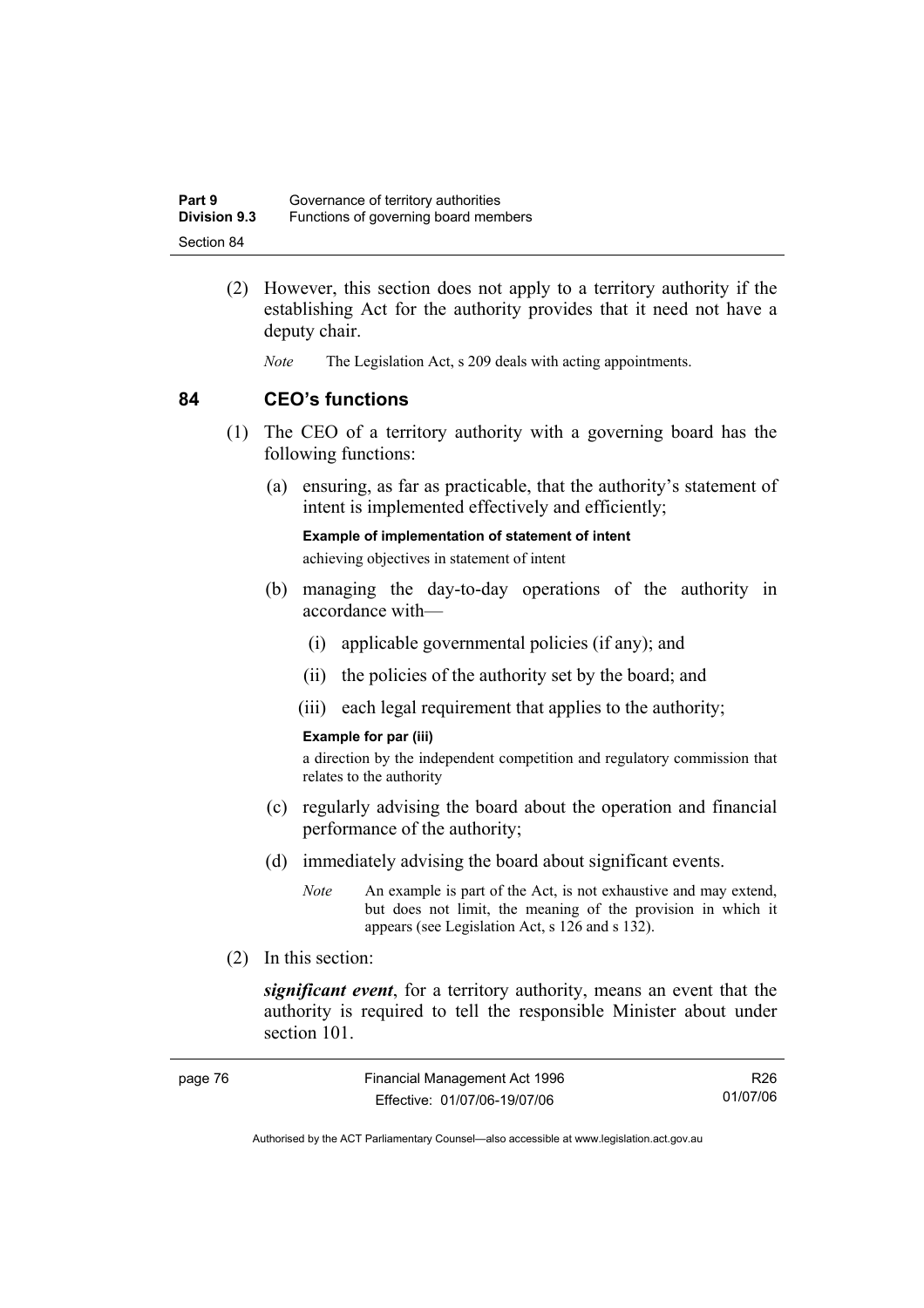(2) However, this section does not apply to a territory authority if the establishing Act for the authority provides that it need not have a deputy chair.

*Note* The Legislation Act, s 209 deals with acting appointments.

## 84 CEO's functions

(1) The CEO of a territory authority with a governing board has the following functions:

(a) ensuring, as far as practicable, that the authority's statement of intent is implemented effectively and efficiently;

**Example of implementation of statement of intent**

achieving objectives in statement of intent

(b) managing the day-to-day operations of the authority in accordance with—

(i) applicable governmental policies (if any); and

(ii) the policies of the authority set by the board; and

(iii) each legal requirement that applies to the authority;

**Example for par (iii)**

a direction by the independent competition and regulatory commission that relates to the authority

(c) regularly advising the board about the operation and financial performance of the authority;

(d) immediately advising the board about significant events.

*Note* An example is part of the Act, is not exhaustive and may extend, but does not limit, the meaning of the provision in which it appears (see Legislation Act, s 126 and s 132).

(2) In this section:

***significant event***, for a territory authority, means an event that the authority is required to tell the responsible Minister about under section 101.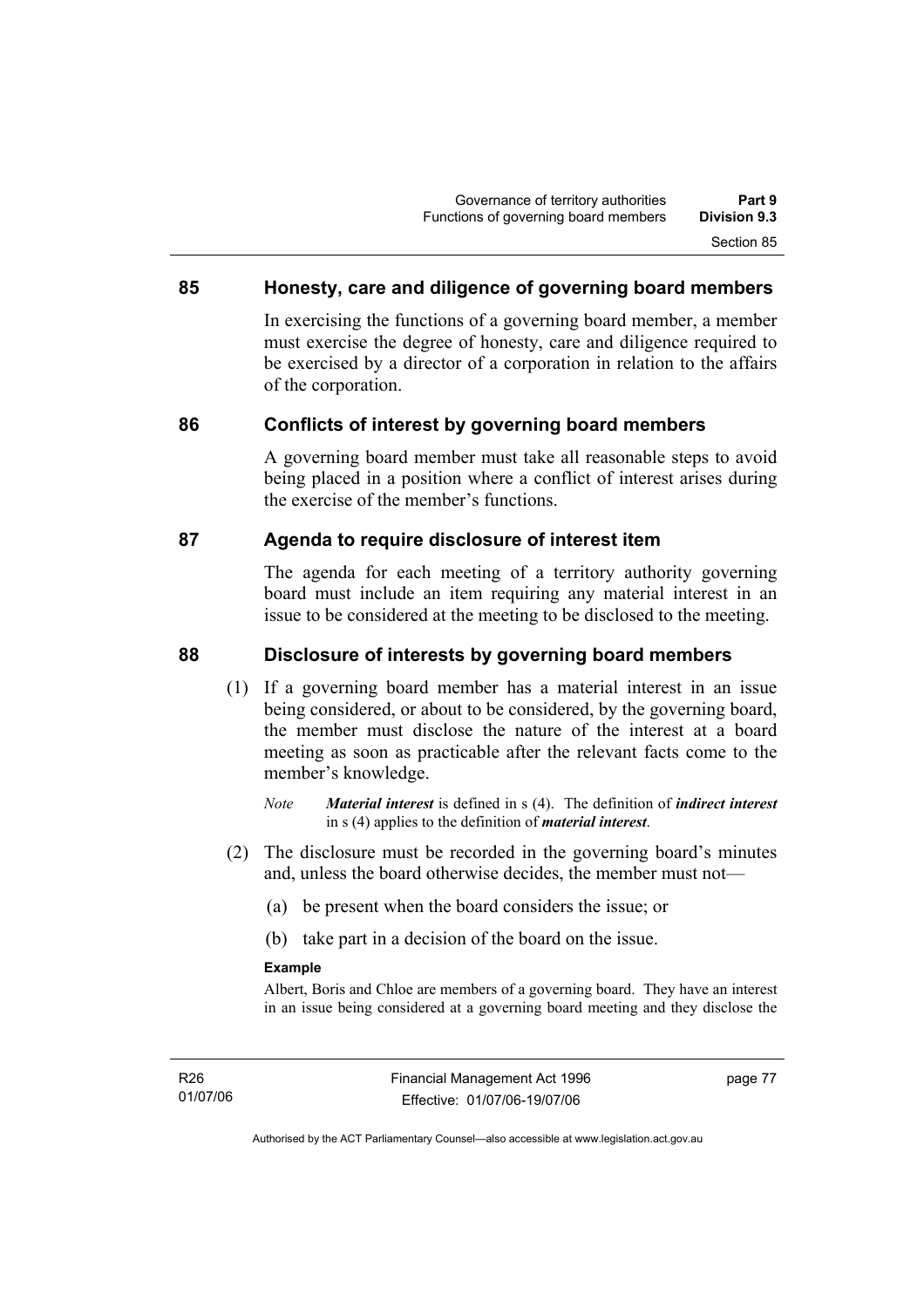## 85 Honesty, care and diligence of governing board members

In exercising the functions of a governing board member, a member must exercise the degree of honesty, care and diligence required to be exercised by a director of a corporation in relation to the affairs of the corporation.

## 86 Conflicts of interest by governing board members

A governing board member must take all reasonable steps to avoid being placed in a position where a conflict of interest arises during the exercise of the member's functions.

## 87 Agenda to require disclosure of interest item

The agenda for each meeting of a territory authority governing board must include an item requiring any material interest in an issue to be considered at the meeting to be disclosed to the meeting.

## 88 Disclosure of interests by governing board members

(1) If a governing board member has a material interest in an issue being considered, or about to be considered, by the governing board, the member must disclose the nature of the interest at a board meeting as soon as practicable after the relevant facts come to the member's knowledge.

*Note* ***Material interest*** is defined in s (4). The definition of ***indirect interest*** in s (4) applies to the definition of ***material interest***.

(2) The disclosure must be recorded in the governing board's minutes and, unless the board otherwise decides, the member must not—

(a) be present when the board considers the issue; or

(b) take part in a decision of the board on the issue.

**Example**

Albert, Boris and Chloe are members of a governing board. They have an interest in an issue being considered at a governing board meeting and they disclose the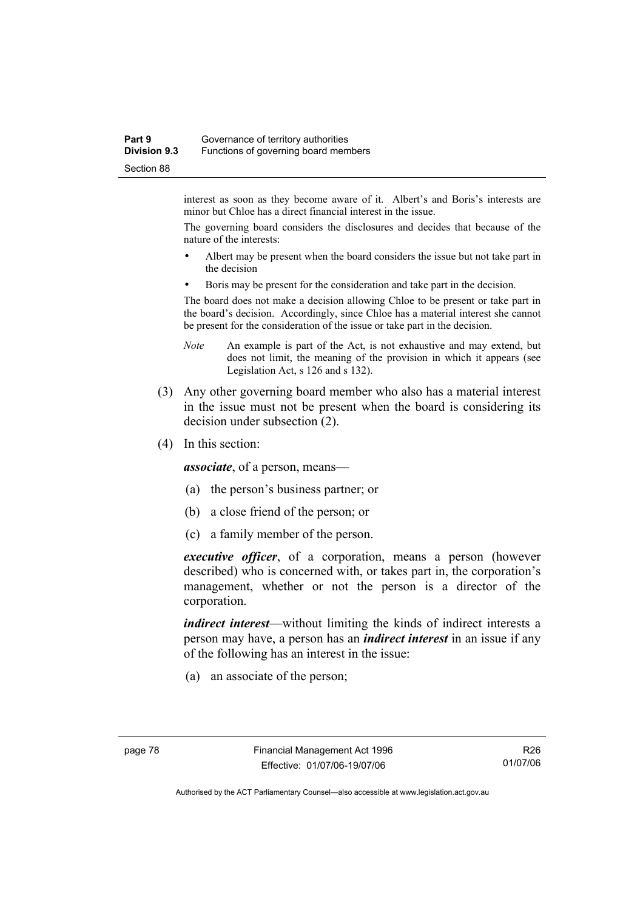interest as soon as they become aware of it. Albert's and Boris's interests are minor but Chloe has a direct financial interest in the issue.

The governing board considers the disclosures and decides that because of the nature of the interests:

- Albert may be present when the board considers the issue but not take part in the decision
- Boris may be present for the consideration and take part in the decision.

The board does not make a decision allowing Chloe to be present or take part in the board's decision. Accordingly, since Chloe has a material interest she cannot be present for the consideration of the issue or take part in the decision.

*Note* An example is part of the Act, is not exhaustive and may extend, but does not limit, the meaning of the provision in which it appears (see Legislation Act, s 126 and s 132).

(3) Any other governing board member who also has a material interest in the issue must not be present when the board is considering its decision under subsection (2).

(4) In this section:

***associate***, of a person, means—

(a) the person's business partner; or

(b) a close friend of the person; or

(c) a family member of the person.

***executive officer***, of a corporation, means a person (however described) who is concerned with, or takes part in, the corporation's management, whether or not the person is a director of the corporation.

***indirect interest***—without limiting the kinds of indirect interests a person may have, a person has an ***indirect interest*** in an issue if any of the following has an interest in the issue:

(a) an associate of the person;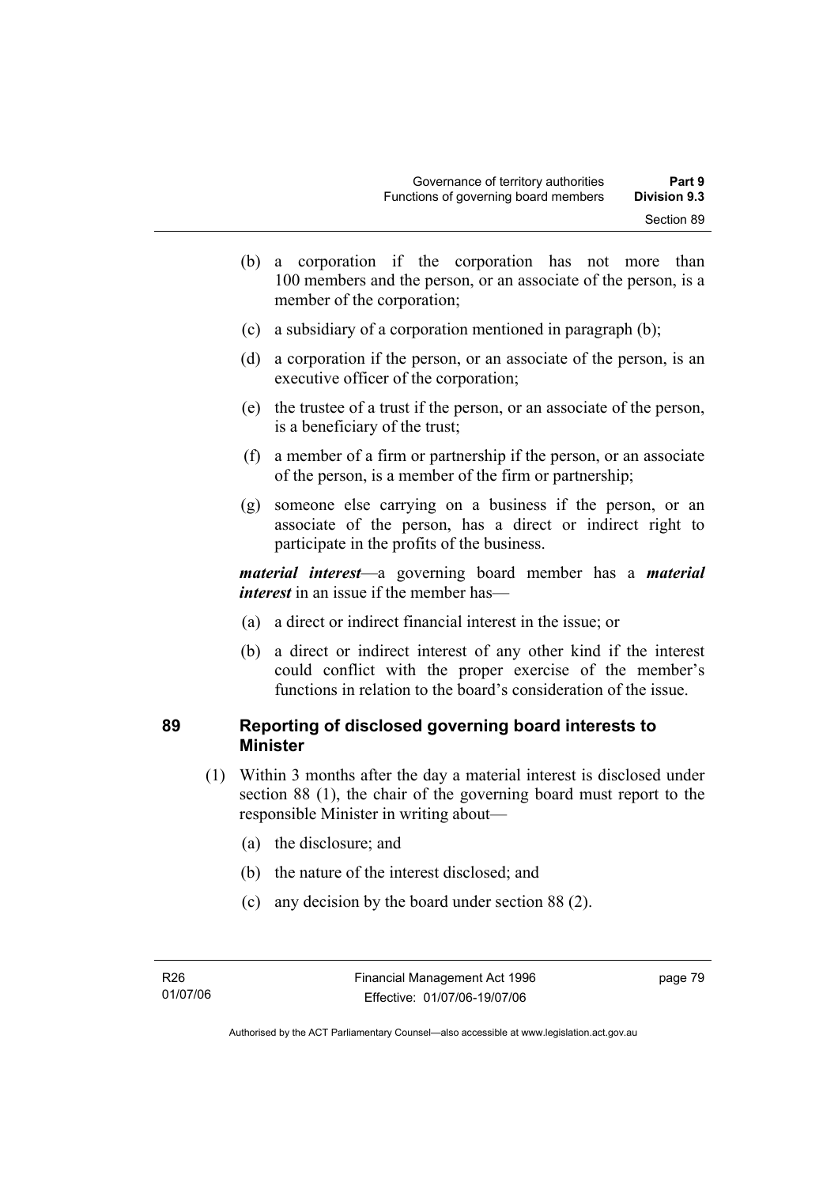(b) a corporation if the corporation has not more than 100 members and the person, or an associate of the person, is a member of the corporation;

(c) a subsidiary of a corporation mentioned in paragraph (b);

(d) a corporation if the person, or an associate of the person, is an executive officer of the corporation;

(e) the trustee of a trust if the person, or an associate of the person, is a beneficiary of the trust;

(f) a member of a firm or partnership if the person, or an associate of the person, is a member of the firm or partnership;

(g) someone else carrying on a business if the person, or an associate of the person, has a direct or indirect right to participate in the profits of the business.

***material interest***—a governing board member has a ***material interest*** in an issue if the member has—

(a) a direct or indirect financial interest in the issue; or

(b) a direct or indirect interest of any other kind if the interest could conflict with the proper exercise of the member's functions in relation to the board's consideration of the issue.

## 89 Reporting of disclosed governing board interests to Minister

(1) Within 3 months after the day a material interest is disclosed under section 88 (1), the chair of the governing board must report to the responsible Minister in writing about—

(a) the disclosure; and

(b) the nature of the interest disclosed; and

(c) any decision by the board under section 88 (2).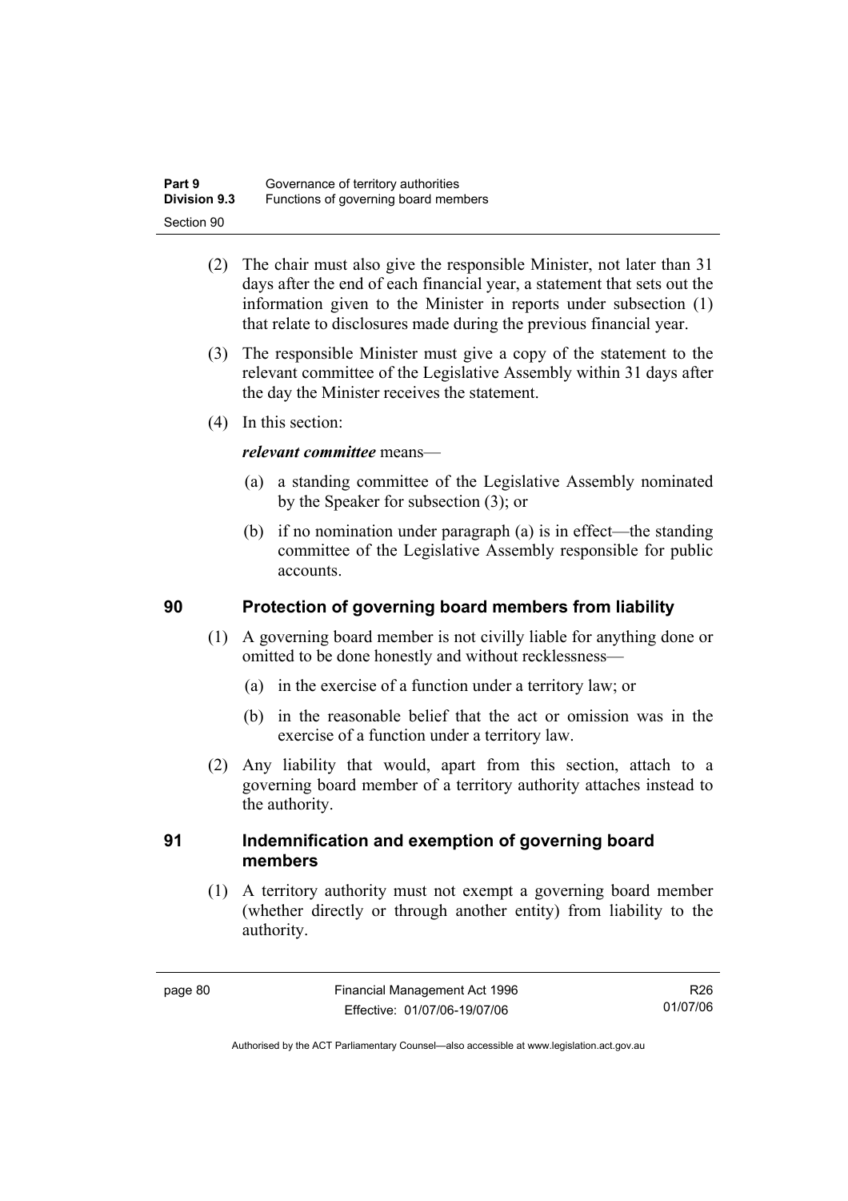(2) The chair must also give the responsible Minister, not later than 31 days after the end of each financial year, a statement that sets out the information given to the Minister in reports under subsection (1) that relate to disclosures made during the previous financial year.

(3) The responsible Minister must give a copy of the statement to the relevant committee of the Legislative Assembly within 31 days after the day the Minister receives the statement.

(4) In this section:

***relevant committee*** means—

(a) a standing committee of the Legislative Assembly nominated by the Speaker for subsection (3); or

(b) if no nomination under paragraph (a) is in effect—the standing committee of the Legislative Assembly responsible for public accounts.

## 90 Protection of governing board members from liability

(1) A governing board member is not civilly liable for anything done or omitted to be done honestly and without recklessness—

(a) in the exercise of a function under a territory law; or

(b) in the reasonable belief that the act or omission was in the exercise of a function under a territory law.

(2) Any liability that would, apart from this section, attach to a governing board member of a territory authority attaches instead to the authority.

## 91 Indemnification and exemption of governing board members

(1) A territory authority must not exempt a governing board member (whether directly or through another entity) from liability to the authority.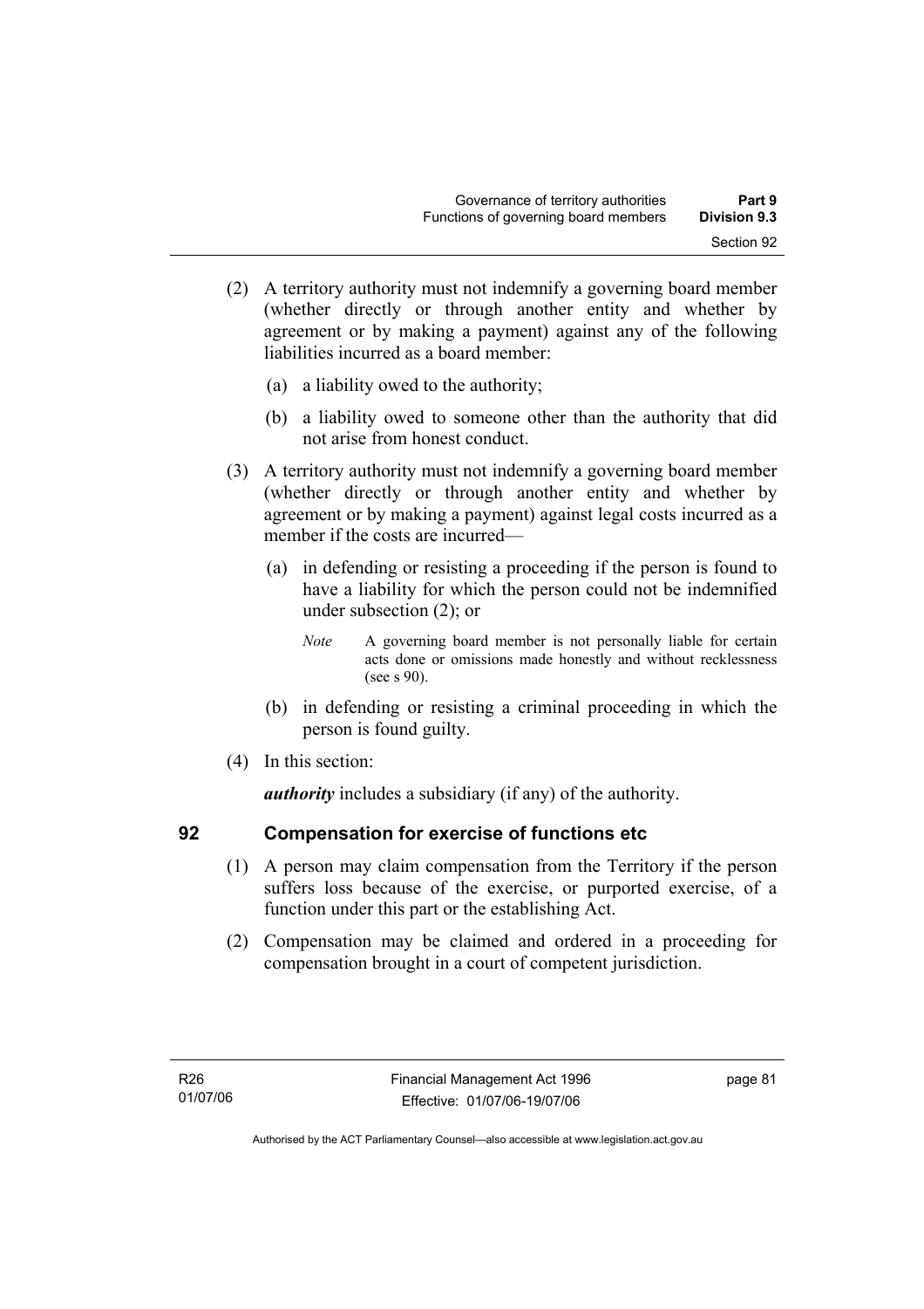(2) A territory authority must not indemnify a governing board member (whether directly or through another entity and whether by agreement or by making a payment) against any of the following liabilities incurred as a board member:

(a) a liability owed to the authority;

(b) a liability owed to someone other than the authority that did not arise from honest conduct.

(3) A territory authority must not indemnify a governing board member (whether directly or through another entity and whether by agreement or by making a payment) against legal costs incurred as a member if the costs are incurred—

(a) in defending or resisting a proceeding if the person is found to have a liability for which the person could not be indemnified under subsection (2); or

*Note* A governing board member is not personally liable for certain acts done or omissions made honestly and without recklessness (see s 90).

(b) in defending or resisting a criminal proceeding in which the person is found guilty.

(4) In this section:

***authority*** includes a subsidiary (if any) of the authority.

## 92 Compensation for exercise of functions etc

(1) A person may claim compensation from the Territory if the person suffers loss because of the exercise, or purported exercise, of a function under this part or the establishing Act.

(2) Compensation may be claimed and ordered in a proceeding for compensation brought in a court of competent jurisdiction.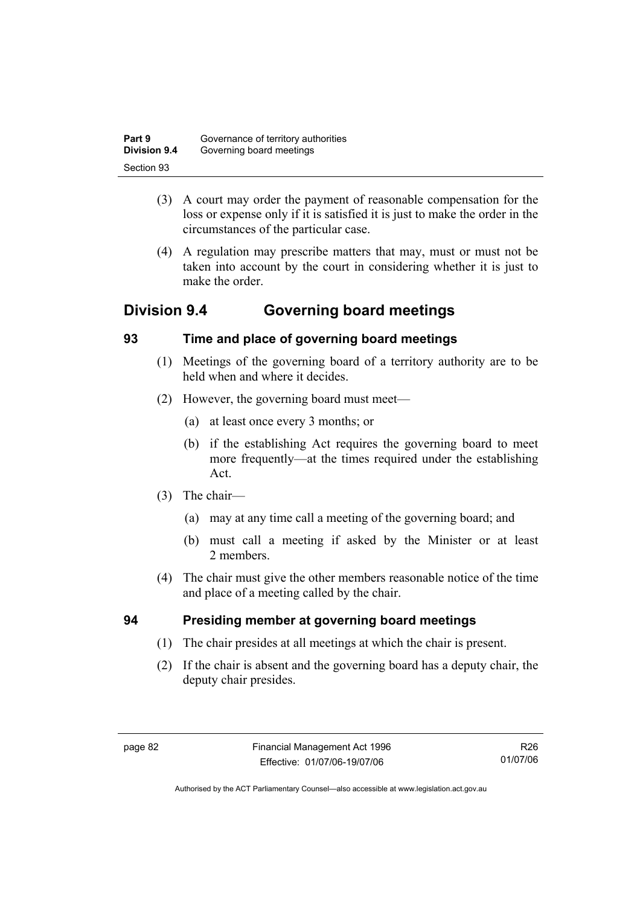(3) A court may order the payment of reasonable compensation for the loss or expense only if it is satisfied it is just to make the order in the circumstances of the particular case.

(4) A regulation may prescribe matters that may, must or must not be taken into account by the court in considering whether it is just to make the order.

## Division 9.4 Governing board meetings

### 93 Time and place of governing board meetings

(1) Meetings of the governing board of a territory authority are to be held when and where it decides.

(2) However, the governing board must meet—

(a) at least once every 3 months; or

(b) if the establishing Act requires the governing board to meet more frequently—at the times required under the establishing Act.

(3) The chair—

(a) may at any time call a meeting of the governing board; and

(b) must call a meeting if asked by the Minister or at least 2 members.

(4) The chair must give the other members reasonable notice of the time and place of a meeting called by the chair.

### 94 Presiding member at governing board meetings

(1) The chair presides at all meetings at which the chair is present.

(2) If the chair is absent and the governing board has a deputy chair, the deputy chair presides.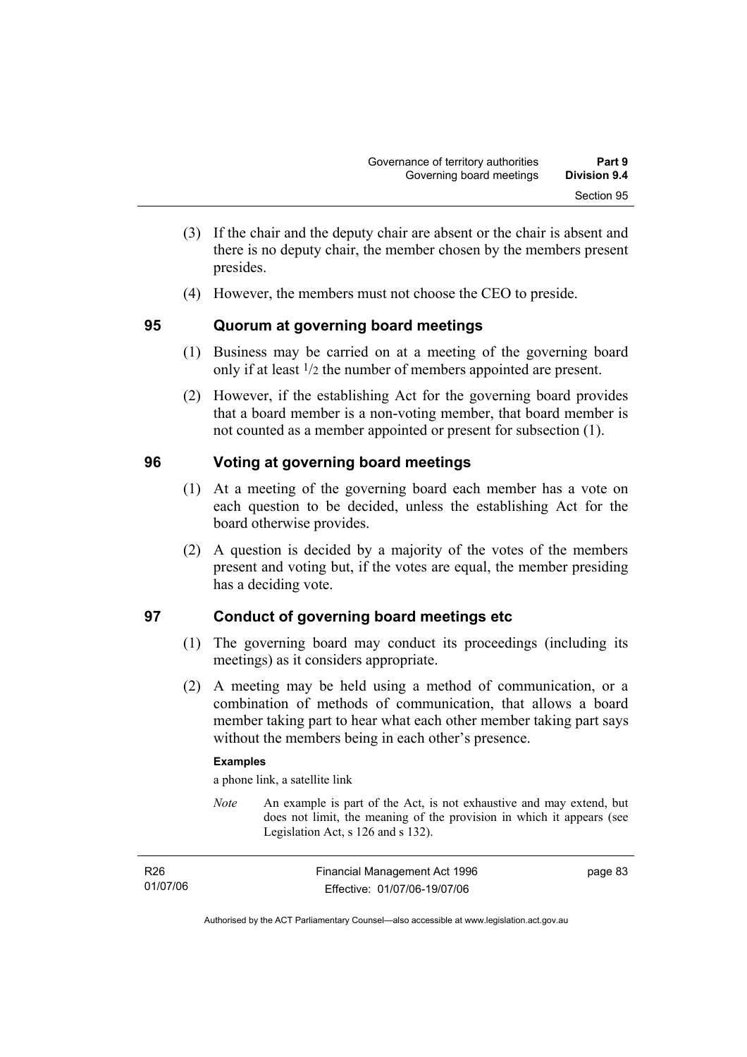(3) If the chair and the deputy chair are absent or the chair is absent and there is no deputy chair, the member chosen by the members present presides.

(4) However, the members must not choose the CEO to preside.

## 95 Quorum at governing board meetings

(1) Business may be carried on at a meeting of the governing board only if at least $^1/_2$ the number of members appointed are present.

(2) However, if the establishing Act for the governing board provides that a board member is a non-voting member, that board member is not counted as a member appointed or present for subsection (1).

## 96 Voting at governing board meetings

(1) At a meeting of the governing board each member has a vote on each question to be decided, unless the establishing Act for the board otherwise provides.

(2) A question is decided by a majority of the votes of the members present and voting but, if the votes are equal, the member presiding has a deciding vote.

## 97 Conduct of governing board meetings etc

(1) The governing board may conduct its proceedings (including its meetings) as it considers appropriate.

(2) A meeting may be held using a method of communication, or a combination of methods of communication, that allows a board member taking part to hear what each other member taking part says without the members being in each other's presence.

**Examples**

a phone link, a satellite link

*Note* An example is part of the Act, is not exhaustive and may extend, but does not limit, the meaning of the provision in which it appears (see Legislation Act, s 126 and s 132).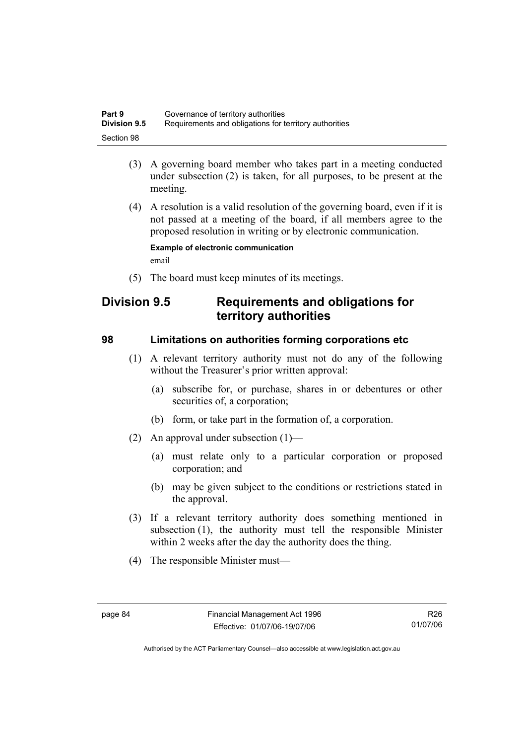(3) A governing board member who takes part in a meeting conducted under subsection (2) is taken, for all purposes, to be present at the meeting.

(4) A resolution is a valid resolution of the governing board, even if it is not passed at a meeting of the board, if all members agree to the proposed resolution in writing or by electronic communication.

**Example of electronic communication**

email

(5) The board must keep minutes of its meetings.

## Division 9.5 Requirements and obligations for territory authorities

### 98 Limitations on authorities forming corporations etc

(1) A relevant territory authority must not do any of the following without the Treasurer's prior written approval:

(a) subscribe for, or purchase, shares in or debentures or other securities of, a corporation;

(b) form, or take part in the formation of, a corporation.

(2) An approval under subsection (1)—

(a) must relate only to a particular corporation or proposed corporation; and

(b) may be given subject to the conditions or restrictions stated in the approval.

(3) If a relevant territory authority does something mentioned in subsection (1), the authority must tell the responsible Minister within 2 weeks after the day the authority does the thing.

(4) The responsible Minister must—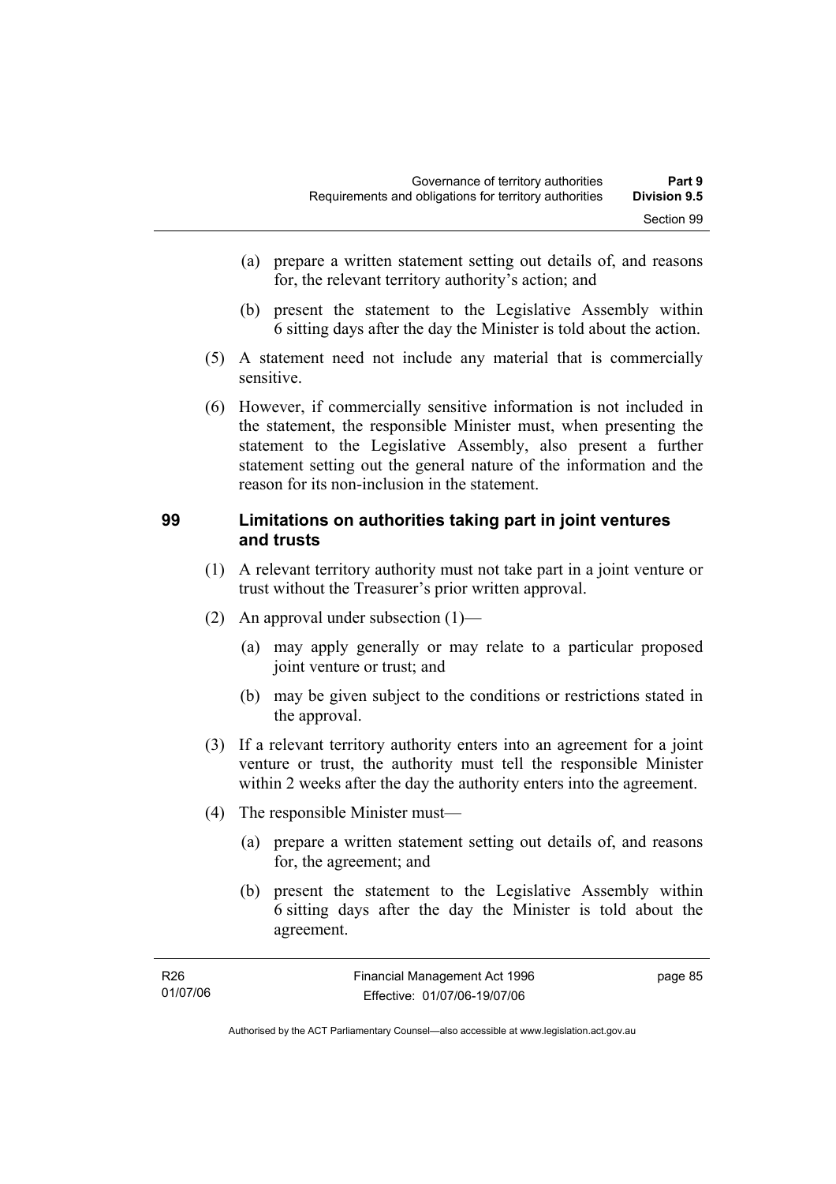(a) prepare a written statement setting out details of, and reasons for, the relevant territory authority's action; and

(b) present the statement to the Legislative Assembly within 6 sitting days after the day the Minister is told about the action.

(5) A statement need not include any material that is commercially sensitive.

(6) However, if commercially sensitive information is not included in the statement, the responsible Minister must, when presenting the statement to the Legislative Assembly, also present a further statement setting out the general nature of the information and the reason for its non-inclusion in the statement.

## 99 Limitations on authorities taking part in joint ventures and trusts

(1) A relevant territory authority must not take part in a joint venture or trust without the Treasurer's prior written approval.

(2) An approval under subsection (1)—

(a) may apply generally or may relate to a particular proposed joint venture or trust; and

(b) may be given subject to the conditions or restrictions stated in the approval.

(3) If a relevant territory authority enters into an agreement for a joint venture or trust, the authority must tell the responsible Minister within 2 weeks after the day the authority enters into the agreement.

(4) The responsible Minister must—

(a) prepare a written statement setting out details of, and reasons for, the agreement; and

(b) present the statement to the Legislative Assembly within 6 sitting days after the day the Minister is told about the agreement.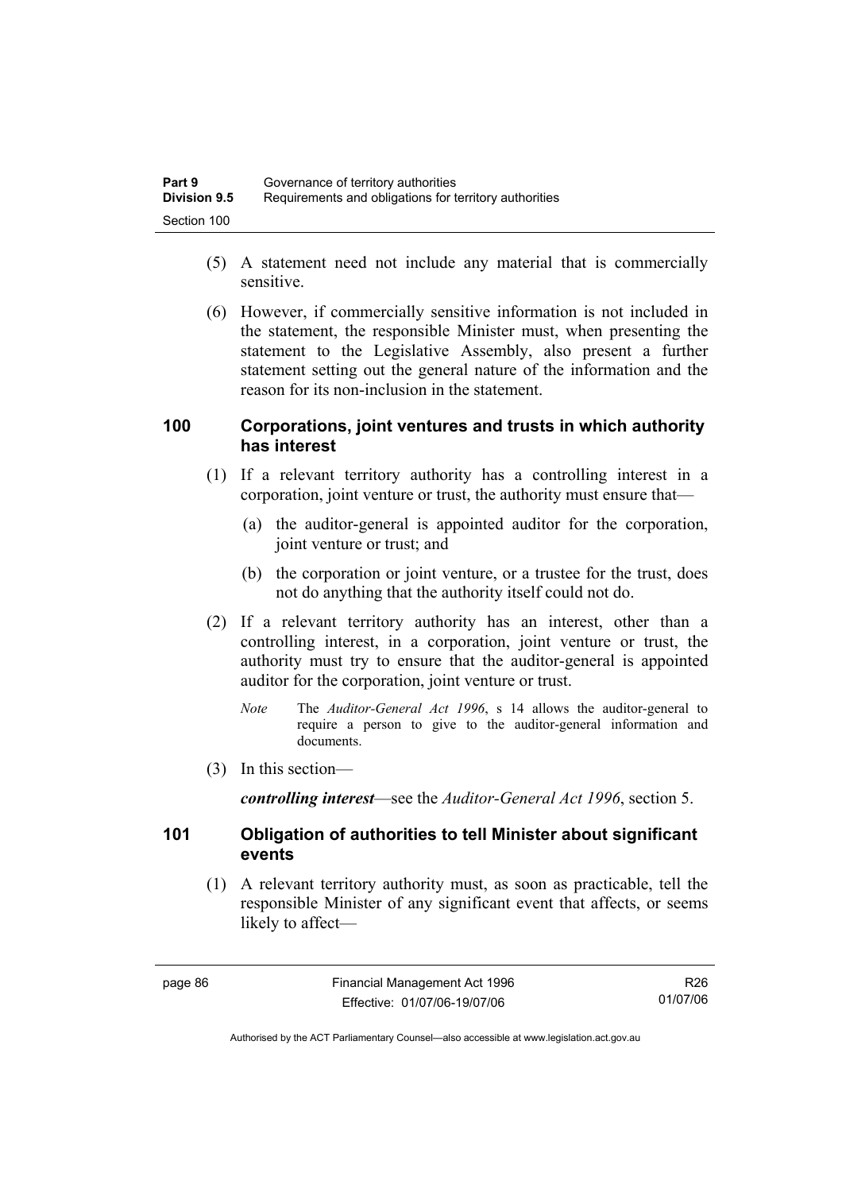(5) A statement need not include any material that is commercially sensitive.

(6) However, if commercially sensitive information is not included in the statement, the responsible Minister must, when presenting the statement to the Legislative Assembly, also present a further statement setting out the general nature of the information and the reason for its non-inclusion in the statement.

## 100 Corporations, joint ventures and trusts in which authority has interest

(1) If a relevant territory authority has a controlling interest in a corporation, joint venture or trust, the authority must ensure that—

(a) the auditor-general is appointed auditor for the corporation, joint venture or trust; and

(b) the corporation or joint venture, or a trustee for the trust, does not do anything that the authority itself could not do.

(2) If a relevant territory authority has an interest, other than a controlling interest, in a corporation, joint venture or trust, the authority must try to ensure that the auditor-general is appointed auditor for the corporation, joint venture or trust.

*Note* The *Auditor-General Act 1996*, s 14 allows the auditor-general to require a person to give to the auditor-general information and documents.

(3) In this section—

***controlling interest***—see the *Auditor-General Act 1996*, section 5.

## 101 Obligation of authorities to tell Minister about significant events

(1) A relevant territory authority must, as soon as practicable, tell the responsible Minister of any significant event that affects, or seems likely to affect—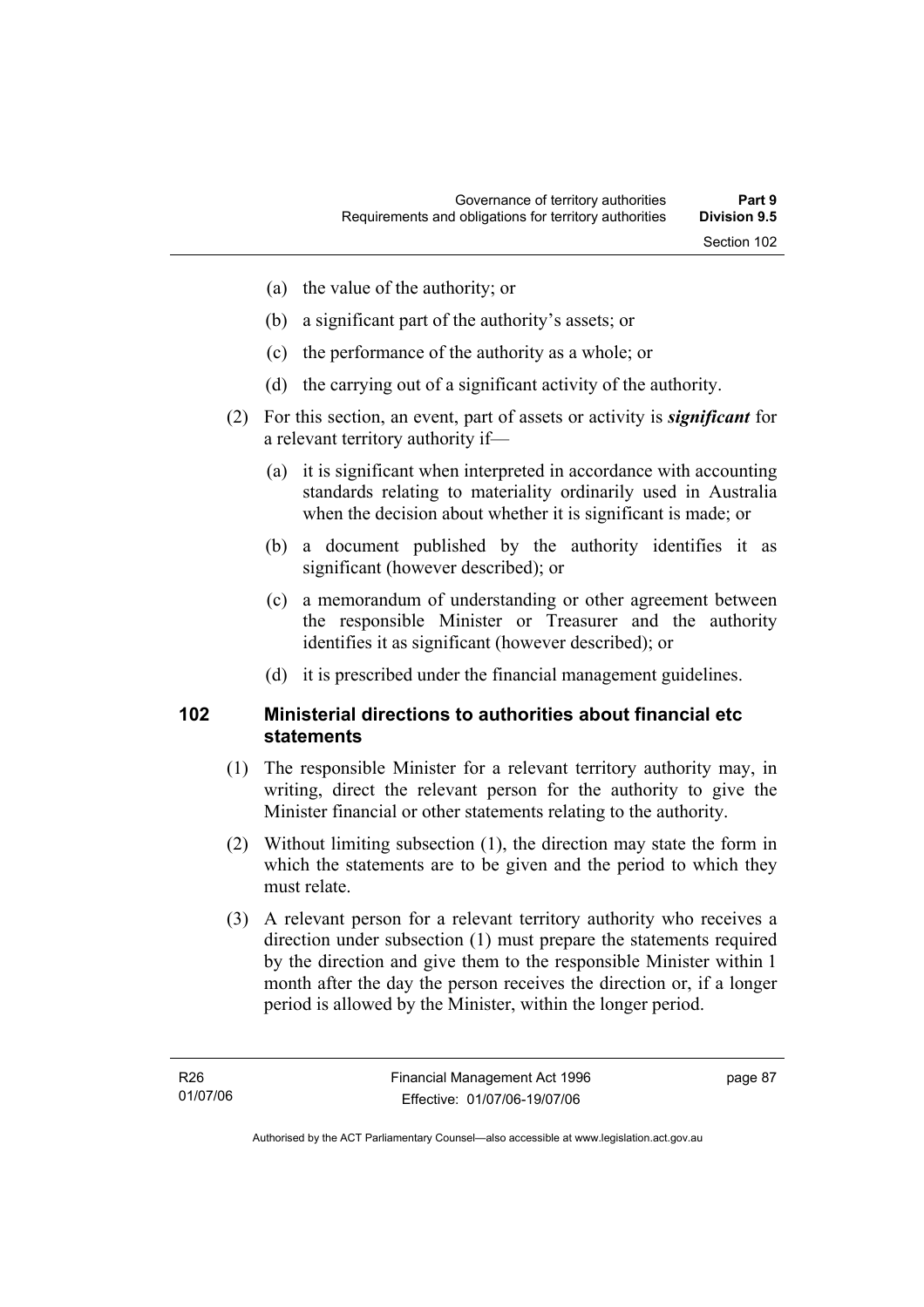(a) the value of the authority; or

(b) a significant part of the authority's assets; or

(c) the performance of the authority as a whole; or

(d) the carrying out of a significant activity of the authority.

(2) For this section, an event, part of assets or activity is ***significant*** for a relevant territory authority if—

(a) it is significant when interpreted in accordance with accounting standards relating to materiality ordinarily used in Australia when the decision about whether it is significant is made; or

(b) a document published by the authority identifies it as significant (however described); or

(c) a memorandum of understanding or other agreement between the responsible Minister or Treasurer and the authority identifies it as significant (however described); or

(d) it is prescribed under the financial management guidelines.

## 102 Ministerial directions to authorities about financial etc statements

(1) The responsible Minister for a relevant territory authority may, in writing, direct the relevant person for the authority to give the Minister financial or other statements relating to the authority.

(2) Without limiting subsection (1), the direction may state the form in which the statements are to be given and the period to which they must relate.

(3) A relevant person for a relevant territory authority who receives a direction under subsection (1) must prepare the statements required by the direction and give them to the responsible Minister within 1 month after the day the person receives the direction or, if a longer period is allowed by the Minister, within the longer period.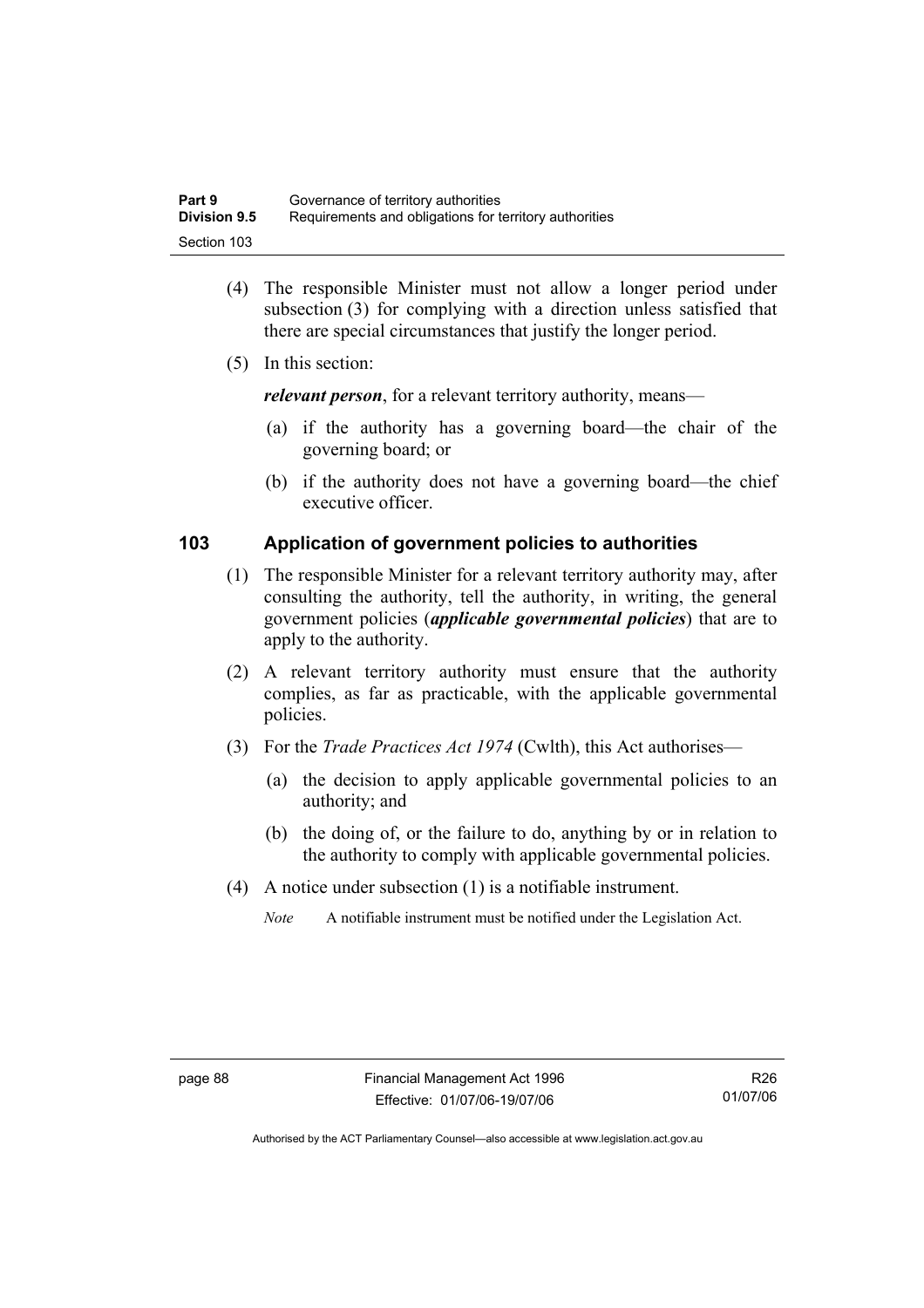(4) The responsible Minister must not allow a longer period under subsection (3) for complying with a direction unless satisfied that there are special circumstances that justify the longer period.

(5) In this section:

***relevant person***, for a relevant territory authority, means—

(a) if the authority has a governing board—the chair of the governing board; or

(b) if the authority does not have a governing board—the chief executive officer.

## 103 Application of government policies to authorities

(1) The responsible Minister for a relevant territory authority may, after consulting the authority, tell the authority, in writing, the general government policies (***applicable governmental policies***) that are to apply to the authority.

(2) A relevant territory authority must ensure that the authority complies, as far as practicable, with the applicable governmental policies.

(3) For the *Trade Practices Act 1974* (Cwlth), this Act authorises—

(a) the decision to apply applicable governmental policies to an authority; and

(b) the doing of, or the failure to do, anything by or in relation to the authority to comply with applicable governmental policies.

(4) A notice under subsection (1) is a notifiable instrument.

*Note* A notifiable instrument must be notified under the Legislation Act.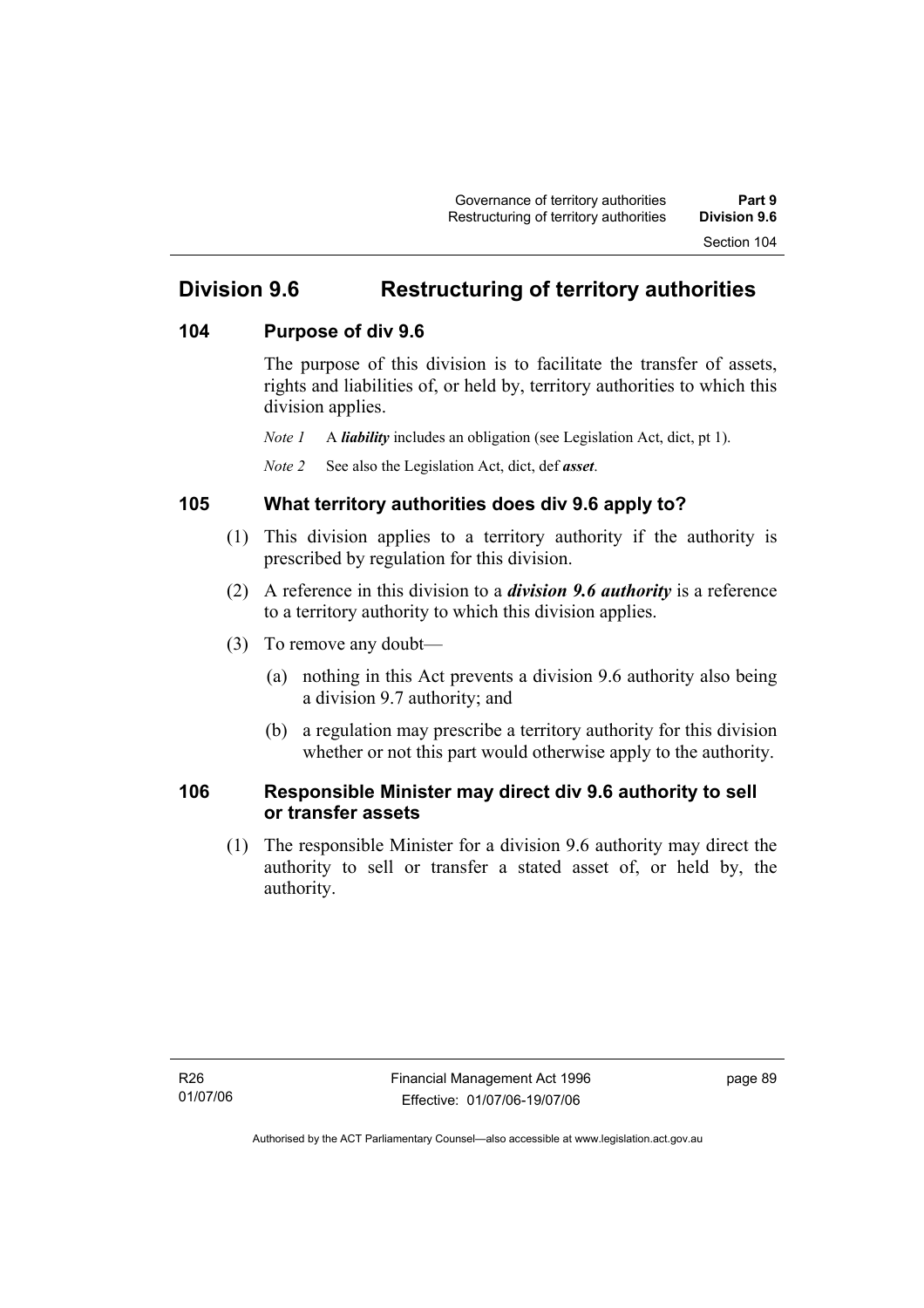## Division 9.6 Restructuring of territory authorities

### 104 Purpose of div 9.6

The purpose of this division is to facilitate the transfer of assets, rights and liabilities of, or held by, territory authorities to which this division applies.

*Note 1* A ***liability*** includes an obligation (see Legislation Act, dict, pt 1).

*Note 2* See also the Legislation Act, dict, def ***asset***.

### 105 What territory authorities does div 9.6 apply to?

(1) This division applies to a territory authority if the authority is prescribed by regulation for this division.

(2) A reference in this division to a ***division 9.6 authority*** is a reference to a territory authority to which this division applies.

(3) To remove any doubt—

(a) nothing in this Act prevents a division 9.6 authority also being a division 9.7 authority; and

(b) a regulation may prescribe a territory authority for this division whether or not this part would otherwise apply to the authority.

### 106 Responsible Minister may direct div 9.6 authority to sell or transfer assets

(1) The responsible Minister for a division 9.6 authority may direct the authority to sell or transfer a stated asset of, or held by, the authority.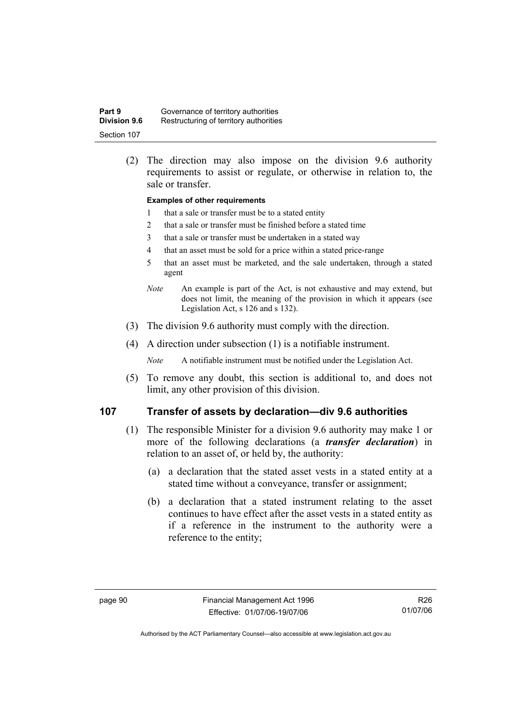(2) The direction may also impose on the division 9.6 authority requirements to assist or regulate, or otherwise in relation to, the sale or transfer.

**Examples of other requirements**

1 that a sale or transfer must be to a stated entity

2 that a sale or transfer must be finished before a stated time

3 that a sale or transfer must be undertaken in a stated way

4 that an asset must be sold for a price within a stated price-range

5 that an asset must be marketed, and the sale undertaken, through a stated agent

*Note* An example is part of the Act, is not exhaustive and may extend, but does not limit, the meaning of the provision in which it appears (see Legislation Act, s 126 and s 132).

(3) The division 9.6 authority must comply with the direction.

(4) A direction under subsection (1) is a notifiable instrument.

*Note* A notifiable instrument must be notified under the Legislation Act.

(5) To remove any doubt, this section is additional to, and does not limit, any other provision of this division.

## 107 Transfer of assets by declaration—div 9.6 authorities

(1) The responsible Minister for a division 9.6 authority may make 1 or more of the following declarations (a ***transfer declaration***) in relation to an asset of, or held by, the authority:

(a) a declaration that the stated asset vests in a stated entity at a stated time without a conveyance, transfer or assignment;

(b) a declaration that a stated instrument relating to the asset continues to have effect after the asset vests in a stated entity as if a reference in the instrument to the authority were a reference to the entity;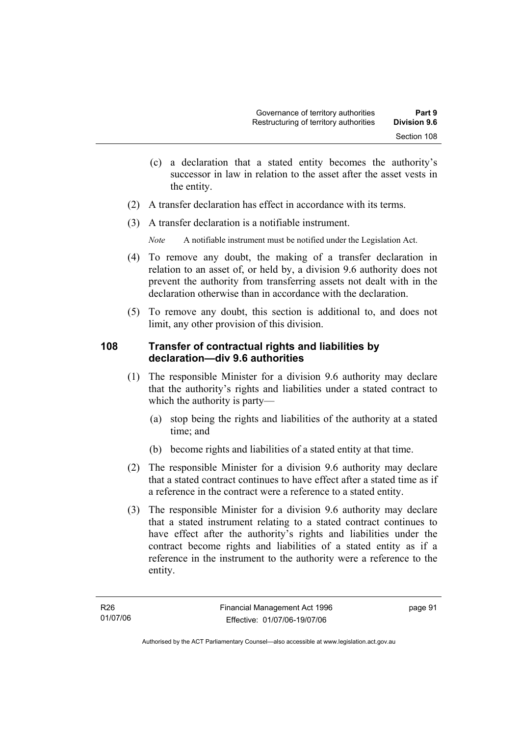(c) a declaration that a stated entity becomes the authority's successor in law in relation to the asset after the asset vests in the entity.

(2) A transfer declaration has effect in accordance with its terms.

(3) A transfer declaration is a notifiable instrument.

*Note* A notifiable instrument must be notified under the Legislation Act.

(4) To remove any doubt, the making of a transfer declaration in relation to an asset of, or held by, a division 9.6 authority does not prevent the authority from transferring assets not dealt with in the declaration otherwise than in accordance with the declaration.

(5) To remove any doubt, this section is additional to, and does not limit, any other provision of this division.

### 108 Transfer of contractual rights and liabilities by declaration—div 9.6 authorities

(1) The responsible Minister for a division 9.6 authority may declare that the authority's rights and liabilities under a stated contract to which the authority is party—

(a) stop being the rights and liabilities of the authority at a stated time; and

(b) become rights and liabilities of a stated entity at that time.

(2) The responsible Minister for a division 9.6 authority may declare that a stated contract continues to have effect after a stated time as if a reference in the contract were a reference to a stated entity.

(3) The responsible Minister for a division 9.6 authority may declare that a stated instrument relating to a stated contract continues to have effect after the authority's rights and liabilities under the contract become rights and liabilities of a stated entity as if a reference in the instrument to the authority were a reference to the entity.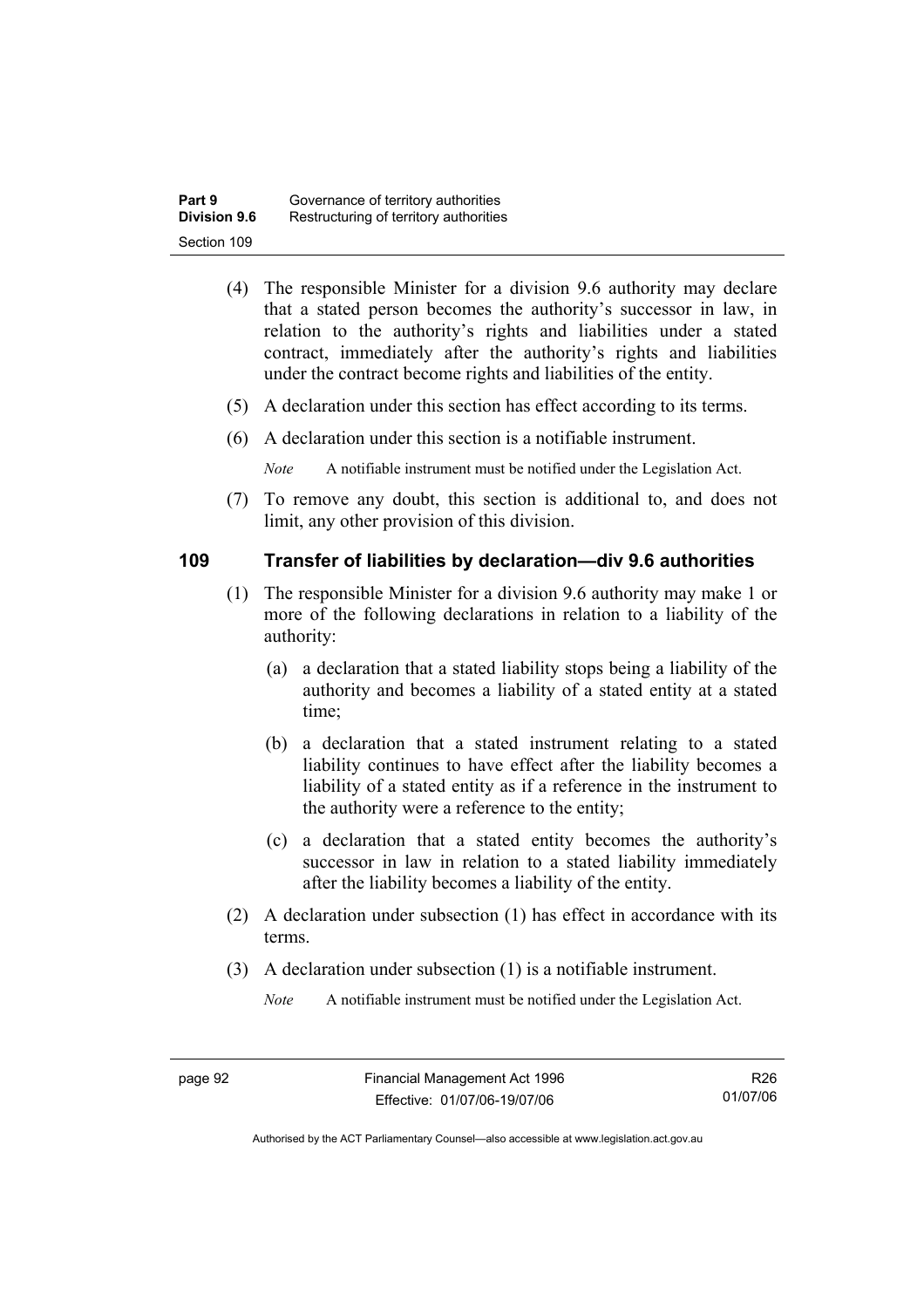(4) The responsible Minister for a division 9.6 authority may declare that a stated person becomes the authority's successor in law, in relation to the authority's rights and liabilities under a stated contract, immediately after the authority's rights and liabilities under the contract become rights and liabilities of the entity.

(5) A declaration under this section has effect according to its terms.

(6) A declaration under this section is a notifiable instrument.

*Note* A notifiable instrument must be notified under the Legislation Act.

(7) To remove any doubt, this section is additional to, and does not limit, any other provision of this division.

### 109 Transfer of liabilities by declaration—div 9.6 authorities

(1) The responsible Minister for a division 9.6 authority may make 1 or more of the following declarations in relation to a liability of the authority:

(a) a declaration that a stated liability stops being a liability of the authority and becomes a liability of a stated entity at a stated time;

(b) a declaration that a stated instrument relating to a stated liability continues to have effect after the liability becomes a liability of a stated entity as if a reference in the instrument to the authority were a reference to the entity;

(c) a declaration that a stated entity becomes the authority's successor in law in relation to a stated liability immediately after the liability becomes a liability of the entity.

(2) A declaration under subsection (1) has effect in accordance with its terms.

(3) A declaration under subsection (1) is a notifiable instrument.

*Note* A notifiable instrument must be notified under the Legislation Act.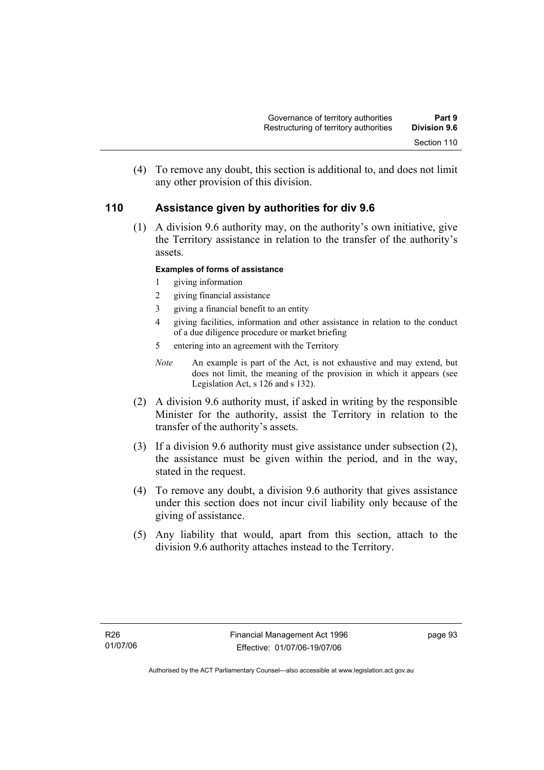(4) To remove any doubt, this section is additional to, and does not limit any other provision of this division.

## 110 Assistance given by authorities for div 9.6

(1) A division 9.6 authority may, on the authority's own initiative, give the Territory assistance in relation to the transfer of the authority's assets.

**Examples of forms of assistance**

1 giving information
2 giving financial assistance
3 giving a financial benefit to an entity
4 giving facilities, information and other assistance in relation to the conduct of a due diligence procedure or market briefing
5 entering into an agreement with the Territory

*Note* An example is part of the Act, is not exhaustive and may extend, but does not limit, the meaning of the provision in which it appears (see Legislation Act, s 126 and s 132).

(2) A division 9.6 authority must, if asked in writing by the responsible Minister for the authority, assist the Territory in relation to the transfer of the authority's assets.

(3) If a division 9.6 authority must give assistance under subsection (2), the assistance must be given within the period, and in the way, stated in the request.

(4) To remove any doubt, a division 9.6 authority that gives assistance under this section does not incur civil liability only because of the giving of assistance.

(5) Any liability that would, apart from this section, attach to the division 9.6 authority attaches instead to the Territory.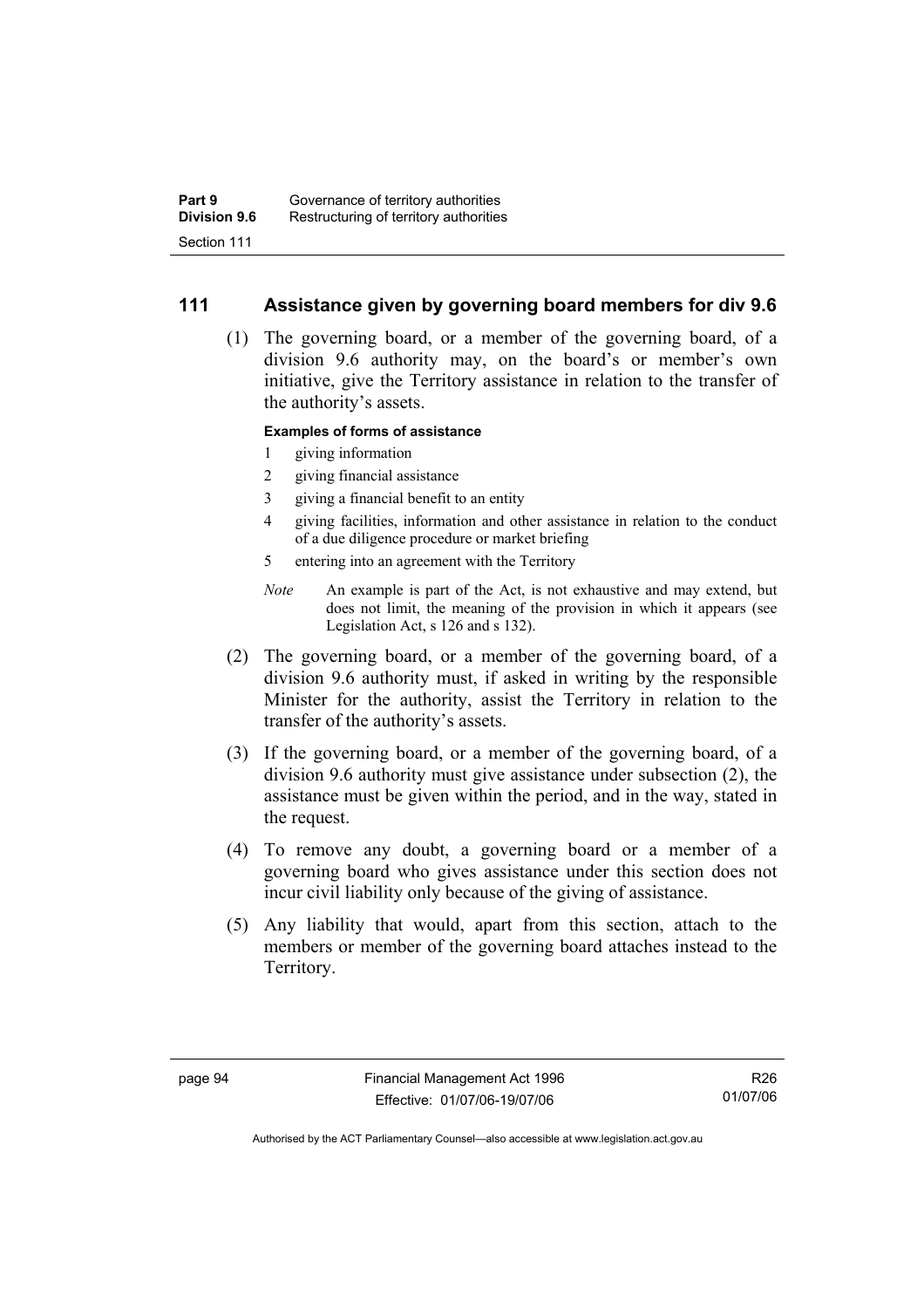## 111 Assistance given by governing board members for div 9.6

(1) The governing board, or a member of the governing board, of a division 9.6 authority may, on the board's or member's own initiative, give the Territory assistance in relation to the transfer of the authority's assets.

**Examples of forms of assistance**

1 giving information

2 giving financial assistance

3 giving a financial benefit to an entity

4 giving facilities, information and other assistance in relation to the conduct of a due diligence procedure or market briefing

5 entering into an agreement with the Territory

*Note* An example is part of the Act, is not exhaustive and may extend, but does not limit, the meaning of the provision in which it appears (see Legislation Act, s 126 and s 132).

(2) The governing board, or a member of the governing board, of a division 9.6 authority must, if asked in writing by the responsible Minister for the authority, assist the Territory in relation to the transfer of the authority's assets.

(3) If the governing board, or a member of the governing board, of a division 9.6 authority must give assistance under subsection (2), the assistance must be given within the period, and in the way, stated in the request.

(4) To remove any doubt, a governing board or a member of a governing board who gives assistance under this section does not incur civil liability only because of the giving of assistance.

(5) Any liability that would, apart from this section, attach to the members or member of the governing board attaches instead to the Territory.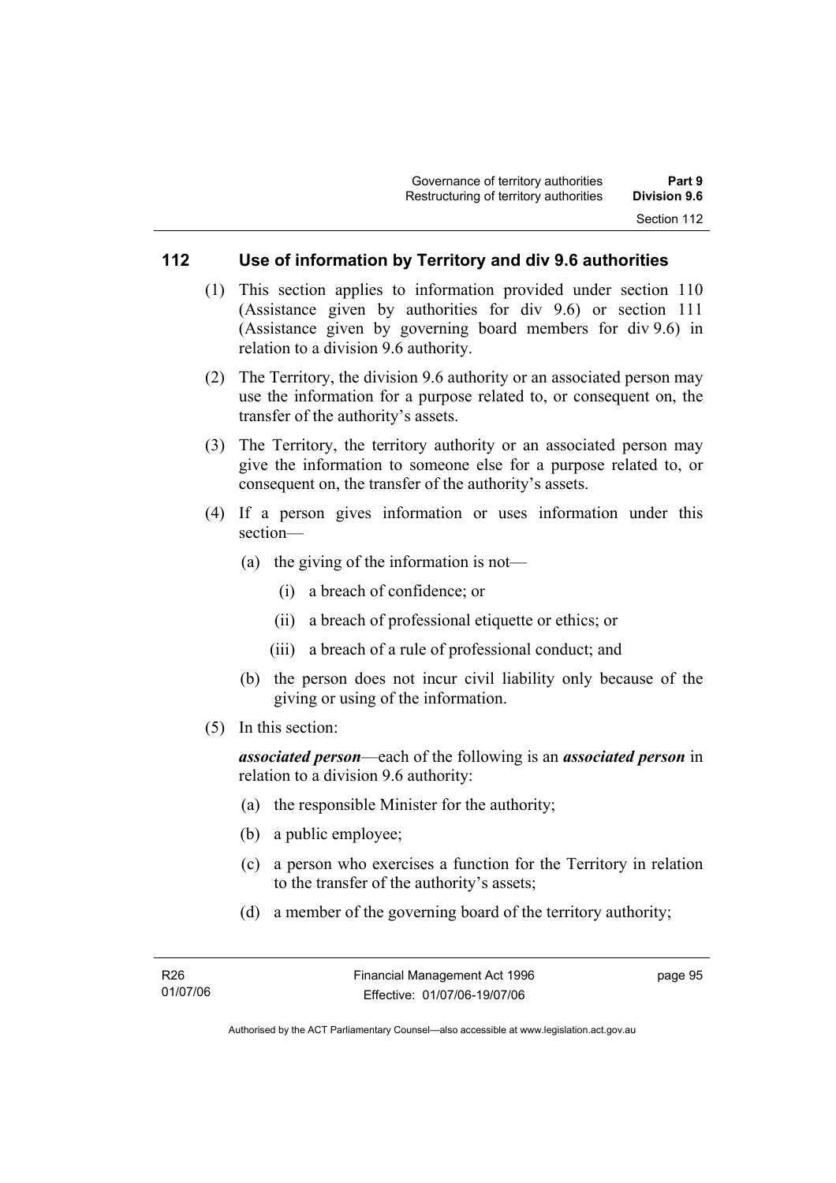## 112 Use of information by Territory and div 9.6 authorities

(1) This section applies to information provided under section 110 (Assistance given by authorities for div 9.6) or section 111 (Assistance given by governing board members for div 9.6) in relation to a division 9.6 authority.

(2) The Territory, the division 9.6 authority or an associated person may use the information for a purpose related to, or consequent on, the transfer of the authority's assets.

(3) The Territory, the territory authority or an associated person may give the information to someone else for a purpose related to, or consequent on, the transfer of the authority's assets.

(4) If a person gives information or uses information under this section—

(a) the giving of the information is not—

(i) a breach of confidence; or

(ii) a breach of professional etiquette or ethics; or

(iii) a breach of a rule of professional conduct; and

(b) the person does not incur civil liability only because of the giving or using of the information.

(5) In this section:

***associated person***—each of the following is an ***associated person*** in relation to a division 9.6 authority:

(a) the responsible Minister for the authority;

(b) a public employee;

(c) a person who exercises a function for the Territory in relation to the transfer of the authority's assets;

(d) a member of the governing board of the territory authority;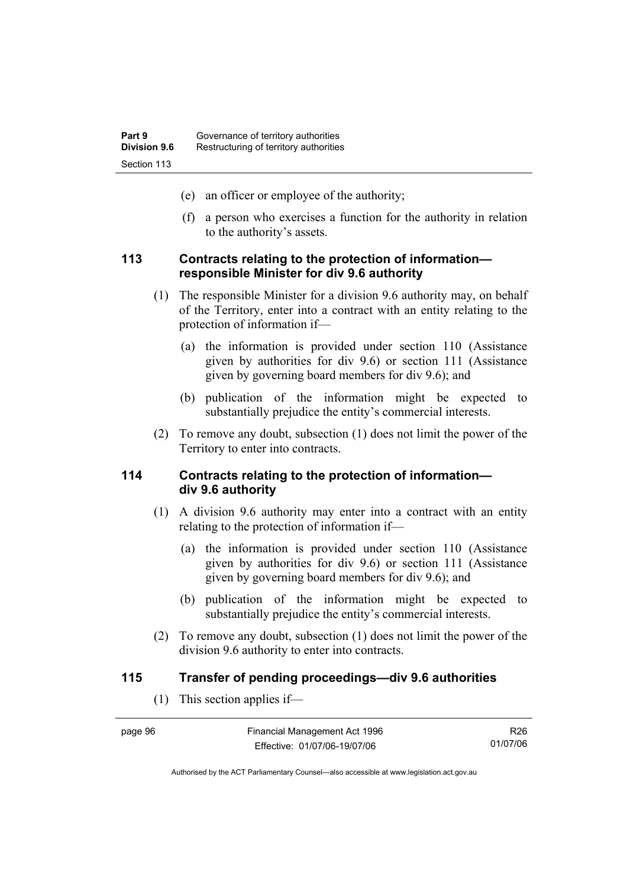(e) an officer or employee of the authority;

(f) a person who exercises a function for the authority in relation to the authority's assets.

### 113 Contracts relating to the protection of information—responsible Minister for div 9.6 authority

(1) The responsible Minister for a division 9.6 authority may, on behalf of the Territory, enter into a contract with an entity relating to the protection of information if—

(a) the information is provided under section 110 (Assistance given by authorities for div 9.6) or section 111 (Assistance given by governing board members for div 9.6); and

(b) publication of the information might be expected to substantially prejudice the entity's commercial interests.

(2) To remove any doubt, subsection (1) does not limit the power of the Territory to enter into contracts.

### 114 Contracts relating to the protection of information—div 9.6 authority

(1) A division 9.6 authority may enter into a contract with an entity relating to the protection of information if—

(a) the information is provided under section 110 (Assistance given by authorities for div 9.6) or section 111 (Assistance given by governing board members for div 9.6); and

(b) publication of the information might be expected to substantially prejudice the entity's commercial interests.

(2) To remove any doubt, subsection (1) does not limit the power of the division 9.6 authority to enter into contracts.

### 115 Transfer of pending proceedings—div 9.6 authorities

(1) This section applies if—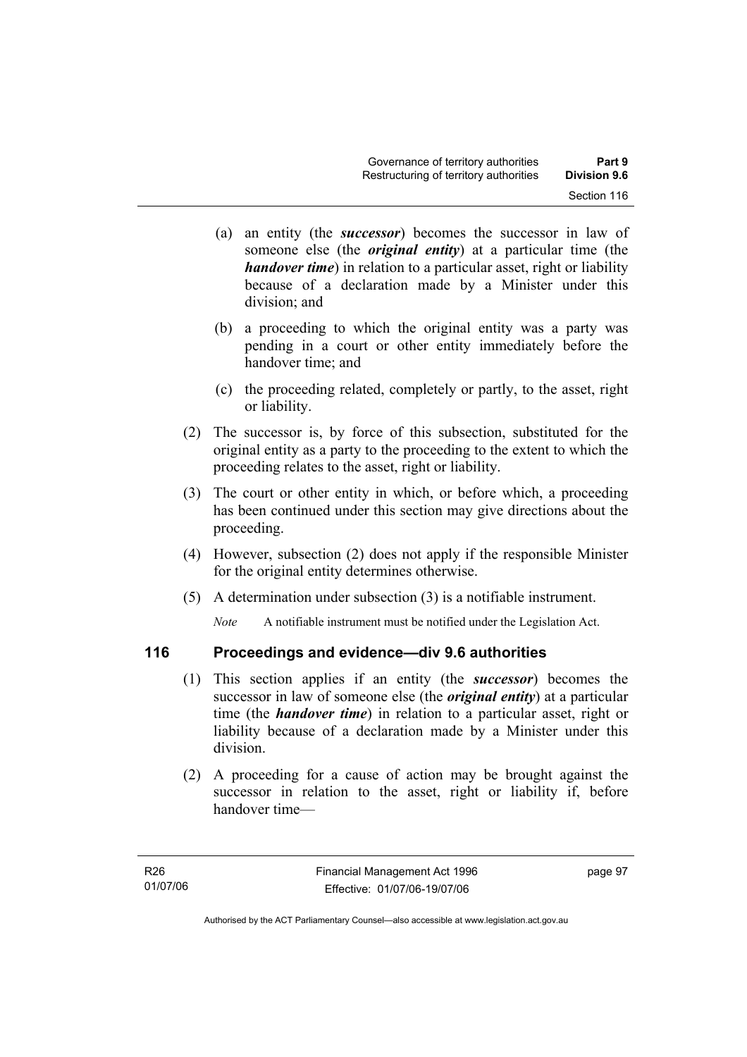(a) an entity (the ***successor***) becomes the successor in law of someone else (the ***original entity***) at a particular time (the ***handover time***) in relation to a particular asset, right or liability because of a declaration made by a Minister under this division; and

(b) a proceeding to which the original entity was a party was pending in a court or other entity immediately before the handover time; and

(c) the proceeding related, completely or partly, to the asset, right or liability.

(2) The successor is, by force of this subsection, substituted for the original entity as a party to the proceeding to the extent to which the proceeding relates to the asset, right or liability.

(3) The court or other entity in which, or before which, a proceeding has been continued under this section may give directions about the proceeding.

(4) However, subsection (2) does not apply if the responsible Minister for the original entity determines otherwise.

(5) A determination under subsection (3) is a notifiable instrument.

*Note* A notifiable instrument must be notified under the Legislation Act.

## 116 Proceedings and evidence—div 9.6 authorities

(1) This section applies if an entity (the ***successor***) becomes the successor in law of someone else (the ***original entity***) at a particular time (the ***handover time***) in relation to a particular asset, right or liability because of a declaration made by a Minister under this division.

(2) A proceeding for a cause of action may be brought against the successor in relation to the asset, right or liability if, before handover time—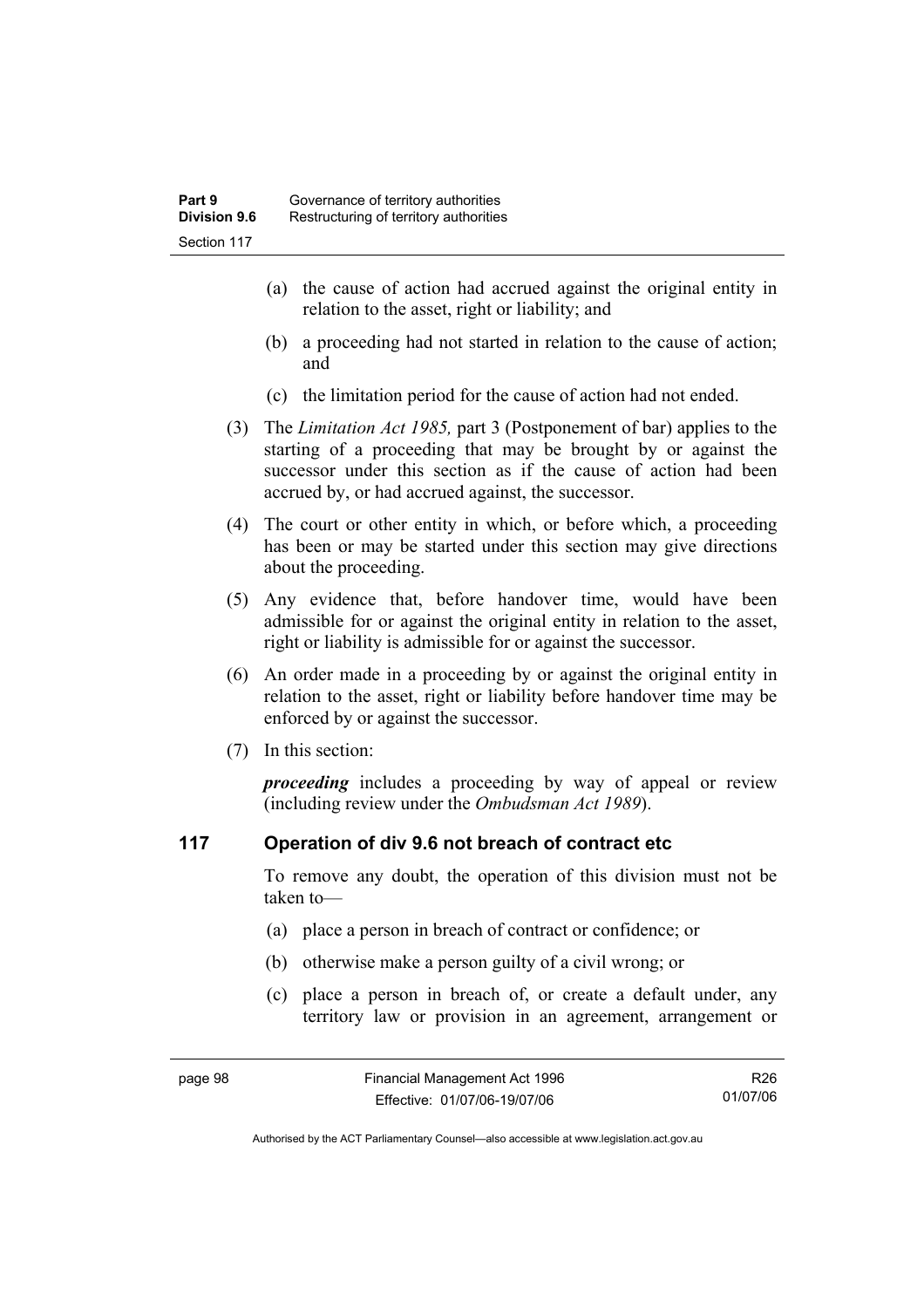(a) the cause of action had accrued against the original entity in relation to the asset, right or liability; and

(b) a proceeding had not started in relation to the cause of action; and

(c) the limitation period for the cause of action had not ended.

(3) The *Limitation Act 1985,* part 3 (Postponement of bar) applies to the starting of a proceeding that may be brought by or against the successor under this section as if the cause of action had been accrued by, or had accrued against, the successor.

(4) The court or other entity in which, or before which, a proceeding has been or may be started under this section may give directions about the proceeding.

(5) Any evidence that, before handover time, would have been admissible for or against the original entity in relation to the asset, right or liability is admissible for or against the successor.

(6) An order made in a proceeding by or against the original entity in relation to the asset, right or liability before handover time may be enforced by or against the successor.

(7) In this section:

***proceeding*** includes a proceeding by way of appeal or review (including review under the *Ombudsman Act 1989*).

## 117 Operation of div 9.6 not breach of contract etc

To remove any doubt, the operation of this division must not be taken to—

(a) place a person in breach of contract or confidence; or

(b) otherwise make a person guilty of a civil wrong; or

(c) place a person in breach of, or create a default under, any territory law or provision in an agreement, arrangement or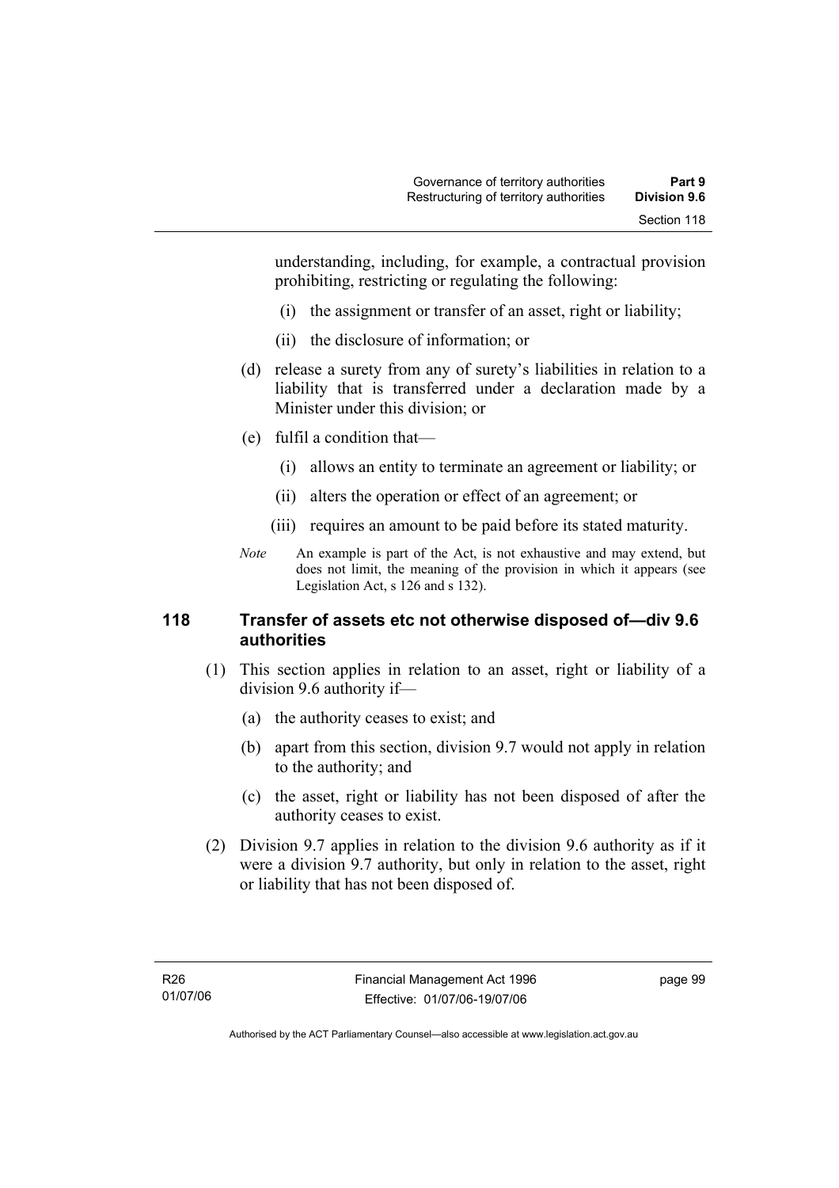understanding, including, for example, a contractual provision prohibiting, restricting or regulating the following:

(i) the assignment or transfer of an asset, right or liability;

(ii) the disclosure of information; or

(d) release a surety from any of surety's liabilities in relation to a liability that is transferred under a declaration made by a Minister under this division; or

(e) fulfil a condition that—

(i) allows an entity to terminate an agreement or liability; or

(ii) alters the operation or effect of an agreement; or

(iii) requires an amount to be paid before its stated maturity.

*Note* An example is part of the Act, is not exhaustive and may extend, but does not limit, the meaning of the provision in which it appears (see Legislation Act, s 126 and s 132).

### 118 Transfer of assets etc not otherwise disposed of—div 9.6 authorities

(1) This section applies in relation to an asset, right or liability of a division 9.6 authority if—

(a) the authority ceases to exist; and

(b) apart from this section, division 9.7 would not apply in relation to the authority; and

(c) the asset, right or liability has not been disposed of after the authority ceases to exist.

(2) Division 9.7 applies in relation to the division 9.6 authority as if it were a division 9.7 authority, but only in relation to the asset, right or liability that has not been disposed of.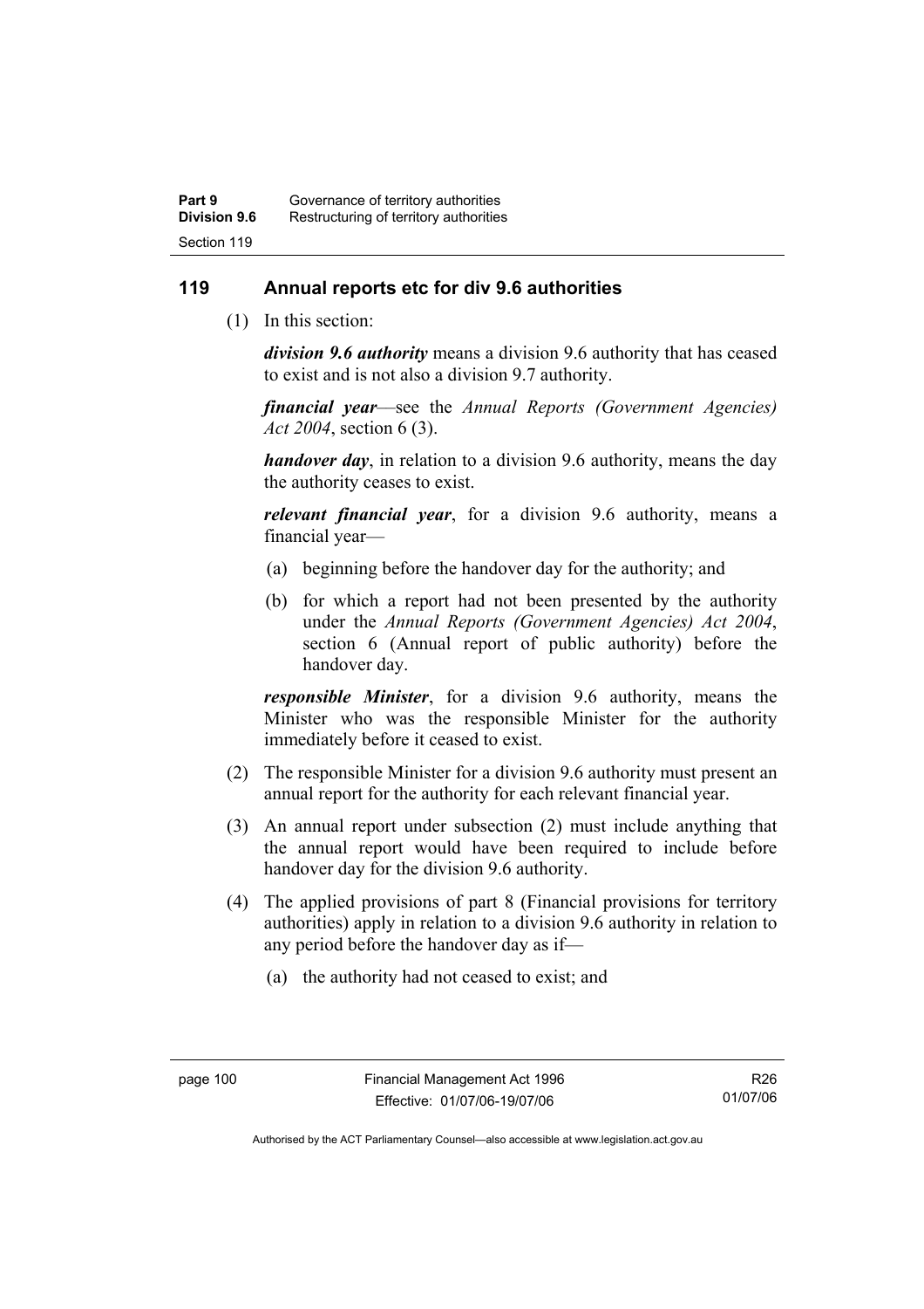## 119 Annual reports etc for div 9.6 authorities

(1) In this section:

***division 9.6 authority*** means a division 9.6 authority that has ceased to exist and is not also a division 9.7 authority.

***financial year***—see the *Annual Reports (Government Agencies) Act 2004*, section 6 (3).

***handover day***, in relation to a division 9.6 authority, means the day the authority ceases to exist.

***relevant financial year***, for a division 9.6 authority, means a financial year—

(a) beginning before the handover day for the authority; and

(b) for which a report had not been presented by the authority under the *Annual Reports (Government Agencies) Act 2004*, section 6 (Annual report of public authority) before the handover day.

***responsible Minister***, for a division 9.6 authority, means the Minister who was the responsible Minister for the authority immediately before it ceased to exist.

(2) The responsible Minister for a division 9.6 authority must present an annual report for the authority for each relevant financial year.

(3) An annual report under subsection (2) must include anything that the annual report would have been required to include before handover day for the division 9.6 authority.

(4) The applied provisions of part 8 (Financial provisions for territory authorities) apply in relation to a division 9.6 authority in relation to any period before the handover day as if—

(a) the authority had not ceased to exist; and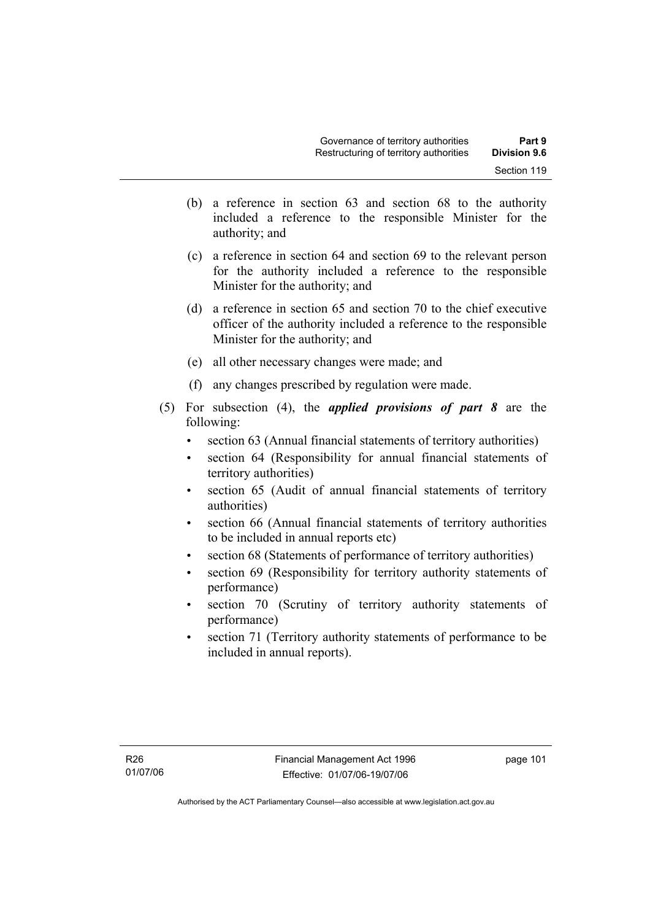(b) a reference in section 63 and section 68 to the authority included a reference to the responsible Minister for the authority; and

(c) a reference in section 64 and section 69 to the relevant person for the authority included a reference to the responsible Minister for the authority; and

(d) a reference in section 65 and section 70 to the chief executive officer of the authority included a reference to the responsible Minister for the authority; and

(e) all other necessary changes were made; and

(f) any changes prescribed by regulation were made.

(5) For subsection (4), the ***applied provisions of part 8*** are the following:

- section 63 (Annual financial statements of territory authorities)
- section 64 (Responsibility for annual financial statements of territory authorities)
- section 65 (Audit of annual financial statements of territory authorities)
- section 66 (Annual financial statements of territory authorities to be included in annual reports etc)
- section 68 (Statements of performance of territory authorities)
- section 69 (Responsibility for territory authority statements of performance)
- section 70 (Scrutiny of territory authority statements of performance)
- section 71 (Territory authority statements of performance to be included in annual reports).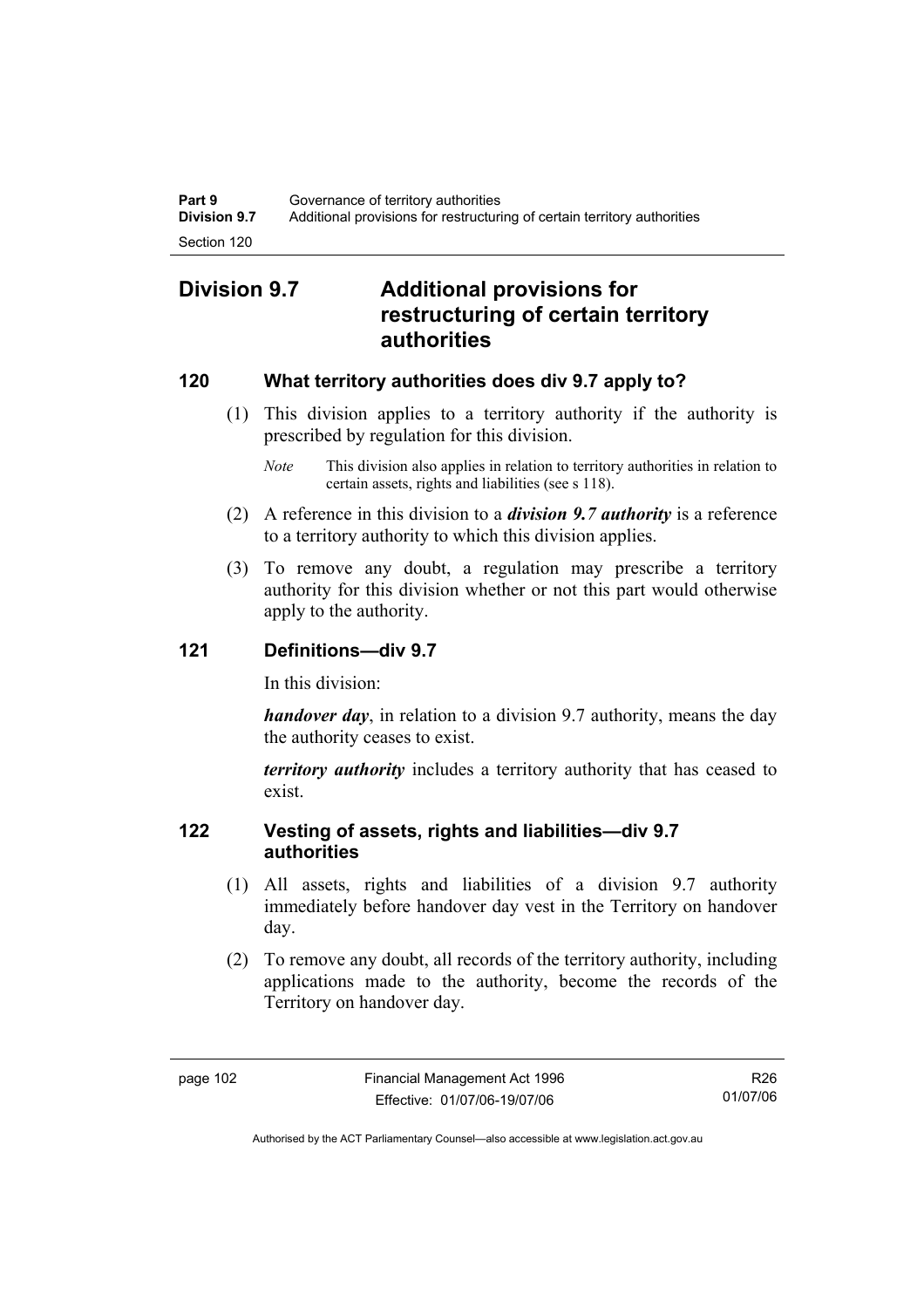## Division 9.7 Additional provisions for restructuring of certain territory authorities

### 120 What territory authorities does div 9.7 apply to?

(1) This division applies to a territory authority if the authority is prescribed by regulation for this division.

*Note* This division also applies in relation to territory authorities in relation to certain assets, rights and liabilities (see s 118).

(2) A reference in this division to a ***division 9.7 authority*** is a reference to a territory authority to which this division applies.

(3) To remove any doubt, a regulation may prescribe a territory authority for this division whether or not this part would otherwise apply to the authority.

### 121 Definitions—div 9.7

In this division:

***handover day***, in relation to a division 9.7 authority, means the day the authority ceases to exist.

***territory authority*** includes a territory authority that has ceased to exist.

### 122 Vesting of assets, rights and liabilities—div 9.7 authorities

(1) All assets, rights and liabilities of a division 9.7 authority immediately before handover day vest in the Territory on handover day.

(2) To remove any doubt, all records of the territory authority, including applications made to the authority, become the records of the Territory on handover day.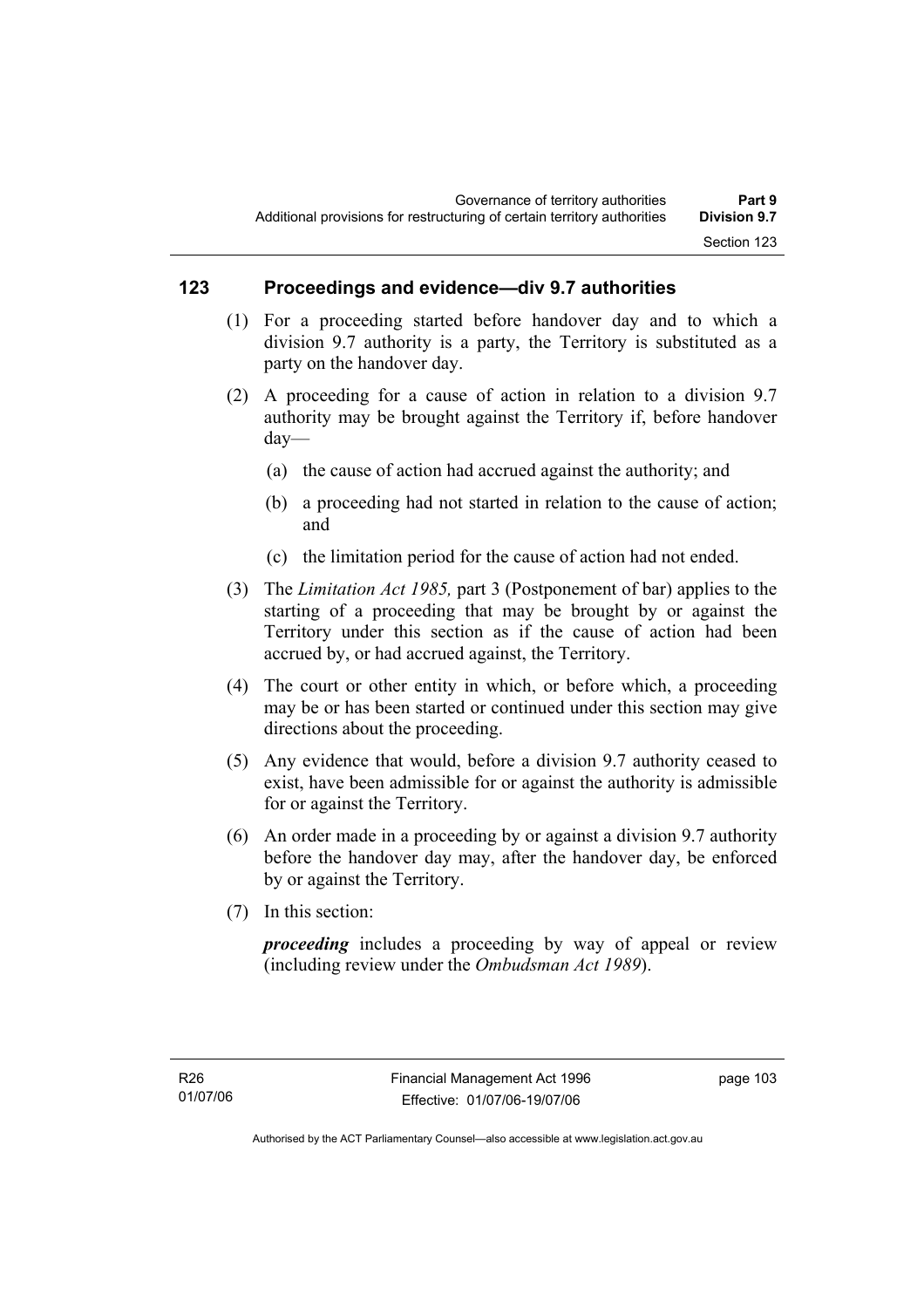## 123 Proceedings and evidence—div 9.7 authorities

(1) For a proceeding started before handover day and to which a division 9.7 authority is a party, the Territory is substituted as a party on the handover day.

(2) A proceeding for a cause of action in relation to a division 9.7 authority may be brought against the Territory if, before handover day—

(a) the cause of action had accrued against the authority; and

(b) a proceeding had not started in relation to the cause of action; and

(c) the limitation period for the cause of action had not ended.

(3) The *Limitation Act 1985,* part 3 (Postponement of bar) applies to the starting of a proceeding that may be brought by or against the Territory under this section as if the cause of action had been accrued by, or had accrued against, the Territory.

(4) The court or other entity in which, or before which, a proceeding may be or has been started or continued under this section may give directions about the proceeding.

(5) Any evidence that would, before a division 9.7 authority ceased to exist, have been admissible for or against the authority is admissible for or against the Territory.

(6) An order made in a proceeding by or against a division 9.7 authority before the handover day may, after the handover day, be enforced by or against the Territory.

(7) In this section:

***proceeding*** includes a proceeding by way of appeal or review (including review under the *Ombudsman Act 1989*).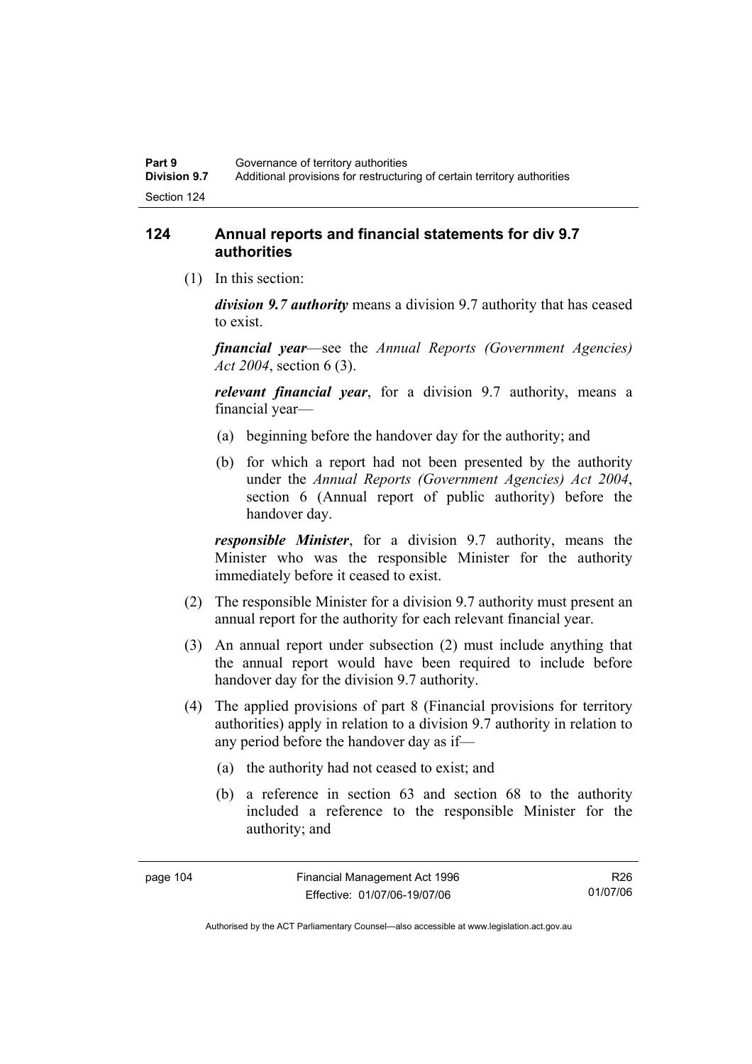## 124 Annual reports and financial statements for div 9.7 authorities

(1) In this section:

***division 9.7 authority*** means a division 9.7 authority that has ceased to exist.

***financial year***—see the *Annual Reports (Government Agencies) Act 2004*, section 6 (3).

***relevant financial year***, for a division 9.7 authority, means a financial year—

(a) beginning before the handover day for the authority; and

(b) for which a report had not been presented by the authority under the *Annual Reports (Government Agencies) Act 2004*, section 6 (Annual report of public authority) before the handover day.

***responsible Minister***, for a division 9.7 authority, means the Minister who was the responsible Minister for the authority immediately before it ceased to exist.

(2) The responsible Minister for a division 9.7 authority must present an annual report for the authority for each relevant financial year.

(3) An annual report under subsection (2) must include anything that the annual report would have been required to include before handover day for the division 9.7 authority.

(4) The applied provisions of part 8 (Financial provisions for territory authorities) apply in relation to a division 9.7 authority in relation to any period before the handover day as if—

(a) the authority had not ceased to exist; and

(b) a reference in section 63 and section 68 to the authority included a reference to the responsible Minister for the authority; and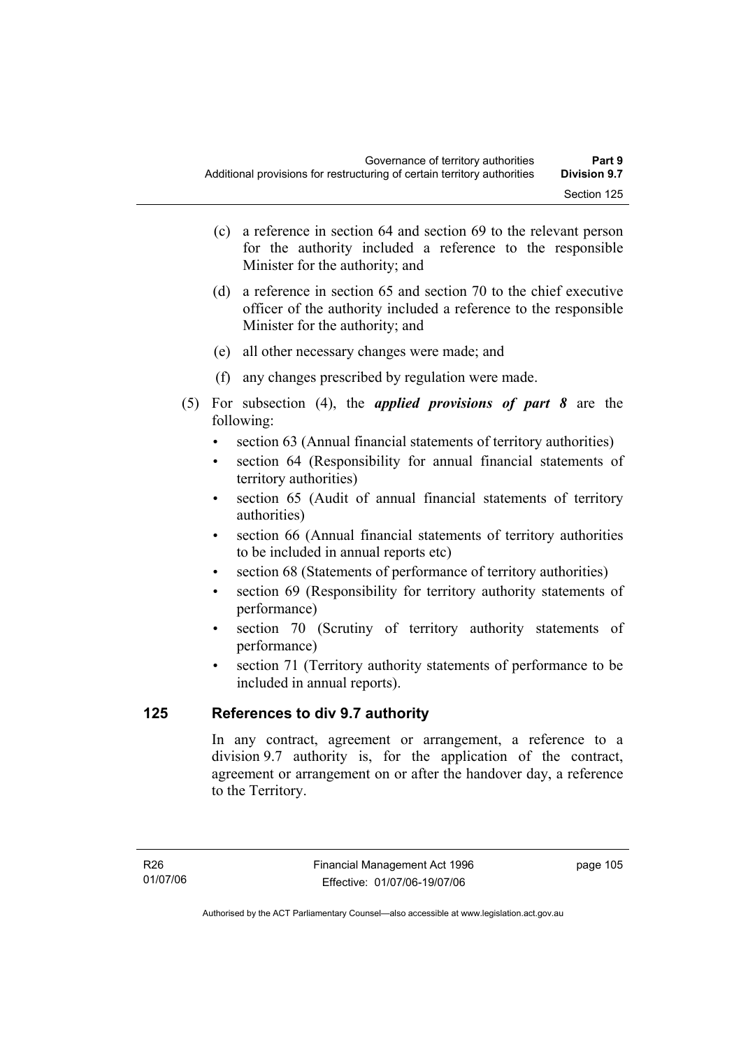(c) a reference in section 64 and section 69 to the relevant person for the authority included a reference to the responsible Minister for the authority; and

(d) a reference in section 65 and section 70 to the chief executive officer of the authority included a reference to the responsible Minister for the authority; and

(e) all other necessary changes were made; and

(f) any changes prescribed by regulation were made.

(5) For subsection (4), the ***applied provisions of part 8*** are the following:

- section 63 (Annual financial statements of territory authorities)
- section 64 (Responsibility for annual financial statements of territory authorities)
- section 65 (Audit of annual financial statements of territory authorities)
- section 66 (Annual financial statements of territory authorities to be included in annual reports etc)
- section 68 (Statements of performance of territory authorities)
- section 69 (Responsibility for territory authority statements of performance)
- section 70 (Scrutiny of territory authority statements of performance)
- section 71 (Territory authority statements of performance to be included in annual reports).

## 125 References to div 9.7 authority

In any contract, agreement or arrangement, a reference to a division 9.7 authority is, for the application of the contract, agreement or arrangement on or after the handover day, a reference to the Territory.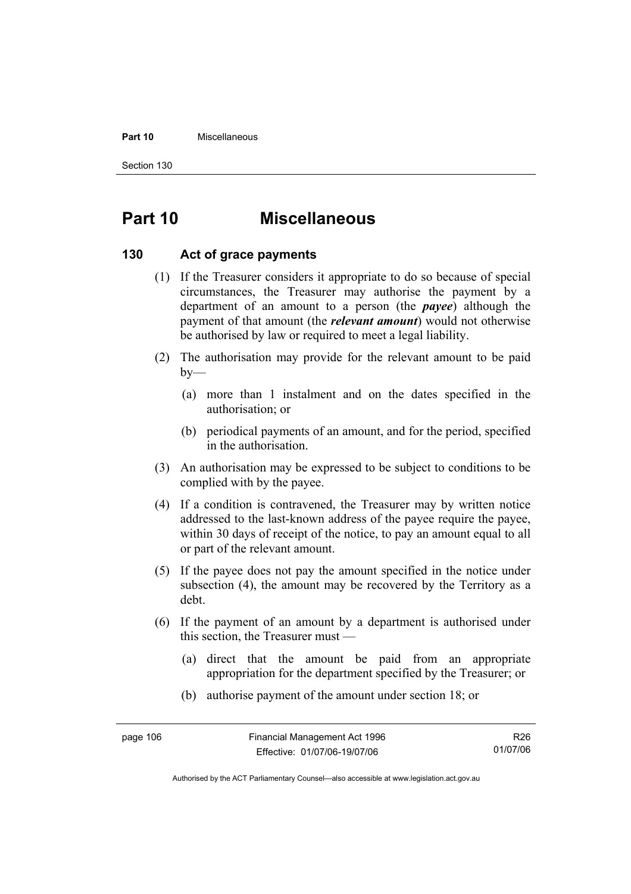# Part 10 Miscellaneous

## 130 Act of grace payments

(1) If the Treasurer considers it appropriate to do so because of special circumstances, the Treasurer may authorise the payment by a department of an amount to a person (the ***payee***) although the payment of that amount (the ***relevant amount***) would not otherwise be authorised by law or required to meet a legal liability.

(2) The authorisation may provide for the relevant amount to be paid by—

(a) more than 1 instalment and on the dates specified in the authorisation; or

(b) periodical payments of an amount, and for the period, specified in the authorisation.

(3) An authorisation may be expressed to be subject to conditions to be complied with by the payee.

(4) If a condition is contravened, the Treasurer may by written notice addressed to the last-known address of the payee require the payee, within 30 days of receipt of the notice, to pay an amount equal to all or part of the relevant amount.

(5) If the payee does not pay the amount specified in the notice under subsection (4), the amount may be recovered by the Territory as a debt.

(6) If the payment of an amount by a department is authorised under this section, the Treasurer must —

(a) direct that the amount be paid from an appropriate appropriation for the department specified by the Treasurer; or

(b) authorise payment of the amount under section 18; or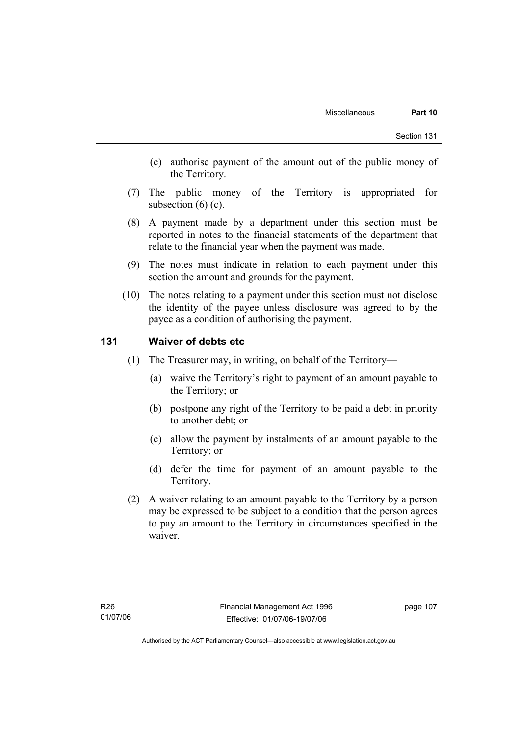(c) authorise payment of the amount out of the public money of the Territory.

(7) The public money of the Territory is appropriated for subsection (6) (c).

(8) A payment made by a department under this section must be reported in notes to the financial statements of the department that relate to the financial year when the payment was made.

(9) The notes must indicate in relation to each payment under this section the amount and grounds for the payment.

(10) The notes relating to a payment under this section must not disclose the identity of the payee unless disclosure was agreed to by the payee as a condition of authorising the payment.

## 131 Waiver of debts etc

(1) The Treasurer may, in writing, on behalf of the Territory—

(a) waive the Territory's right to payment of an amount payable to the Territory; or

(b) postpone any right of the Territory to be paid a debt in priority to another debt; or

(c) allow the payment by instalments of an amount payable to the Territory; or

(d) defer the time for payment of an amount payable to the Territory.

(2) A waiver relating to an amount payable to the Territory by a person may be expressed to be subject to a condition that the person agrees to pay an amount to the Territory in circumstances specified in the waiver.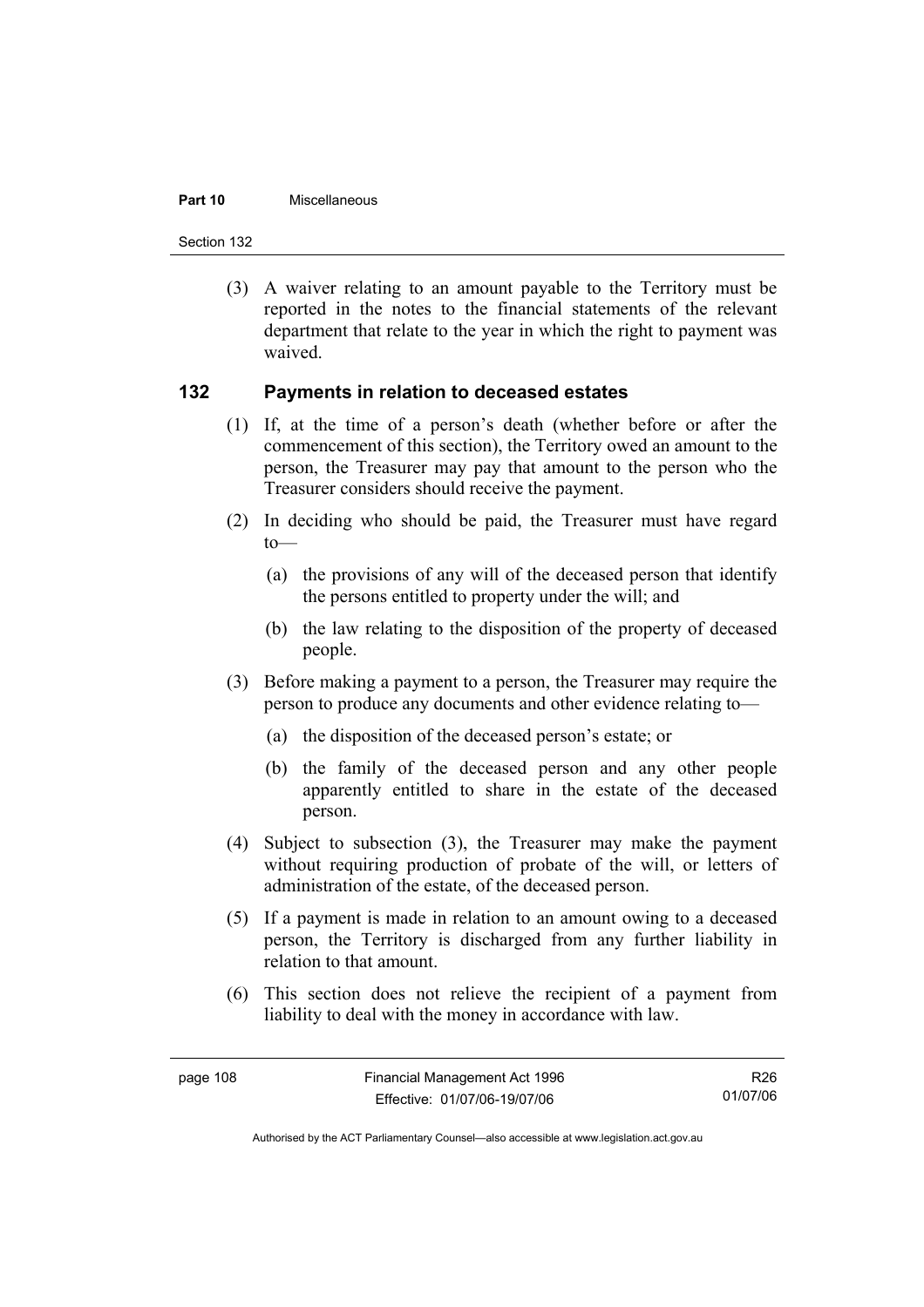(3) A waiver relating to an amount payable to the Territory must be reported in the notes to the financial statements of the relevant department that relate to the year in which the right to payment was waived.

## 132 Payments in relation to deceased estates

(1) If, at the time of a person's death (whether before or after the commencement of this section), the Territory owed an amount to the person, the Treasurer may pay that amount to the person who the Treasurer considers should receive the payment.

(2) In deciding who should be paid, the Treasurer must have regard to—

(a) the provisions of any will of the deceased person that identify the persons entitled to property under the will; and

(b) the law relating to the disposition of the property of deceased people.

(3) Before making a payment to a person, the Treasurer may require the person to produce any documents and other evidence relating to—

(a) the disposition of the deceased person's estate; or

(b) the family of the deceased person and any other people apparently entitled to share in the estate of the deceased person.

(4) Subject to subsection (3), the Treasurer may make the payment without requiring production of probate of the will, or letters of administration of the estate, of the deceased person.

(5) If a payment is made in relation to an amount owing to a deceased person, the Territory is discharged from any further liability in relation to that amount.

(6) This section does not relieve the recipient of a payment from liability to deal with the money in accordance with law.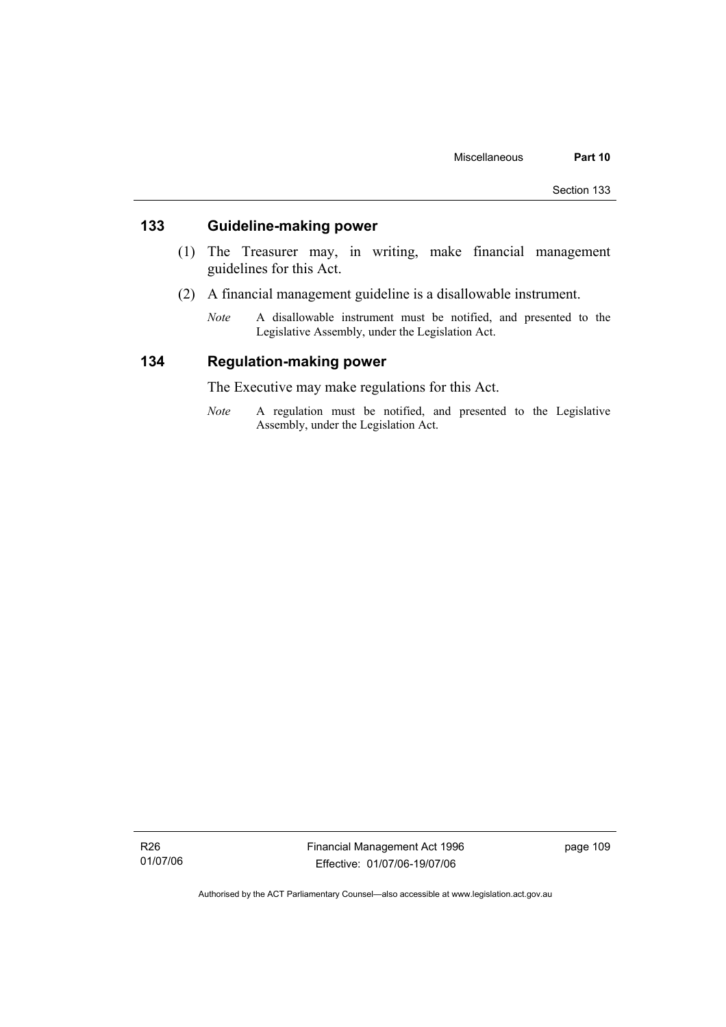## 133 Guideline-making power

(1) The Treasurer may, in writing, make financial management guidelines for this Act.

(2) A financial management guideline is a disallowable instrument.

*Note* A disallowable instrument must be notified, and presented to the Legislative Assembly, under the Legislation Act.

## 134 Regulation-making power

The Executive may make regulations for this Act.

*Note* A regulation must be notified, and presented to the Legislative Assembly, under the Legislation Act.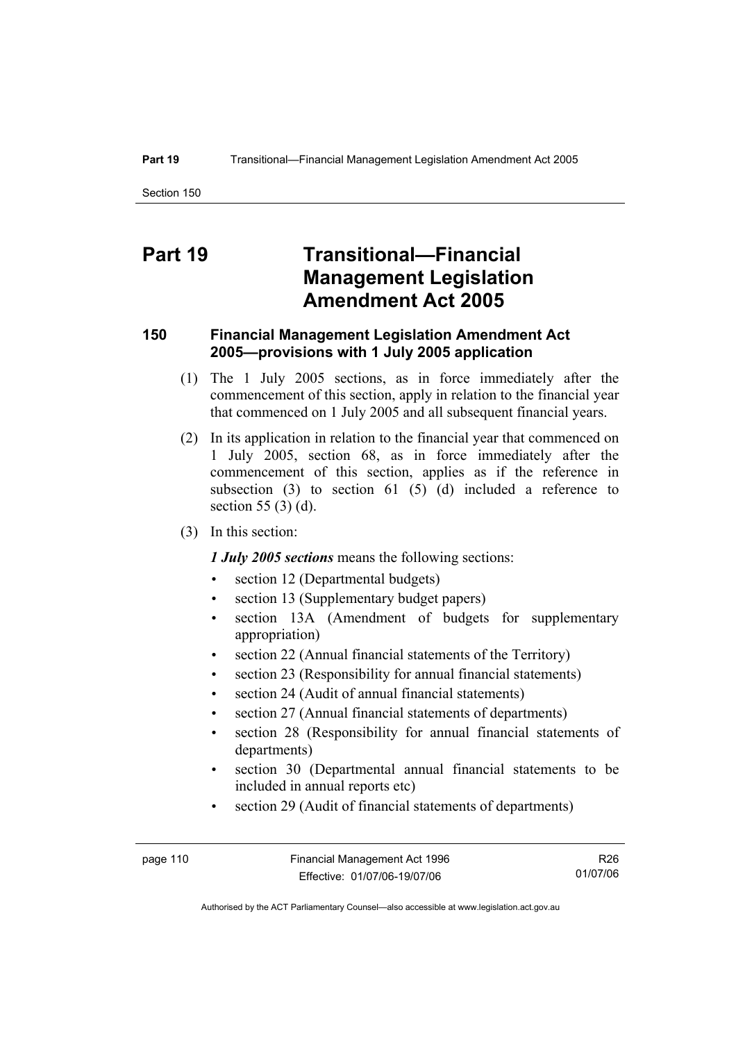# Part 19 Transitional—Financial Management Legislation Amendment Act 2005

### 150 Financial Management Legislation Amendment Act 2005—provisions with 1 July 2005 application

(1) The 1 July 2005 sections, as in force immediately after the commencement of this section, apply in relation to the financial year that commenced on 1 July 2005 and all subsequent financial years.

(2) In its application in relation to the financial year that commenced on 1 July 2005, section 68, as in force immediately after the commencement of this section, applies as if the reference in subsection (3) to section 61 (5) (d) included a reference to section 55 (3) (d).

(3) In this section:

***1 July 2005 sections*** means the following sections:

- section 12 (Departmental budgets)
- section 13 (Supplementary budget papers)
- section 13A (Amendment of budgets for supplementary appropriation)
- section 22 (Annual financial statements of the Territory)
- section 23 (Responsibility for annual financial statements)
- section 24 (Audit of annual financial statements)
- section 27 (Annual financial statements of departments)
- section 28 (Responsibility for annual financial statements of departments)
- section 30 (Departmental annual financial statements to be included in annual reports etc)
- section 29 (Audit of financial statements of departments)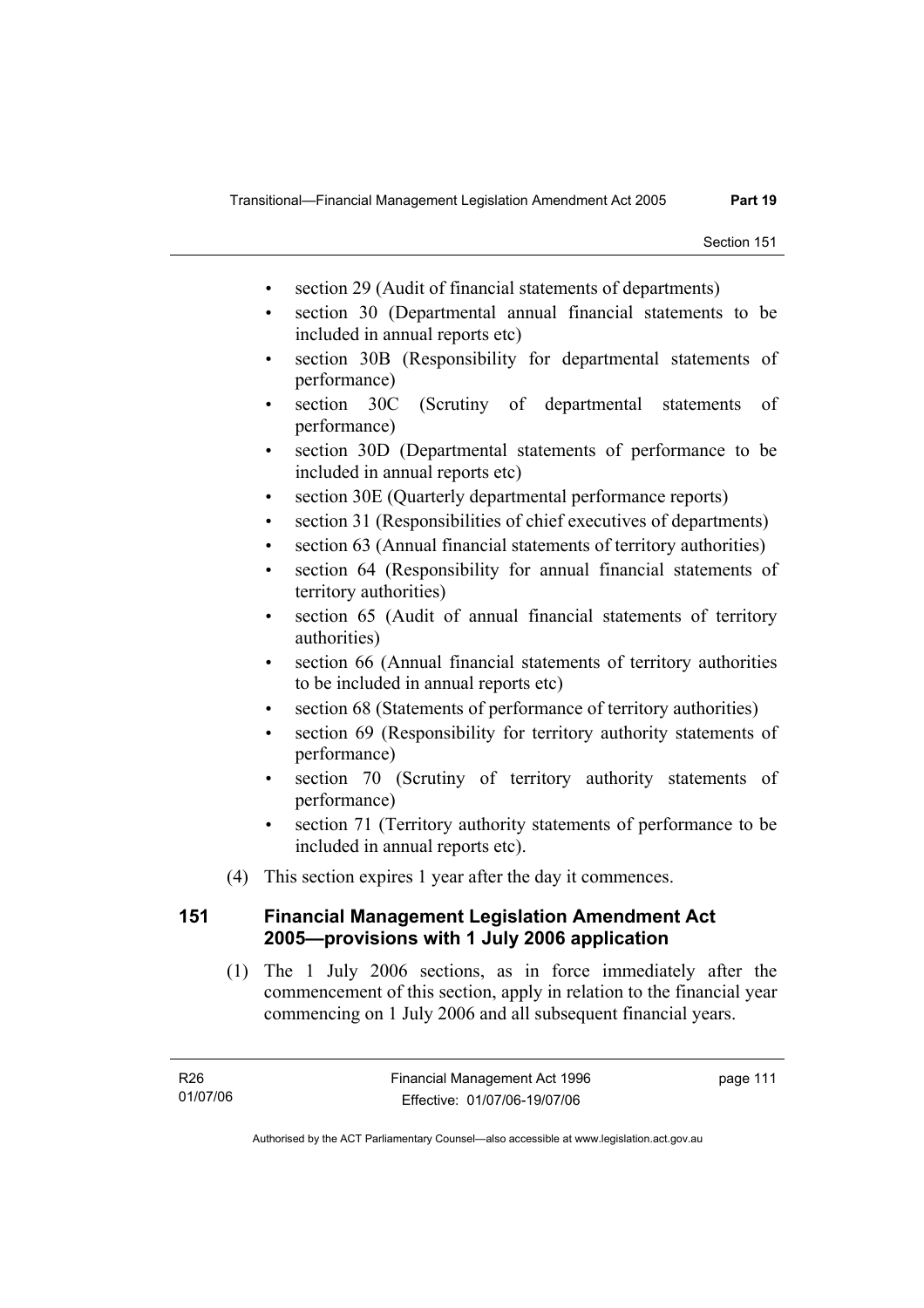- section 29 (Audit of financial statements of departments)
- section 30 (Departmental annual financial statements to be included in annual reports etc)
- section 30B (Responsibility for departmental statements of performance)
- section 30C (Scrutiny of departmental statements of performance)
- section 30D (Departmental statements of performance to be included in annual reports etc)
- section 30E (Quarterly departmental performance reports)
- section 31 (Responsibilities of chief executives of departments)
- section 63 (Annual financial statements of territory authorities)
- section 64 (Responsibility for annual financial statements of territory authorities)
- section 65 (Audit of annual financial statements of territory authorities)
- section 66 (Annual financial statements of territory authorities to be included in annual reports etc)
- section 68 (Statements of performance of territory authorities)
- section 69 (Responsibility for territory authority statements of performance)
- section 70 (Scrutiny of territory authority statements of performance)
- section 71 (Territory authority statements of performance to be included in annual reports etc).

(4) This section expires 1 year after the day it commences.

### 151 Financial Management Legislation Amendment Act 2005—provisions with 1 July 2006 application

(1) The 1 July 2006 sections, as in force immediately after the commencement of this section, apply in relation to the financial year commencing on 1 July 2006 and all subsequent financial years.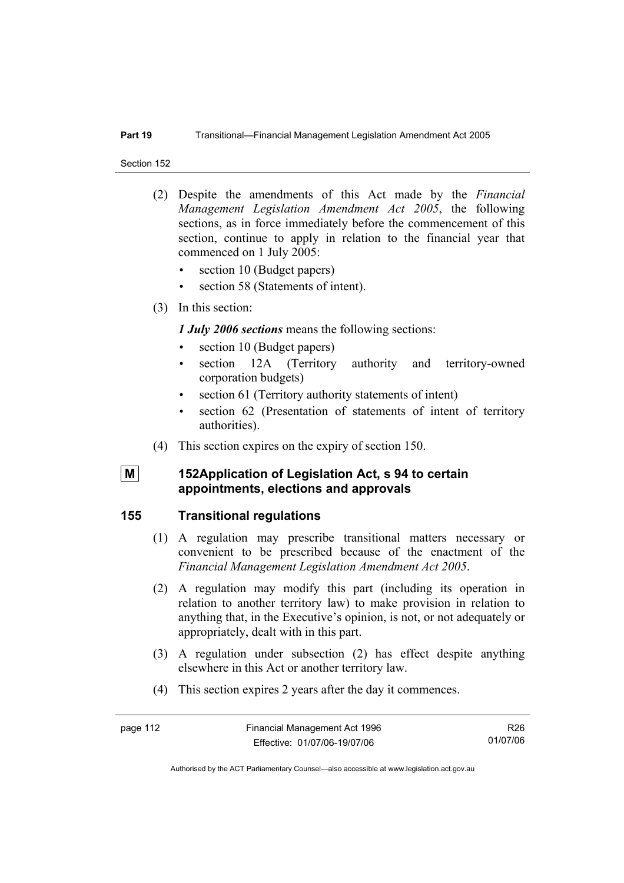(2) Despite the amendments of this Act made by the *Financial Management Legislation Amendment Act 2005*, the following sections, as in force immediately before the commencement of this section, continue to apply in relation to the financial year that commenced on 1 July 2005:

- section 10 (Budget papers)
- section 58 (Statements of intent).

(3) In this section:

***1 July 2006 sections*** means the following sections:

- section 10 (Budget papers)
- section 12A (Territory authority and territory-owned corporation budgets)
- section 61 (Territory authority statements of intent)
- section 62 (Presentation of statements of intent of territory authorities).

(4) This section expires on the expiry of section 150.

### M 152 Application of Legislation Act, s 94 to certain appointments, elections and approvals

### 155 Transitional regulations

(1) A regulation may prescribe transitional matters necessary or convenient to be prescribed because of the enactment of the *Financial Management Legislation Amendment Act 2005*.

(2) A regulation may modify this part (including its operation in relation to another territory law) to make provision in relation to anything that, in the Executive's opinion, is not, or not adequately or appropriately, dealt with in this part.

(3) A regulation under subsection (2) has effect despite anything elsewhere in this Act or another territory law.

(4) This section expires 2 years after the day it commences.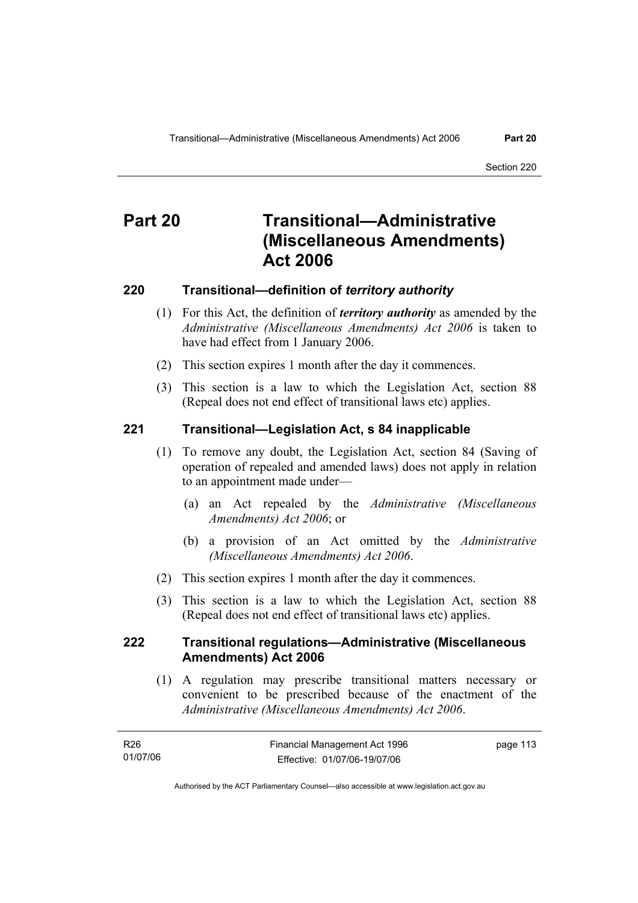# Part 20 Transitional—Administrative (Miscellaneous Amendments) Act 2006

## 220 Transitional—definition of *territory authority*

(1) For this Act, the definition of ***territory authority*** as amended by the *Administrative (Miscellaneous Amendments) Act 2006* is taken to have had effect from 1 January 2006.

(2) This section expires 1 month after the day it commences.

(3) This section is a law to which the Legislation Act, section 88 (Repeal does not end effect of transitional laws etc) applies.

## 221 Transitional—Legislation Act, s 84 inapplicable

(1) To remove any doubt, the Legislation Act, section 84 (Saving of operation of repealed and amended laws) does not apply in relation to an appointment made under—

(a) an Act repealed by the *Administrative (Miscellaneous Amendments) Act 2006*; or

(b) a provision of an Act omitted by the *Administrative (Miscellaneous Amendments) Act 2006*.

(2) This section expires 1 month after the day it commences.

(3) This section is a law to which the Legislation Act, section 88 (Repeal does not end effect of transitional laws etc) applies.

## 222 Transitional regulations—Administrative (Miscellaneous Amendments) Act 2006

(1) A regulation may prescribe transitional matters necessary or convenient to be prescribed because of the enactment of the *Administrative (Miscellaneous Amendments) Act 2006*.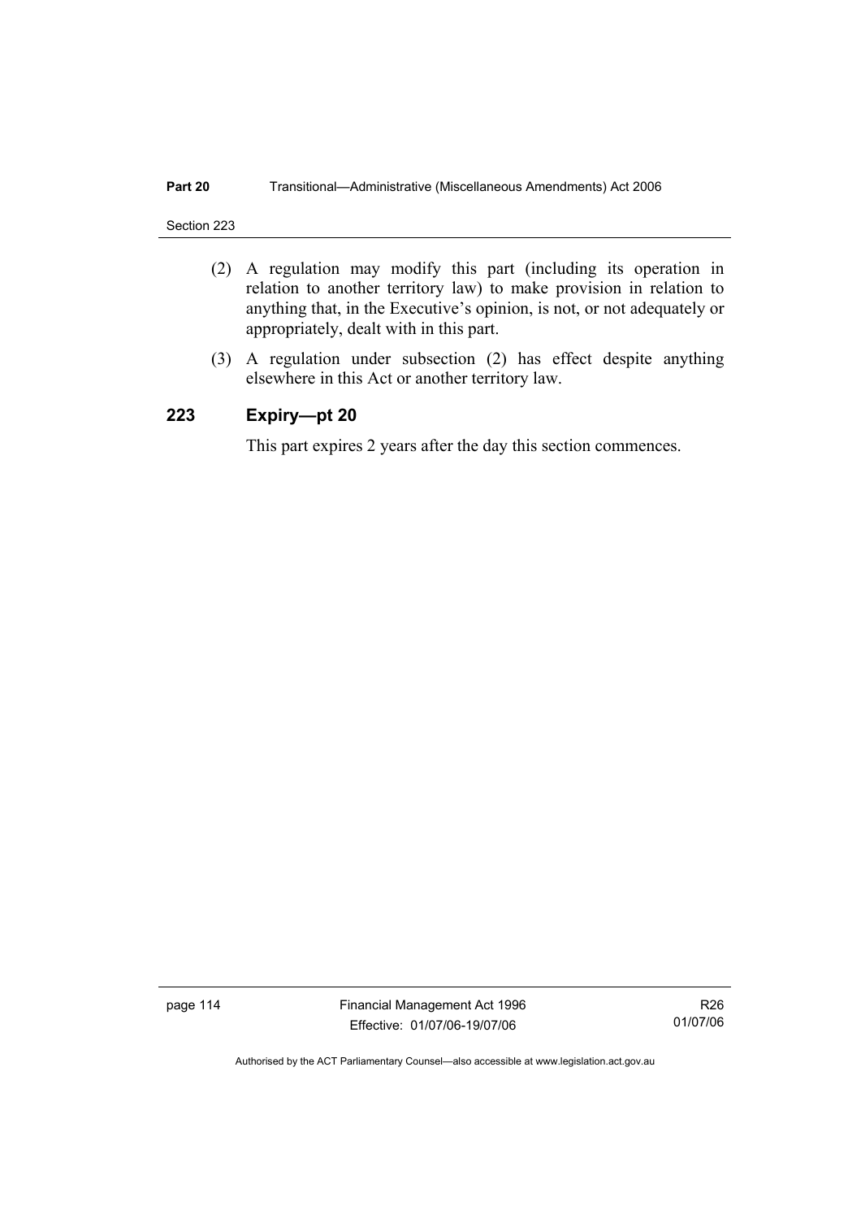(2) A regulation may modify this part (including its operation in relation to another territory law) to make provision in relation to anything that, in the Executive's opinion, is not, or not adequately or appropriately, dealt with in this part.

(3) A regulation under subsection (2) has effect despite anything elsewhere in this Act or another territory law.

## 223 Expiry—pt 20

This part expires 2 years after the day this section commences.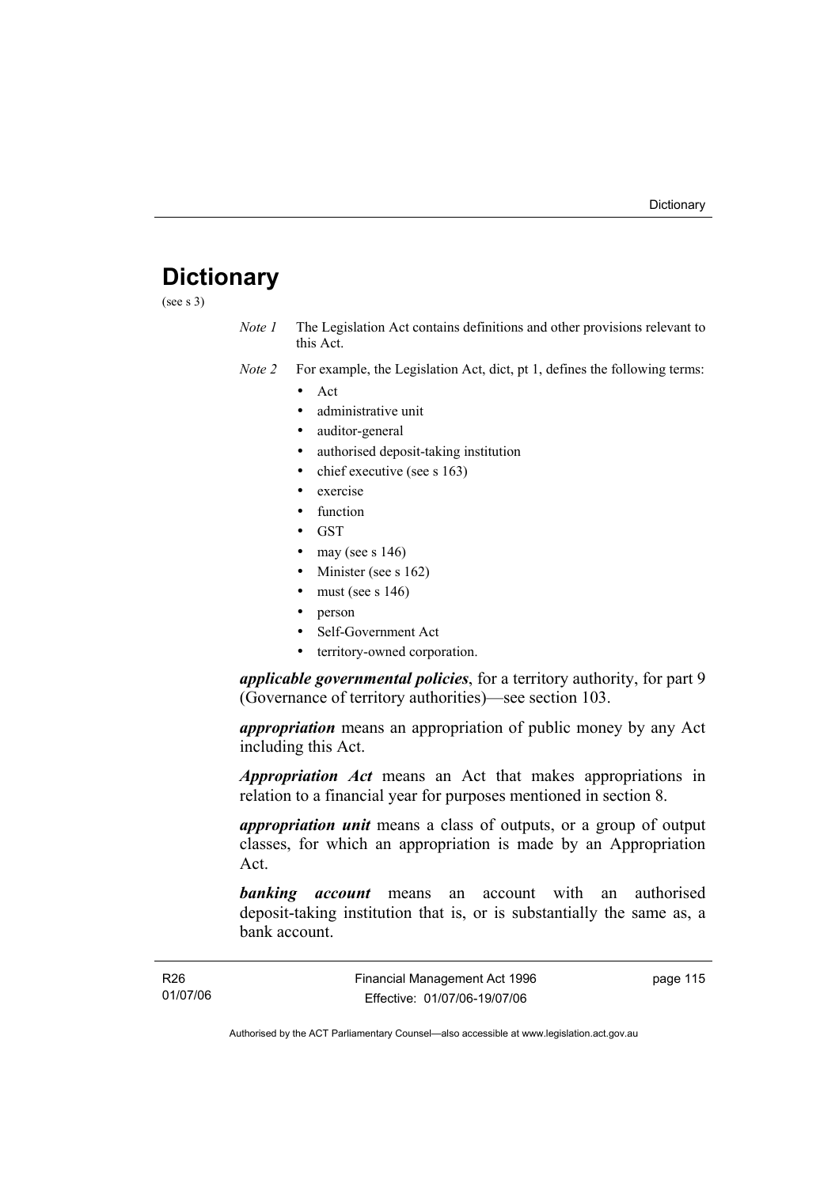# Dictionary

(see s 3)

*Note 1* The Legislation Act contains definitions and other provisions relevant to this Act.

*Note 2* For example, the Legislation Act, dict, pt 1, defines the following terms:

- Act
- administrative unit
- auditor-general
- authorised deposit-taking institution
- chief executive (see s 163)
- exercise
- function
- GST
- may (see s 146)
- Minister (see s 162)
- must (see s 146)
- person
- Self-Government Act
- territory-owned corporation.

***applicable governmental policies***, for a territory authority, for part 9 (Governance of territory authorities)—see section 103.

***appropriation*** means an appropriation of public money by any Act including this Act.

***Appropriation Act*** means an Act that makes appropriations in relation to a financial year for purposes mentioned in section 8.

***appropriation unit*** means a class of outputs, or a group of output classes, for which an appropriation is made by an Appropriation Act.

***banking account*** means an account with an authorised deposit-taking institution that is, or is substantially the same as, a bank account.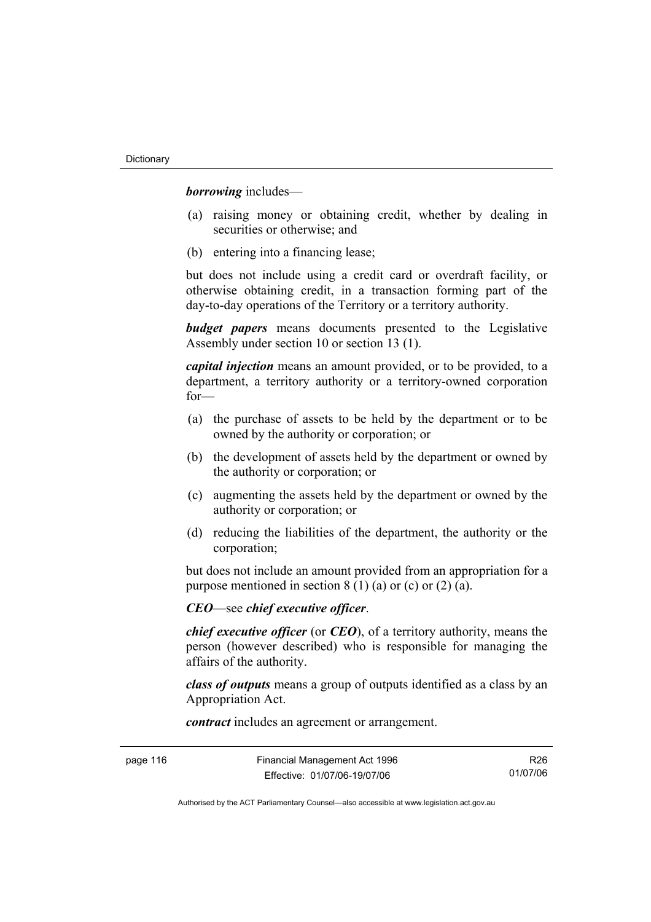***borrowing*** includes—

(a) raising money or obtaining credit, whether by dealing in securities or otherwise; and

(b) entering into a financing lease;

but does not include using a credit card or overdraft facility, or otherwise obtaining credit, in a transaction forming part of the day-to-day operations of the Territory or a territory authority.

***budget papers*** means documents presented to the Legislative Assembly under section 10 or section 13 (1).

***capital injection*** means an amount provided, or to be provided, to a department, a territory authority or a territory-owned corporation for—

(a) the purchase of assets to be held by the department or to be owned by the authority or corporation; or

(b) the development of assets held by the department or owned by the authority or corporation; or

(c) augmenting the assets held by the department or owned by the authority or corporation; or

(d) reducing the liabilities of the department, the authority or the corporation;

but does not include an amount provided from an appropriation for a purpose mentioned in section 8 (1) (a) or (c) or (2) (a).

***CEO***—see ***chief executive officer***.

***chief executive officer*** (or ***CEO***), of a territory authority, means the person (however described) who is responsible for managing the affairs of the authority.

***class of outputs*** means a group of outputs identified as a class by an Appropriation Act.

***contract*** includes an agreement or arrangement.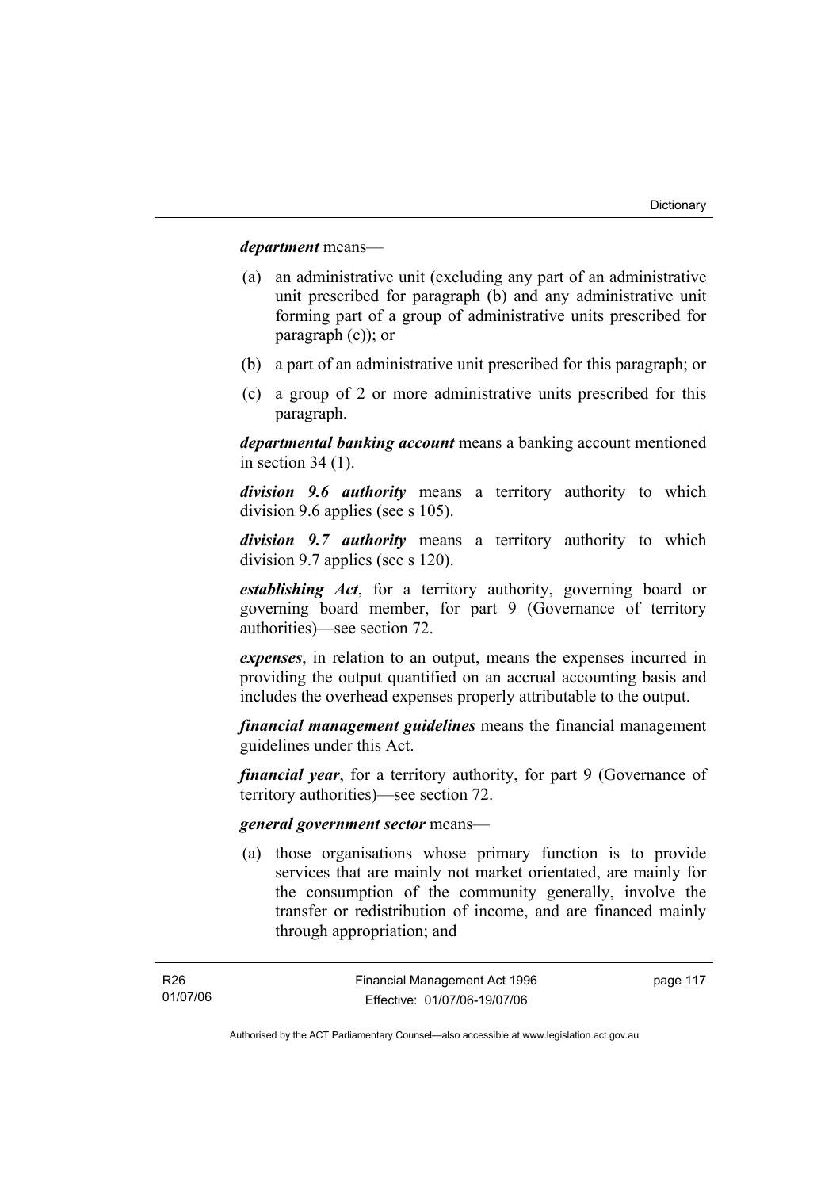***department*** means—

(a) an administrative unit (excluding any part of an administrative unit prescribed for paragraph (b) and any administrative unit forming part of a group of administrative units prescribed for paragraph (c)); or

(b) a part of an administrative unit prescribed for this paragraph; or

(c) a group of 2 or more administrative units prescribed for this paragraph.

***departmental banking account*** means a banking account mentioned in section 34 (1).

***division 9.6 authority*** means a territory authority to which division 9.6 applies (see s 105).

***division 9.7 authority*** means a territory authority to which division 9.7 applies (see s 120).

***establishing Act***, for a territory authority, governing board or governing board member, for part 9 (Governance of territory authorities)—see section 72.

***expenses***, in relation to an output, means the expenses incurred in providing the output quantified on an accrual accounting basis and includes the overhead expenses properly attributable to the output.

***financial management guidelines*** means the financial management guidelines under this Act.

***financial year***, for a territory authority, for part 9 (Governance of territory authorities)—see section 72.

***general government sector*** means—

(a) those organisations whose primary function is to provide services that are mainly not market orientated, are mainly for the consumption of the community generally, involve the transfer or redistribution of income, and are financed mainly through appropriation; and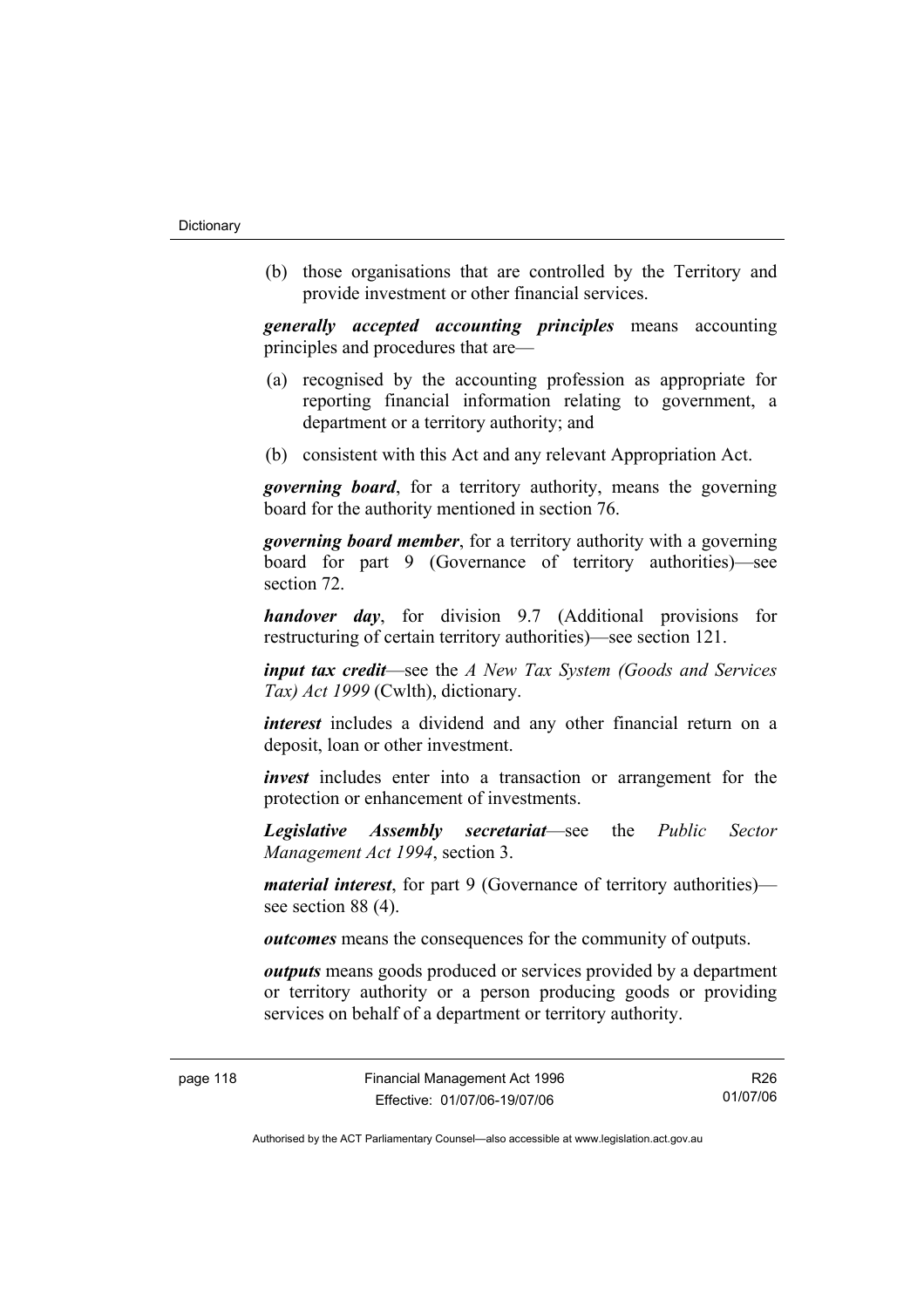(b) those organisations that are controlled by the Territory and provide investment or other financial services.

***generally accepted accounting principles*** means accounting principles and procedures that are—

(a) recognised by the accounting profession as appropriate for reporting financial information relating to government, a department or a territory authority; and

(b) consistent with this Act and any relevant Appropriation Act.

***governing board***, for a territory authority, means the governing board for the authority mentioned in section 76.

***governing board member***, for a territory authority with a governing board for part 9 (Governance of territory authorities)—see section 72.

***handover day***, for division 9.7 (Additional provisions for restructuring of certain territory authorities)—see section 121.

***input tax credit***—see the *A New Tax System (Goods and Services Tax) Act 1999* (Cwlth), dictionary.

***interest*** includes a dividend and any other financial return on a deposit, loan or other investment.

***invest*** includes enter into a transaction or arrangement for the protection or enhancement of investments.

***Legislative Assembly secretariat***—see the *Public Sector Management Act 1994*, section 3.

***material interest***, for part 9 (Governance of territory authorities)—see section 88 (4).

***outcomes*** means the consequences for the community of outputs.

***outputs*** means goods produced or services provided by a department or territory authority or a person producing goods or providing services on behalf of a department or territory authority.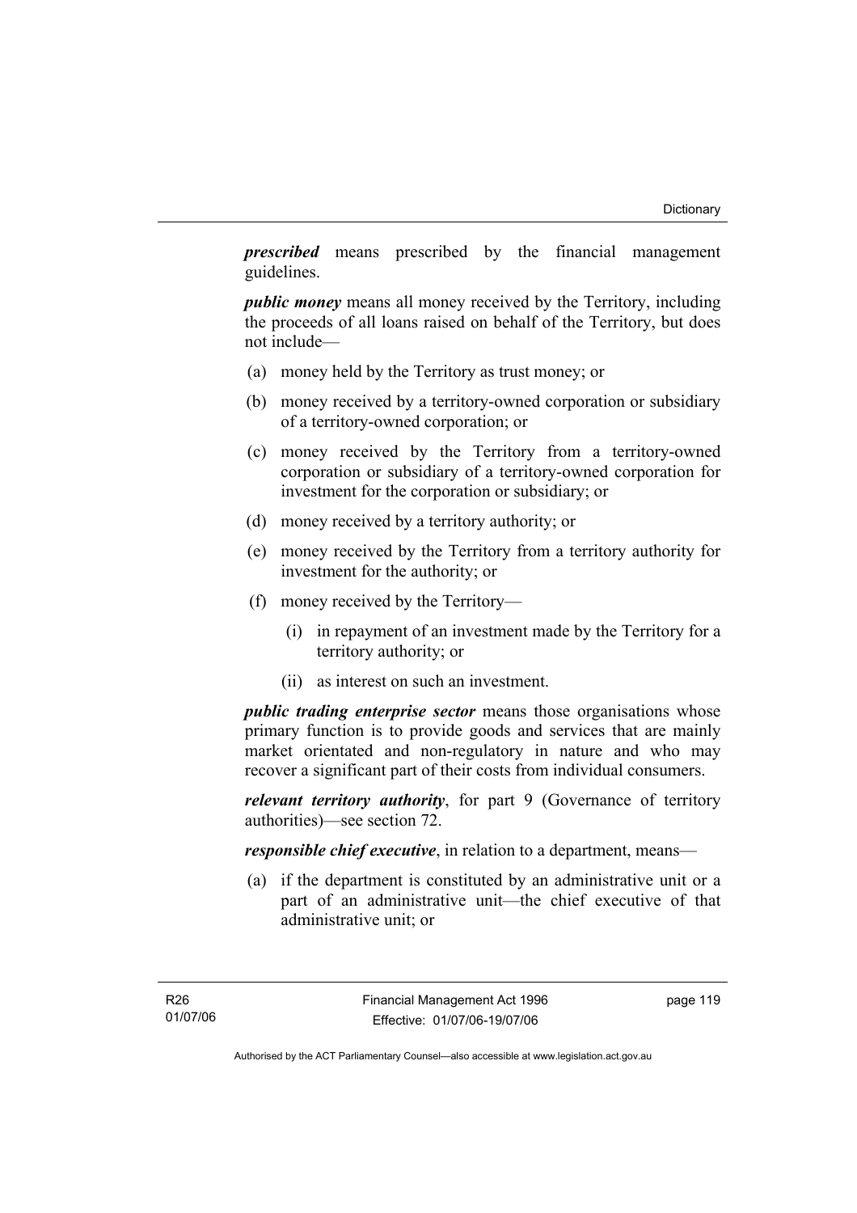***prescribed*** means prescribed by the financial management guidelines.

***public money*** means all money received by the Territory, including the proceeds of all loans raised on behalf of the Territory, but does not include—

(a) money held by the Territory as trust money; or

(b) money received by a territory-owned corporation or subsidiary of a territory-owned corporation; or

(c) money received by the Territory from a territory-owned corporation or subsidiary of a territory-owned corporation for investment for the corporation or subsidiary; or

(d) money received by a territory authority; or

(e) money received by the Territory from a territory authority for investment for the authority; or

(f) money received by the Territory—

  (i) in repayment of an investment made by the Territory for a territory authority; or

  (ii) as interest on such an investment.

***public trading enterprise sector*** means those organisations whose primary function is to provide goods and services that are mainly market orientated and non-regulatory in nature and who may recover a significant part of their costs from individual consumers.

***relevant territory authority***, for part 9 (Governance of territory authorities)—see section 72.

***responsible chief executive***, in relation to a department, means—

(a) if the department is constituted by an administrative unit or a part of an administrative unit—the chief executive of that administrative unit; or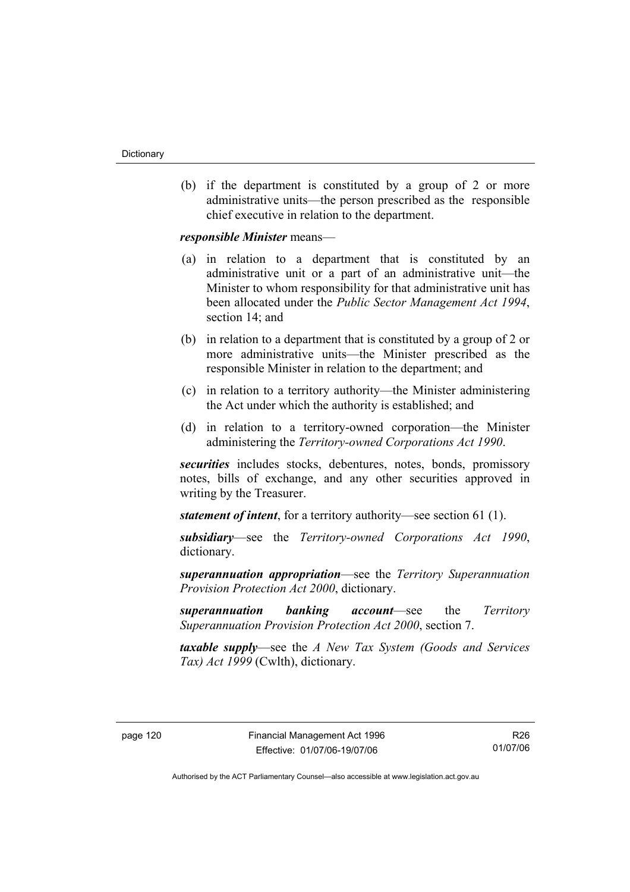(b) if the department is constituted by a group of 2 or more administrative units—the person prescribed as the responsible chief executive in relation to the department.

***responsible Minister*** means—

(a) in relation to a department that is constituted by an administrative unit or a part of an administrative unit—the Minister to whom responsibility for that administrative unit has been allocated under the *Public Sector Management Act 1994*, section 14; and

(b) in relation to a department that is constituted by a group of 2 or more administrative units—the Minister prescribed as the responsible Minister in relation to the department; and

(c) in relation to a territory authority—the Minister administering the Act under which the authority is established; and

(d) in relation to a territory-owned corporation—the Minister administering the *Territory-owned Corporations Act 1990*.

***securities*** includes stocks, debentures, notes, bonds, promissory notes, bills of exchange, and any other securities approved in writing by the Treasurer.

***statement of intent***, for a territory authority—see section 61 (1).

***subsidiary***—see the *Territory-owned Corporations Act 1990*, dictionary.

***superannuation appropriation***—see the *Territory Superannuation Provision Protection Act 2000*, dictionary.

***superannuation banking account***—see the *Territory Superannuation Provision Protection Act 2000*, section 7.

***taxable supply***—see the *A New Tax System (Goods and Services Tax) Act 1999* (Cwlth), dictionary.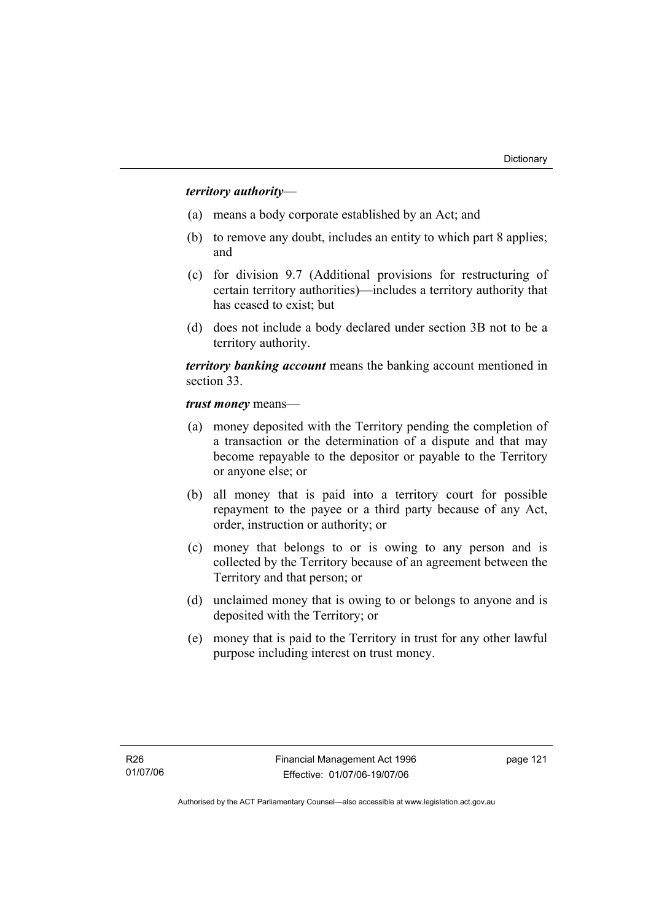***territory authority***—

(a) means a body corporate established by an Act; and

(b) to remove any doubt, includes an entity to which part 8 applies; and

(c) for division 9.7 (Additional provisions for restructuring of certain territory authorities)—includes a territory authority that has ceased to exist; but

(d) does not include a body declared under section 3B not to be a territory authority.

***territory banking account*** means the banking account mentioned in section 33.

***trust money*** means—

(a) money deposited with the Territory pending the completion of a transaction or the determination of a dispute and that may become repayable to the depositor or payable to the Territory or anyone else; or

(b) all money that is paid into a territory court for possible repayment to the payee or a third party because of any Act, order, instruction or authority; or

(c) money that belongs to or is owing to any person and is collected by the Territory because of an agreement between the Territory and that person; or

(d) unclaimed money that is owing to or belongs to anyone and is deposited with the Territory; or

(e) money that is paid to the Territory in trust for any other lawful purpose including interest on trust money.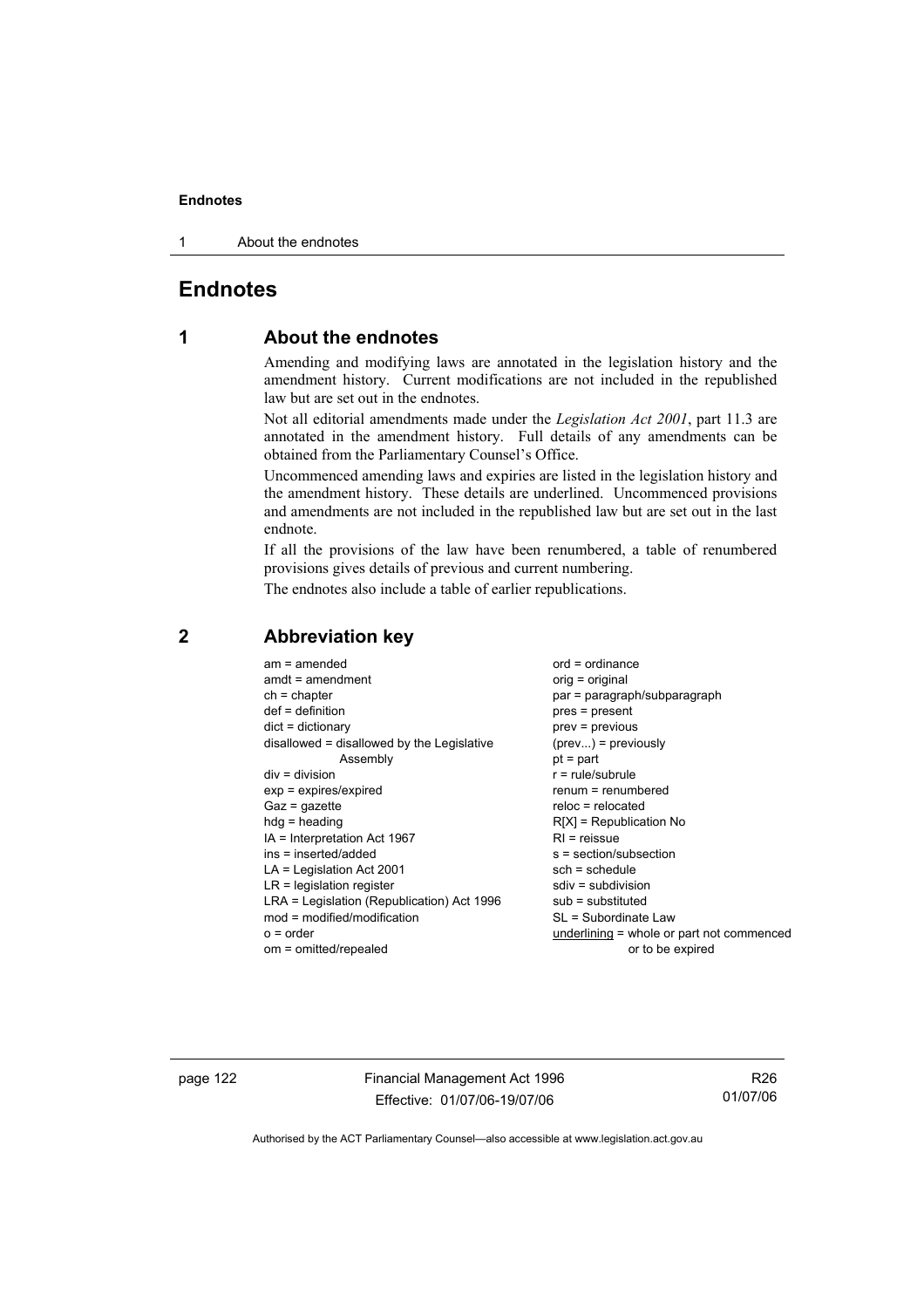# Endnotes

## 1 About the endnotes

Amending and modifying laws are annotated in the legislation history and the amendment history. Current modifications are not included in the republished law but are set out in the endnotes.

Not all editorial amendments made under the *Legislation Act 2001*, part 11.3 are annotated in the amendment history. Full details of any amendments can be obtained from the Parliamentary Counsel's Office.

Uncommenced amending laws and expiries are listed in the legislation history and the amendment history. These details are underlined. Uncommenced provisions and amendments are not included in the republished law but are set out in the last endnote.

If all the provisions of the law have been renumbered, a table of renumbered provisions gives details of previous and current numbering.

The endnotes also include a table of earlier republications.

## 2 Abbreviation key

am = amended
amdt = amendment
ch = chapter
def = definition
dict = dictionary
disallowed = disallowed by the Legislative Assembly
div = division
exp = expires/expired
Gaz = gazette
hdg = heading
IA = Interpretation Act 1967
ins = inserted/added
LA = Legislation Act 2001
LR = legislation register
LRA = Legislation (Republication) Act 1996
mod = modified/modification
o = order
om = omitted/repealed
ord = ordinance
orig = original
par = paragraph/subparagraph
pres = present
prev = previous
(prev...) = previously
pt = part
r = rule/subrule
renum = renumbered
reloc = relocated
R[X] = Republication No
RI = reissue
s = section/subsection
sch = schedule
sdiv = subdivision
sub = substituted
SL = Subordinate Law
underlining = whole or part not commenced or to be expired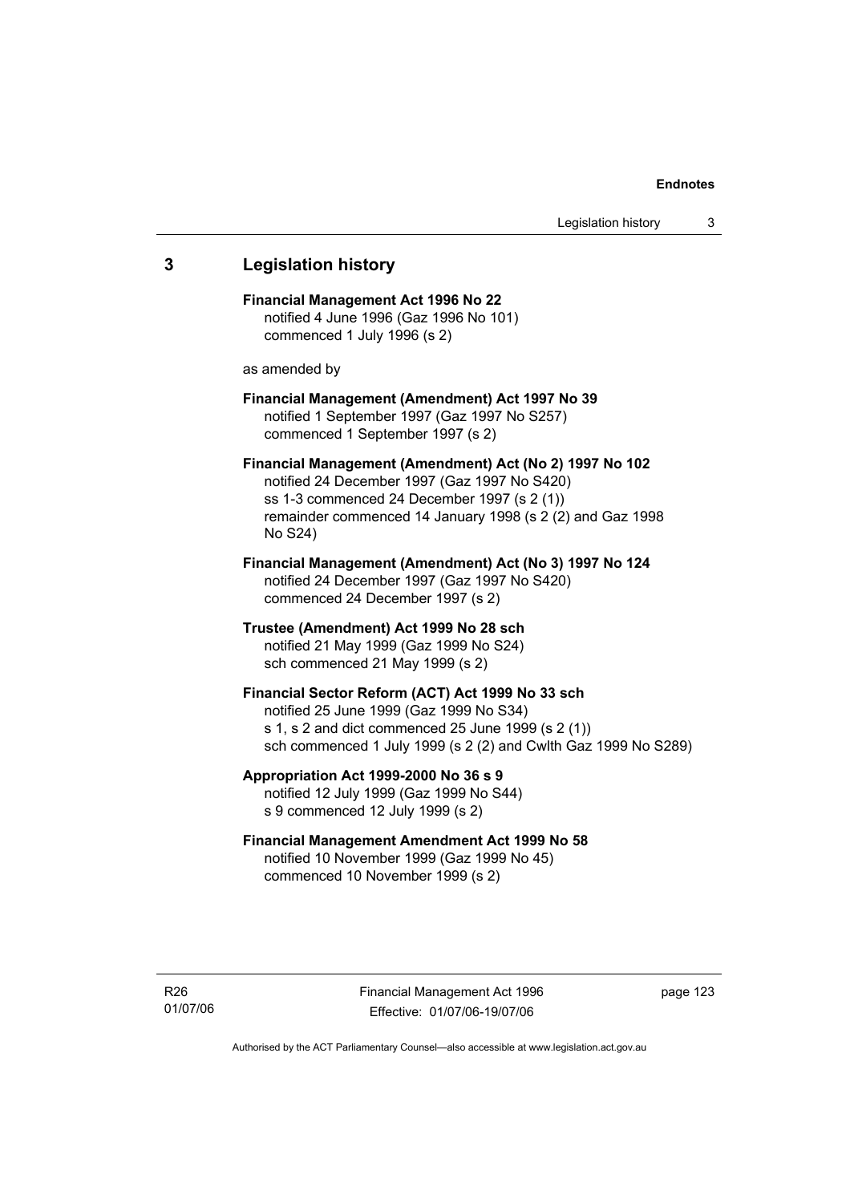## 3 Legislation history

**Financial Management Act 1996 No 22**
notified 4 June 1996 (Gaz 1996 No 101)
commenced 1 July 1996 (s 2)

as amended by

**Financial Management (Amendment) Act 1997 No 39**
notified 1 September 1997 (Gaz 1997 No S257)
commenced 1 September 1997 (s 2)

**Financial Management (Amendment) Act (No 2) 1997 No 102**
notified 24 December 1997 (Gaz 1997 No S420)
ss 1-3 commenced 24 December 1997 (s 2 (1))
remainder commenced 14 January 1998 (s 2 (2) and Gaz 1998 No S24)

**Financial Management (Amendment) Act (No 3) 1997 No 124**
notified 24 December 1997 (Gaz 1997 No S420)
commenced 24 December 1997 (s 2)

**Trustee (Amendment) Act 1999 No 28 sch**
notified 21 May 1999 (Gaz 1999 No S24)
sch commenced 21 May 1999 (s 2)

**Financial Sector Reform (ACT) Act 1999 No 33 sch**
notified 25 June 1999 (Gaz 1999 No S34)
s 1, s 2 and dict commenced 25 June 1999 (s 2 (1))
sch commenced 1 July 1999 (s 2 (2) and Cwlth Gaz 1999 No S289)

**Appropriation Act 1999-2000 No 36 s 9**
notified 12 July 1999 (Gaz 1999 No S44)
s 9 commenced 12 July 1999 (s 2)

**Financial Management Amendment Act 1999 No 58**
notified 10 November 1999 (Gaz 1999 No 45)
commenced 10 November 1999 (s 2)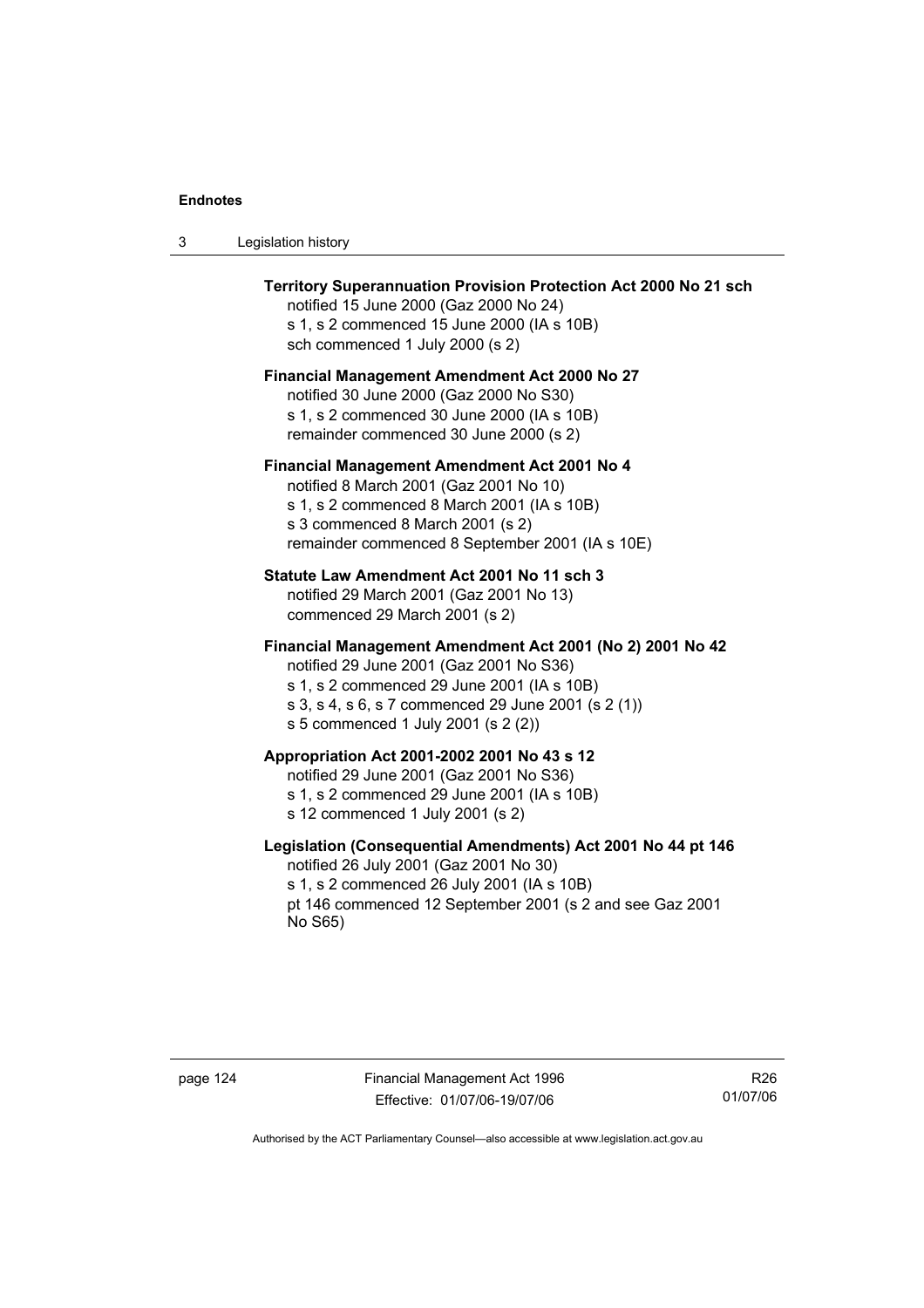**Territory Superannuation Provision Protection Act 2000 No 21 sch**
notified 15 June 2000 (Gaz 2000 No 24)
s 1, s 2 commenced 15 June 2000 (IA s 10B)
sch commenced 1 July 2000 (s 2)

**Financial Management Amendment Act 2000 No 27**
notified 30 June 2000 (Gaz 2000 No S30)
s 1, s 2 commenced 30 June 2000 (IA s 10B)
remainder commenced 30 June 2000 (s 2)

**Financial Management Amendment Act 2001 No 4**
notified 8 March 2001 (Gaz 2001 No 10)
s 1, s 2 commenced 8 March 2001 (IA s 10B)
s 3 commenced 8 March 2001 (s 2)
remainder commenced 8 September 2001 (IA s 10E)

**Statute Law Amendment Act 2001 No 11 sch 3**
notified 29 March 2001 (Gaz 2001 No 13)
commenced 29 March 2001 (s 2)

**Financial Management Amendment Act 2001 (No 2) 2001 No 42**
notified 29 June 2001 (Gaz 2001 No S36)
s 1, s 2 commenced 29 June 2001 (IA s 10B)
s 3, s 4, s 6, s 7 commenced 29 June 2001 (s 2 (1))
s 5 commenced 1 July 2001 (s 2 (2))

**Appropriation Act 2001-2002 2001 No 43 s 12**
notified 29 June 2001 (Gaz 2001 No S36)
s 1, s 2 commenced 29 June 2001 (IA s 10B)
s 12 commenced 1 July 2001 (s 2)

**Legislation (Consequential Amendments) Act 2001 No 44 pt 146**
notified 26 July 2001 (Gaz 2001 No 30)
s 1, s 2 commenced 26 July 2001 (IA s 10B)
pt 146 commenced 12 September 2001 (s 2 and see Gaz 2001 No S65)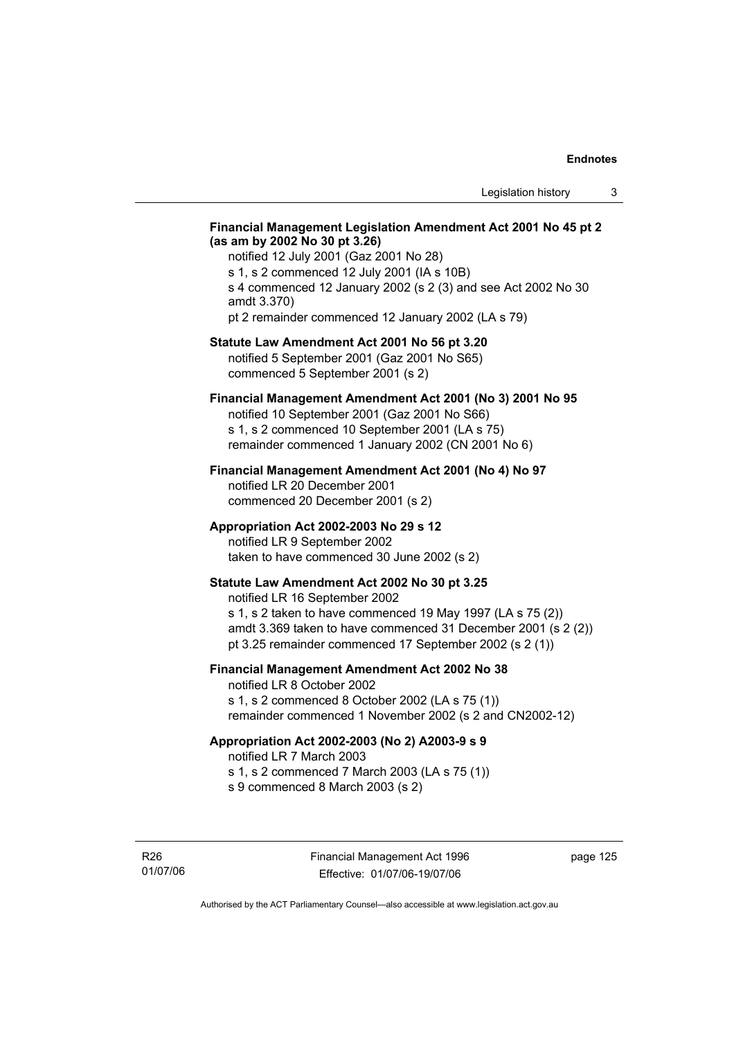**Financial Management Legislation Amendment Act 2001 No 45 pt 2 (as am by 2002 No 30 pt 3.26)**

notified 12 July 2001 (Gaz 2001 No 28)
s 1, s 2 commenced 12 July 2001 (IA s 10B)
s 4 commenced 12 January 2002 (s 2 (3) and see Act 2002 No 30 amdt 3.370)
pt 2 remainder commenced 12 January 2002 (LA s 79)

**Statute Law Amendment Act 2001 No 56 pt 3.20**

notified 5 September 2001 (Gaz 2001 No S65)
commenced 5 September 2001 (s 2)

**Financial Management Amendment Act 2001 (No 3) 2001 No 95**

notified 10 September 2001 (Gaz 2001 No S66)
s 1, s 2 commenced 10 September 2001 (LA s 75)
remainder commenced 1 January 2002 (CN 2001 No 6)

**Financial Management Amendment Act 2001 (No 4) No 97**

notified LR 20 December 2001
commenced 20 December 2001 (s 2)

**Appropriation Act 2002-2003 No 29 s 12**

notified LR 9 September 2002
taken to have commenced 30 June 2002 (s 2)

**Statute Law Amendment Act 2002 No 30 pt 3.25**

notified LR 16 September 2002
s 1, s 2 taken to have commenced 19 May 1997 (LA s 75 (2))
amdt 3.369 taken to have commenced 31 December 2001 (s 2 (2))
pt 3.25 remainder commenced 17 September 2002 (s 2 (1))

**Financial Management Amendment Act 2002 No 38**

notified LR 8 October 2002
s 1, s 2 commenced 8 October 2002 (LA s 75 (1))
remainder commenced 1 November 2002 (s 2 and CN2002-12)

**Appropriation Act 2002-2003 (No 2) A2003-9 s 9**

notified LR 7 March 2003
s 1, s 2 commenced 7 March 2003 (LA s 75 (1))
s 9 commenced 8 March 2003 (s 2)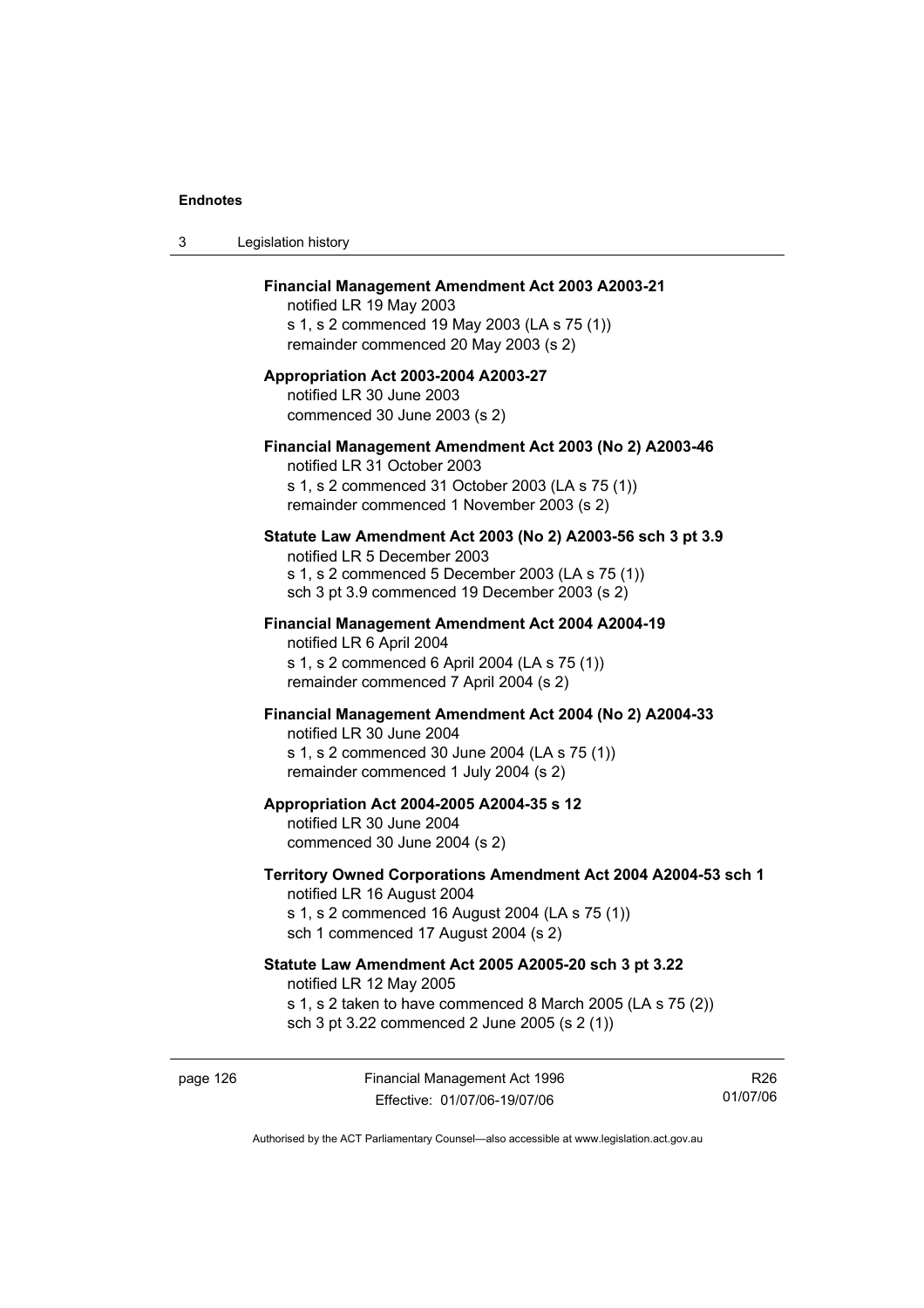**Financial Management Amendment Act 2003 A2003-21**
notified LR 19 May 2003
s 1, s 2 commenced 19 May 2003 (LA s 75 (1))
remainder commenced 20 May 2003 (s 2)

**Appropriation Act 2003-2004 A2003-27**
notified LR 30 June 2003
commenced 30 June 2003 (s 2)

**Financial Management Amendment Act 2003 (No 2) A2003-46**
notified LR 31 October 2003
s 1, s 2 commenced 31 October 2003 (LA s 75 (1))
remainder commenced 1 November 2003 (s 2)

**Statute Law Amendment Act 2003 (No 2) A2003-56 sch 3 pt 3.9**
notified LR 5 December 2003
s 1, s 2 commenced 5 December 2003 (LA s 75 (1))
sch 3 pt 3.9 commenced 19 December 2003 (s 2)

**Financial Management Amendment Act 2004 A2004-19**
notified LR 6 April 2004
s 1, s 2 commenced 6 April 2004 (LA s 75 (1))
remainder commenced 7 April 2004 (s 2)

**Financial Management Amendment Act 2004 (No 2) A2004-33**
notified LR 30 June 2004
s 1, s 2 commenced 30 June 2004 (LA s 75 (1))
remainder commenced 1 July 2004 (s 2)

**Appropriation Act 2004-2005 A2004-35 s 12**
notified LR 30 June 2004
commenced 30 June 2004 (s 2)

**Territory Owned Corporations Amendment Act 2004 A2004-53 sch 1**
notified LR 16 August 2004
s 1, s 2 commenced 16 August 2004 (LA s 75 (1))
sch 1 commenced 17 August 2004 (s 2)

**Statute Law Amendment Act 2005 A2005-20 sch 3 pt 3.22**
notified LR 12 May 2005
s 1, s 2 taken to have commenced 8 March 2005 (LA s 75 (2))
sch 3 pt 3.22 commenced 2 June 2005 (s 2 (1))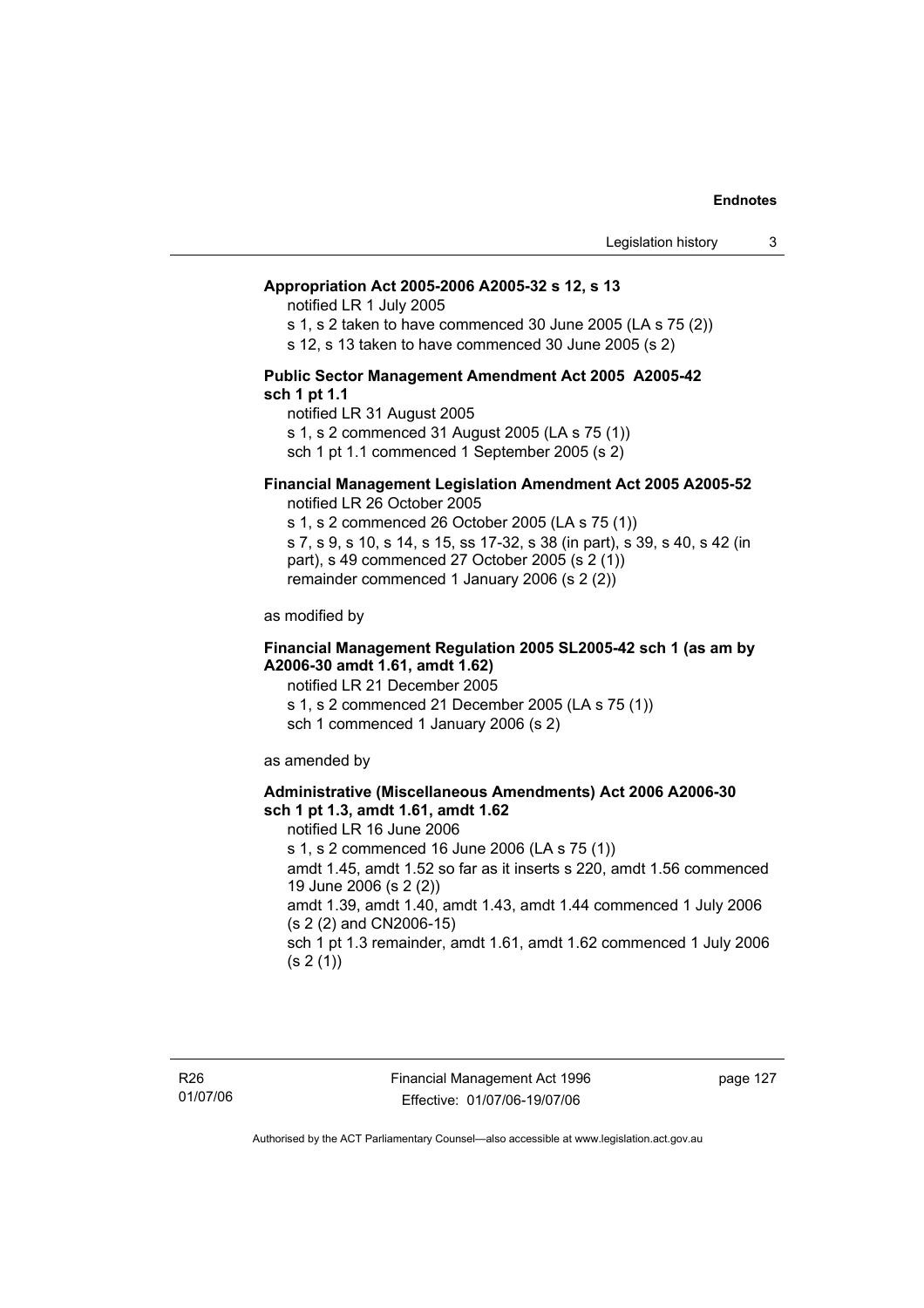**Appropriation Act 2005-2006 A2005-32 s 12, s 13**

notified LR 1 July 2005

s 1, s 2 taken to have commenced 30 June 2005 (LA s 75 (2))

s 12, s 13 taken to have commenced 30 June 2005 (s 2)

**Public Sector Management Amendment Act 2005 A2005-42 sch 1 pt 1.1**

notified LR 31 August 2005

s 1, s 2 commenced 31 August 2005 (LA s 75 (1))

sch 1 pt 1.1 commenced 1 September 2005 (s 2)

**Financial Management Legislation Amendment Act 2005 A2005-52**

notified LR 26 October 2005

s 1, s 2 commenced 26 October 2005 (LA s 75 (1))

s 7, s 9, s 10, s 14, s 15, ss 17-32, s 38 (in part), s 39, s 40, s 42 (in part), s 49 commenced 27 October 2005 (s 2 (1))

remainder commenced 1 January 2006 (s 2 (2))

as modified by

**Financial Management Regulation 2005 SL2005-42 sch 1 (as am by A2006-30 amdt 1.61, amdt 1.62)**

notified LR 21 December 2005

s 1, s 2 commenced 21 December 2005 (LA s 75 (1))

sch 1 commenced 1 January 2006 (s 2)

as amended by

**Administrative (Miscellaneous Amendments) Act 2006 A2006-30 sch 1 pt 1.3, amdt 1.61, amdt 1.62**

notified LR 16 June 2006

s 1, s 2 commenced 16 June 2006 (LA s 75 (1))

amdt 1.45, amdt 1.52 so far as it inserts s 220, amdt 1.56 commenced 19 June 2006 (s 2 (2))

amdt 1.39, amdt 1.40, amdt 1.43, amdt 1.44 commenced 1 July 2006 (s 2 (2) and CN2006-15)

sch 1 pt 1.3 remainder, amdt 1.61, amdt 1.62 commenced 1 July 2006 (s 2 (1))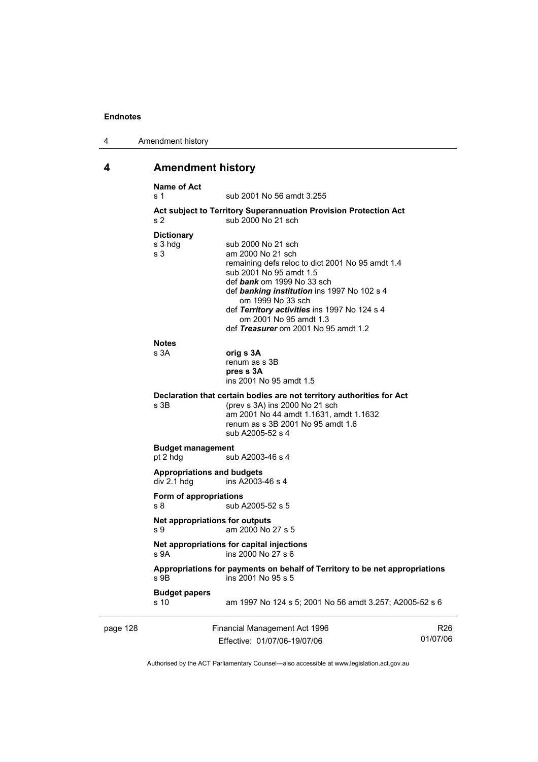# 4 Amendment history

**Name of Act**
s 1 sub 2001 No 56 amdt 3.255

**Act subject to Territory Superannuation Provision Protection Act**
s 2 sub 2000 No 21 sch

**Dictionary**
s 3 hdg sub 2000 No 21 sch
s 3 am 2000 No 21 sch
remaining defs reloc to dict 2001 No 95 amdt 1.4
sub 2001 No 95 amdt 1.5
def ***bank*** om 1999 No 33 sch
def ***banking institution*** ins 1997 No 102 s 4
om 1999 No 33 sch
def ***Territory activities*** ins 1997 No 124 s 4
om 2001 No 95 amdt 1.3
def ***Treasurer*** om 2001 No 95 amdt 1.2

**Notes**
s 3A **orig s 3A**
renum as s 3B
**pres s 3A**
ins 2001 No 95 amdt 1.5

**Declaration that certain bodies are not territory authorities for Act**
s 3B (prev s 3A) ins 2000 No 21 sch
am 2001 No 44 amdt 1.1631, amdt 1.1632
renum as s 3B 2001 No 95 amdt 1.6
sub A2005-52 s 4

**Budget management**
pt 2 hdg sub A2003-46 s 4

**Appropriations and budgets**
div 2.1 hdg ins A2003-46 s 4

**Form of appropriations**
s 8 sub A2005-52 s 5

**Net appropriations for outputs**
s 9 am 2000 No 27 s 5

**Net appropriations for capital injections**
s 9A ins 2000 No 27 s 6

**Appropriations for payments on behalf of Territory to be net appropriations**
s 9B ins 2001 No 95 s 5

**Budget papers**
s 10 am 1997 No 124 s 5; 2001 No 56 amdt 3.257; A2005-52 s 6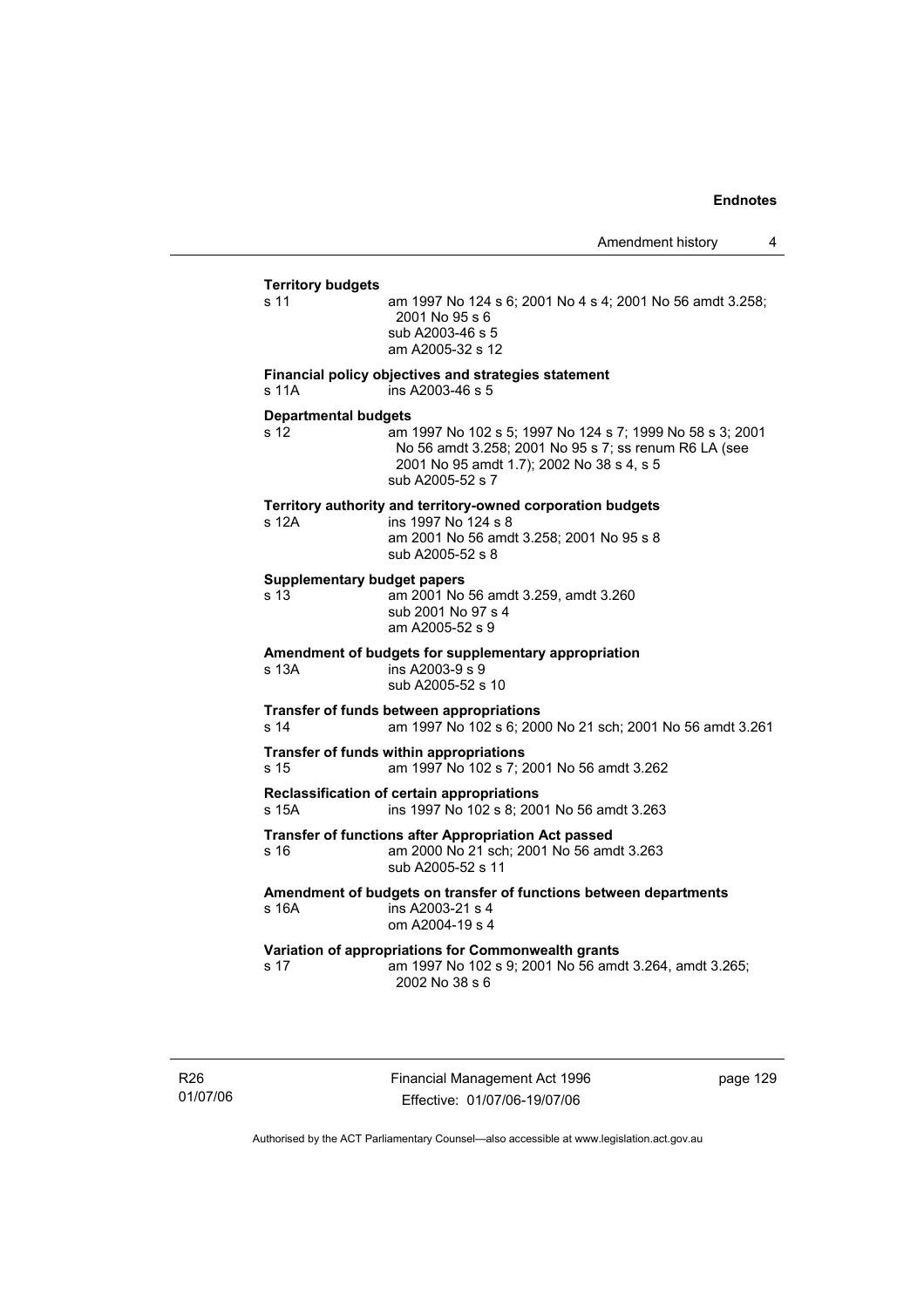**Territory budgets**

s 11 am 1997 No 124 s 6; 2001 No 4 s 4; 2001 No 56 amdt 3.258; 2001 No 95 s 6
sub A2003-46 s 5
am A2005-32 s 12

**Financial policy objectives and strategies statement**

s 11A ins A2003-46 s 5

**Departmental budgets**

s 12 am 1997 No 102 s 5; 1997 No 124 s 7; 1999 No 58 s 3; 2001 No 56 amdt 3.258; 2001 No 95 s 7; ss renum R6 LA (see 2001 No 95 amdt 1.7); 2002 No 38 s 4, s 5
sub A2005-52 s 7

**Territory authority and territory-owned corporation budgets**

s 12A ins 1997 No 124 s 8
am 2001 No 56 amdt 3.258; 2001 No 95 s 8
sub A2005-52 s 8

**Supplementary budget papers**

s 13 am 2001 No 56 amdt 3.259, amdt 3.260
sub 2001 No 97 s 4
am A2005-52 s 9

**Amendment of budgets for supplementary appropriation**

s 13A ins A2003-9 s 9
sub A2005-52 s 10

**Transfer of funds between appropriations**

s 14 am 1997 No 102 s 6; 2000 No 21 sch; 2001 No 56 amdt 3.261

**Transfer of funds within appropriations**

s 15 am 1997 No 102 s 7; 2001 No 56 amdt 3.262

**Reclassification of certain appropriations**

s 15A ins 1997 No 102 s 8; 2001 No 56 amdt 3.263

**Transfer of functions after Appropriation Act passed**

s 16 am 2000 No 21 sch; 2001 No 56 amdt 3.263
sub A2005-52 s 11

**Amendment of budgets on transfer of functions between departments**

s 16A ins A2003-21 s 4
om A2004-19 s 4

**Variation of appropriations for Commonwealth grants**

s 17 am 1997 No 102 s 9; 2001 No 56 amdt 3.264, amdt 3.265; 2002 No 38 s 6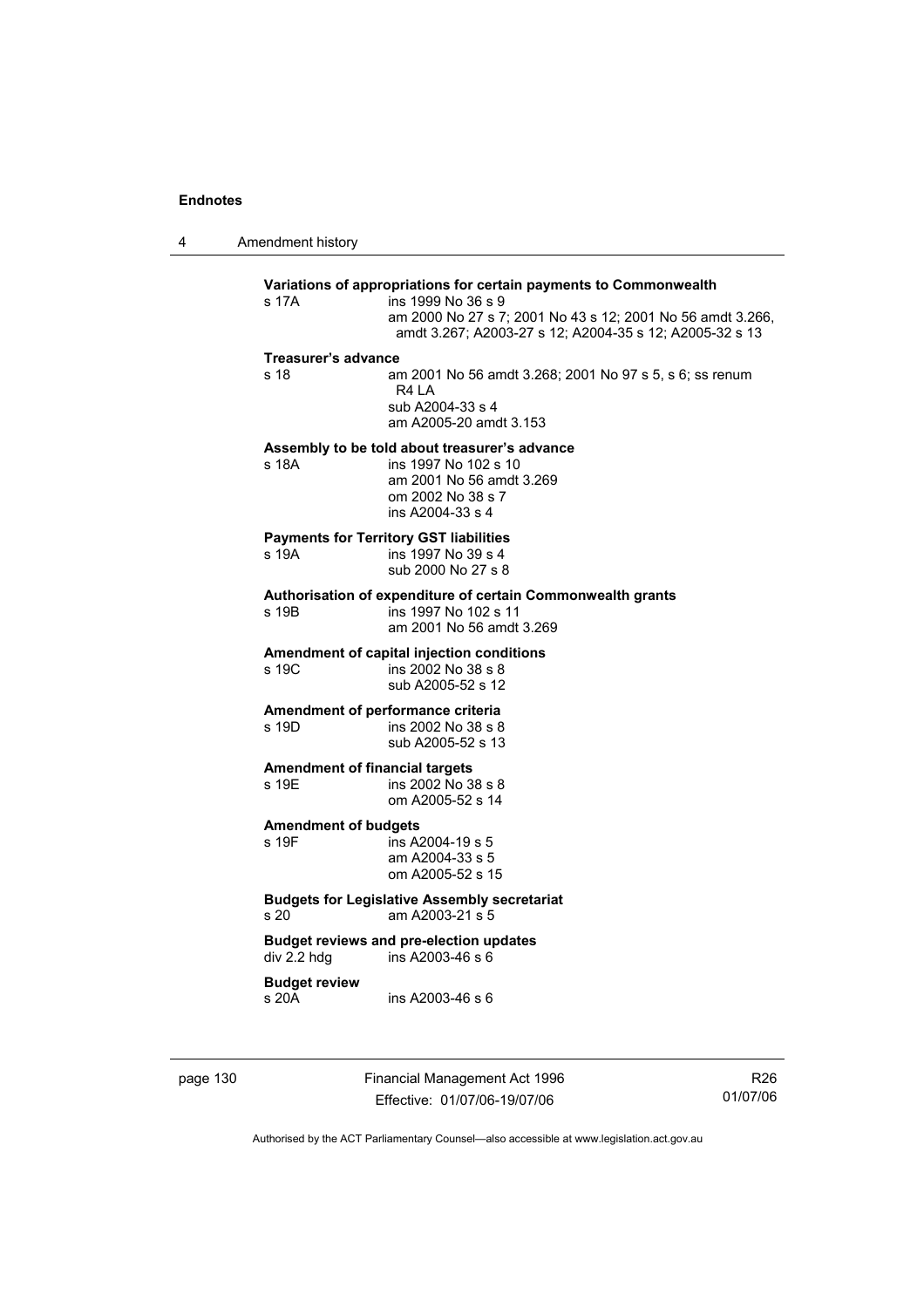**Variations of appropriations for certain payments to Commonwealth**

s 17A ins 1999 No 36 s 9
am 2000 No 27 s 7; 2001 No 43 s 12; 2001 No 56 amdt 3.266, amdt 3.267; A2003-27 s 12; A2004-35 s 12; A2005-32 s 13

**Treasurer's advance**

s 18 am 2001 No 56 amdt 3.268; 2001 No 97 s 5, s 6; ss renum R4 LA
sub A2004-33 s 4
am A2005-20 amdt 3.153

**Assembly to be told about treasurer's advance**

s 18A ins 1997 No 102 s 10
am 2001 No 56 amdt 3.269
om 2002 No 38 s 7
ins A2004-33 s 4

**Payments for Territory GST liabilities**

s 19A ins 1997 No 39 s 4
sub 2000 No 27 s 8

**Authorisation of expenditure of certain Commonwealth grants**

s 19B ins 1997 No 102 s 11
am 2001 No 56 amdt 3.269

**Amendment of capital injection conditions**

s 19C ins 2002 No 38 s 8
sub A2005-52 s 12

**Amendment of performance criteria**

s 19D ins 2002 No 38 s 8
sub A2005-52 s 13

**Amendment of financial targets**

s 19E ins 2002 No 38 s 8
om A2005-52 s 14

**Amendment of budgets**

s 19F ins A2004-19 s 5
am A2004-33 s 5
om A2005-52 s 15

**Budgets for Legislative Assembly secretariat**

s 20 am A2003-21 s 5

**Budget reviews and pre-election updates**

div 2.2 hdg ins A2003-46 s 6

**Budget review**

s 20A ins A2003-46 s 6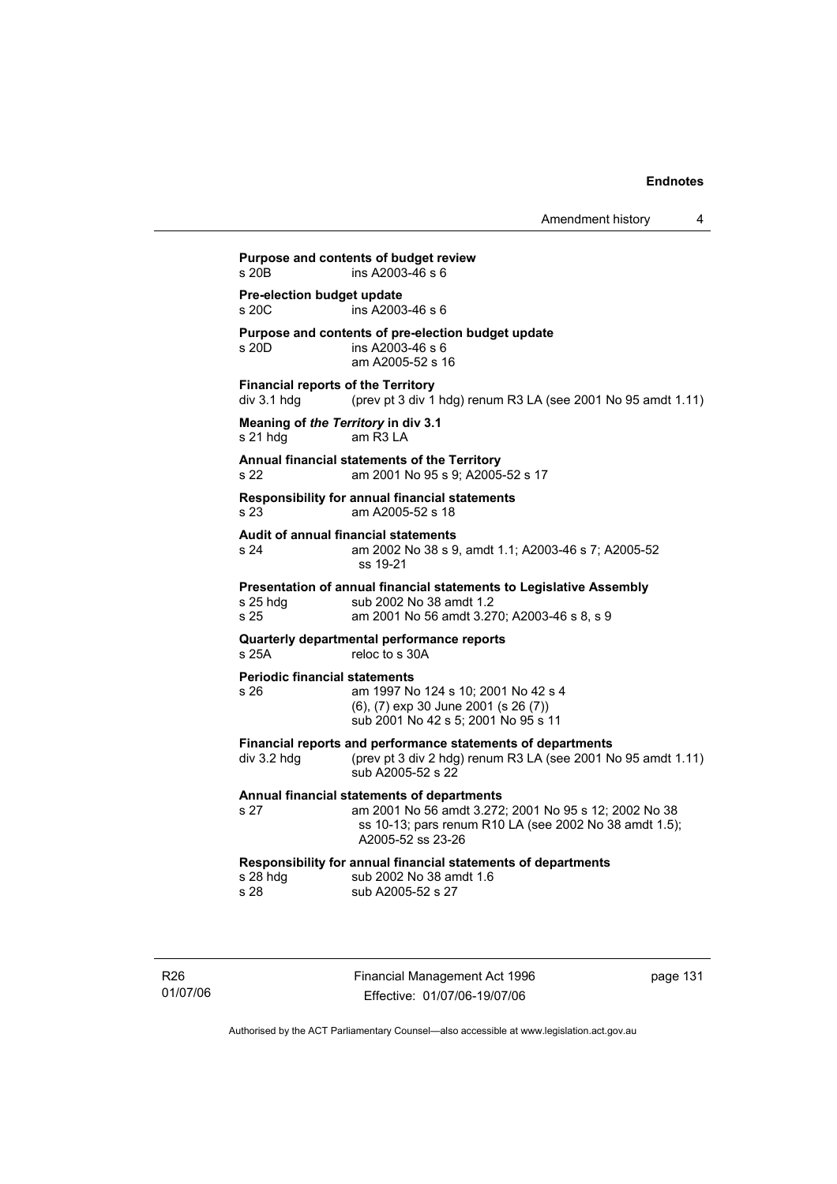**Purpose and contents of budget review**
s 20B ins A2003-46 s 6

**Pre-election budget update**
s 20C ins A2003-46 s 6

**Purpose and contents of pre-election budget update**
s 20D ins A2003-46 s 6
am A2005-52 s 16

**Financial reports of the Territory**
div 3.1 hdg (prev pt 3 div 1 hdg) renum R3 LA (see 2001 No 95 amdt 1.11)

**Meaning of *the Territory* in div 3.1**
s 21 hdg am R3 LA

**Annual financial statements of the Territory**
s 22 am 2001 No 95 s 9; A2005-52 s 17

**Responsibility for annual financial statements**
s 23 am A2005-52 s 18

**Audit of annual financial statements**
s 24 am 2002 No 38 s 9, amdt 1.1; A2003-46 s 7; A2005-52 ss 19-21

**Presentation of annual financial statements to Legislative Assembly**
s 25 hdg sub 2002 No 38 amdt 1.2
s 25 am 2001 No 56 amdt 3.270; A2003-46 s 8, s 9

**Quarterly departmental performance reports**
s 25A reloc to s 30A

**Periodic financial statements**
s 26 am 1997 No 124 s 10; 2001 No 42 s 4
(6), (7) exp 30 June 2001 (s 26 (7))
sub 2001 No 42 s 5; 2001 No 95 s 11

**Financial reports and performance statements of departments**
div 3.2 hdg (prev pt 3 div 2 hdg) renum R3 LA (see 2001 No 95 amdt 1.11)
sub A2005-52 s 22

**Annual financial statements of departments**
s 27 am 2001 No 56 amdt 3.272; 2001 No 95 s 12; 2002 No 38 ss 10-13; pars renum R10 LA (see 2002 No 38 amdt 1.5); A2005-52 ss 23-26

**Responsibility for annual financial statements of departments**
s 28 hdg sub 2002 No 38 amdt 1.6
s 28 sub A2005-52 s 27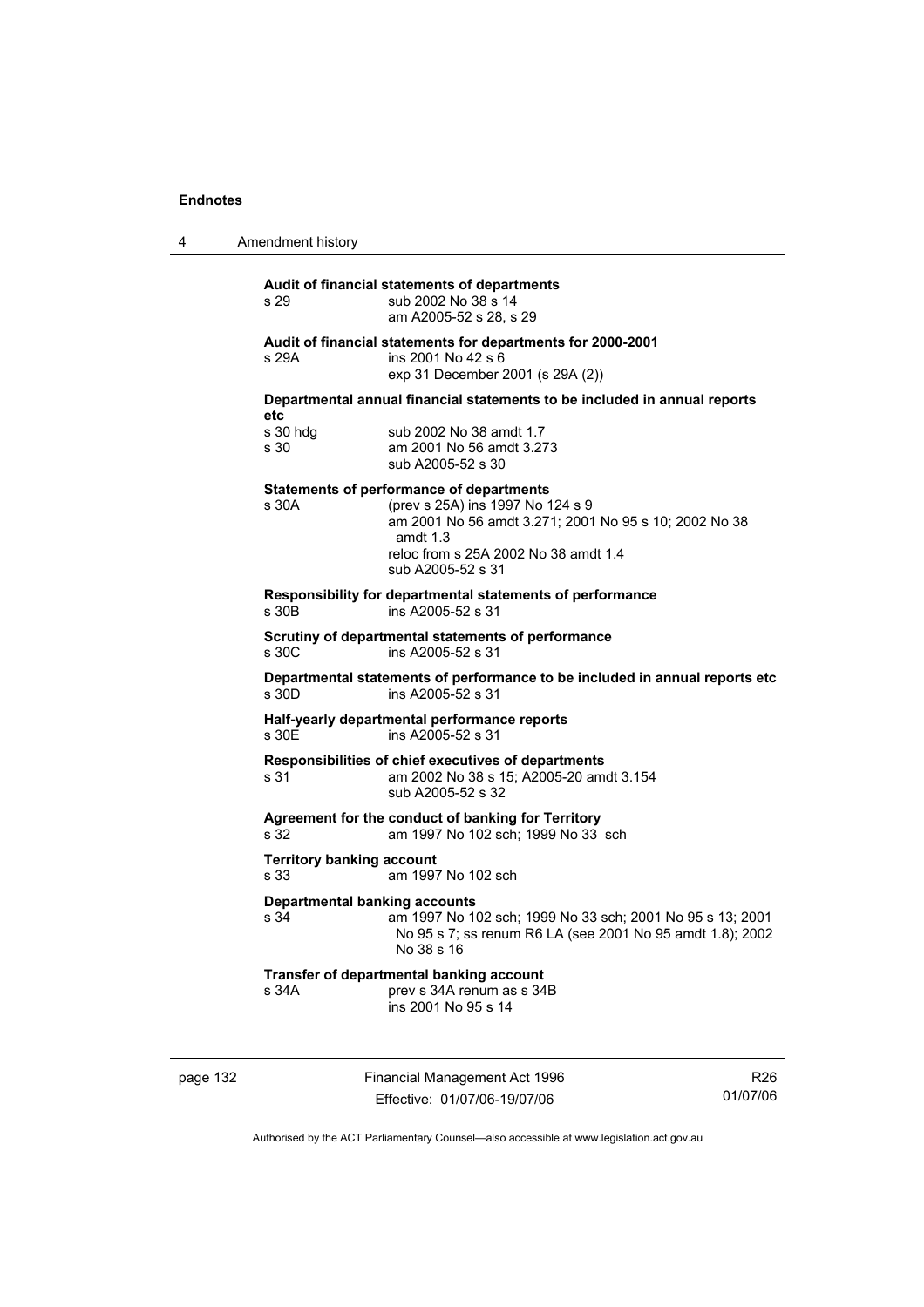**Audit of financial statements of departments**

s 29 sub 2002 No 38 s 14
am A2005-52 s 28, s 29

**Audit of financial statements for departments for 2000-2001**

s 29A ins 2001 No 42 s 6
exp 31 December 2001 (s 29A (2))

**Departmental annual financial statements to be included in annual reports etc**

s 30 hdg sub 2002 No 38 amdt 1.7
s 30 am 2001 No 56 amdt 3.273
sub A2005-52 s 30

**Statements of performance of departments**

s 30A (prev s 25A) ins 1997 No 124 s 9
am 2001 No 56 amdt 3.271; 2001 No 95 s 10; 2002 No 38 amdt 1.3
reloc from s 25A 2002 No 38 amdt 1.4
sub A2005-52 s 31

**Responsibility for departmental statements of performance**

s 30B ins A2005-52 s 31

**Scrutiny of departmental statements of performance**

s 30C ins A2005-52 s 31

**Departmental statements of performance to be included in annual reports etc**

s 30D ins A2005-52 s 31

**Half-yearly departmental performance reports**

s 30E ins A2005-52 s 31

**Responsibilities of chief executives of departments**

s 31 am 2002 No 38 s 15; A2005-20 amdt 3.154
sub A2005-52 s 32

**Agreement for the conduct of banking for Territory**

s 32 am 1997 No 102 sch; 1999 No 33 sch

**Territory banking account**

s 33 am 1997 No 102 sch

**Departmental banking accounts**

s 34 am 1997 No 102 sch; 1999 No 33 sch; 2001 No 95 s 13; 2001 No 95 s 7; ss renum R6 LA (see 2001 No 95 amdt 1.8); 2002 No 38 s 16

**Transfer of departmental banking account**

s 34A prev s 34A renum as s 34B
ins 2001 No 95 s 14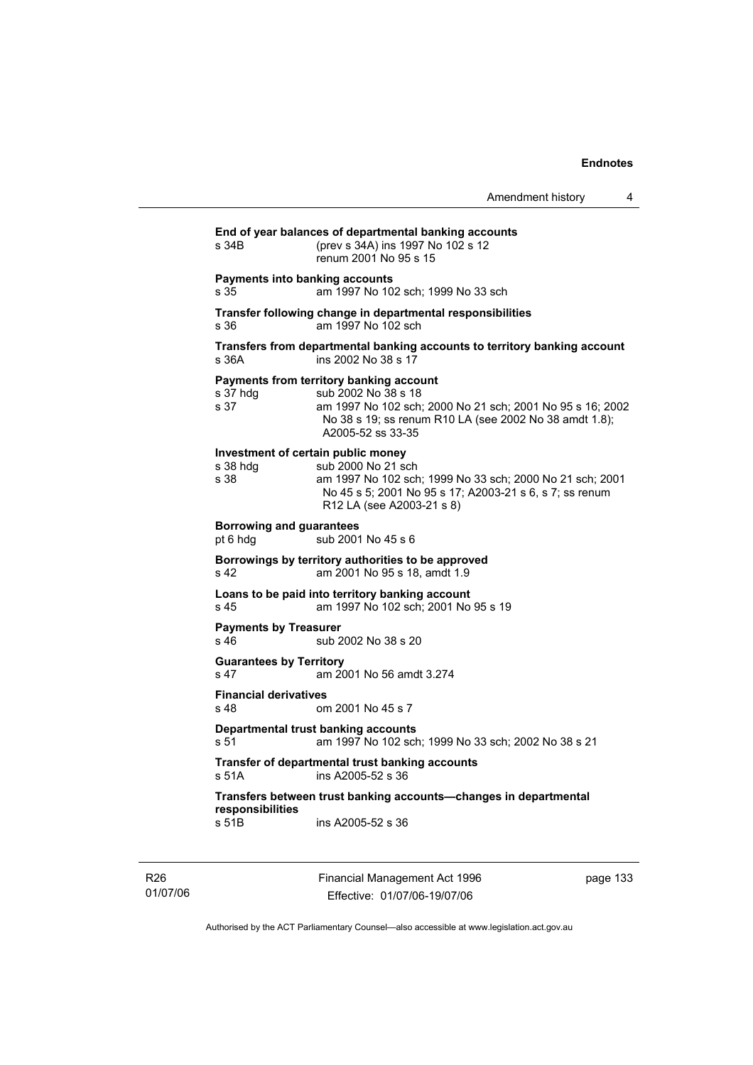**End of year balances of departmental banking accounts**

s 34B (prev s 34A) ins 1997 No 102 s 12
renum 2001 No 95 s 15

**Payments into banking accounts**

s 35 am 1997 No 102 sch; 1999 No 33 sch

**Transfer following change in departmental responsibilities**

s 36 am 1997 No 102 sch

**Transfers from departmental banking accounts to territory banking account**

s 36A ins 2002 No 38 s 17

**Payments from territory banking account**

s 37 hdg sub 2002 No 38 s 18

s 37 am 1997 No 102 sch; 2000 No 21 sch; 2001 No 95 s 16; 2002 No 38 s 19; ss renum R10 LA (see 2002 No 38 amdt 1.8); A2005-52 ss 33-35

**Investment of certain public money**

s 38 hdg sub 2000 No 21 sch

s 38 am 1997 No 102 sch; 1999 No 33 sch; 2000 No 21 sch; 2001 No 45 s 5; 2001 No 95 s 17; A2003-21 s 6, s 7; ss renum R12 LA (see A2003-21 s 8)

**Borrowing and guarantees**

pt 6 hdg sub 2001 No 45 s 6

**Borrowings by territory authorities to be approved**

s 42 am 2001 No 95 s 18, amdt 1.9

**Loans to be paid into territory banking account**

s 45 am 1997 No 102 sch; 2001 No 95 s 19

**Payments by Treasurer**

s 46 sub 2002 No 38 s 20

**Guarantees by Territory**

s 47 am 2001 No 56 amdt 3.274

**Financial derivatives**

s 48 om 2001 No 45 s 7

**Departmental trust banking accounts**

s 51 am 1997 No 102 sch; 1999 No 33 sch; 2002 No 38 s 21

**Transfer of departmental trust banking accounts**

s 51A ins A2005-52 s 36

**Transfers between trust banking accounts—changes in departmental responsibilities**

s 51B ins A2005-52 s 36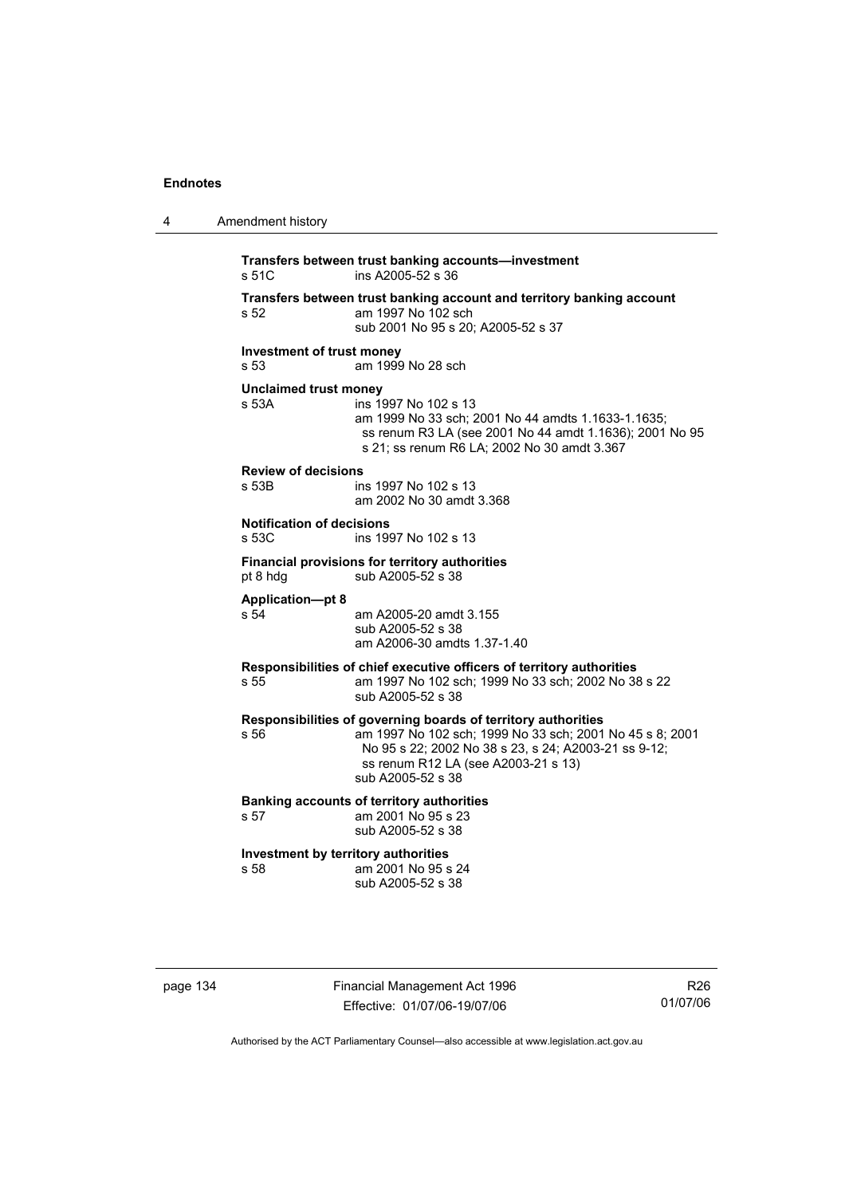**Transfers between trust banking accounts—investment**
s 51C ins A2005-52 s 36

**Transfers between trust banking account and territory banking account**
s 52 am 1997 No 102 sch
sub 2001 No 95 s 20; A2005-52 s 37

**Investment of trust money**
s 53 am 1999 No 28 sch

**Unclaimed trust money**
s 53A ins 1997 No 102 s 13
am 1999 No 33 sch; 2001 No 44 amdts 1.1633-1.1635; ss renum R3 LA (see 2001 No 44 amdt 1.1636); 2001 No 95 s 21; ss renum R6 LA; 2002 No 30 amdt 3.367

**Review of decisions**
s 53B ins 1997 No 102 s 13
am 2002 No 30 amdt 3.368

**Notification of decisions**
s 53C ins 1997 No 102 s 13

**Financial provisions for territory authorities**
pt 8 hdg sub A2005-52 s 38

**Application—pt 8**
s 54 am A2005-20 amdt 3.155
sub A2005-52 s 38
am A2006-30 amdts 1.37-1.40

**Responsibilities of chief executive officers of territory authorities**
s 55 am 1997 No 102 sch; 1999 No 33 sch; 2002 No 38 s 22
sub A2005-52 s 38

**Responsibilities of governing boards of territory authorities**
s 56 am 1997 No 102 sch; 1999 No 33 sch; 2001 No 45 s 8; 2001 No 95 s 22; 2002 No 38 s 23, s 24; A2003-21 ss 9-12; ss renum R12 LA (see A2003-21 s 13)
sub A2005-52 s 38

**Banking accounts of territory authorities**
s 57 am 2001 No 95 s 23
sub A2005-52 s 38

**Investment by territory authorities**
s 58 am 2001 No 95 s 24
sub A2005-52 s 38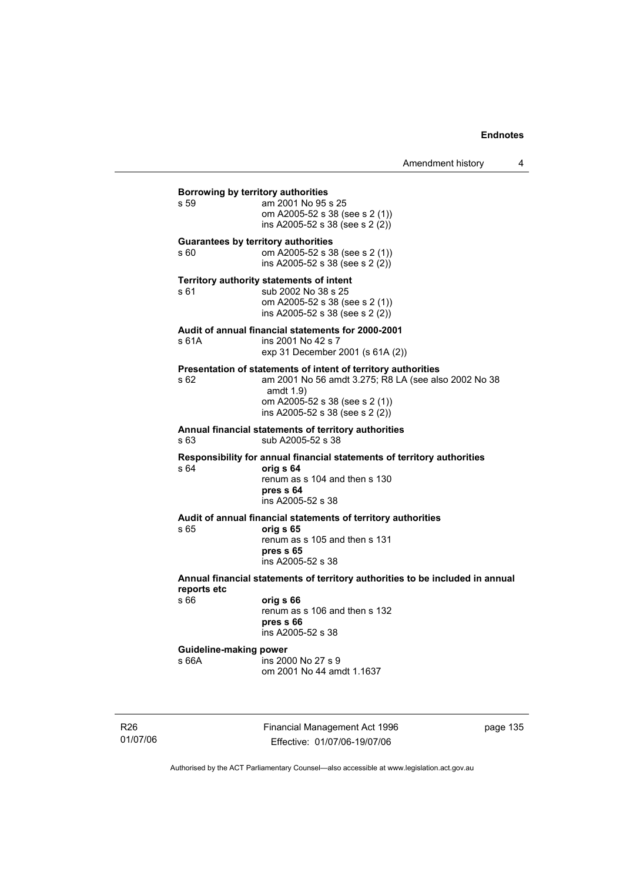**Borrowing by territory authorities**

s 59 am 2001 No 95 s 25
om A2005-52 s 38 (see s 2 (1))
ins A2005-52 s 38 (see s 2 (2))

**Guarantees by territory authorities**

s 60 om A2005-52 s 38 (see s 2 (1))
ins A2005-52 s 38 (see s 2 (2))

**Territory authority statements of intent**

s 61 sub 2002 No 38 s 25
om A2005-52 s 38 (see s 2 (1))
ins A2005-52 s 38 (see s 2 (2))

**Audit of annual financial statements for 2000-2001**

s 61A ins 2001 No 42 s 7
exp 31 December 2001 (s 61A (2))

**Presentation of statements of intent of territory authorities**

s 62 am 2001 No 56 amdt 3.275; R8 LA (see also 2002 No 38 amdt 1.9)
om A2005-52 s 38 (see s 2 (1))
ins A2005-52 s 38 (see s 2 (2))

**Annual financial statements of territory authorities**

s 63 sub A2005-52 s 38

**Responsibility for annual financial statements of territory authorities**

s 64 **orig s 64**
renum as s 104 and then s 130
**pres s 64**
ins A2005-52 s 38

**Audit of annual financial statements of territory authorities**

s 65 **orig s 65**
renum as s 105 and then s 131
**pres s 65**
ins A2005-52 s 38

**Annual financial statements of territory authorities to be included in annual reports etc**

s 66 **orig s 66**
renum as s 106 and then s 132
**pres s 66**
ins A2005-52 s 38

**Guideline-making power**

s 66A ins 2000 No 27 s 9
om 2001 No 44 amdt 1.1637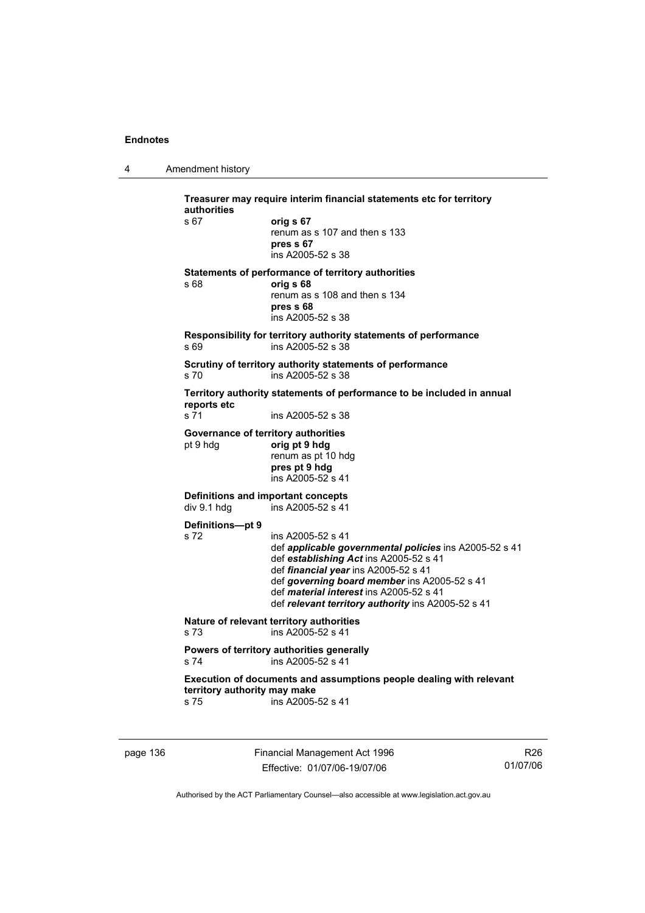**Treasurer may require interim financial statements etc for territory authorities**

s 67 — **orig s 67**
renum as s 107 and then s 133
**pres s 67**
ins A2005-52 s 38

**Statements of performance of territory authorities**

s 68 — **orig s 68**
renum as s 108 and then s 134
**pres s 68**
ins A2005-52 s 38

**Responsibility for territory authority statements of performance**

s 69 — ins A2005-52 s 38

**Scrutiny of territory authority statements of performance**

s 70 — ins A2005-52 s 38

**Territory authority statements of performance to be included in annual reports etc**

s 71 — ins A2005-52 s 38

**Governance of territory authorities**

pt 9 hdg — **orig pt 9 hdg**
renum as pt 10 hdg
**pres pt 9 hdg**
ins A2005-52 s 41

**Definitions and important concepts**

div 9.1 hdg — ins A2005-52 s 41

**Definitions—pt 9**

s 72 — ins A2005-52 s 41
def ***applicable governmental policies*** ins A2005-52 s 41
def ***establishing Act*** ins A2005-52 s 41
def ***financial year*** ins A2005-52 s 41
def ***governing board member*** ins A2005-52 s 41
def ***material interest*** ins A2005-52 s 41
def ***relevant territory authority*** ins A2005-52 s 41

**Nature of relevant territory authorities**

s 73 — ins A2005-52 s 41

**Powers of territory authorities generally**

s 74 — ins A2005-52 s 41

**Execution of documents and assumptions people dealing with relevant territory authority may make**

s 75 — ins A2005-52 s 41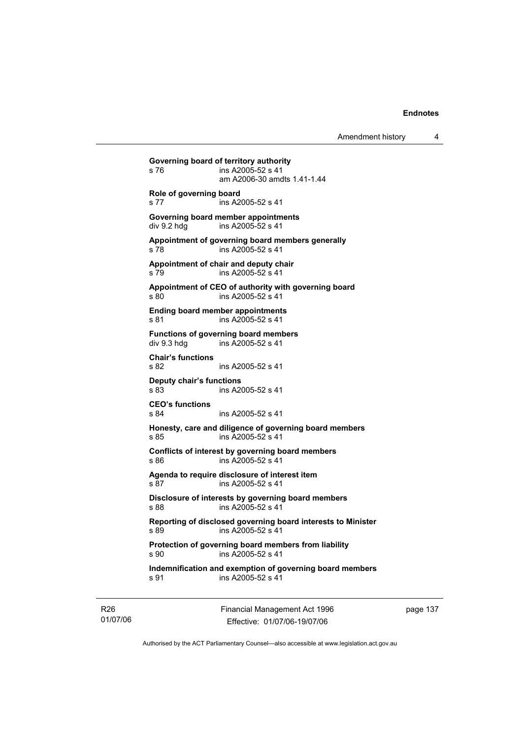**Governing board of territory authority**
s 76 ins A2005-52 s 41
am A2006-30 amdts 1.41-1.44

**Role of governing board**
s 77 ins A2005-52 s 41

**Governing board member appointments**
div 9.2 hdg ins A2005-52 s 41

**Appointment of governing board members generally**
s 78 ins A2005-52 s 41

**Appointment of chair and deputy chair**
s 79 ins A2005-52 s 41

**Appointment of CEO of authority with governing board**
s 80 ins A2005-52 s 41

**Ending board member appointments**
s 81 ins A2005-52 s 41

**Functions of governing board members**
div 9.3 hdg ins A2005-52 s 41

**Chair's functions**
s 82 ins A2005-52 s 41

**Deputy chair's functions**
s 83 ins A2005-52 s 41

**CEO's functions**
s 84 ins A2005-52 s 41

**Honesty, care and diligence of governing board members**
s 85 ins A2005-52 s 41

**Conflicts of interest by governing board members**
s 86 ins A2005-52 s 41

**Agenda to require disclosure of interest item**
s 87 ins A2005-52 s 41

**Disclosure of interests by governing board members**
s 88 ins A2005-52 s 41

**Reporting of disclosed governing board interests to Minister**
s 89 ins A2005-52 s 41

**Protection of governing board members from liability**
s 90 ins A2005-52 s 41

**Indemnification and exemption of governing board members**
s 91 ins A2005-52 s 41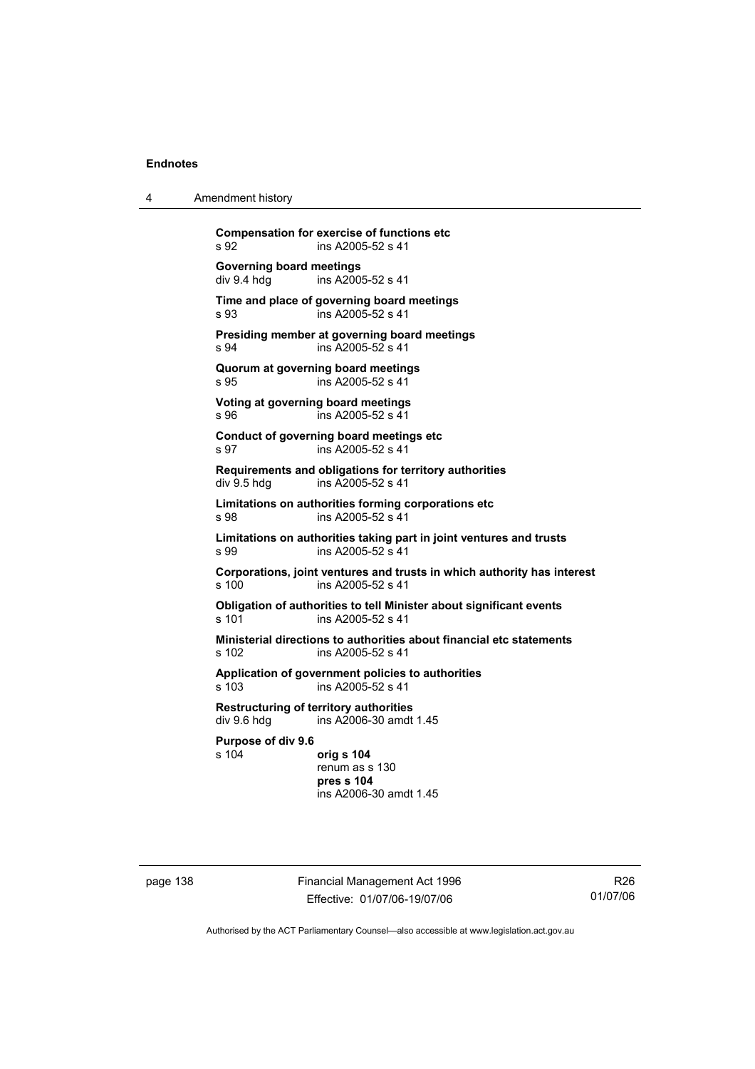**Compensation for exercise of functions etc**
s 92 ins A2005-52 s 41

**Governing board meetings**
div 9.4 hdg ins A2005-52 s 41

**Time and place of governing board meetings**
s 93 ins A2005-52 s 41

**Presiding member at governing board meetings**
s 94 ins A2005-52 s 41

**Quorum at governing board meetings**
s 95 ins A2005-52 s 41

**Voting at governing board meetings**
s 96 ins A2005-52 s 41

**Conduct of governing board meetings etc**
s 97 ins A2005-52 s 41

**Requirements and obligations for territory authorities**
div 9.5 hdg ins A2005-52 s 41

**Limitations on authorities forming corporations etc**
s 98 ins A2005-52 s 41

**Limitations on authorities taking part in joint ventures and trusts**
s 99 ins A2005-52 s 41

**Corporations, joint ventures and trusts in which authority has interest**
s 100 ins A2005-52 s 41

**Obligation of authorities to tell Minister about significant events**
s 101 ins A2005-52 s 41

**Ministerial directions to authorities about financial etc statements**
s 102 ins A2005-52 s 41

**Application of government policies to authorities**
s 103 ins A2005-52 s 41

**Restructuring of territory authorities**
div 9.6 hdg ins A2006-30 amdt 1.45

**Purpose of div 9.6**
s 104 **orig s 104**
renum as s 130
**pres s 104**
ins A2006-30 amdt 1.45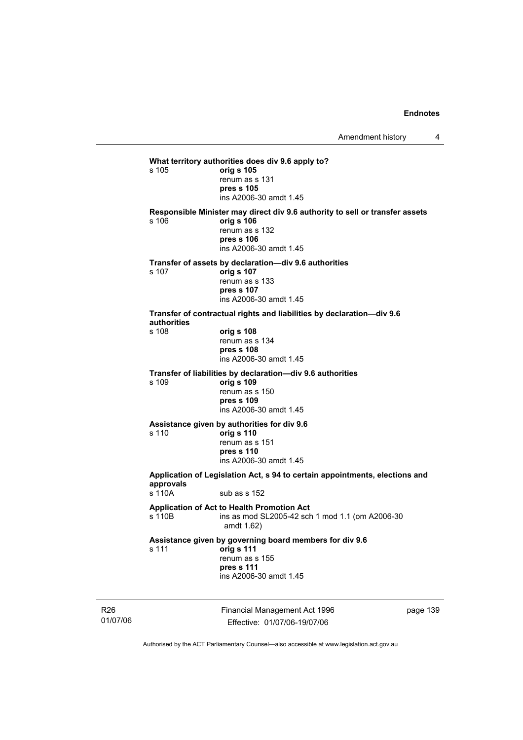**What territory authorities does div 9.6 apply to?**

s 105 **orig s 105**
renum as s 131
**pres s 105**
ins A2006-30 amdt 1.45

**Responsible Minister may direct div 9.6 authority to sell or transfer assets**

s 106 **orig s 106**
renum as s 132
**pres s 106**
ins A2006-30 amdt 1.45

**Transfer of assets by declaration—div 9.6 authorities**

s 107 **orig s 107**
renum as s 133
**pres s 107**
ins A2006-30 amdt 1.45

**Transfer of contractual rights and liabilities by declaration—div 9.6 authorities**

s 108 **orig s 108**
renum as s 134
**pres s 108**
ins A2006-30 amdt 1.45

**Transfer of liabilities by declaration—div 9.6 authorities**

s 109 **orig s 109**
renum as s 150
**pres s 109**
ins A2006-30 amdt 1.45

**Assistance given by authorities for div 9.6**

s 110 **orig s 110**
renum as s 151
**pres s 110**
ins A2006-30 amdt 1.45

**Application of Legislation Act, s 94 to certain appointments, elections and approvals**

s 110A sub as s 152

**Application of Act to Health Promotion Act**

s 110B ins as mod SL2005-42 sch 1 mod 1.1 (om A2006-30 amdt 1.62)

**Assistance given by governing board members for div 9.6**

s 111 **orig s 111**
renum as s 155
**pres s 111**
ins A2006-30 amdt 1.45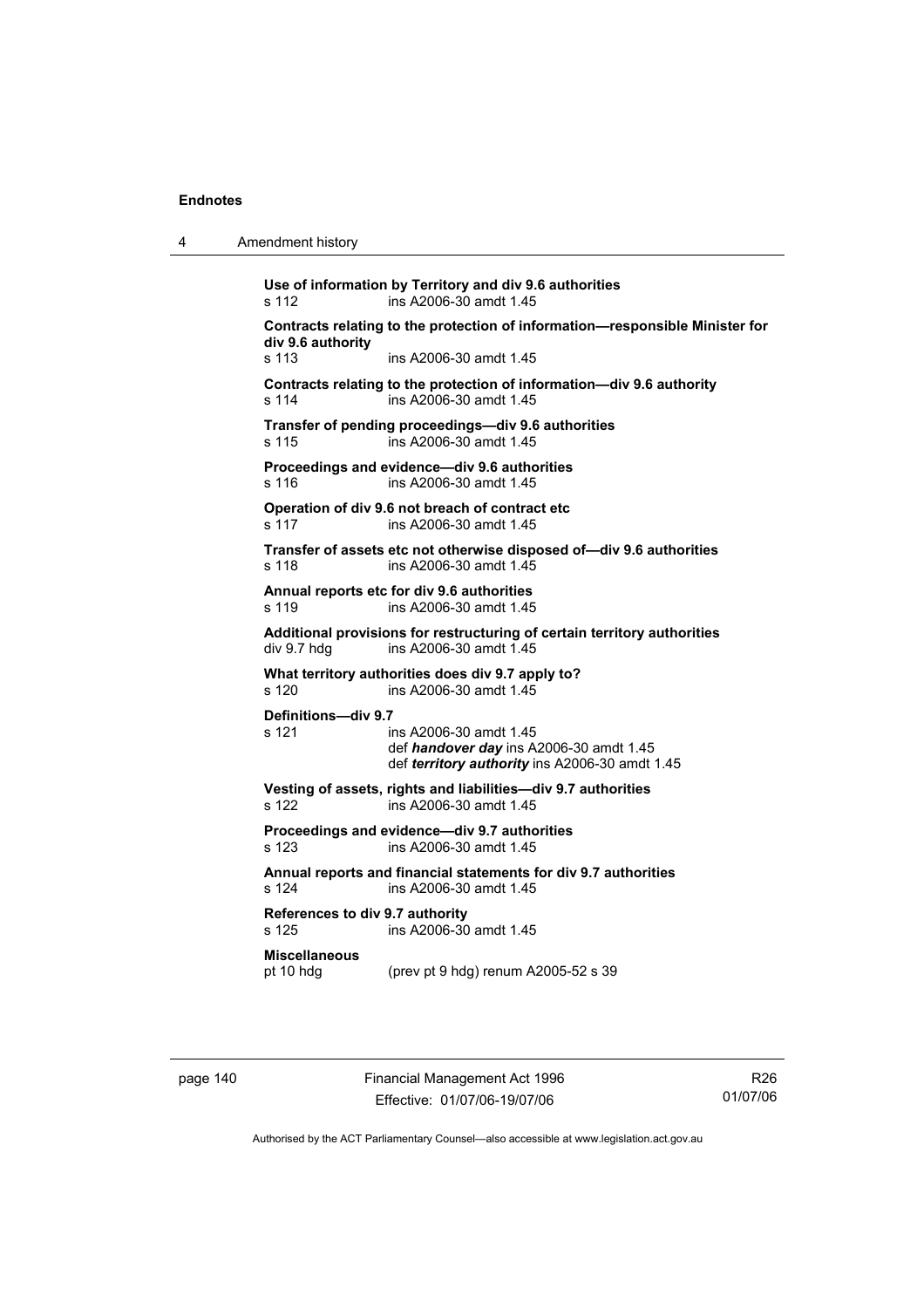**Use of information by Territory and div 9.6 authorities**
s 112 ins A2006-30 amdt 1.45

**Contracts relating to the protection of information—responsible Minister for div 9.6 authority**
s 113 ins A2006-30 amdt 1.45

**Contracts relating to the protection of information—div 9.6 authority**
s 114 ins A2006-30 amdt 1.45

**Transfer of pending proceedings—div 9.6 authorities**
s 115 ins A2006-30 amdt 1.45

**Proceedings and evidence—div 9.6 authorities**
s 116 ins A2006-30 amdt 1.45

**Operation of div 9.6 not breach of contract etc**
s 117 ins A2006-30 amdt 1.45

**Transfer of assets etc not otherwise disposed of—div 9.6 authorities**
s 118 ins A2006-30 amdt 1.45

**Annual reports etc for div 9.6 authorities**
s 119 ins A2006-30 amdt 1.45

**Additional provisions for restructuring of certain territory authorities**
div 9.7 hdg ins A2006-30 amdt 1.45

**What territory authorities does div 9.7 apply to?**
s 120 ins A2006-30 amdt 1.45

**Definitions—div 9.7**
s 121 ins A2006-30 amdt 1.45
def ***handover day*** ins A2006-30 amdt 1.45
def ***territory authority*** ins A2006-30 amdt 1.45

**Vesting of assets, rights and liabilities—div 9.7 authorities**
s 122 ins A2006-30 amdt 1.45

**Proceedings and evidence—div 9.7 authorities**
s 123 ins A2006-30 amdt 1.45

**Annual reports and financial statements for div 9.7 authorities**
s 124 ins A2006-30 amdt 1.45

**References to div 9.7 authority**
s 125 ins A2006-30 amdt 1.45

**Miscellaneous**
pt 10 hdg (prev pt 9 hdg) renum A2005-52 s 39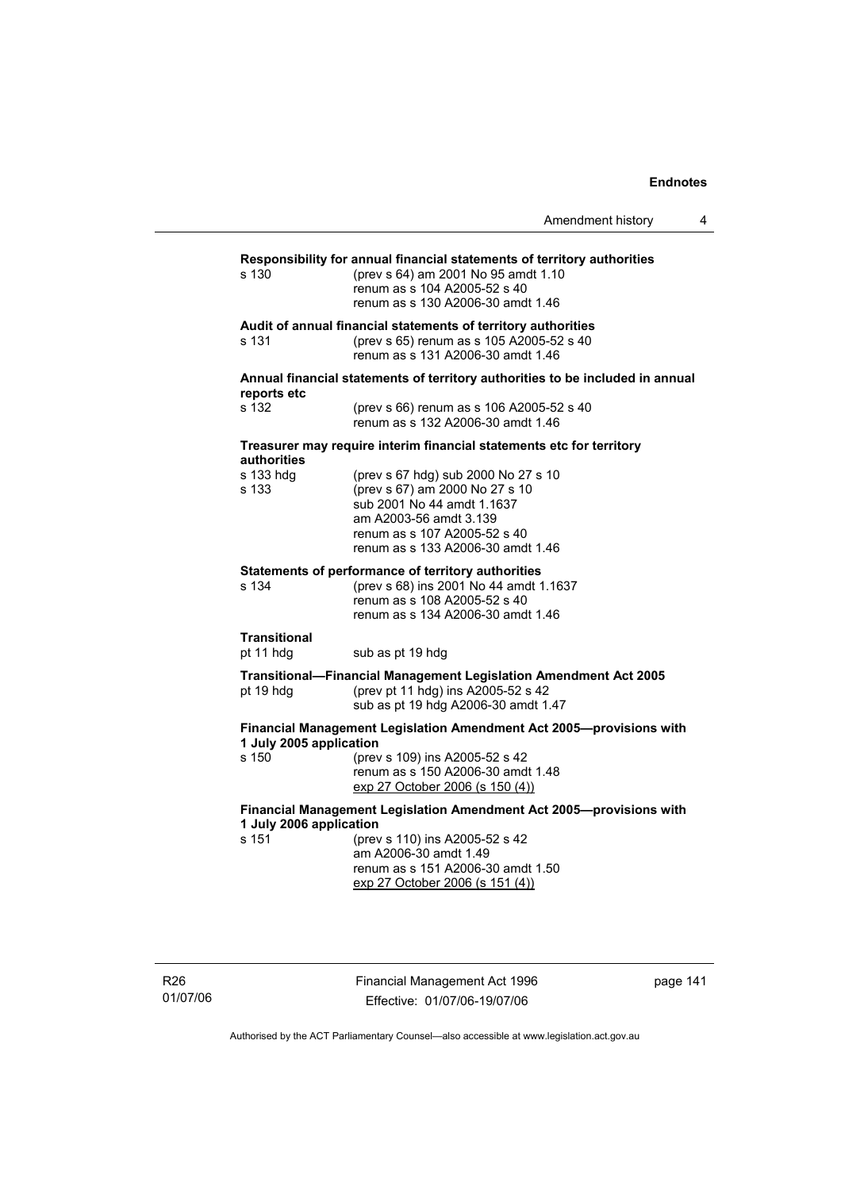**Responsibility for annual financial statements of territory authorities**

s 130 (prev s 64) am 2001 No 95 amdt 1.10
renum as s 104 A2005-52 s 40
renum as s 130 A2006-30 amdt 1.46

**Audit of annual financial statements of territory authorities**

s 131 (prev s 65) renum as s 105 A2005-52 s 40
renum as s 131 A2006-30 amdt 1.46

**Annual financial statements of territory authorities to be included in annual reports etc**

s 132 (prev s 66) renum as s 106 A2005-52 s 40
renum as s 132 A2006-30 amdt 1.46

**Treasurer may require interim financial statements etc for territory authorities**

s 133 hdg (prev s 67 hdg) sub 2000 No 27 s 10

s 133 (prev s 67) am 2000 No 27 s 10
sub 2001 No 44 amdt 1.1637
am A2003-56 amdt 3.139
renum as s 107 A2005-52 s 40
renum as s 133 A2006-30 amdt 1.46

**Statements of performance of territory authorities**

s 134 (prev s 68) ins 2001 No 44 amdt 1.1637
renum as s 108 A2005-52 s 40
renum as s 134 A2006-30 amdt 1.46

**Transitional**

pt 11 hdg sub as pt 19 hdg

**Transitional—Financial Management Legislation Amendment Act 2005**

pt 19 hdg (prev pt 11 hdg) ins A2005-52 s 42
sub as pt 19 hdg A2006-30 amdt 1.47

**Financial Management Legislation Amendment Act 2005—provisions with 1 July 2005 application**

s 150 (prev s 109) ins A2005-52 s 42
renum as s 150 A2006-30 amdt 1.48
exp 27 October 2006 (s 150 (4))

**Financial Management Legislation Amendment Act 2005—provisions with 1 July 2006 application**

s 151 (prev s 110) ins A2005-52 s 42
am A2006-30 amdt 1.49
renum as s 151 A2006-30 amdt 1.50
exp 27 October 2006 (s 151 (4))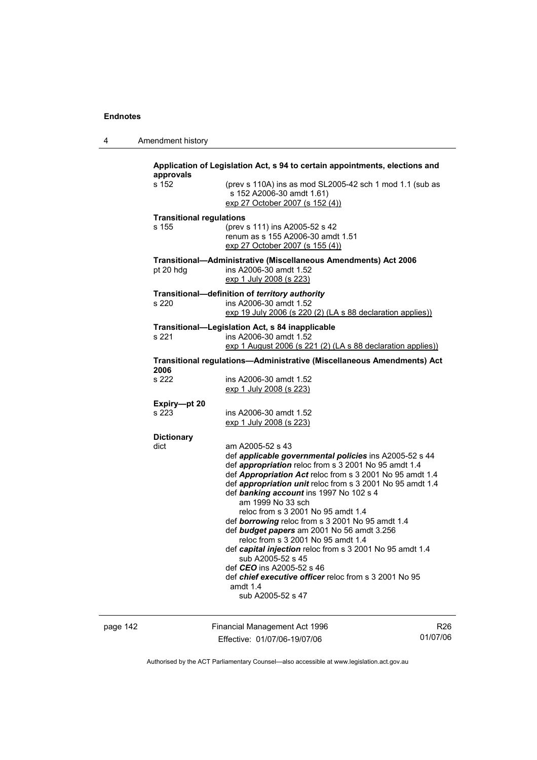**Application of Legislation Act, s 94 to certain appointments, elections and approvals**

s 152 (prev s 110A) ins as mod SL2005-42 sch 1 mod 1.1 (sub as s 152 A2006-30 amdt 1.61)
exp 27 October 2007 (s 152 (4))

**Transitional regulations**

s 155 (prev s 111) ins A2005-52 s 42
renum as s 155 A2006-30 amdt 1.51
exp 27 October 2007 (s 155 (4))

**Transitional—Administrative (Miscellaneous Amendments) Act 2006**

pt 20 hdg ins A2006-30 amdt 1.52
exp 1 July 2008 (s 223)

**Transitional—definition of *territory authority***

s 220 ins A2006-30 amdt 1.52
exp 19 July 2006 (s 220 (2) (LA s 88 declaration applies))

**Transitional—Legislation Act, s 84 inapplicable**

s 221 ins A2006-30 amdt 1.52
exp 1 August 2006 (s 221 (2) (LA s 88 declaration applies))

**Transitional regulations—Administrative (Miscellaneous Amendments) Act 2006**

s 222 ins A2006-30 amdt 1.52
exp 1 July 2008 (s 223)

**Expiry—pt 20**

s 223 ins A2006-30 amdt 1.52
exp 1 July 2008 (s 223)

**Dictionary**

dict am A2005-52 s 43
def ***applicable governmental policies*** ins A2005-52 s 44
def ***appropriation*** reloc from s 3 2001 No 95 amdt 1.4
def ***Appropriation Act*** reloc from s 3 2001 No 95 amdt 1.4
def ***appropriation unit*** reloc from s 3 2001 No 95 amdt 1.4
def ***banking account*** ins 1997 No 102 s 4
am 1999 No 33 sch
reloc from s 3 2001 No 95 amdt 1.4
def ***borrowing*** reloc from s 3 2001 No 95 amdt 1.4
def ***budget papers*** am 2001 No 56 amdt 3.256
reloc from s 3 2001 No 95 amdt 1.4
def ***capital injection*** reloc from s 3 2001 No 95 amdt 1.4
sub A2005-52 s 45
def ***CEO*** ins A2005-52 s 46
def ***chief executive officer*** reloc from s 3 2001 No 95 amdt 1.4
sub A2005-52 s 47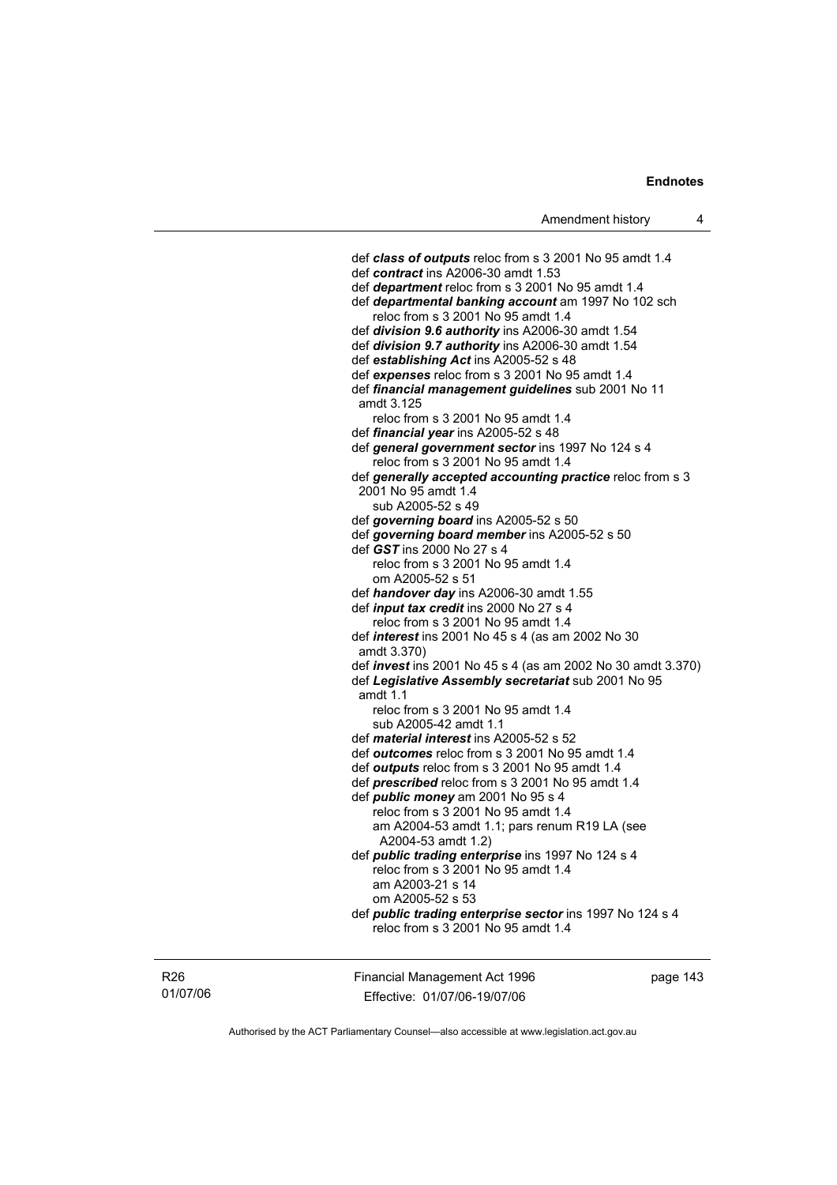def ***class of outputs*** reloc from s 3 2001 No 95 amdt 1.4
def ***contract*** ins A2006-30 amdt 1.53
def ***department*** reloc from s 3 2001 No 95 amdt 1.4
def ***departmental banking account*** am 1997 No 102 sch
    reloc from s 3 2001 No 95 amdt 1.4
def ***division 9.6 authority*** ins A2006-30 amdt 1.54
def ***division 9.7 authority*** ins A2006-30 amdt 1.54
def ***establishing Act*** ins A2005-52 s 48
def ***expenses*** reloc from s 3 2001 No 95 amdt 1.4
def ***financial management guidelines*** sub 2001 No 11 amdt 3.125
    reloc from s 3 2001 No 95 amdt 1.4
def ***financial year*** ins A2005-52 s 48
def ***general government sector*** ins 1997 No 124 s 4
    reloc from s 3 2001 No 95 amdt 1.4
def ***generally accepted accounting practice*** reloc from s 3 2001 No 95 amdt 1.4
    sub A2005-52 s 49
def ***governing board*** ins A2005-52 s 50
def ***governing board member*** ins A2005-52 s 50
def ***GST*** ins 2000 No 27 s 4
    reloc from s 3 2001 No 95 amdt 1.4
    om A2005-52 s 51
def ***handover day*** ins A2006-30 amdt 1.55
def ***input tax credit*** ins 2000 No 27 s 4
    reloc from s 3 2001 No 95 amdt 1.4
def ***interest*** ins 2001 No 45 s 4 (as am 2002 No 30 amdt 3.370)
def ***invest*** ins 2001 No 45 s 4 (as am 2002 No 30 amdt 3.370)
def ***Legislative Assembly secretariat*** sub 2001 No 95 amdt 1.1
    reloc from s 3 2001 No 95 amdt 1.4
    sub A2005-42 amdt 1.1
def ***material interest*** ins A2005-52 s 52
def ***outcomes*** reloc from s 3 2001 No 95 amdt 1.4
def ***outputs*** reloc from s 3 2001 No 95 amdt 1.4
def ***prescribed*** reloc from s 3 2001 No 95 amdt 1.4
def ***public money*** am 2001 No 95 s 4
    reloc from s 3 2001 No 95 amdt 1.4
    am A2004-53 amdt 1.1; pars renum R19 LA (see A2004-53 amdt 1.2)
def ***public trading enterprise*** ins 1997 No 124 s 4
    reloc from s 3 2001 No 95 amdt 1.4
    am A2003-21 s 14
    om A2005-52 s 53
def ***public trading enterprise sector*** ins 1997 No 124 s 4
    reloc from s 3 2001 No 95 amdt 1.4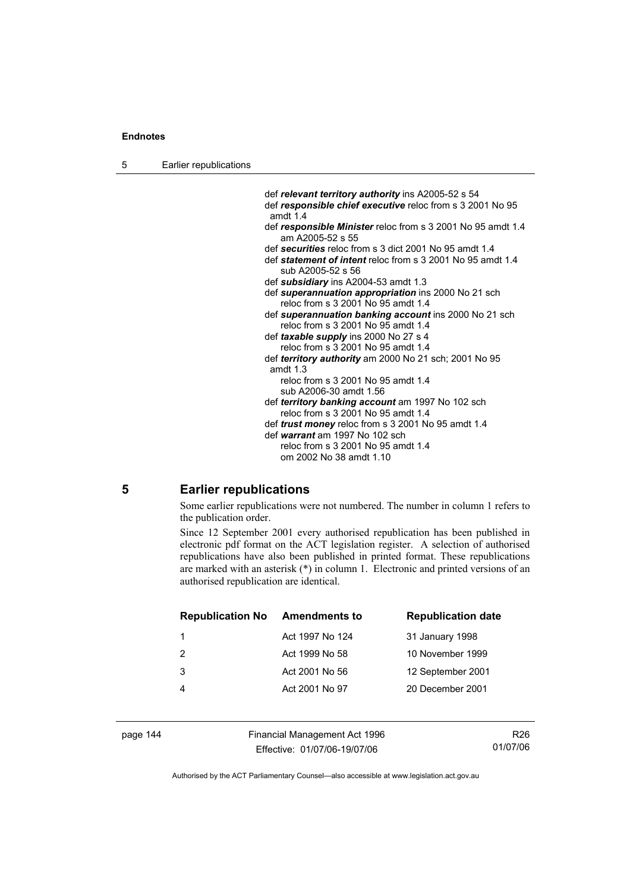def ***relevant territory authority*** ins A2005-52 s 54

def ***responsible chief executive*** reloc from s 3 2001 No 95 amdt 1.4

def ***responsible Minister*** reloc from s 3 2001 No 95 amdt 1.4
am A2005-52 s 55

def ***securities*** reloc from s 3 dict 2001 No 95 amdt 1.4

def ***statement of intent*** reloc from s 3 2001 No 95 amdt 1.4
sub A2005-52 s 56

def ***subsidiary*** ins A2004-53 amdt 1.3

def ***superannuation appropriation*** ins 2000 No 21 sch
reloc from s 3 2001 No 95 amdt 1.4

def ***superannuation banking account*** ins 2000 No 21 sch
reloc from s 3 2001 No 95 amdt 1.4

def ***taxable supply*** ins 2000 No 27 s 4
reloc from s 3 2001 No 95 amdt 1.4

def ***territory authority*** am 2000 No 21 sch; 2001 No 95 amdt 1.3
reloc from s 3 2001 No 95 amdt 1.4
sub A2006-30 amdt 1.56

def ***territory banking account*** am 1997 No 102 sch
reloc from s 3 2001 No 95 amdt 1.4

def ***trust money*** reloc from s 3 2001 No 95 amdt 1.4

def ***warrant*** am 1997 No 102 sch
reloc from s 3 2001 No 95 amdt 1.4
om 2002 No 38 amdt 1.10

## 5 Earlier republications

Some earlier republications were not numbered. The number in column 1 refers to the publication order.

Since 12 September 2001 every authorised republication has been published in electronic pdf format on the ACT legislation register. A selection of authorised republications have also been published in printed format. These republications are marked with an asterisk (*) in column 1. Electronic and printed versions of an authorised republication are identical.

| Republication No | Amendments to | Republication date |
|---|---|---|
| 1 | Act 1997 No 124 | 31 January 1998 |
| 2 | Act 1999 No 58 | 10 November 1999 |
| 3 | Act 2001 No 56 | 12 September 2001 |
| 4 | Act 2001 No 97 | 20 December 2001 |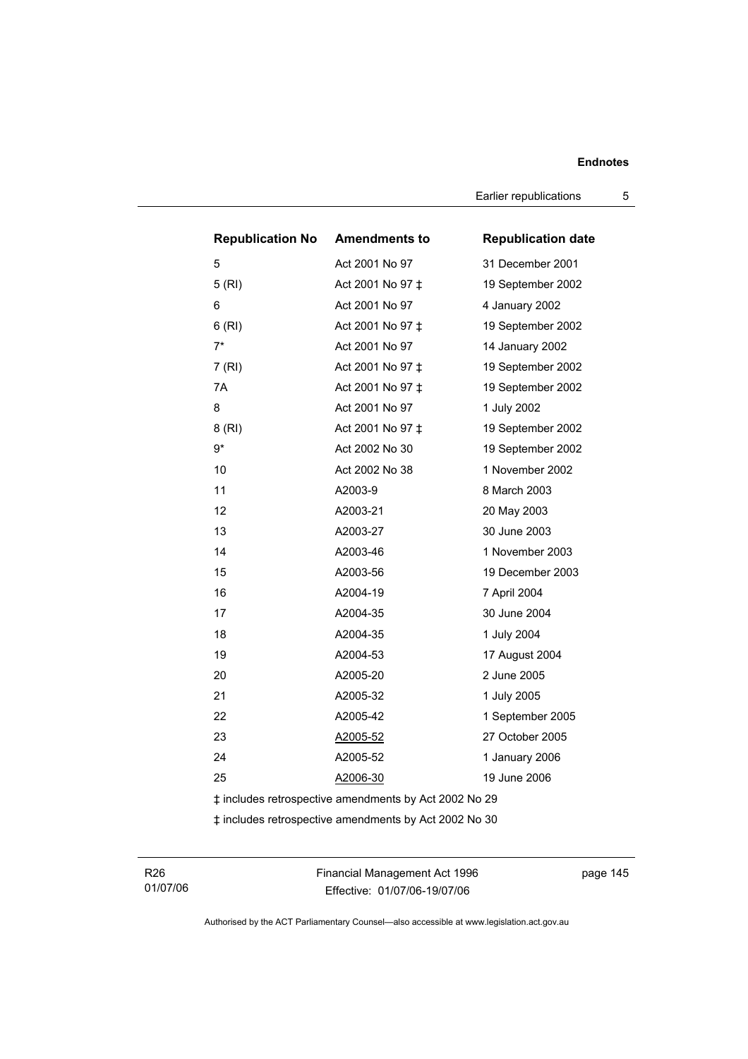| Republication No | Amendments to | Republication date |
|---|---|---|
| 5 | Act 2001 No 97 | 31 December 2001 |
| 5 (RI) | Act 2001 No 97 ‡ | 19 September 2002 |
| 6 | Act 2001 No 97 | 4 January 2002 |
| 6 (RI) | Act 2001 No 97 ‡ | 19 September 2002 |
| 7* | Act 2001 No 97 | 14 January 2002 |
| 7 (RI) | Act 2001 No 97 ‡ | 19 September 2002 |
| 7A | Act 2001 No 97 ‡ | 19 September 2002 |
| 8 | Act 2001 No 97 | 1 July 2002 |
| 8 (RI) | Act 2001 No 97 ‡ | 19 September 2002 |
| 9* | Act 2002 No 30 | 19 September 2002 |
| 10 | Act 2002 No 38 | 1 November 2002 |
| 11 | A2003-9 | 8 March 2003 |
| 12 | A2003-21 | 20 May 2003 |
| 13 | A2003-27 | 30 June 2003 |
| 14 | A2003-46 | 1 November 2003 |
| 15 | A2003-56 | 19 December 2003 |
| 16 | A2004-19 | 7 April 2004 |
| 17 | A2004-35 | 30 June 2004 |
| 18 | A2004-35 | 1 July 2004 |
| 19 | A2004-53 | 17 August 2004 |
| 20 | A2005-20 | 2 June 2005 |
| 21 | A2005-32 | 1 July 2005 |
| 22 | A2005-42 | 1 September 2005 |
| 23 | A2005-52 | 27 October 2005 |
| 24 | A2005-52 | 1 January 2006 |
| 25 | A2006-30 | 19 June 2006 |

‡ includes retrospective amendments by Act 2002 No 29

‡ includes retrospective amendments by Act 2002 No 30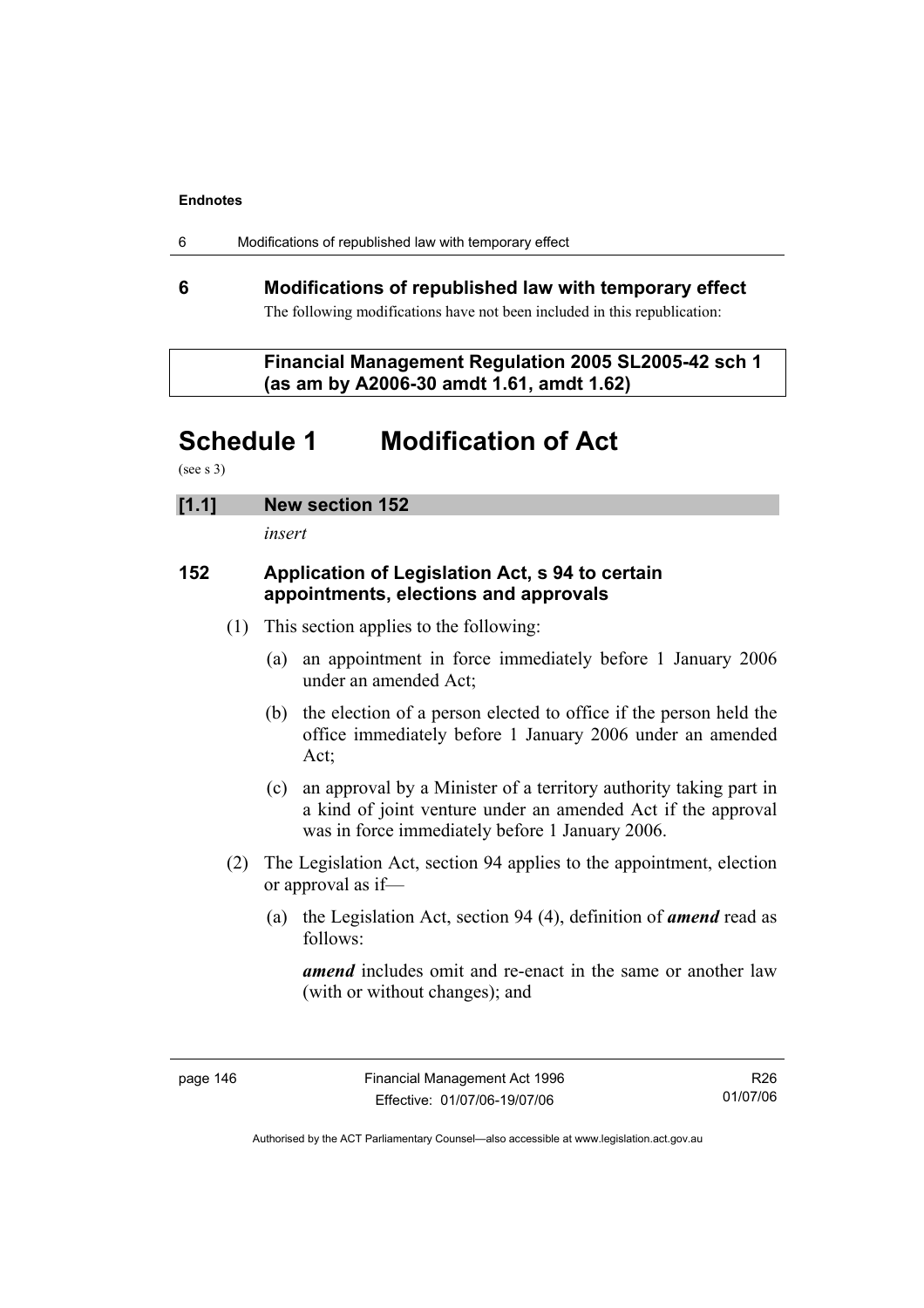## 6 Modifications of republished law with temporary effect

The following modifications have not been included in this republication:

**Financial Management Regulation 2005 SL2005-42 sch 1 (as am by A2006-30 amdt 1.61, amdt 1.62)**

# Schedule 1 Modification of Act

(see s 3)

### [1.1] New section 152

*insert*

### 152 Application of Legislation Act, s 94 to certain appointments, elections and approvals

(1) This section applies to the following:

(a) an appointment in force immediately before 1 January 2006 under an amended Act;

(b) the election of a person elected to office if the person held the office immediately before 1 January 2006 under an amended Act;

(c) an approval by a Minister of a territory authority taking part in a kind of joint venture under an amended Act if the approval was in force immediately before 1 January 2006.

(2) The Legislation Act, section 94 applies to the appointment, election or approval as if—

(a) the Legislation Act, section 94 (4), definition of ***amend*** read as follows:

***amend*** includes omit and re-enact in the same or another law (with or without changes); and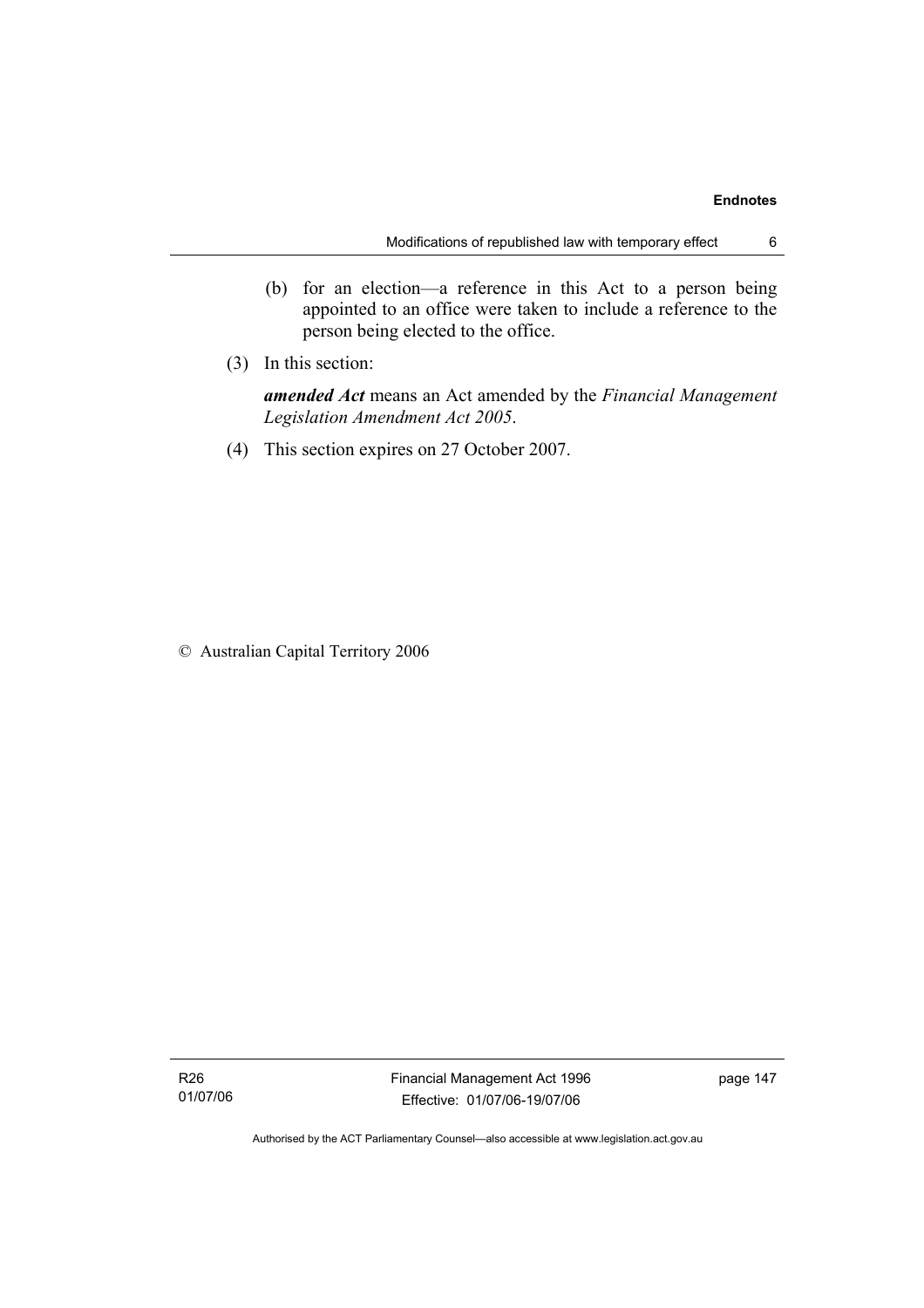(b) for an election—a reference in this Act to a person being appointed to an office were taken to include a reference to the person being elected to the office.

(3) In this section:

***amended Act*** means an Act amended by the *Financial Management Legislation Amendment Act 2005*.

(4) This section expires on 27 October 2007.

© Australian Capital Territory 2006